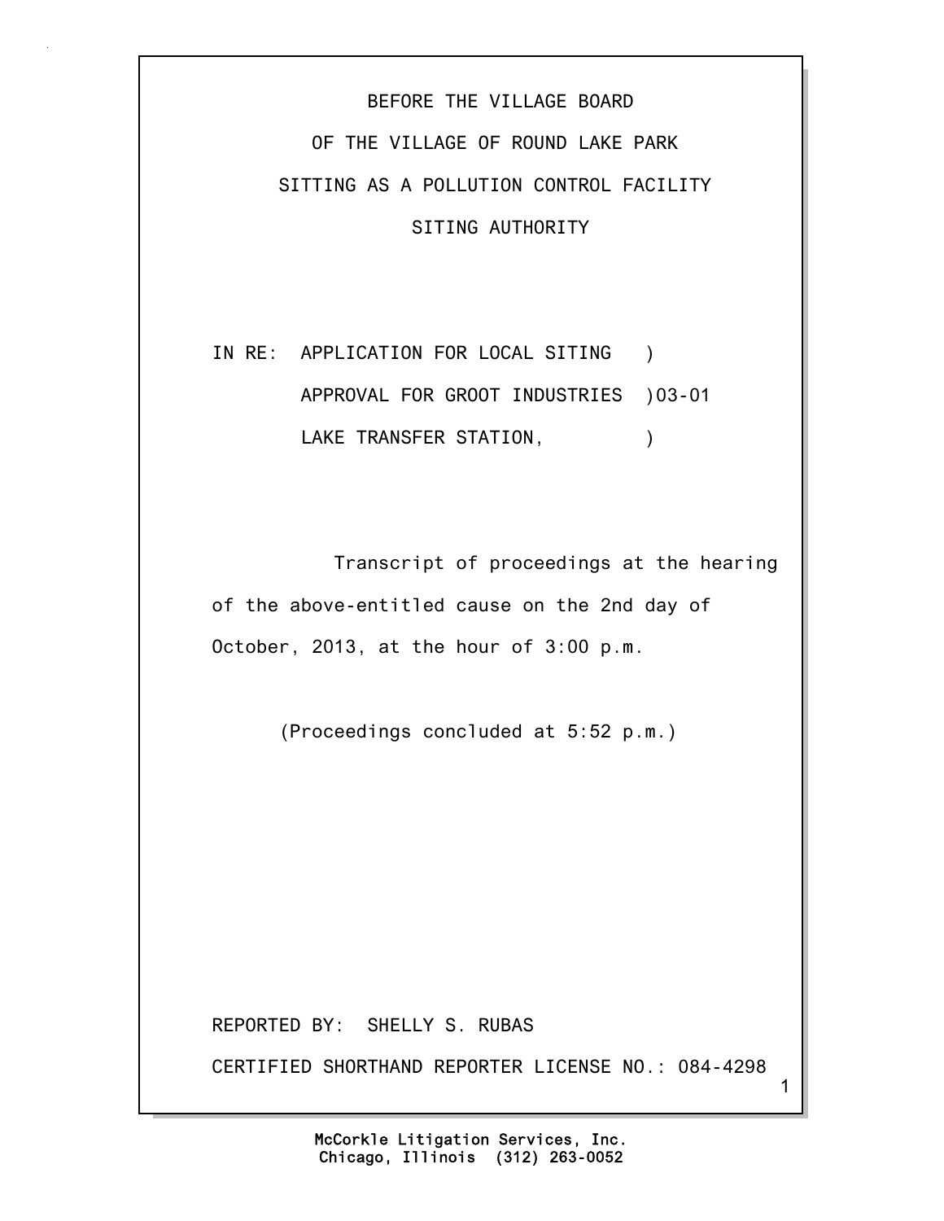BEFORE THE VILLAGE BOARD

OF THE VILLAGE OF ROUND LAKE PARK

SITTING AS A POLLUTION CONTROL FACILITY

SITING AUTHORITY

IN RE: APPLICATION FOR LOCAL SITING )
APPROVAL FOR GROOT INDUSTRIES )03-01
LAKE TRANSFER STATION, )

Transcript of proceedings at the hearing of the above-entitled cause on the 2nd day of October, 2013, at the hour of 3:00 p.m.

(Proceedings concluded at 5:52 p.m.)

REPORTED BY: SHELLY S. RUBAS

CERTIFIED SHORTHAND REPORTER LICENSE NO.: 084-4298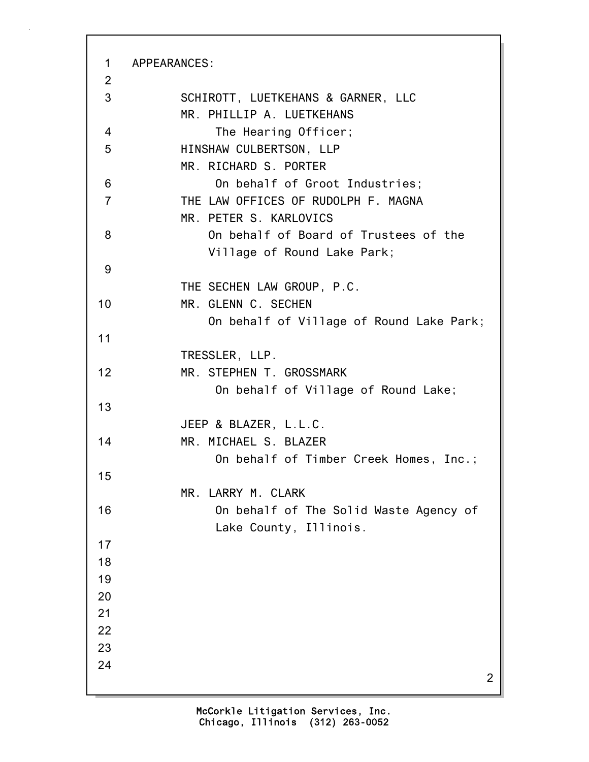APPEARANCES:

SCHIROTT, LUETKEHANS & GARNER, LLC
MR. PHILLIP A. LUETKEHANS
The Hearing Officer;

HINSHAW CULBERTSON, LLP
MR. RICHARD S. PORTER
On behalf of Groot Industries;

THE LAW OFFICES OF RUDOLPH F. MAGNA
MR. PETER S. KARLOVICS
On behalf of Board of Trustees of the Village of Round Lake Park;

THE SECHEN LAW GROUP, P.C.
MR. GLENN C. SECHEN
On behalf of Village of Round Lake Park;

TRESSLER, LLP.
MR. STEPHEN T. GROSSMARK
On behalf of Village of Round Lake;

JEEP & BLAZER, L.L.C.
MR. MICHAEL S. BLAZER
On behalf of Timber Creek Homes, Inc.;

MR. LARRY M. CLARK
On behalf of The Solid Waste Agency of Lake County, Illinois.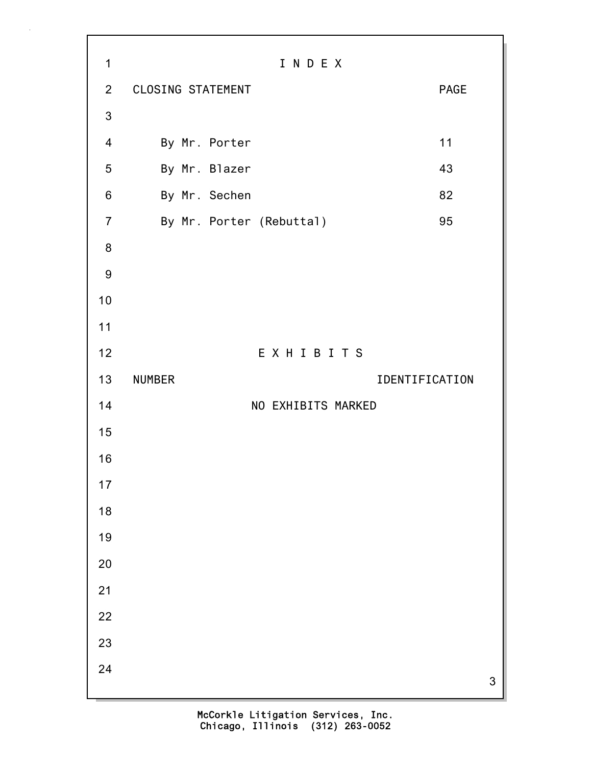# I N D E X

| CLOSING STATEMENT | PAGE |
|---|---|
| By Mr. Porter | 11 |
| By Mr. Blazer | 43 |
| By Mr. Sechen | 82 |
| By Mr. Porter (Rebuttal) | 95 |

# E X H I B I T S

| NUMBER | IDENTIFICATION |
|---|---|
| NO EXHIBITS MARKED | |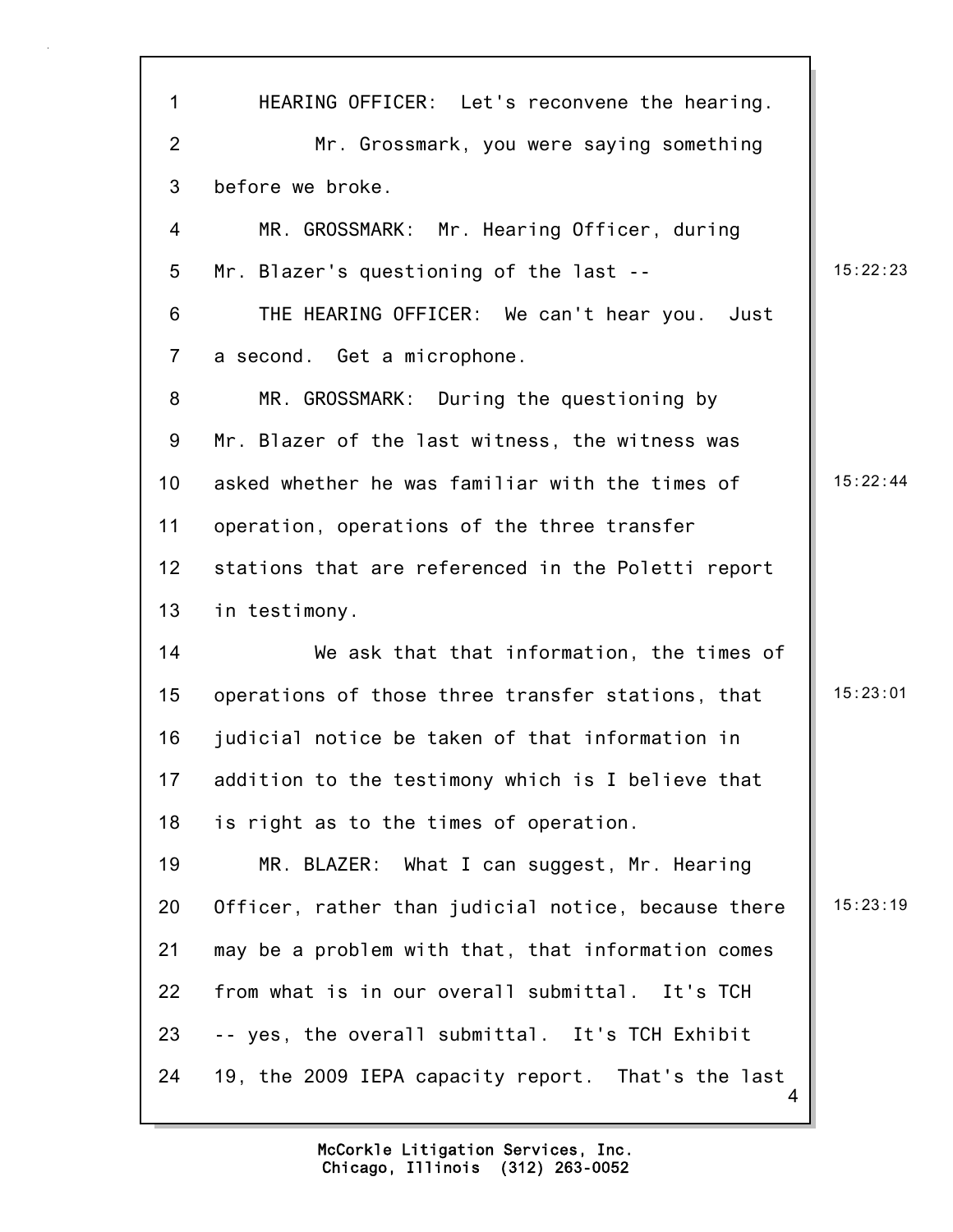HEARING OFFICER: Let's reconvene the hearing.

Mr. Grossmark, you were saying something before we broke.

MR. GROSSMARK: Mr. Hearing Officer, during Mr. Blazer's questioning of the last --

THE HEARING OFFICER: We can't hear you. Just a second. Get a microphone.

MR. GROSSMARK: During the questioning by Mr. Blazer of the last witness, the witness was asked whether he was familiar with the times of operation, operations of the three transfer stations that are referenced in the Poletti report in testimony.

We ask that that information, the times of operations of those three transfer stations, that judicial notice be taken of that information in addition to the testimony which is I believe that is right as to the times of operation.

MR. BLAZER: What I can suggest, Mr. Hearing Officer, rather than judicial notice, because there may be a problem with that, that information comes from what is in our overall submittal. It's TCH -- yes, the overall submittal. It's TCH Exhibit 19, the 2009 IEPA capacity report. That's the last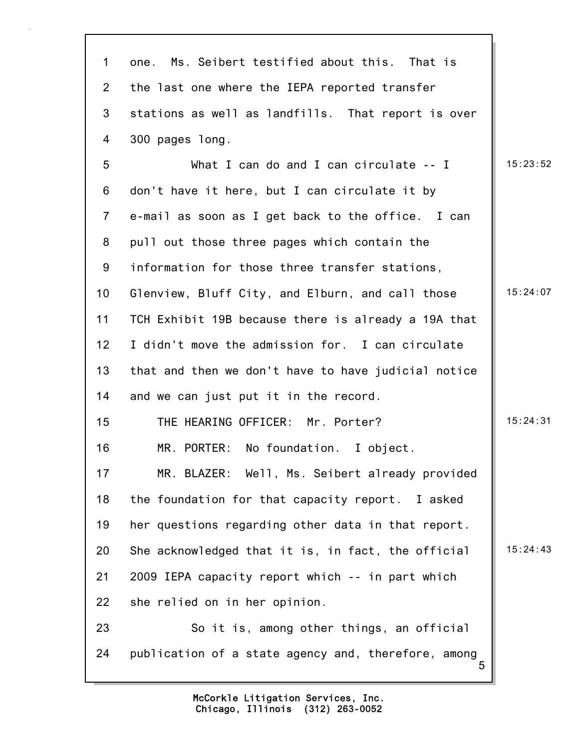one. Ms. Seibert testified about this. That is the last one where the IEPA reported transfer stations as well as landfills. That report is over 300 pages long.

What I can do and I can circulate -- I don't have it here, but I can circulate it by e-mail as soon as I get back to the office. I can pull out those three pages which contain the information for those three transfer stations, Glenview, Bluff City, and Elburn, and call those TCH Exhibit 19B because there is already a 19A that I didn't move the admission for. I can circulate that and then we don't have to have judicial notice and we can just put it in the record.

THE HEARING OFFICER: Mr. Porter?

MR. PORTER: No foundation. I object.

MR. BLAZER: Well, Ms. Seibert already provided the foundation for that capacity report. I asked her questions regarding other data in that report. She acknowledged that it is, in fact, the official 2009 IEPA capacity report which -- in part which she relied on in her opinion.

So it is, among other things, an official publication of a state agency and, therefore, among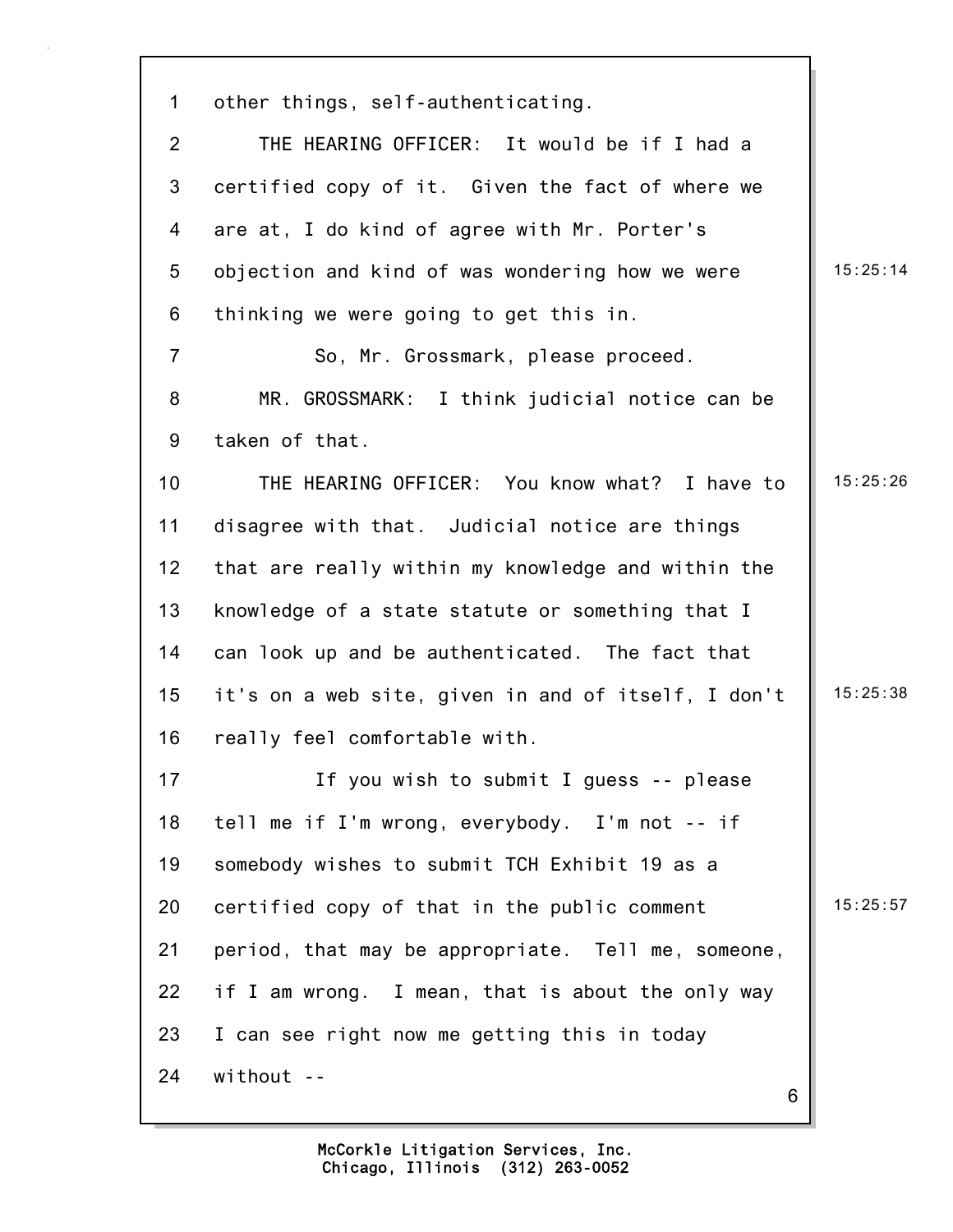other things, self-authenticating.

THE HEARING OFFICER: It would be if I had a certified copy of it. Given the fact of where we are at, I do kind of agree with Mr. Porter's objection and kind of was wondering how we were thinking we were going to get this in.

So, Mr. Grossmark, please proceed.

MR. GROSSMARK: I think judicial notice can be taken of that.

THE HEARING OFFICER: You know what? I have to disagree with that. Judicial notice are things that are really within my knowledge and within the knowledge of a state statute or something that I can look up and be authenticated. The fact that it's on a web site, given in and of itself, I don't really feel comfortable with.

If you wish to submit I guess -- please tell me if I'm wrong, everybody. I'm not -- if somebody wishes to submit TCH Exhibit 19 as a certified copy of that in the public comment period, that may be appropriate. Tell me, someone, if I am wrong. I mean, that is about the only way I can see right now me getting this in today without --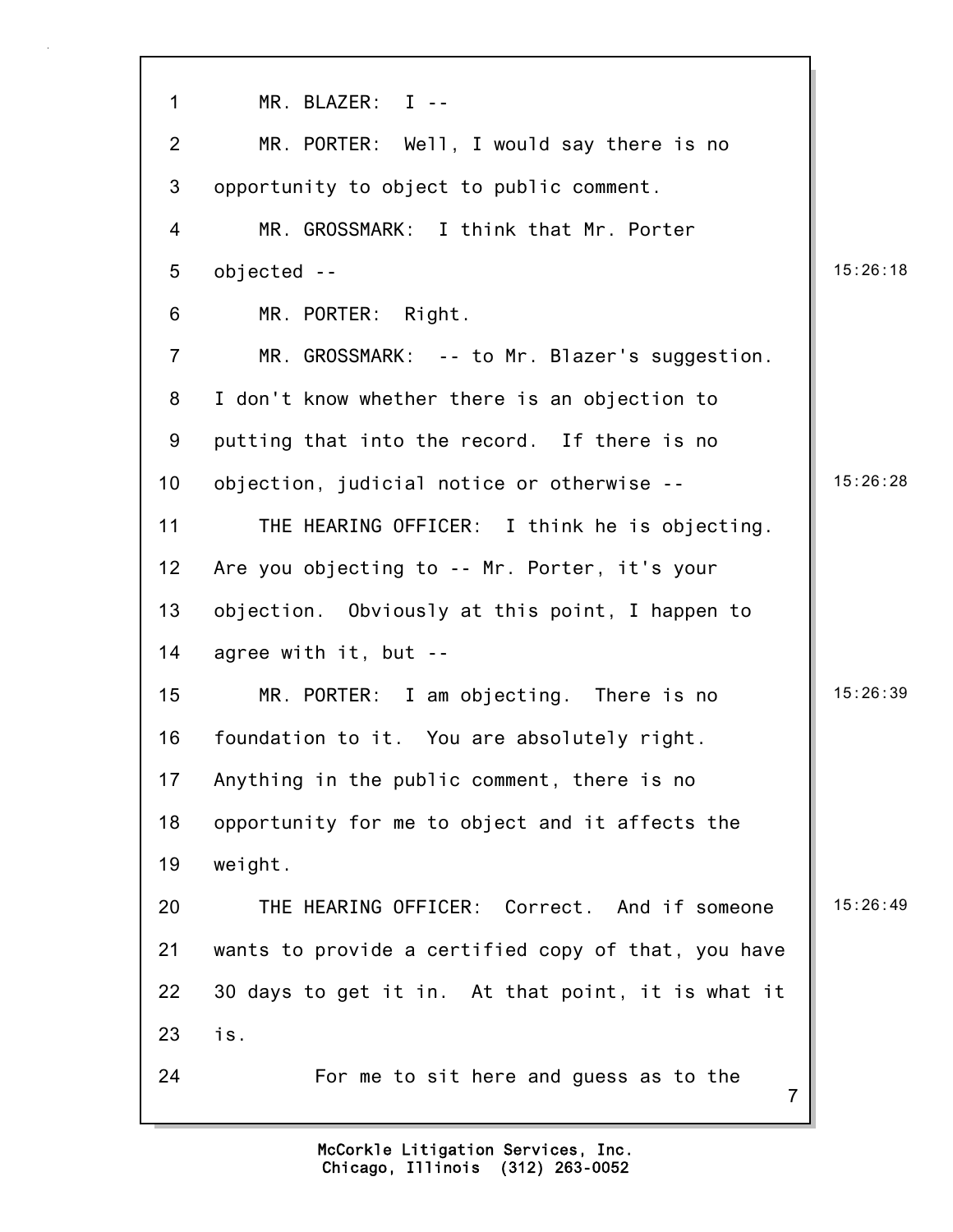MR. BLAZER: I --

MR. PORTER: Well, I would say there is no opportunity to object to public comment.

MR. GROSSMARK: I think that Mr. Porter objected --

MR. PORTER: Right.

MR. GROSSMARK: -- to Mr. Blazer's suggestion. I don't know whether there is an objection to putting that into the record. If there is no objection, judicial notice or otherwise --

THE HEARING OFFICER: I think he is objecting. Are you objecting to -- Mr. Porter, it's your objection. Obviously at this point, I happen to agree with it, but --

MR. PORTER: I am objecting. There is no foundation to it. You are absolutely right. Anything in the public comment, there is no opportunity for me to object and it affects the weight.

THE HEARING OFFICER: Correct. And if someone wants to provide a certified copy of that, you have 30 days to get it in. At that point, it is what it is.

For me to sit here and guess as to the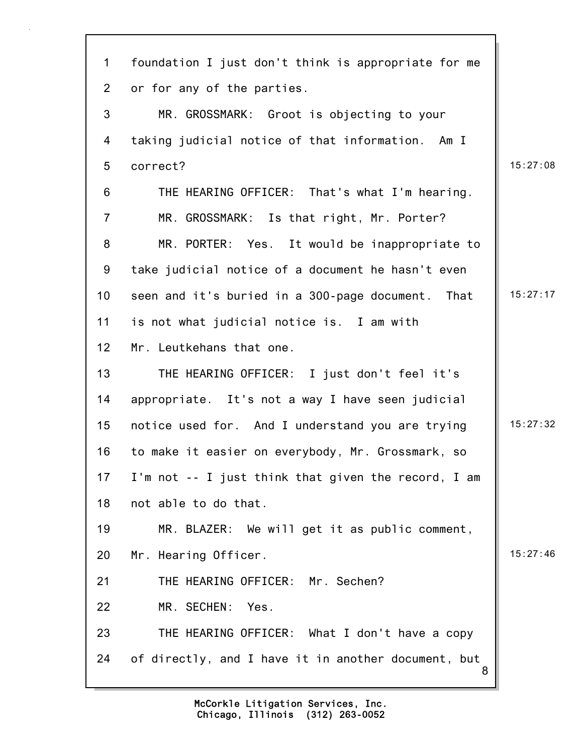foundation I just don't think is appropriate for me or for any of the parties.

MR. GROSSMARK: Groot is objecting to your taking judicial notice of that information. Am I correct?

THE HEARING OFFICER: That's what I'm hearing.

MR. GROSSMARK: Is that right, Mr. Porter?

MR. PORTER: Yes. It would be inappropriate to take judicial notice of a document he hasn't even seen and it's buried in a 300-page document. That is not what judicial notice is. I am with Mr. Leutkehans that one.

THE HEARING OFFICER: I just don't feel it's appropriate. It's not a way I have seen judicial notice used for. And I understand you are trying to make it easier on everybody, Mr. Grossmark, so I'm not -- I just think that given the record, I am not able to do that.

MR. BLAZER: We will get it as public comment, Mr. Hearing Officer.

THE HEARING OFFICER: Mr. Sechen?

MR. SECHEN: Yes.

THE HEARING OFFICER: What I don't have a copy of directly, and I have it in another document, but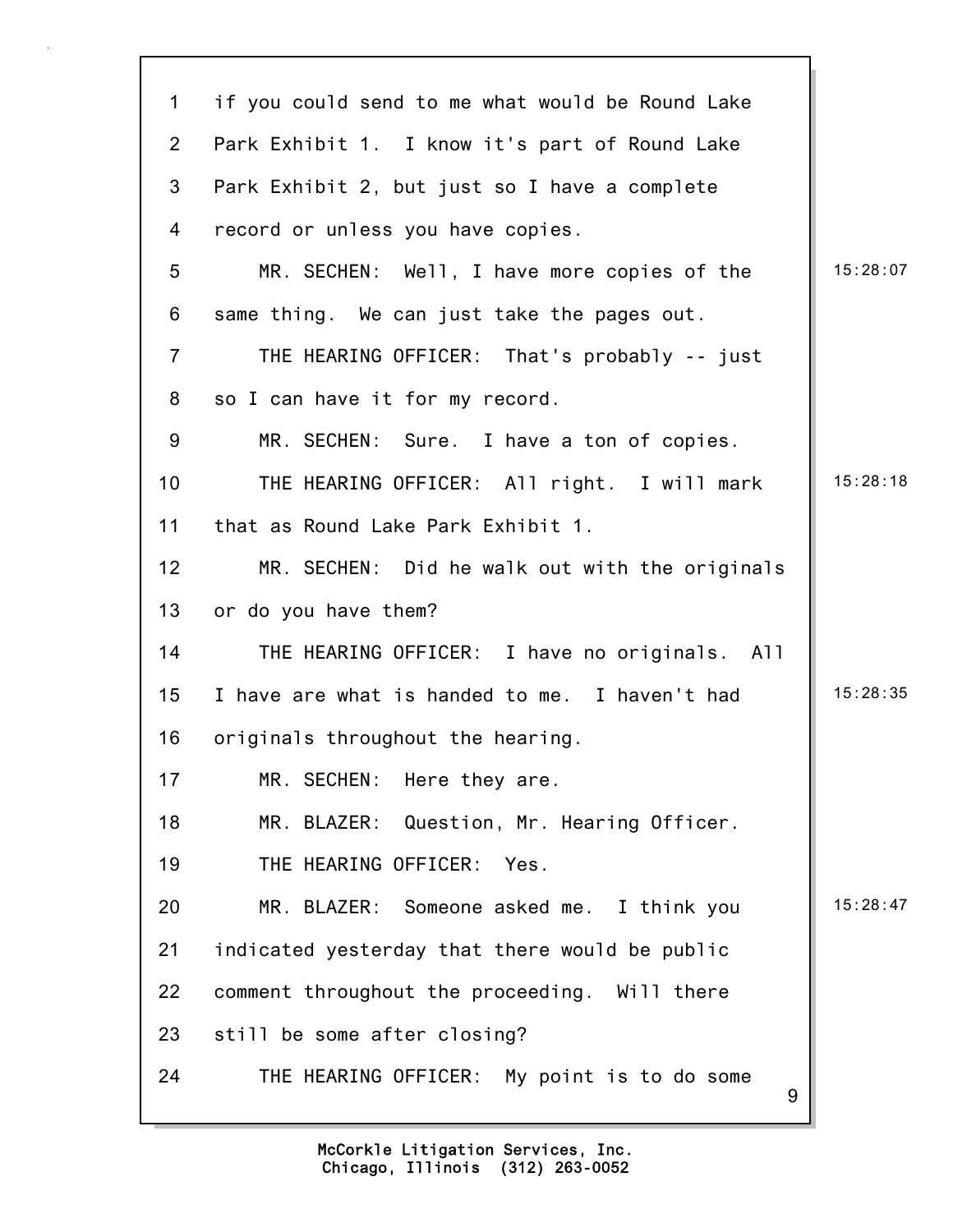1 if you could send to me what would be Round Lake
2 Park Exhibit 1. I know it's part of Round Lake
3 Park Exhibit 2, but just so I have a complete
4 record or unless you have copies.
5 MR. SECHEN: Well, I have more copies of the 15:28:07
6 same thing. We can just take the pages out.
7 THE HEARING OFFICER: That's probably -- just
8 so I can have it for my record.
9 MR. SECHEN: Sure. I have a ton of copies.
10 THE HEARING OFFICER: All right. I will mark 15:28:18
11 that as Round Lake Park Exhibit 1.
12 MR. SECHEN: Did he walk out with the originals
13 or do you have them?
14 THE HEARING OFFICER: I have no originals. All
15 I have are what is handed to me. I haven't had 15:28:35
16 originals throughout the hearing.
17 MR. SECHEN: Here they are.
18 MR. BLAZER: Question, Mr. Hearing Officer.
19 THE HEARING OFFICER: Yes.
20 MR. BLAZER: Someone asked me. I think you 15:28:47
21 indicated yesterday that there would be public
22 comment throughout the proceeding. Will there
23 still be some after closing?
24 THE HEARING OFFICER: My point is to do some

McCorkle Litigation Services, Inc.
Chicago, Illinois (312) 263-0052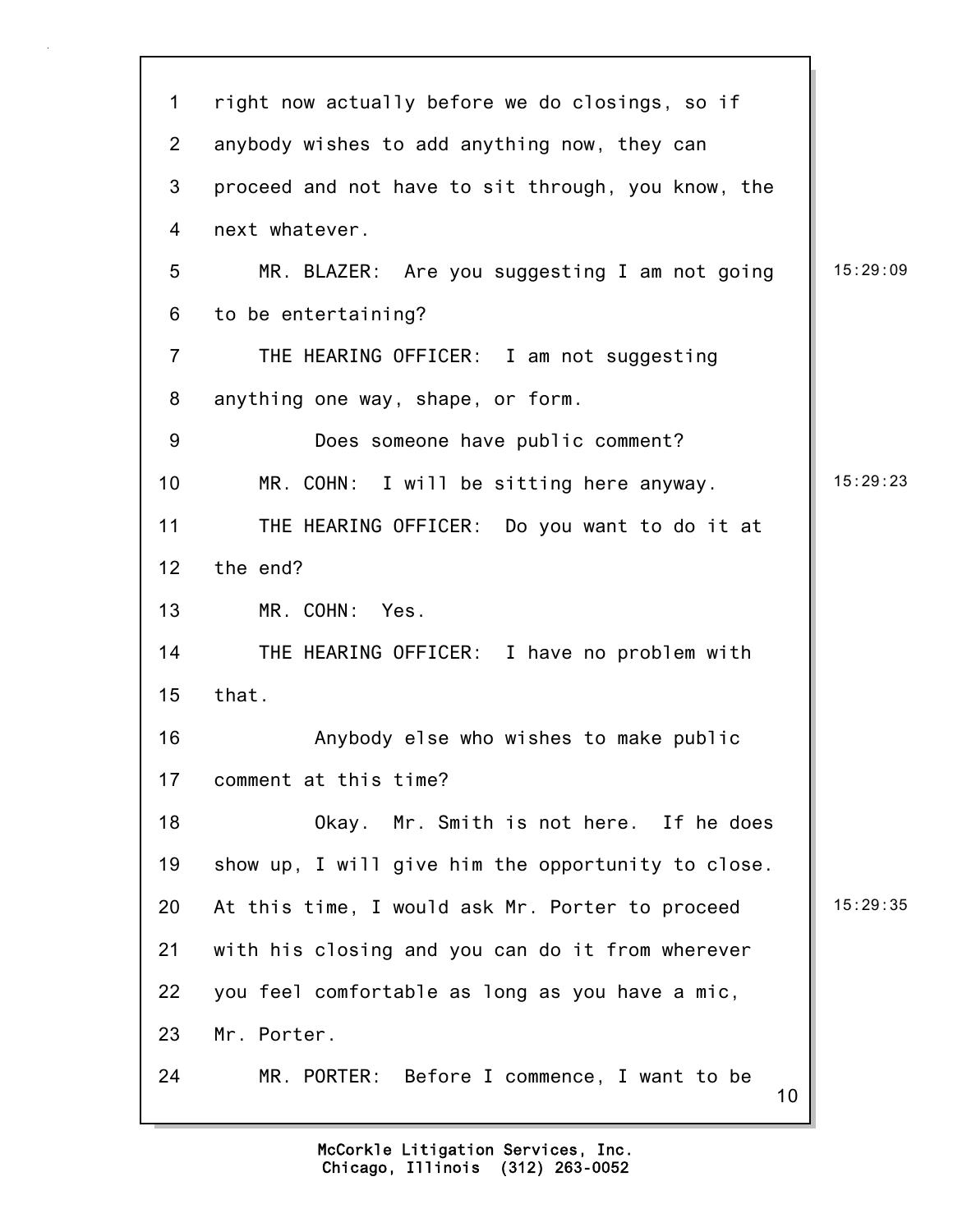right now actually before we do closings, so if anybody wishes to add anything now, they can proceed and not have to sit through, you know, the next whatever.

MR. BLAZER: Are you suggesting I am not going to be entertaining?

THE HEARING OFFICER: I am not suggesting anything one way, shape, or form.

Does someone have public comment?

MR. COHN: I will be sitting here anyway.

THE HEARING OFFICER: Do you want to do it at the end?

MR. COHN: Yes.

THE HEARING OFFICER: I have no problem with that.

Anybody else who wishes to make public comment at this time?

Okay. Mr. Smith is not here. If he does show up, I will give him the opportunity to close. At this time, I would ask Mr. Porter to proceed with his closing and you can do it from wherever you feel comfortable as long as you have a mic, Mr. Porter.

MR. PORTER: Before I commence, I want to be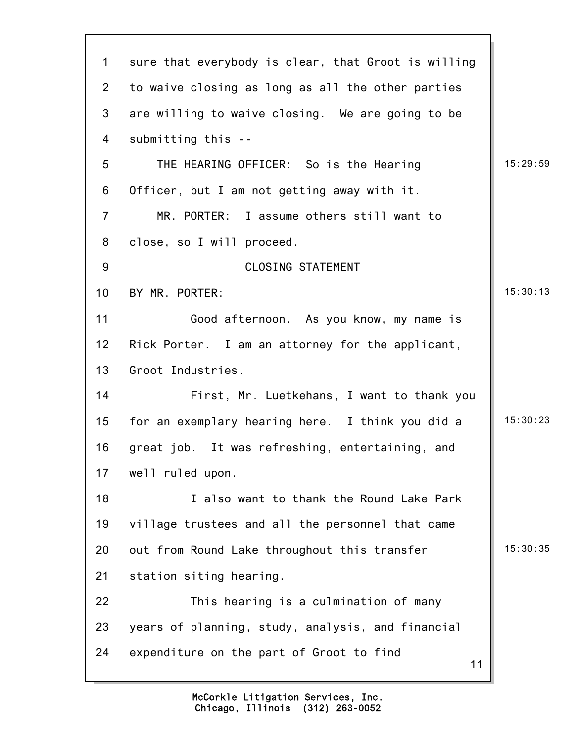sure that everybody is clear, that Groot is willing to waive closing as long as all the other parties are willing to waive closing. We are going to be submitting this --

THE HEARING OFFICER: So is the Hearing Officer, but I am not getting away with it.

MR. PORTER: I assume others still want to close, so I will proceed.

CLOSING STATEMENT

BY MR. PORTER:

Good afternoon. As you know, my name is Rick Porter. I am an attorney for the applicant, Groot Industries.

First, Mr. Luetkehans, I want to thank you for an exemplary hearing here. I think you did a great job. It was refreshing, entertaining, and well ruled upon.

I also want to thank the Round Lake Park village trustees and all the personnel that came out from Round Lake throughout this transfer station siting hearing.

This hearing is a culmination of many years of planning, study, analysis, and financial expenditure on the part of Groot to find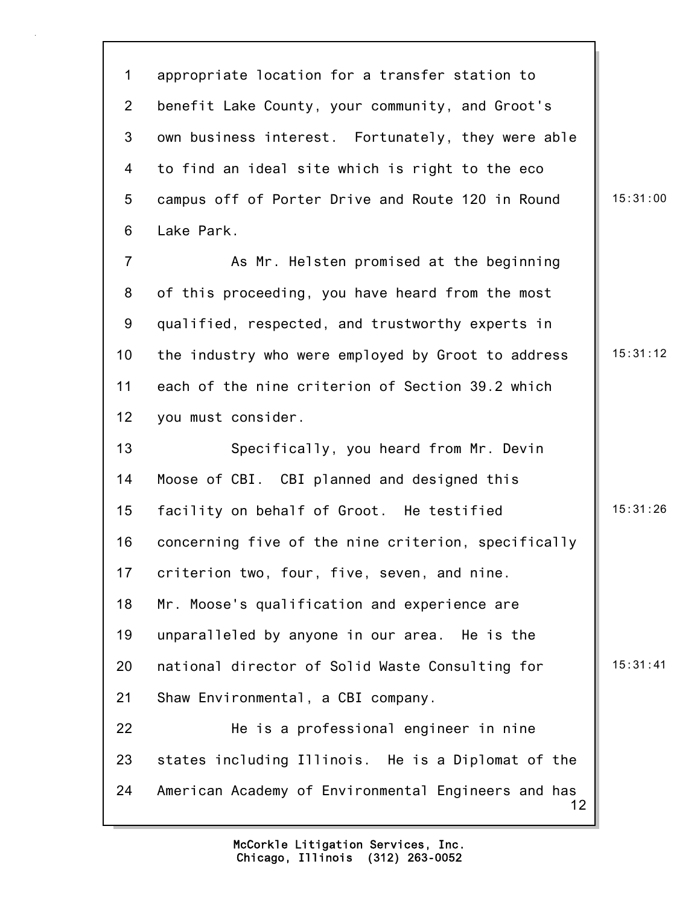appropriate location for a transfer station to benefit Lake County, your community, and Groot's own business interest. Fortunately, they were able to find an ideal site which is right to the eco campus off of Porter Drive and Route 120 in Round Lake Park.

As Mr. Helsten promised at the beginning of this proceeding, you have heard from the most qualified, respected, and trustworthy experts in the industry who were employed by Groot to address each of the nine criterion of Section 39.2 which you must consider.

Specifically, you heard from Mr. Devin Moose of CBI. CBI planned and designed this facility on behalf of Groot. He testified concerning five of the nine criterion, specifically criterion two, four, five, seven, and nine. Mr. Moose's qualification and experience are unparalleled by anyone in our area. He is the national director of Solid Waste Consulting for Shaw Environmental, a CBI company.

He is a professional engineer in nine states including Illinois. He is a Diplomat of the American Academy of Environmental Engineers and has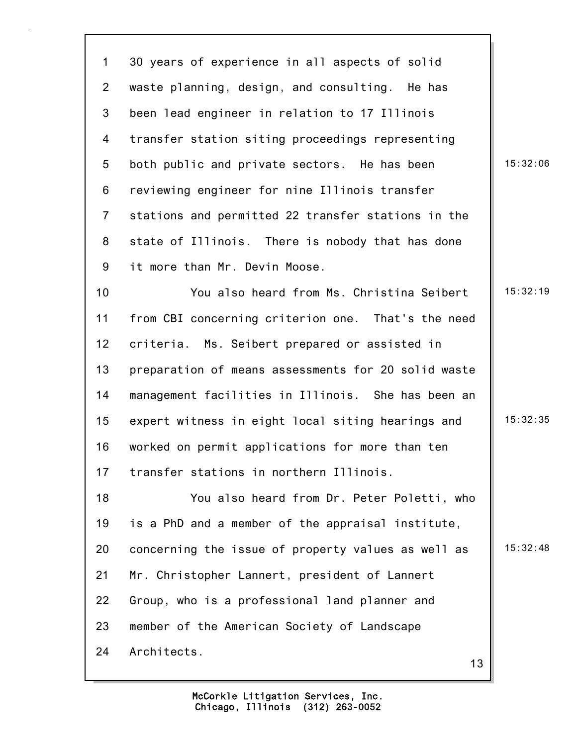30 years of experience in all aspects of solid waste planning, design, and consulting. He has been lead engineer in relation to 17 Illinois transfer station siting proceedings representing both public and private sectors. He has been reviewing engineer for nine Illinois transfer stations and permitted 22 transfer stations in the state of Illinois. There is nobody that has done it more than Mr. Devin Moose.

You also heard from Ms. Christina Seibert from CBI concerning criterion one. That's the need criteria. Ms. Seibert prepared or assisted in preparation of means assessments for 20 solid waste management facilities in Illinois. She has been an expert witness in eight local siting hearings and worked on permit applications for more than ten transfer stations in northern Illinois.

You also heard from Dr. Peter Poletti, who is a PhD and a member of the appraisal institute, concerning the issue of property values as well as Mr. Christopher Lannert, president of Lannert Group, who is a professional land planner and member of the American Society of Landscape Architects.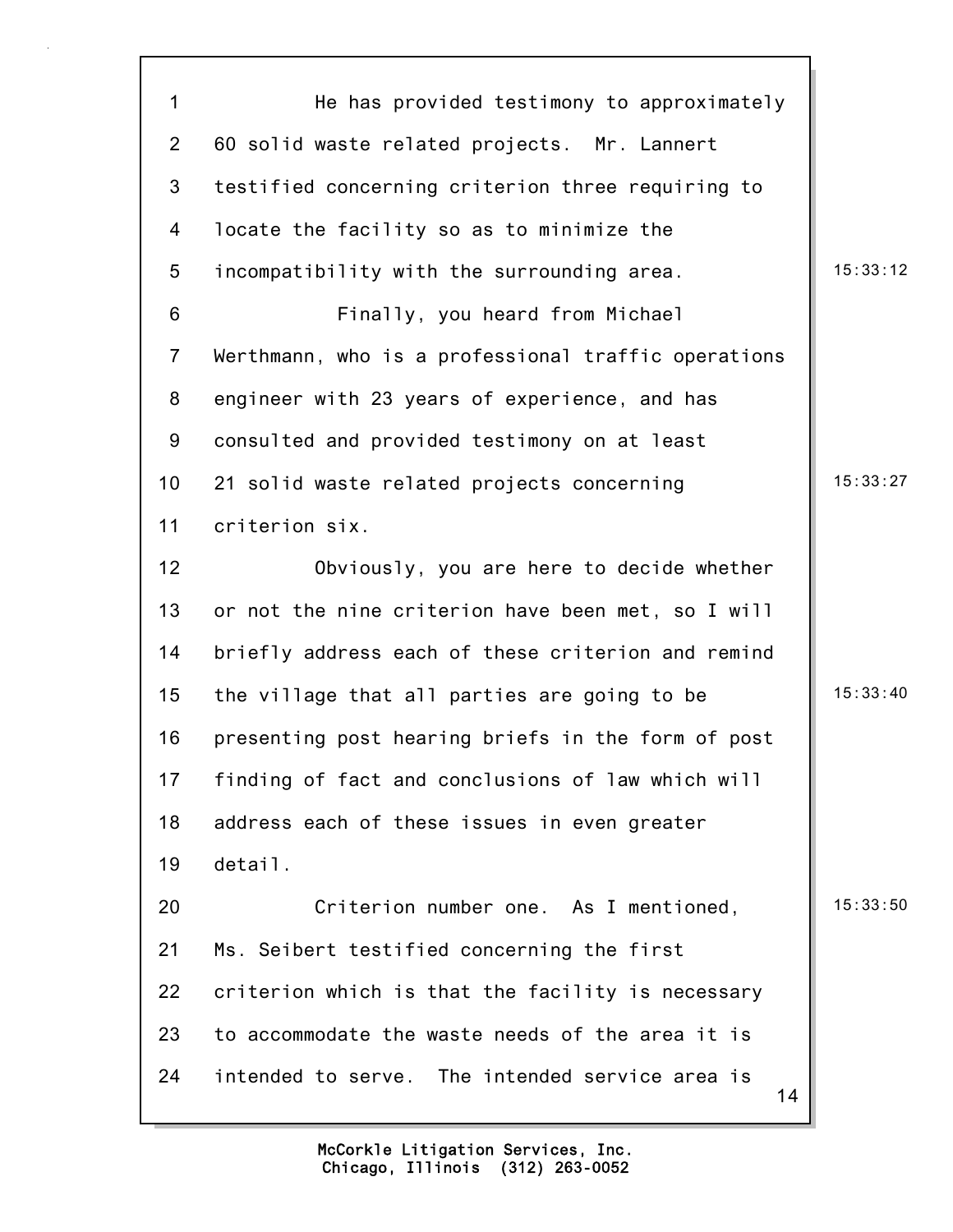He has provided testimony to approximately 60 solid waste related projects. Mr. Lannert testified concerning criterion three requiring to locate the facility so as to minimize the incompatibility with the surrounding area.

Finally, you heard from Michael Werthmann, who is a professional traffic operations engineer with 23 years of experience, and has consulted and provided testimony on at least 21 solid waste related projects concerning criterion six.

Obviously, you are here to decide whether or not the nine criterion have been met, so I will briefly address each of these criterion and remind the village that all parties are going to be presenting post hearing briefs in the form of post finding of fact and conclusions of law which will address each of these issues in even greater detail.

Criterion number one. As I mentioned, Ms. Seibert testified concerning the first criterion which is that the facility is necessary to accommodate the waste needs of the area it is intended to serve. The intended service area is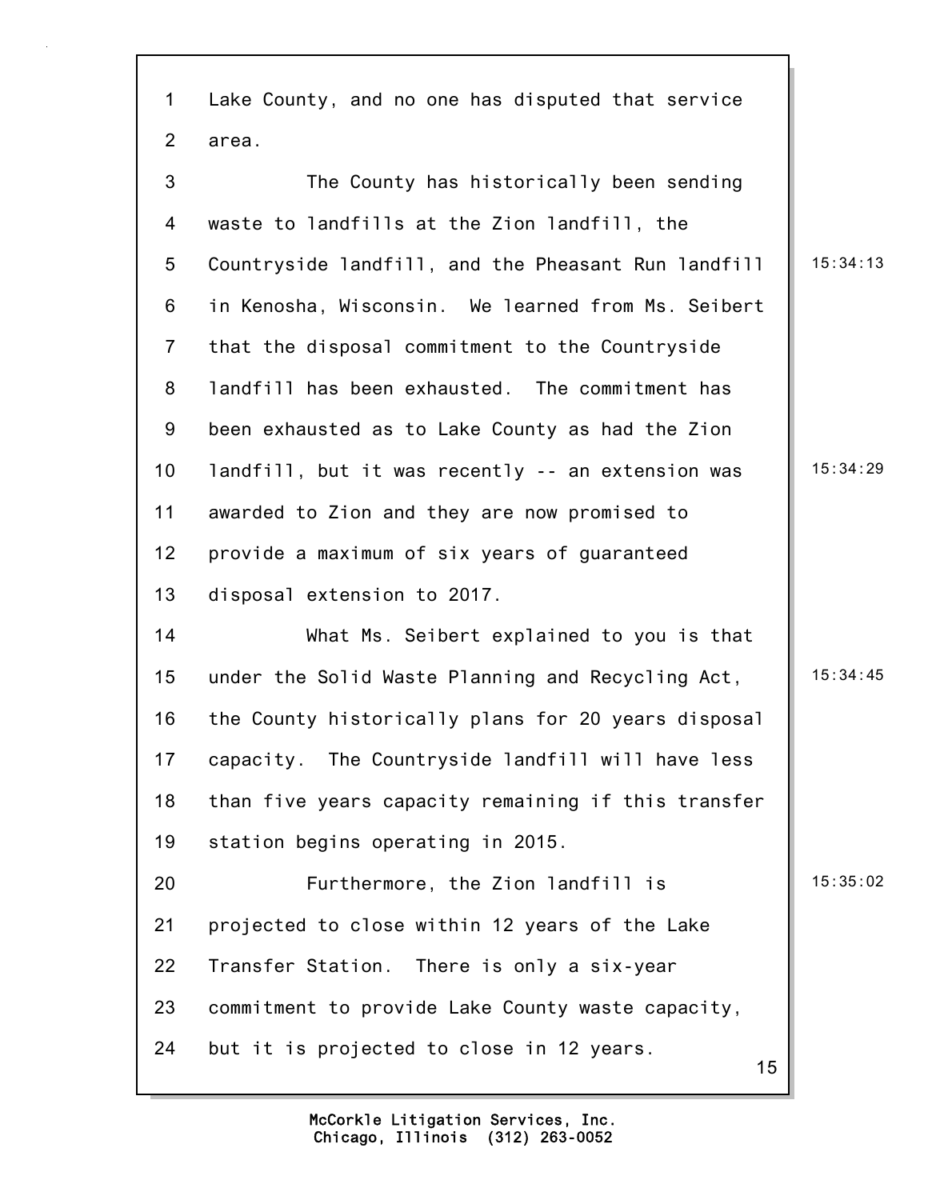Lake County, and no one has disputed that service area.

The County has historically been sending waste to landfills at the Zion landfill, the Countryside landfill, and the Pheasant Run landfill in Kenosha, Wisconsin. We learned from Ms. Seibert that the disposal commitment to the Countryside landfill has been exhausted. The commitment has been exhausted as to Lake County as had the Zion landfill, but it was recently -- an extension was awarded to Zion and they are now promised to provide a maximum of six years of guaranteed disposal extension to 2017.

What Ms. Seibert explained to you is that under the Solid Waste Planning and Recycling Act, the County historically plans for 20 years disposal capacity. The Countryside landfill will have less than five years capacity remaining if this transfer station begins operating in 2015.

Furthermore, the Zion landfill is projected to close within 12 years of the Lake Transfer Station. There is only a six-year commitment to provide Lake County waste capacity, but it is projected to close in 12 years.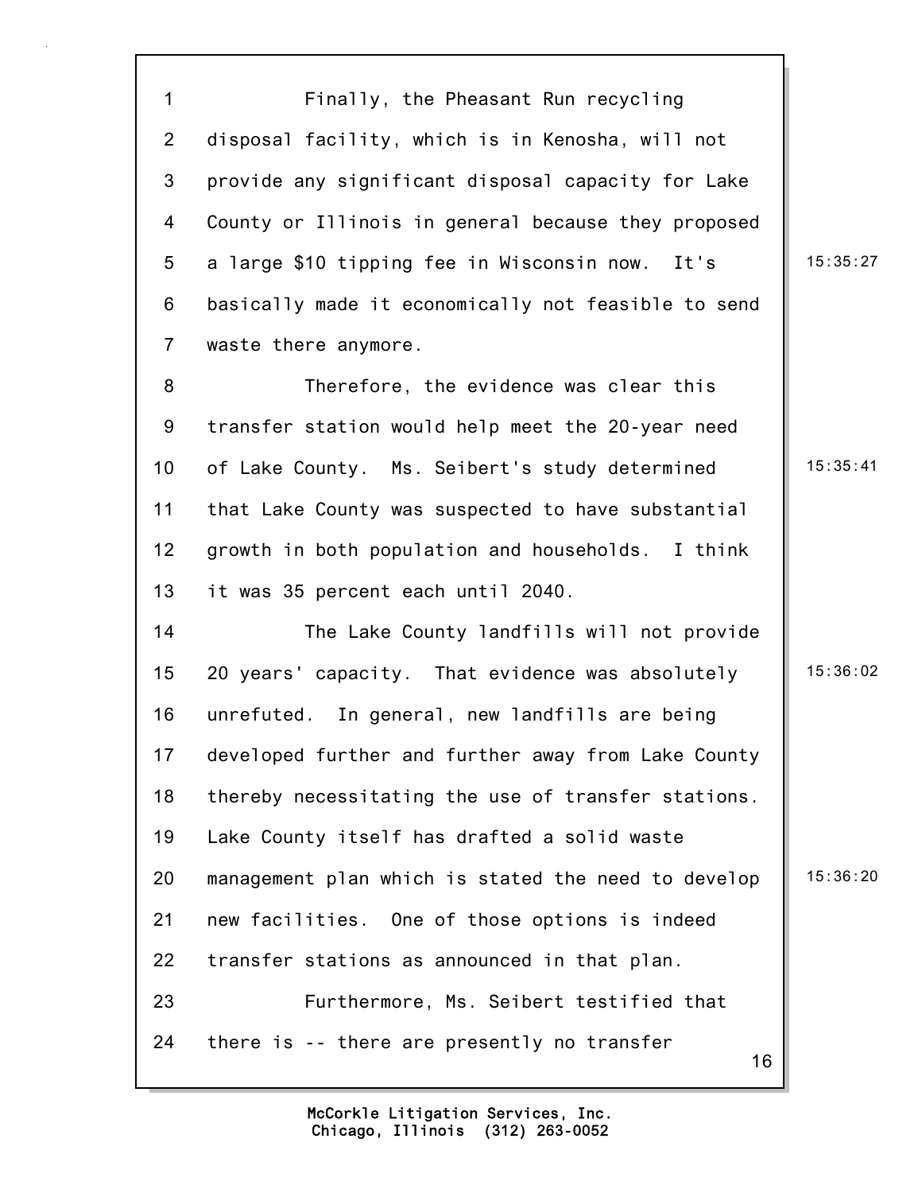Finally, the Pheasant Run recycling disposal facility, which is in Kenosha, will not provide any significant disposal capacity for Lake County or Illinois in general because they proposed a large $10 tipping fee in Wisconsin now. It's basically made it economically not feasible to send waste there anymore.

Therefore, the evidence was clear this transfer station would help meet the 20-year need of Lake County. Ms. Seibert's study determined that Lake County was suspected to have substantial growth in both population and households. I think it was 35 percent each until 2040.

The Lake County landfills will not provide 20 years' capacity. That evidence was absolutely unrefuted. In general, new landfills are being developed further and further away from Lake County thereby necessitating the use of transfer stations. Lake County itself has drafted a solid waste management plan which is stated the need to develop new facilities. One of those options is indeed transfer stations as announced in that plan.

Furthermore, Ms. Seibert testified that there is -- there are presently no transfer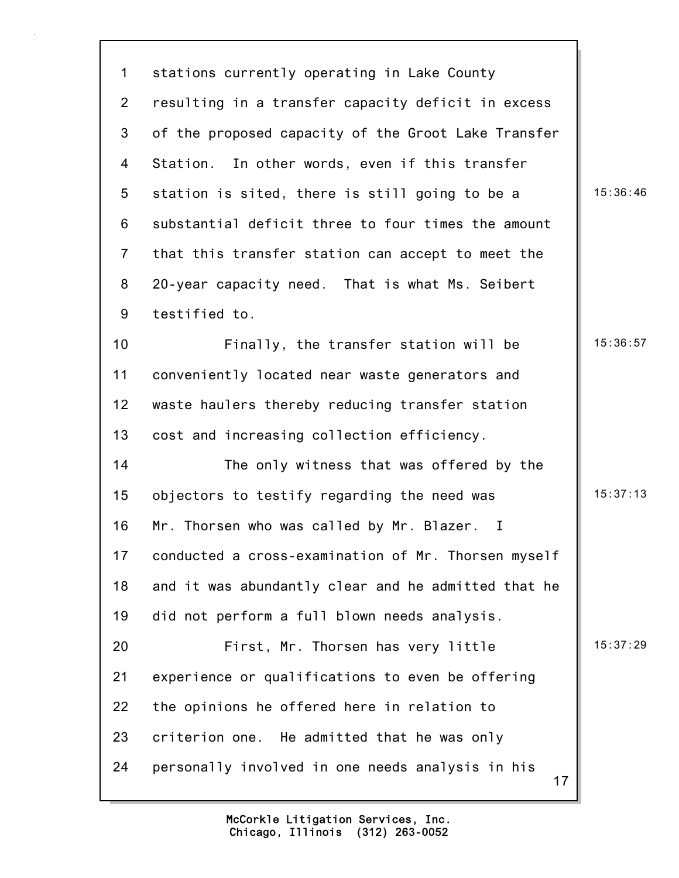stations currently operating in Lake County resulting in a transfer capacity deficit in excess of the proposed capacity of the Groot Lake Transfer Station. In other words, even if this transfer station is sited, there is still going to be a substantial deficit three to four times the amount that this transfer station can accept to meet the 20-year capacity need. That is what Ms. Seibert testified to.

Finally, the transfer station will be conveniently located near waste generators and waste haulers thereby reducing transfer station cost and increasing collection efficiency.

The only witness that was offered by the objectors to testify regarding the need was Mr. Thorsen who was called by Mr. Blazer. I conducted a cross-examination of Mr. Thorsen myself and it was abundantly clear and he admitted that he did not perform a full blown needs analysis.

First, Mr. Thorsen has very little experience or qualifications to even be offering the opinions he offered here in relation to criterion one. He admitted that he was only personally involved in one needs analysis in his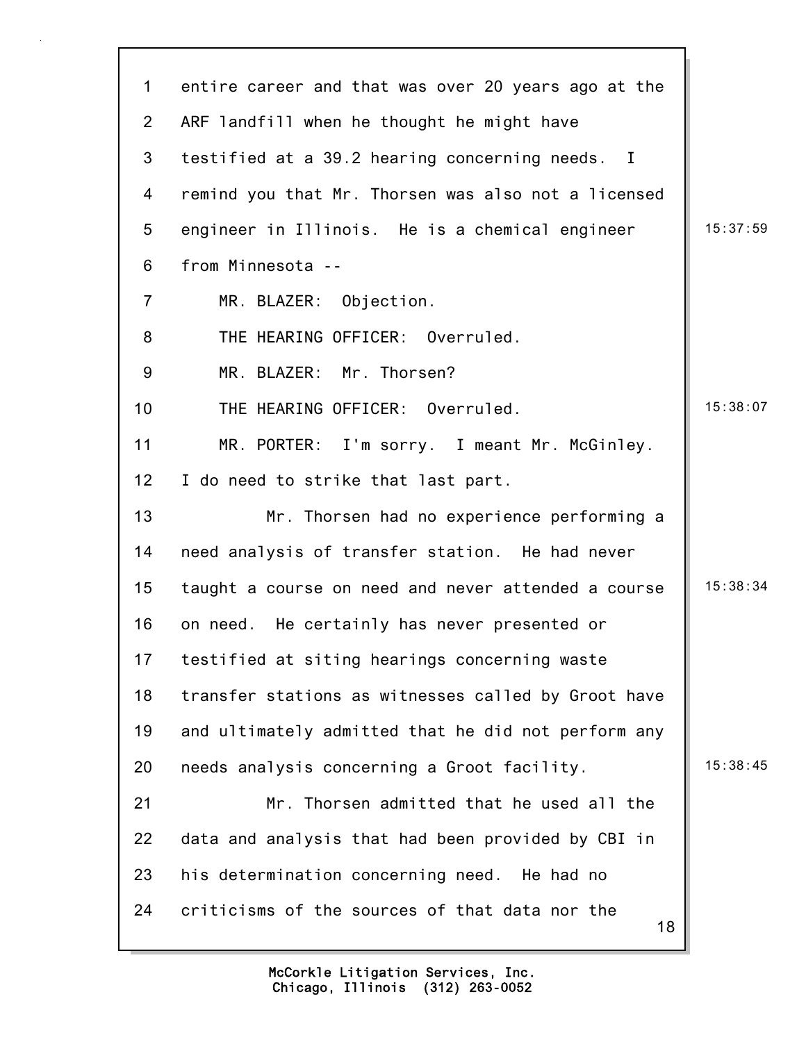entire career and that was over 20 years ago at the ARF landfill when he thought he might have testified at a 39.2 hearing concerning needs. I remind you that Mr. Thorsen was also not a licensed engineer in Illinois. He is a chemical engineer from Minnesota --

MR. BLAZER: Objection.

THE HEARING OFFICER: Overruled.

MR. BLAZER: Mr. Thorsen?

THE HEARING OFFICER: Overruled.

MR. PORTER: I'm sorry. I meant Mr. McGinley. I do need to strike that last part.

Mr. Thorsen had no experience performing a need analysis of transfer station. He had never taught a course on need and never attended a course on need. He certainly has never presented or testified at siting hearings concerning waste transfer stations as witnesses called by Groot have and ultimately admitted that he did not perform any needs analysis concerning a Groot facility.

Mr. Thorsen admitted that he used all the data and analysis that had been provided by CBI in his determination concerning need. He had no criticisms of the sources of that data nor the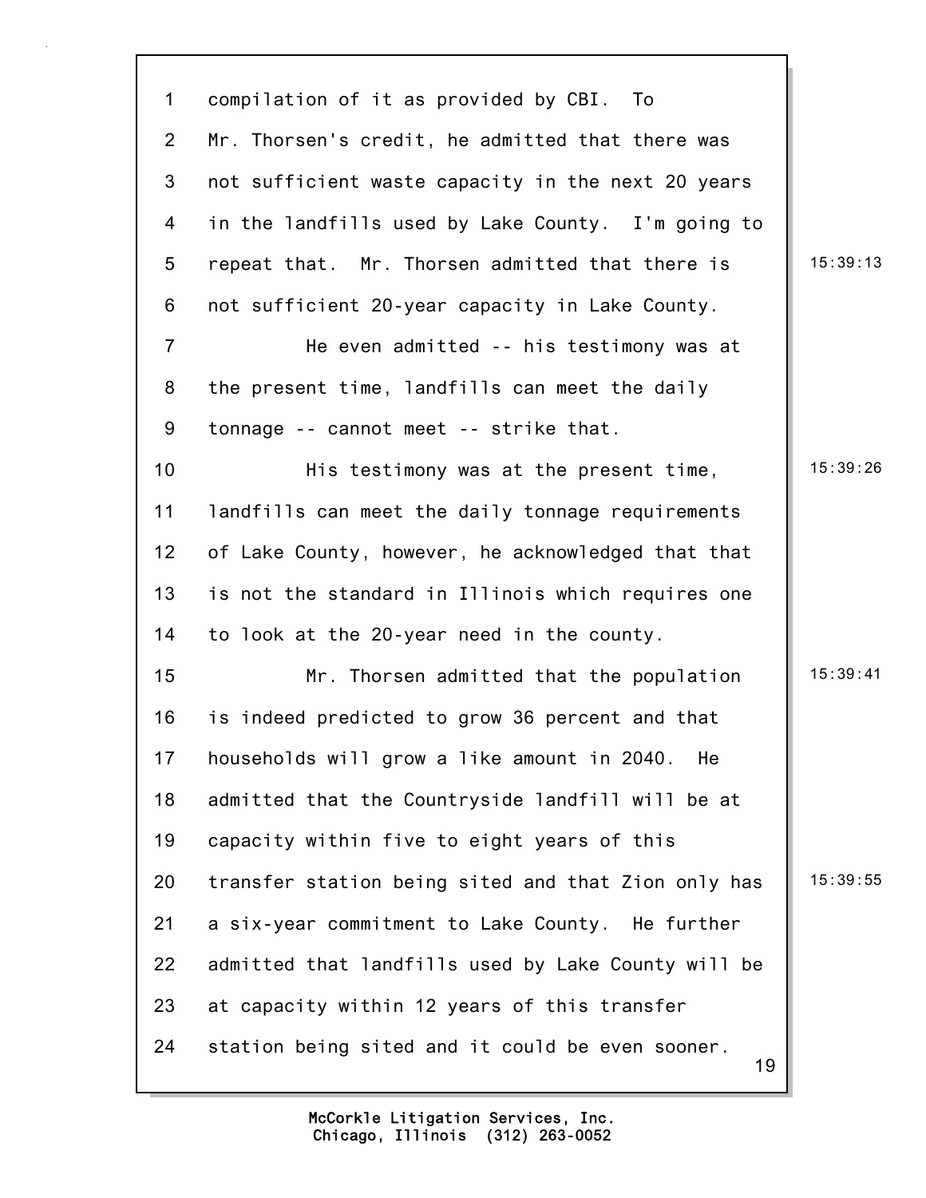compilation of it as provided by CBI. To Mr. Thorsen's credit, he admitted that there was not sufficient waste capacity in the next 20 years in the landfills used by Lake County. I'm going to repeat that. Mr. Thorsen admitted that there is not sufficient 20-year capacity in Lake County.

He even admitted -- his testimony was at the present time, landfills can meet the daily tonnage -- cannot meet -- strike that.

His testimony was at the present time, landfills can meet the daily tonnage requirements of Lake County, however, he acknowledged that that is not the standard in Illinois which requires one to look at the 20-year need in the county.

Mr. Thorsen admitted that the population is indeed predicted to grow 36 percent and that households will grow a like amount in 2040. He admitted that the Countryside landfill will be at capacity within five to eight years of this transfer station being sited and that Zion only has a six-year commitment to Lake County. He further admitted that landfills used by Lake County will be at capacity within 12 years of this transfer station being sited and it could be even sooner.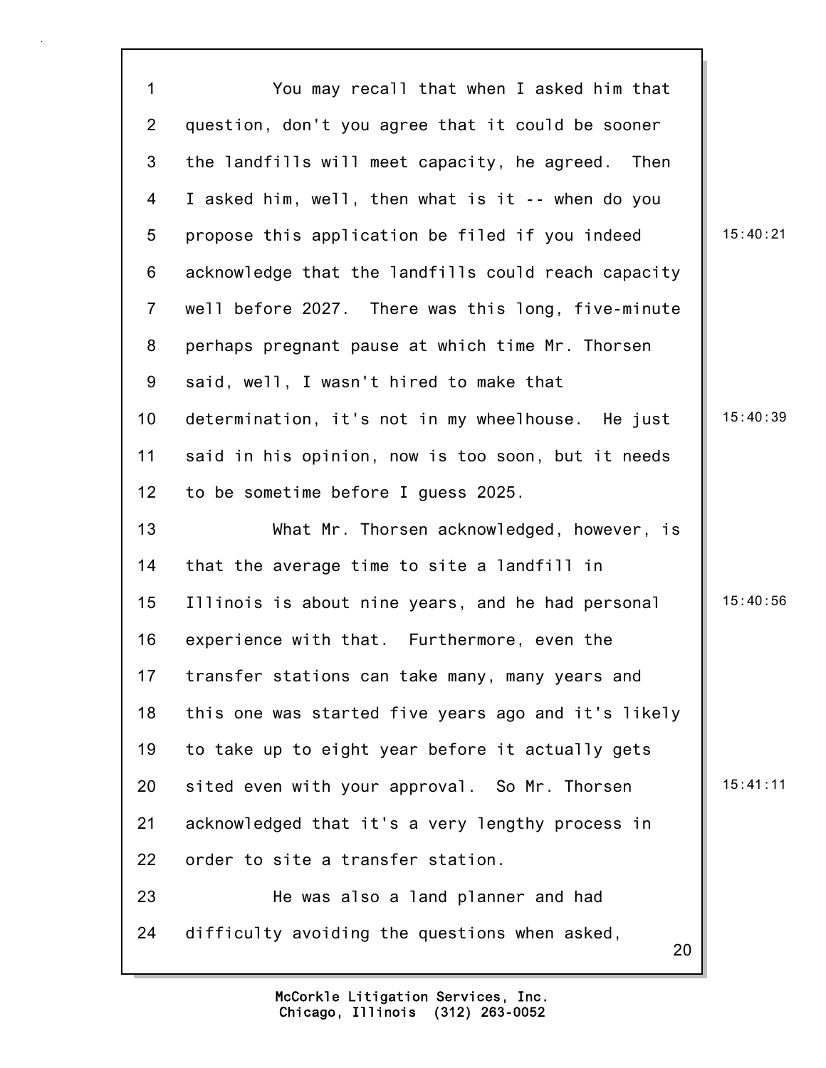You may recall that when I asked him that question, don't you agree that it could be sooner the landfills will meet capacity, he agreed. Then I asked him, well, then what is it -- when do you propose this application be filed if you indeed acknowledge that the landfills could reach capacity well before 2027. There was this long, five-minute perhaps pregnant pause at which time Mr. Thorsen said, well, I wasn't hired to make that determination, it's not in my wheelhouse. He just said in his opinion, now is too soon, but it needs to be sometime before I guess 2025.

What Mr. Thorsen acknowledged, however, is that the average time to site a landfill in Illinois is about nine years, and he had personal experience with that. Furthermore, even the transfer stations can take many, many years and this one was started five years ago and it's likely to take up to eight year before it actually gets sited even with your approval. So Mr. Thorsen acknowledged that it's a very lengthy process in order to site a transfer station.

He was also a land planner and had difficulty avoiding the questions when asked,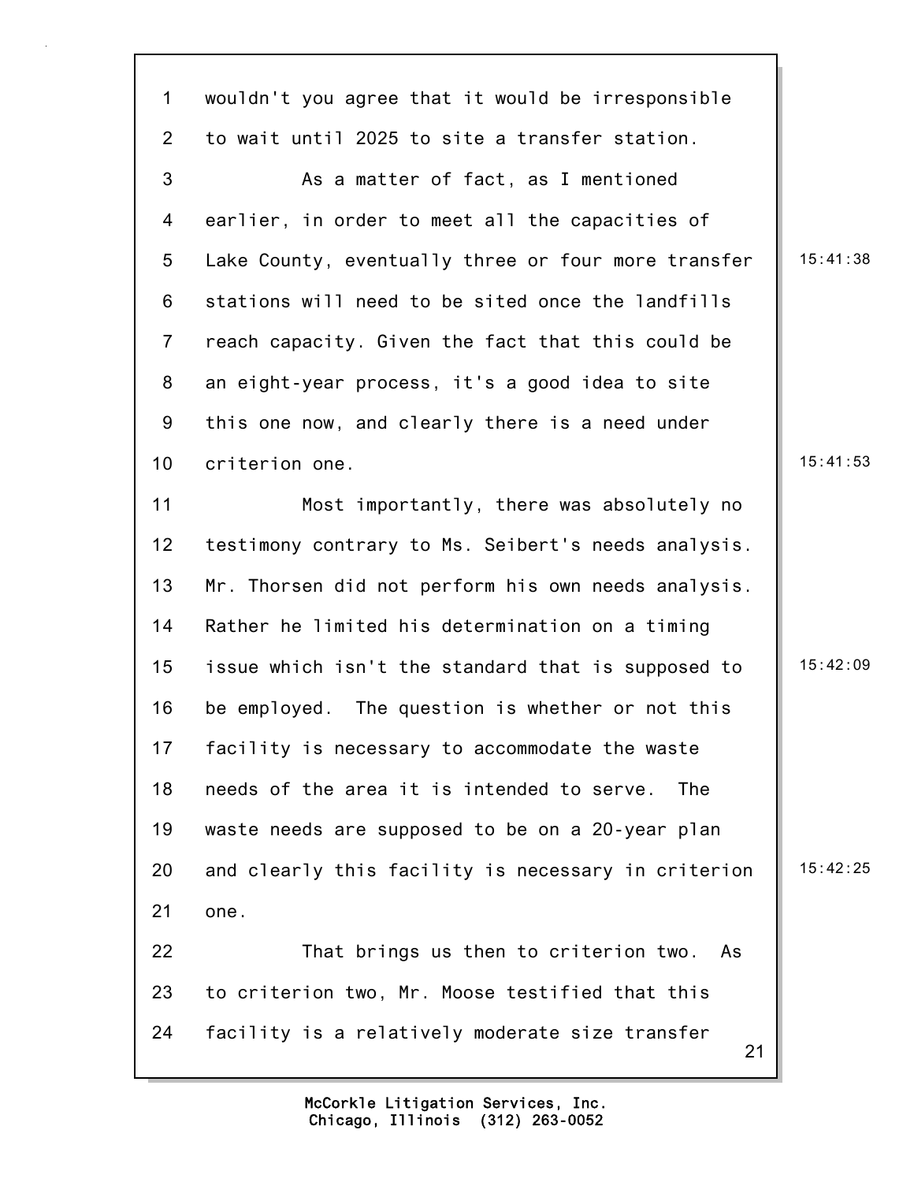wouldn't you agree that it would be irresponsible to wait until 2025 to site a transfer station.

As a matter of fact, as I mentioned earlier, in order to meet all the capacities of Lake County, eventually three or four more transfer stations will need to be sited once the landfills reach capacity. Given the fact that this could be an eight-year process, it's a good idea to site this one now, and clearly there is a need under criterion one.

Most importantly, there was absolutely no testimony contrary to Ms. Seibert's needs analysis. Mr. Thorsen did not perform his own needs analysis. Rather he limited his determination on a timing issue which isn't the standard that is supposed to be employed. The question is whether or not this facility is necessary to accommodate the waste needs of the area it is intended to serve. The waste needs are supposed to be on a 20-year plan and clearly this facility is necessary in criterion one.

That brings us then to criterion two. As to criterion two, Mr. Moose testified that this facility is a relatively moderate size transfer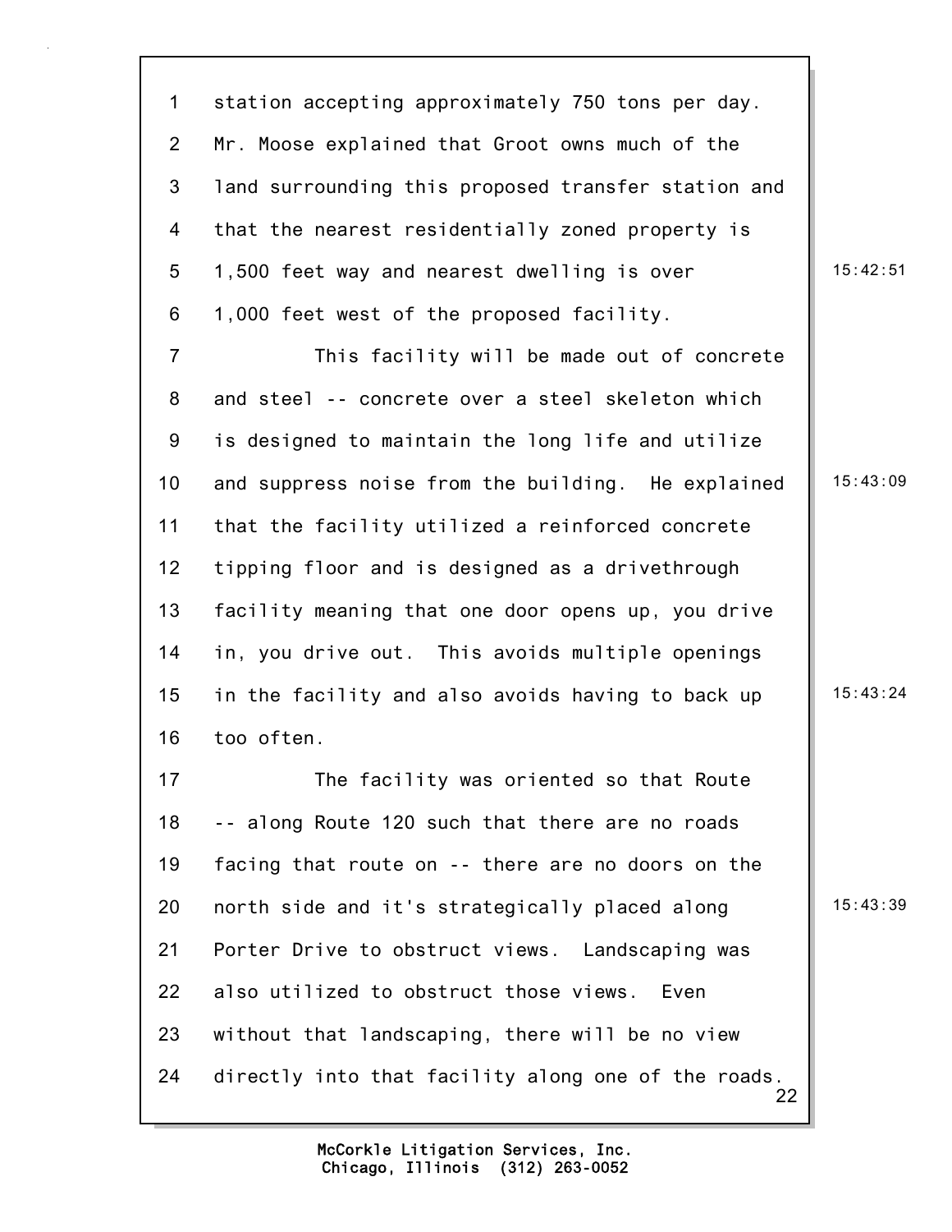station accepting approximately 750 tons per day. Mr. Moose explained that Groot owns much of the land surrounding this proposed transfer station and that the nearest residentially zoned property is 1,500 feet way and nearest dwelling is over 1,000 feet west of the proposed facility.

This facility will be made out of concrete and steel -- concrete over a steel skeleton which is designed to maintain the long life and utilize and suppress noise from the building. He explained that the facility utilized a reinforced concrete tipping floor and is designed as a drivethrough facility meaning that one door opens up, you drive in, you drive out. This avoids multiple openings in the facility and also avoids having to back up too often.

The facility was oriented so that Route -- along Route 120 such that there are no roads facing that route on -- there are no doors on the north side and it's strategically placed along Porter Drive to obstruct views. Landscaping was also utilized to obstruct those views. Even without that landscaping, there will be no view directly into that facility along one of the roads.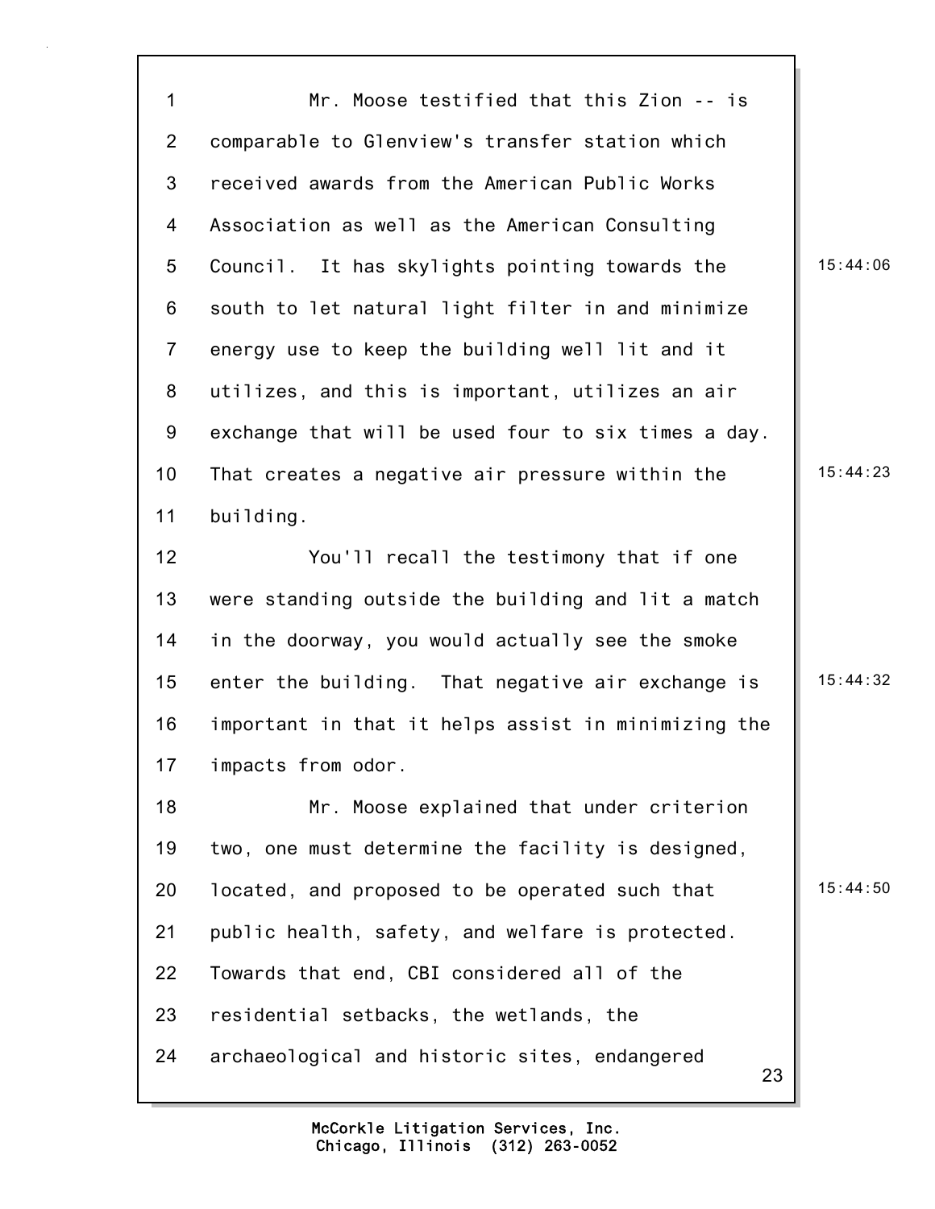Mr. Moose testified that this Zion -- is comparable to Glenview's transfer station which received awards from the American Public Works Association as well as the American Consulting Council. It has skylights pointing towards the south to let natural light filter in and minimize energy use to keep the building well lit and it utilizes, and this is important, utilizes an air exchange that will be used four to six times a day. That creates a negative air pressure within the building.

You'll recall the testimony that if one were standing outside the building and lit a match in the doorway, you would actually see the smoke enter the building. That negative air exchange is important in that it helps assist in minimizing the impacts from odor.

Mr. Moose explained that under criterion two, one must determine the facility is designed, located, and proposed to be operated such that public health, safety, and welfare is protected. Towards that end, CBI considered all of the residential setbacks, the wetlands, the archaeological and historic sites, endangered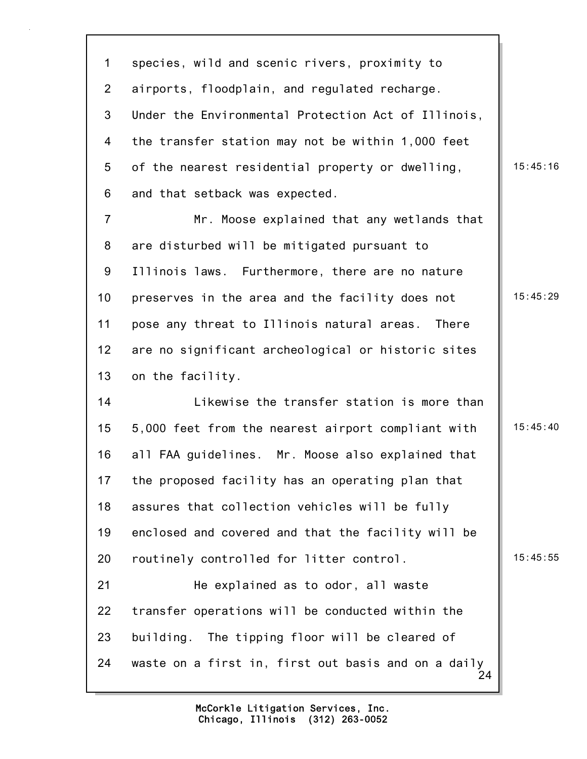species, wild and scenic rivers, proximity to airports, floodplain, and regulated recharge. Under the Environmental Protection Act of Illinois, the transfer station may not be within 1,000 feet of the nearest residential property or dwelling, and that setback was expected.

Mr. Moose explained that any wetlands that are disturbed will be mitigated pursuant to Illinois laws. Furthermore, there are no nature preserves in the area and the facility does not pose any threat to Illinois natural areas. There are no significant archeological or historic sites on the facility.

Likewise the transfer station is more than 5,000 feet from the nearest airport compliant with all FAA guidelines. Mr. Moose also explained that the proposed facility has an operating plan that assures that collection vehicles will be fully enclosed and covered and that the facility will be routinely controlled for litter control.

He explained as to odor, all waste transfer operations will be conducted within the building. The tipping floor will be cleared of waste on a first in, first out basis and on a daily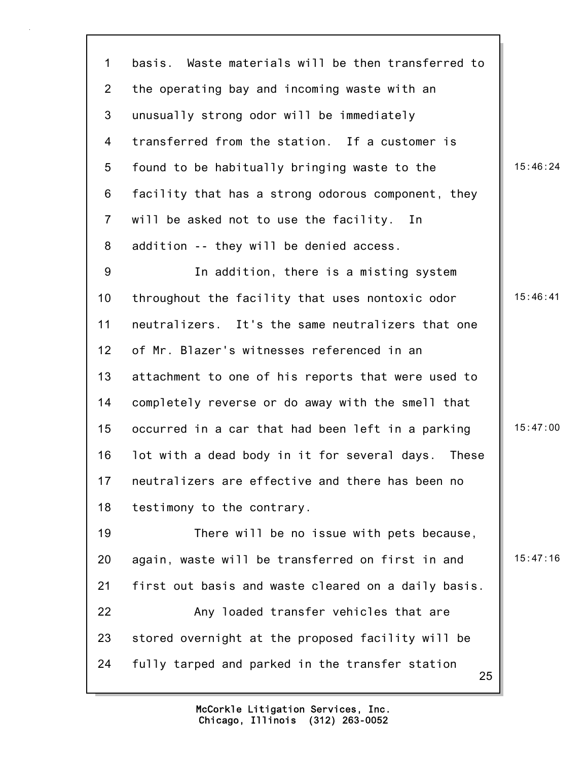basis. Waste materials will be then transferred to the operating bay and incoming waste with an unusually strong odor will be immediately transferred from the station. If a customer is found to be habitually bringing waste to the facility that has a strong odorous component, they will be asked not to use the facility. In addition -- they will be denied access.

In addition, there is a misting system throughout the facility that uses nontoxic odor neutralizers. It's the same neutralizers that one of Mr. Blazer's witnesses referenced in an attachment to one of his reports that were used to completely reverse or do away with the smell that occurred in a car that had been left in a parking lot with a dead body in it for several days. These neutralizers are effective and there has been no testimony to the contrary.

There will be no issue with pets because, again, waste will be transferred on first in and first out basis and waste cleared on a daily basis.

Any loaded transfer vehicles that are stored overnight at the proposed facility will be fully tarped and parked in the transfer station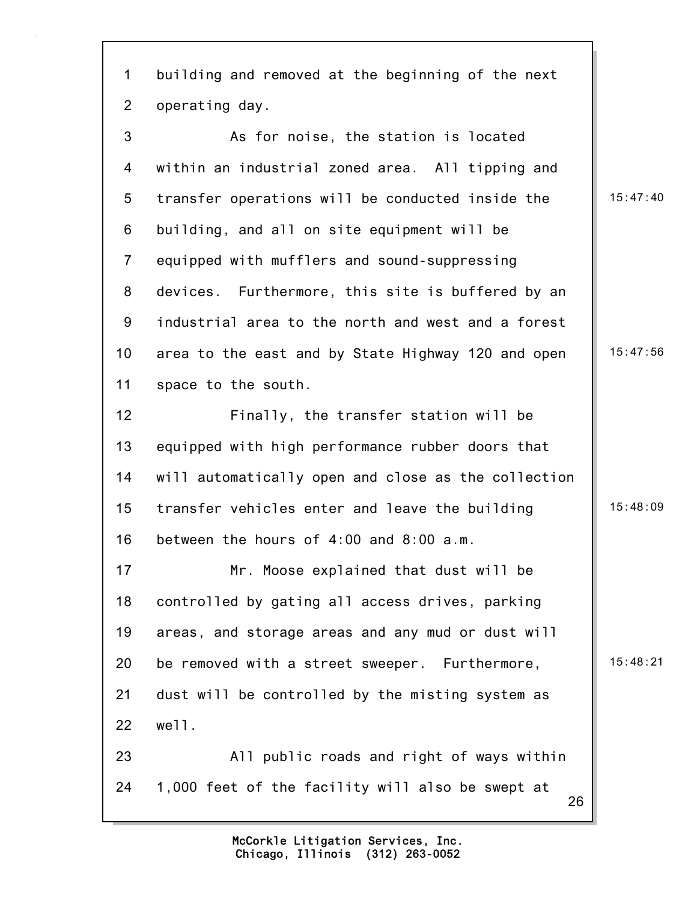building and removed at the beginning of the next operating day.

As for noise, the station is located within an industrial zoned area. All tipping and transfer operations will be conducted inside the building, and all on site equipment will be equipped with mufflers and sound-suppressing devices. Furthermore, this site is buffered by an industrial area to the north and west and a forest area to the east and by State Highway 120 and open space to the south.

Finally, the transfer station will be equipped with high performance rubber doors that will automatically open and close as the collection transfer vehicles enter and leave the building between the hours of 4:00 and 8:00 a.m.

Mr. Moose explained that dust will be controlled by gating all access drives, parking areas, and storage areas and any mud or dust will be removed with a street sweeper. Furthermore, dust will be controlled by the misting system as well.

All public roads and right of ways within 1,000 feet of the facility will also be swept at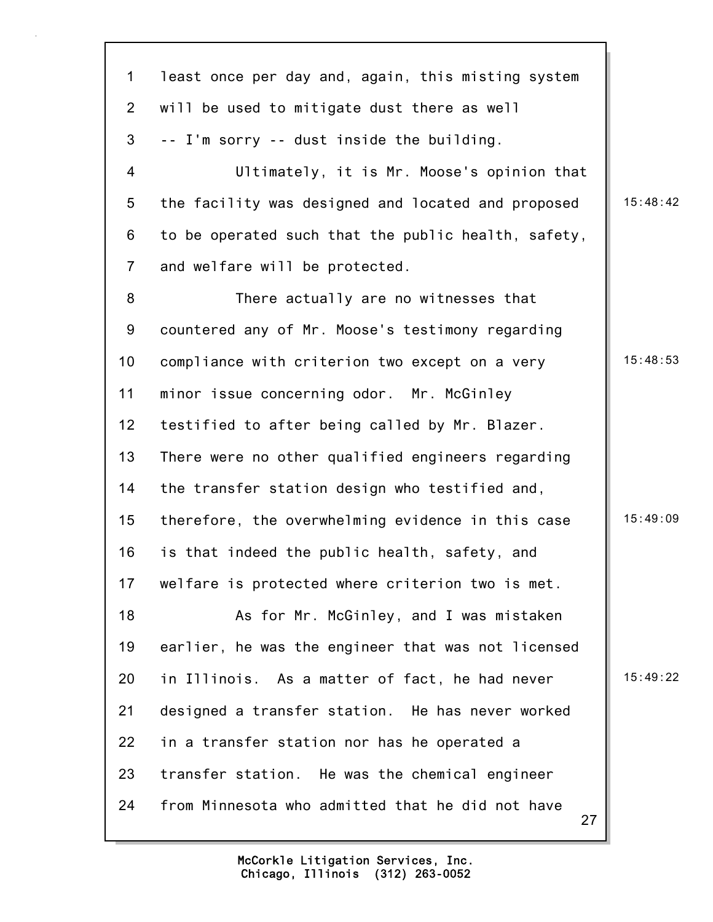least once per day and, again, this misting system will be used to mitigate dust there as well -- I'm sorry -- dust inside the building.

Ultimately, it is Mr. Moose's opinion that the facility was designed and located and proposed to be operated such that the public health, safety, and welfare will be protected.

There actually are no witnesses that countered any of Mr. Moose's testimony regarding compliance with criterion two except on a very minor issue concerning odor. Mr. McGinley testified to after being called by Mr. Blazer. There were no other qualified engineers regarding the transfer station design who testified and, therefore, the overwhelming evidence in this case is that indeed the public health, safety, and welfare is protected where criterion two is met.

As for Mr. McGinley, and I was mistaken earlier, he was the engineer that was not licensed in Illinois. As a matter of fact, he had never designed a transfer station. He has never worked in a transfer station nor has he operated a transfer station. He was the chemical engineer from Minnesota who admitted that he did not have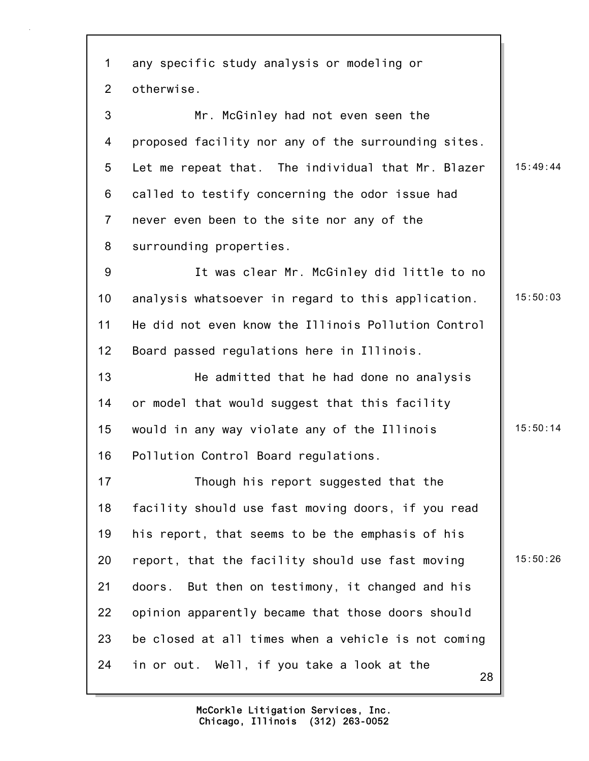any specific study analysis or modeling or otherwise.

Mr. McGinley had not even seen the proposed facility nor any of the surrounding sites. Let me repeat that. The individual that Mr. Blazer called to testify concerning the odor issue had never even been to the site nor any of the surrounding properties.

It was clear Mr. McGinley did little to no analysis whatsoever in regard to this application. He did not even know the Illinois Pollution Control Board passed regulations here in Illinois.

He admitted that he had done no analysis or model that would suggest that this facility would in any way violate any of the Illinois Pollution Control Board regulations.

Though his report suggested that the facility should use fast moving doors, if you read his report, that seems to be the emphasis of his report, that the facility should use fast moving doors. But then on testimony, it changed and his opinion apparently became that those doors should be closed at all times when a vehicle is not coming in or out. Well, if you take a look at the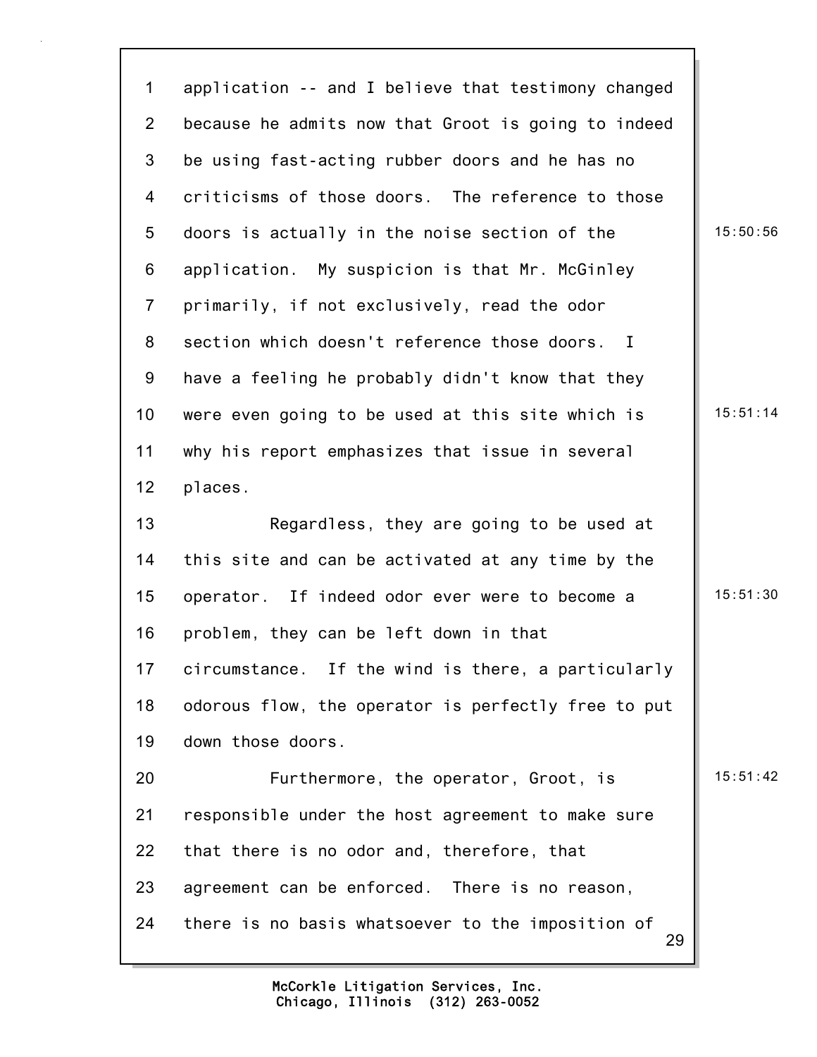application -- and I believe that testimony changed because he admits now that Groot is going to indeed be using fast-acting rubber doors and he has no criticisms of those doors. The reference to those doors is actually in the noise section of the application. My suspicion is that Mr. McGinley primarily, if not exclusively, read the odor section which doesn't reference those doors. I have a feeling he probably didn't know that they were even going to be used at this site which is why his report emphasizes that issue in several places.

Regardless, they are going to be used at this site and can be activated at any time by the operator. If indeed odor ever were to become a problem, they can be left down in that circumstance. If the wind is there, a particularly odorous flow, the operator is perfectly free to put down those doors.

Furthermore, the operator, Groot, is responsible under the host agreement to make sure that there is no odor and, therefore, that agreement can be enforced. There is no reason, there is no basis whatsoever to the imposition of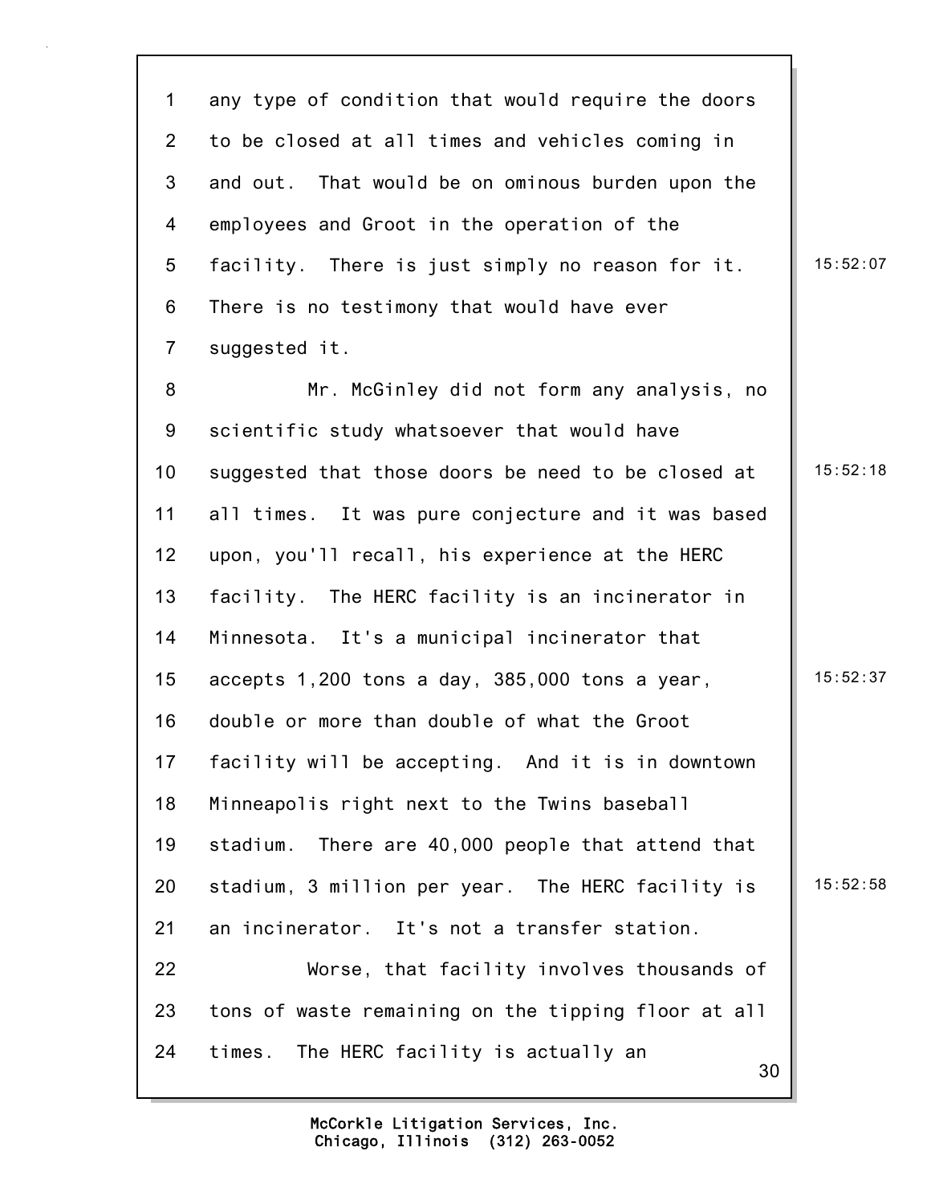any type of condition that would require the doors to be closed at all times and vehicles coming in and out. That would be on ominous burden upon the employees and Groot in the operation of the facility. There is just simply no reason for it. There is no testimony that would have ever suggested it.

Mr. McGinley did not form any analysis, no scientific study whatsoever that would have suggested that those doors be need to be closed at all times. It was pure conjecture and it was based upon, you'll recall, his experience at the HERC facility. The HERC facility is an incinerator in Minnesota. It's a municipal incinerator that accepts 1,200 tons a day, 385,000 tons a year, double or more than double of what the Groot facility will be accepting. And it is in downtown Minneapolis right next to the Twins baseball stadium. There are 40,000 people that attend that stadium, 3 million per year. The HERC facility is an incinerator. It's not a transfer station.

Worse, that facility involves thousands of tons of waste remaining on the tipping floor at all times. The HERC facility is actually an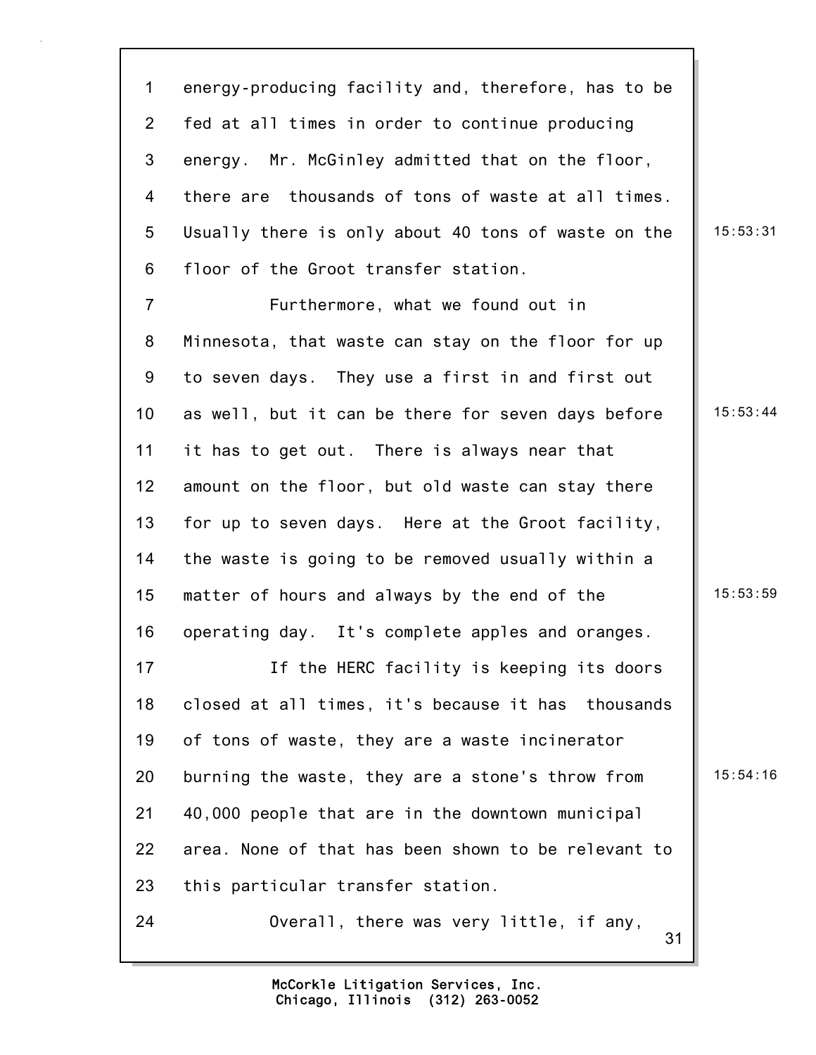energy-producing facility and, therefore, has to be fed at all times in order to continue producing energy. Mr. McGinley admitted that on the floor, there are thousands of tons of waste at all times. Usually there is only about 40 tons of waste on the floor of the Groot transfer station.

Furthermore, what we found out in Minnesota, that waste can stay on the floor for up to seven days. They use a first in and first out as well, but it can be there for seven days before it has to get out. There is always near that amount on the floor, but old waste can stay there for up to seven days. Here at the Groot facility, the waste is going to be removed usually within a matter of hours and always by the end of the operating day. It's complete apples and oranges.

If the HERC facility is keeping its doors closed at all times, it's because it has thousands of tons of waste, they are a waste incinerator burning the waste, they are a stone's throw from 40,000 people that are in the downtown municipal area. None of that has been shown to be relevant to this particular transfer station.

Overall, there was very little, if any,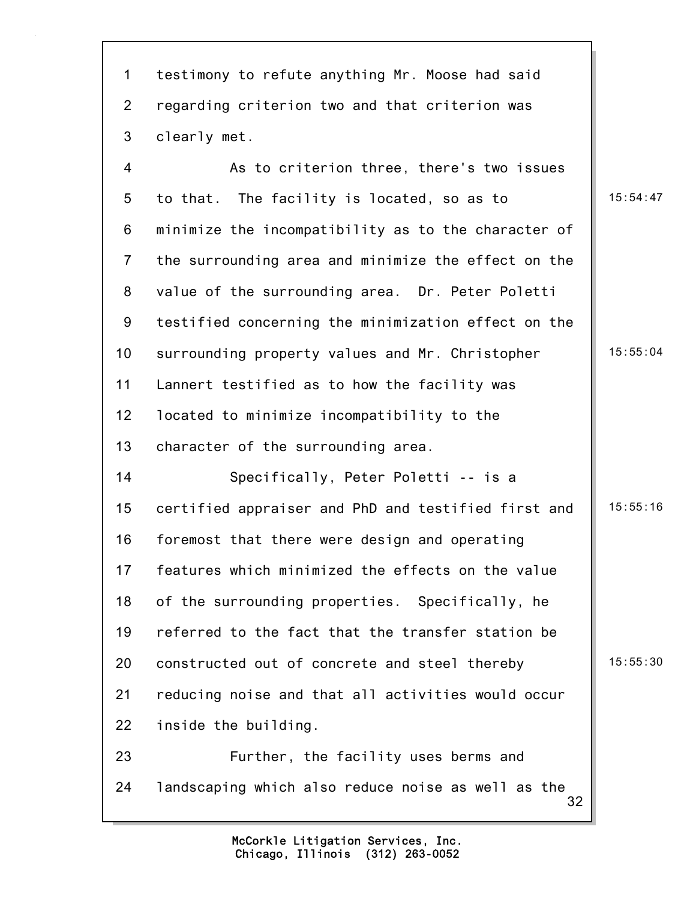testimony to refute anything Mr. Moose had said regarding criterion two and that criterion was clearly met.

As to criterion three, there's two issues to that. The facility is located, so as to minimize the incompatibility as to the character of the surrounding area and minimize the effect on the value of the surrounding area. Dr. Peter Poletti testified concerning the minimization effect on the surrounding property values and Mr. Christopher Lannert testified as to how the facility was located to minimize incompatibility to the character of the surrounding area.

Specifically, Peter Poletti -- is a certified appraiser and PhD and testified first and foremost that there were design and operating features which minimized the effects on the value of the surrounding properties. Specifically, he referred to the fact that the transfer station be constructed out of concrete and steel thereby reducing noise and that all activities would occur inside the building.

Further, the facility uses berms and landscaping which also reduce noise as well as the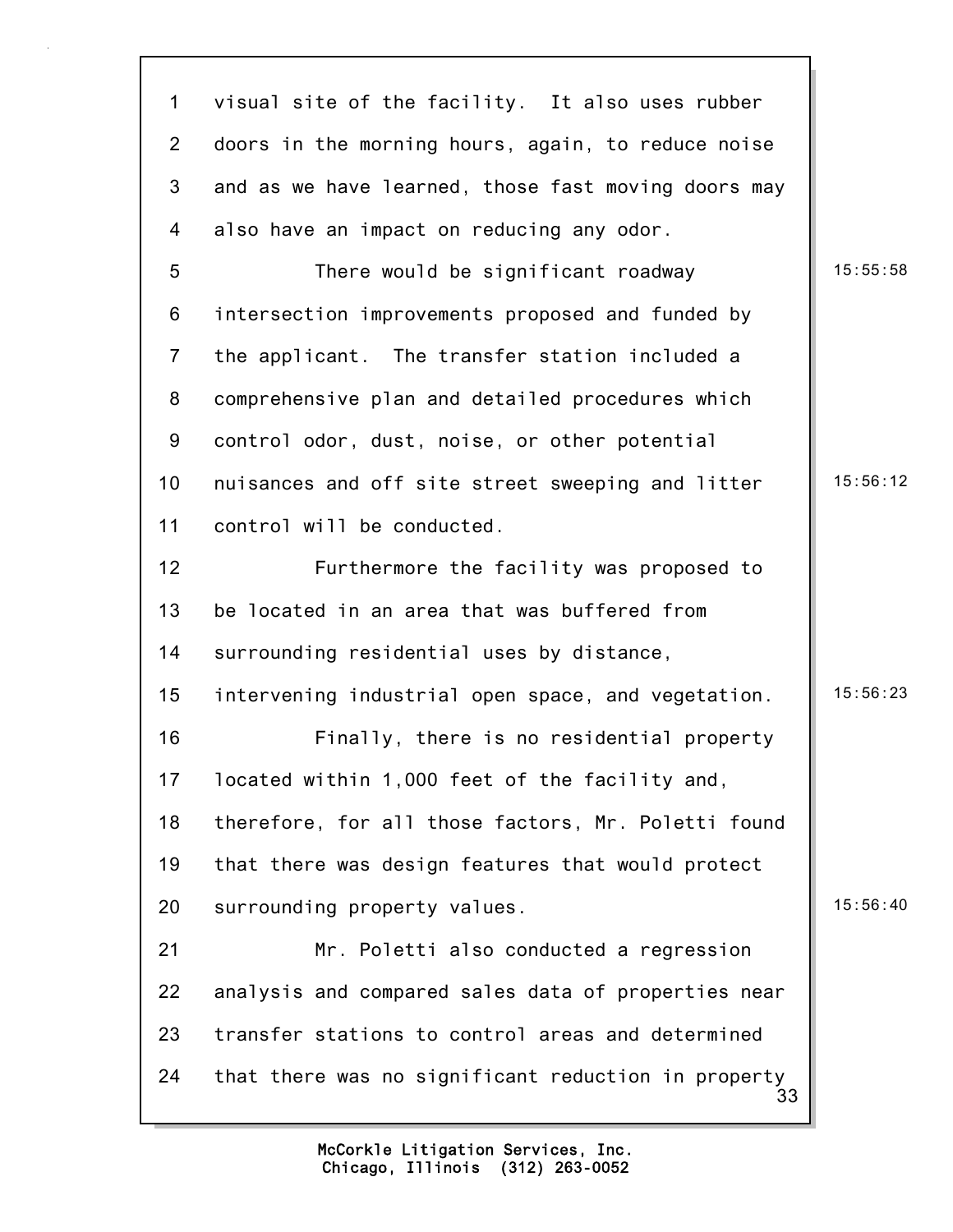visual site of the facility. It also uses rubber doors in the morning hours, again, to reduce noise and as we have learned, those fast moving doors may also have an impact on reducing any odor.

There would be significant roadway intersection improvements proposed and funded by the applicant. The transfer station included a comprehensive plan and detailed procedures which control odor, dust, noise, or other potential nuisances and off site street sweeping and litter control will be conducted.

Furthermore the facility was proposed to be located in an area that was buffered from surrounding residential uses by distance, intervening industrial open space, and vegetation.

Finally, there is no residential property located within 1,000 feet of the facility and, therefore, for all those factors, Mr. Poletti found that there was design features that would protect surrounding property values.

Mr. Poletti also conducted a regression analysis and compared sales data of properties near transfer stations to control areas and determined that there was no significant reduction in property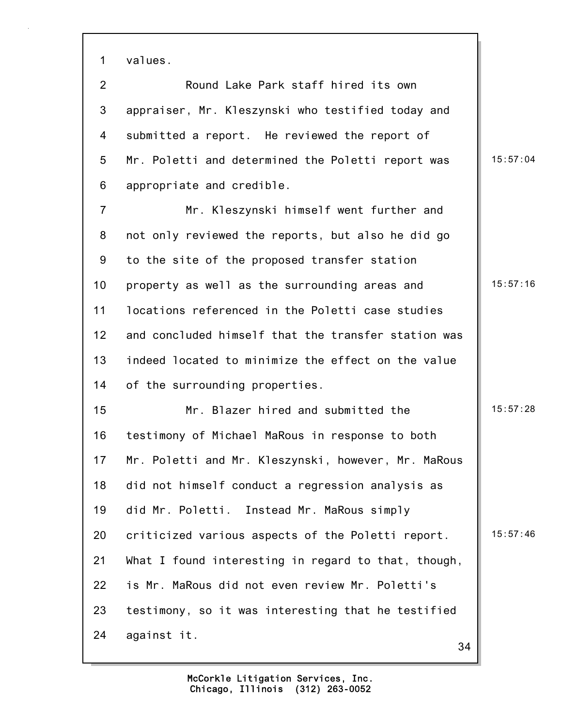values.

Round Lake Park staff hired its own appraiser, Mr. Kleszynski who testified today and submitted a report. He reviewed the report of Mr. Poletti and determined the Poletti report was appropriate and credible.

Mr. Kleszynski himself went further and not only reviewed the reports, but also he did go to the site of the proposed transfer station property as well as the surrounding areas and locations referenced in the Poletti case studies and concluded himself that the transfer station was indeed located to minimize the effect on the value of the surrounding properties.

Mr. Blazer hired and submitted the testimony of Michael MaRous in response to both Mr. Poletti and Mr. Kleszynski, however, Mr. MaRous did not himself conduct a regression analysis as did Mr. Poletti. Instead Mr. MaRous simply criticized various aspects of the Poletti report. What I found interesting in regard to that, though, is Mr. MaRous did not even review Mr. Poletti's testimony, so it was interesting that he testified against it.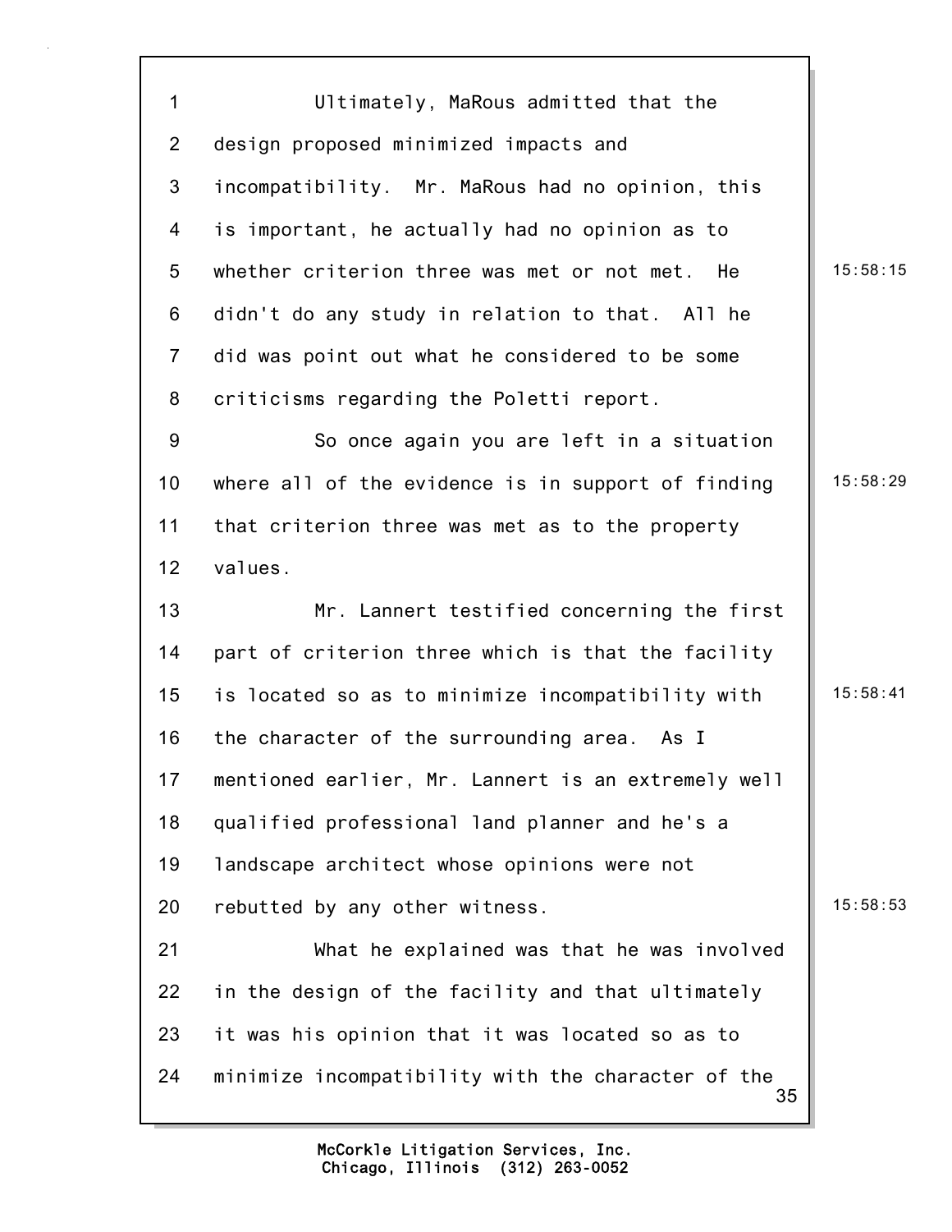Ultimately, MaRous admitted that the design proposed minimized impacts and incompatibility. Mr. MaRous had no opinion, this is important, he actually had no opinion as to whether criterion three was met or not met. He didn't do any study in relation to that. All he did was point out what he considered to be some criticisms regarding the Poletti report.

So once again you are left in a situation where all of the evidence is in support of finding that criterion three was met as to the property values.

Mr. Lannert testified concerning the first part of criterion three which is that the facility is located so as to minimize incompatibility with the character of the surrounding area. As I mentioned earlier, Mr. Lannert is an extremely well qualified professional land planner and he's a landscape architect whose opinions were not rebutted by any other witness.

What he explained was that he was involved in the design of the facility and that ultimately it was his opinion that it was located so as to minimize incompatibility with the character of the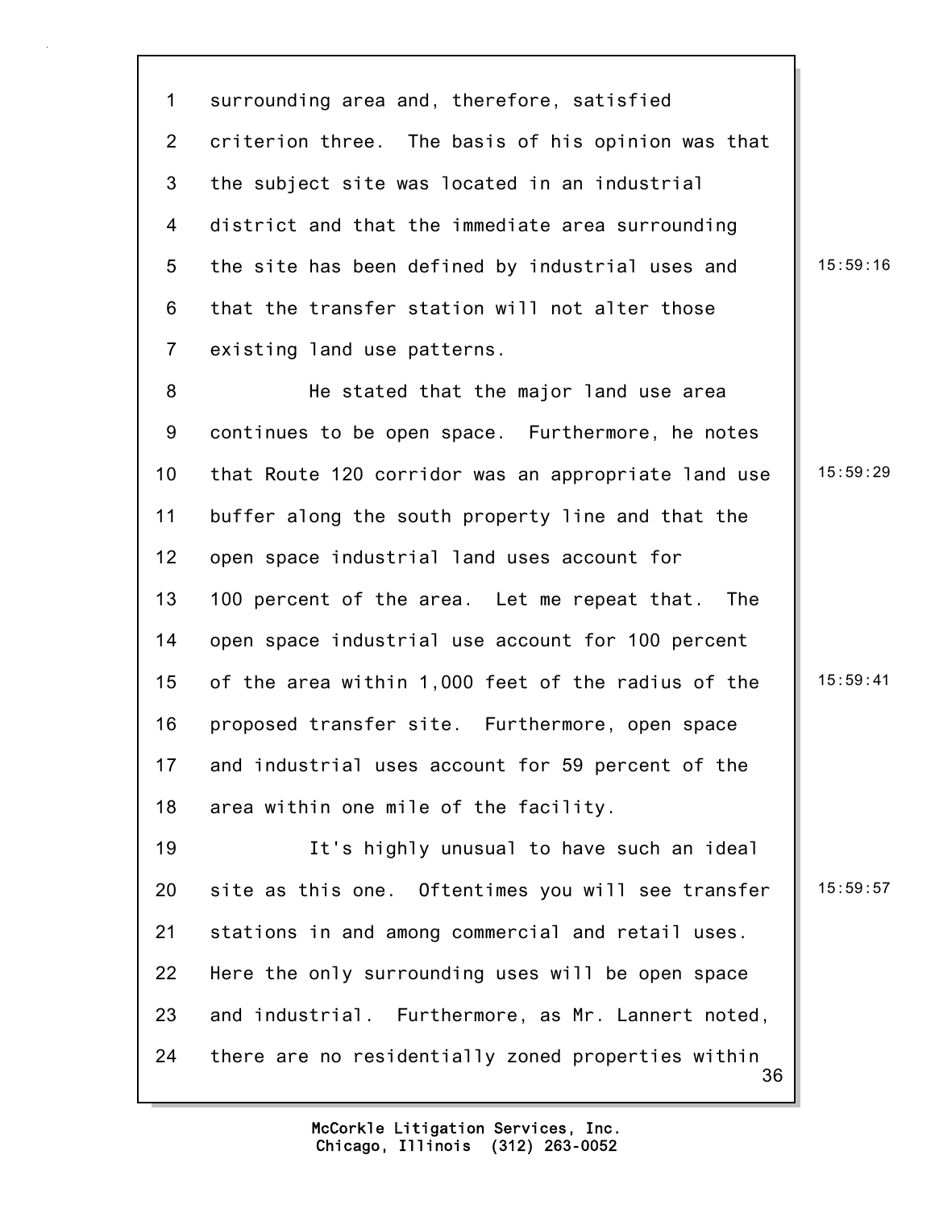surrounding area and, therefore, satisfied criterion three. The basis of his opinion was that the subject site was located in an industrial district and that the immediate area surrounding the site has been defined by industrial uses and that the transfer station will not alter those existing land use patterns.

He stated that the major land use area continues to be open space. Furthermore, he notes that Route 120 corridor was an appropriate land use buffer along the south property line and that the open space industrial land uses account for 100 percent of the area. Let me repeat that. The open space industrial use account for 100 percent of the area within 1,000 feet of the radius of the proposed transfer site. Furthermore, open space and industrial uses account for 59 percent of the area within one mile of the facility.

It's highly unusual to have such an ideal site as this one. Oftentimes you will see transfer stations in and among commercial and retail uses. Here the only surrounding uses will be open space and industrial. Furthermore, as Mr. Lannert noted, there are no residentially zoned properties within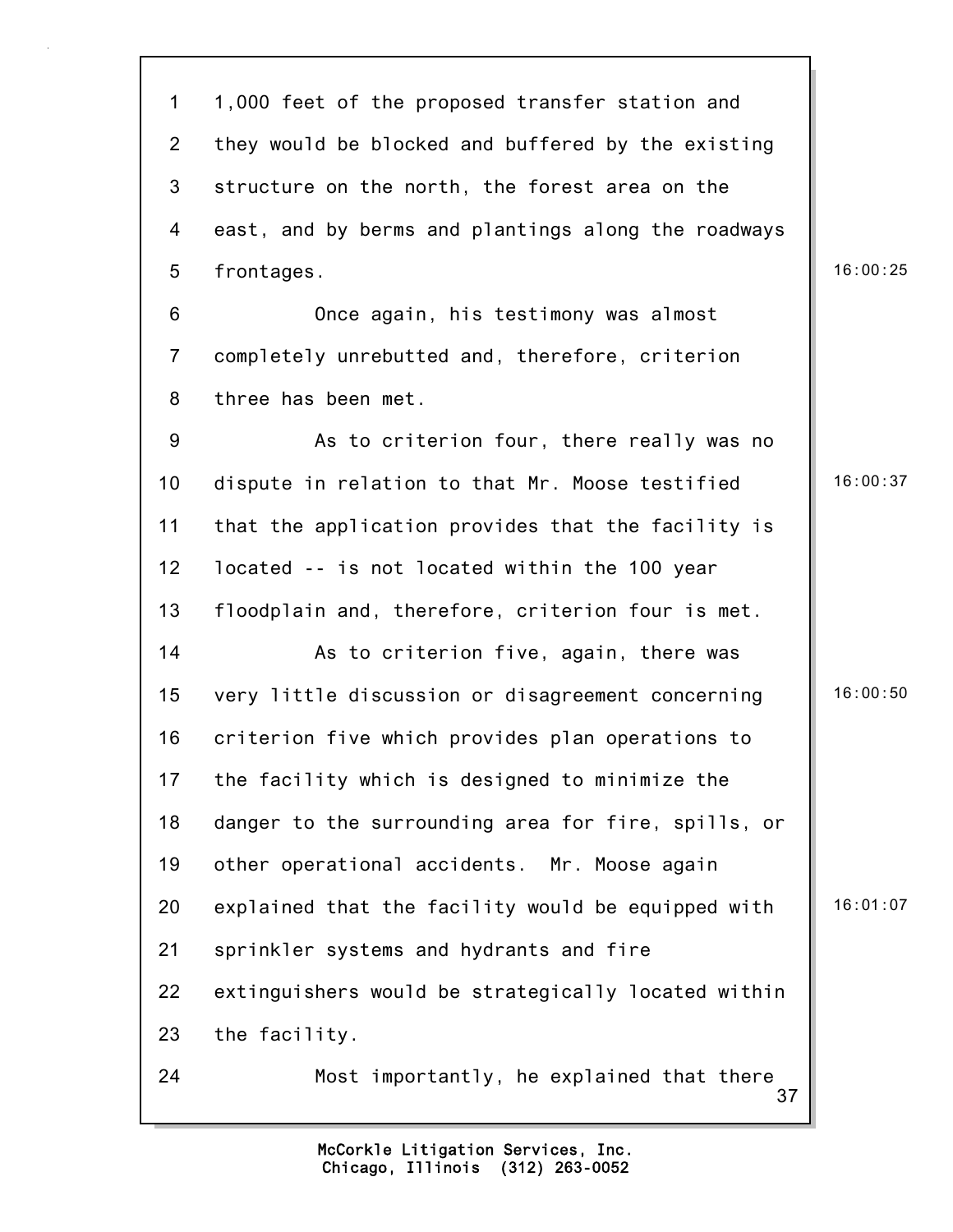1,000 feet of the proposed transfer station and they would be blocked and buffered by the existing structure on the north, the forest area on the east, and by berms and plantings along the roadways frontages.

Once again, his testimony was almost completely unrebutted and, therefore, criterion three has been met.

As to criterion four, there really was no dispute in relation to that Mr. Moose testified that the application provides that the facility is located -- is not located within the 100 year floodplain and, therefore, criterion four is met.

As to criterion five, again, there was very little discussion or disagreement concerning criterion five which provides plan operations to the facility which is designed to minimize the danger to the surrounding area for fire, spills, or other operational accidents. Mr. Moose again explained that the facility would be equipped with sprinkler systems and hydrants and fire extinguishers would be strategically located within the facility.

Most importantly, he explained that there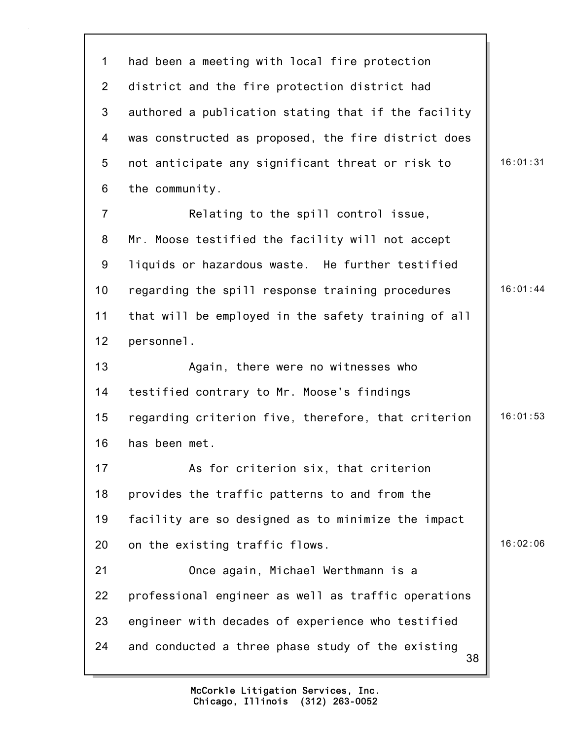had been a meeting with local fire protection district and the fire protection district had authored a publication stating that if the facility was constructed as proposed, the fire district does not anticipate any significant threat or risk to the community.

Relating to the spill control issue, Mr. Moose testified the facility will not accept liquids or hazardous waste. He further testified regarding the spill response training procedures that will be employed in the safety training of all personnel.

Again, there were no witnesses who testified contrary to Mr. Moose's findings regarding criterion five, therefore, that criterion has been met.

As for criterion six, that criterion provides the traffic patterns to and from the facility are so designed as to minimize the impact on the existing traffic flows.

Once again, Michael Werthmann is a professional engineer as well as traffic operations engineer with decades of experience who testified and conducted a three phase study of the existing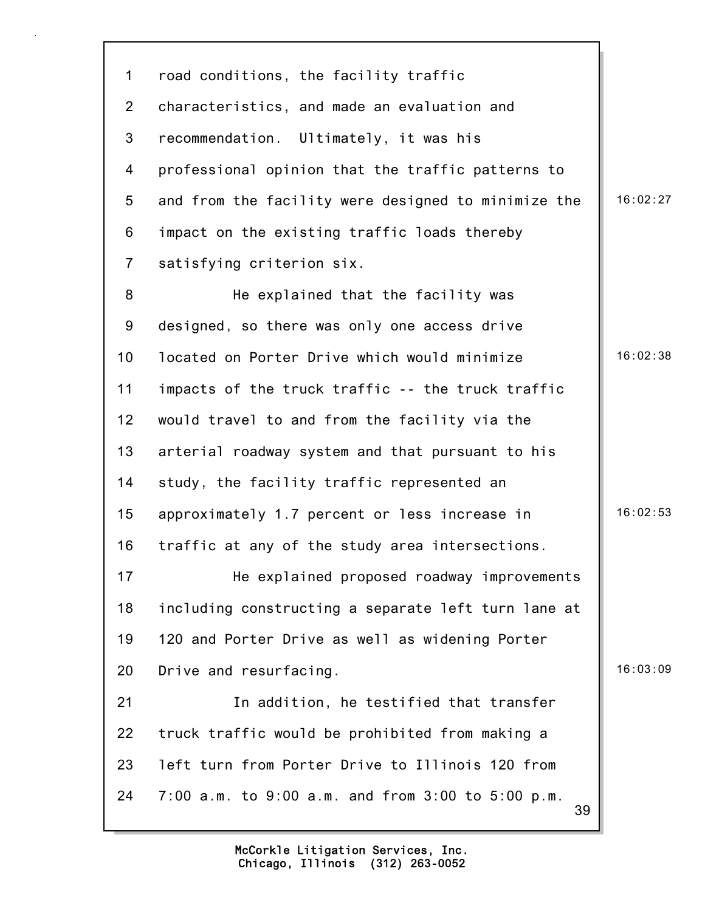road conditions, the facility traffic characteristics, and made an evaluation and recommendation. Ultimately, it was his professional opinion that the traffic patterns to and from the facility were designed to minimize the impact on the existing traffic loads thereby satisfying criterion six.

He explained that the facility was designed, so there was only one access drive located on Porter Drive which would minimize impacts of the truck traffic -- the truck traffic would travel to and from the facility via the arterial roadway system and that pursuant to his study, the facility traffic represented an approximately 1.7 percent or less increase in traffic at any of the study area intersections.

He explained proposed roadway improvements including constructing a separate left turn lane at 120 and Porter Drive as well as widening Porter Drive and resurfacing.

In addition, he testified that transfer truck traffic would be prohibited from making a left turn from Porter Drive to Illinois 120 from 7:00 a.m. to 9:00 a.m. and from 3:00 to 5:00 p.m.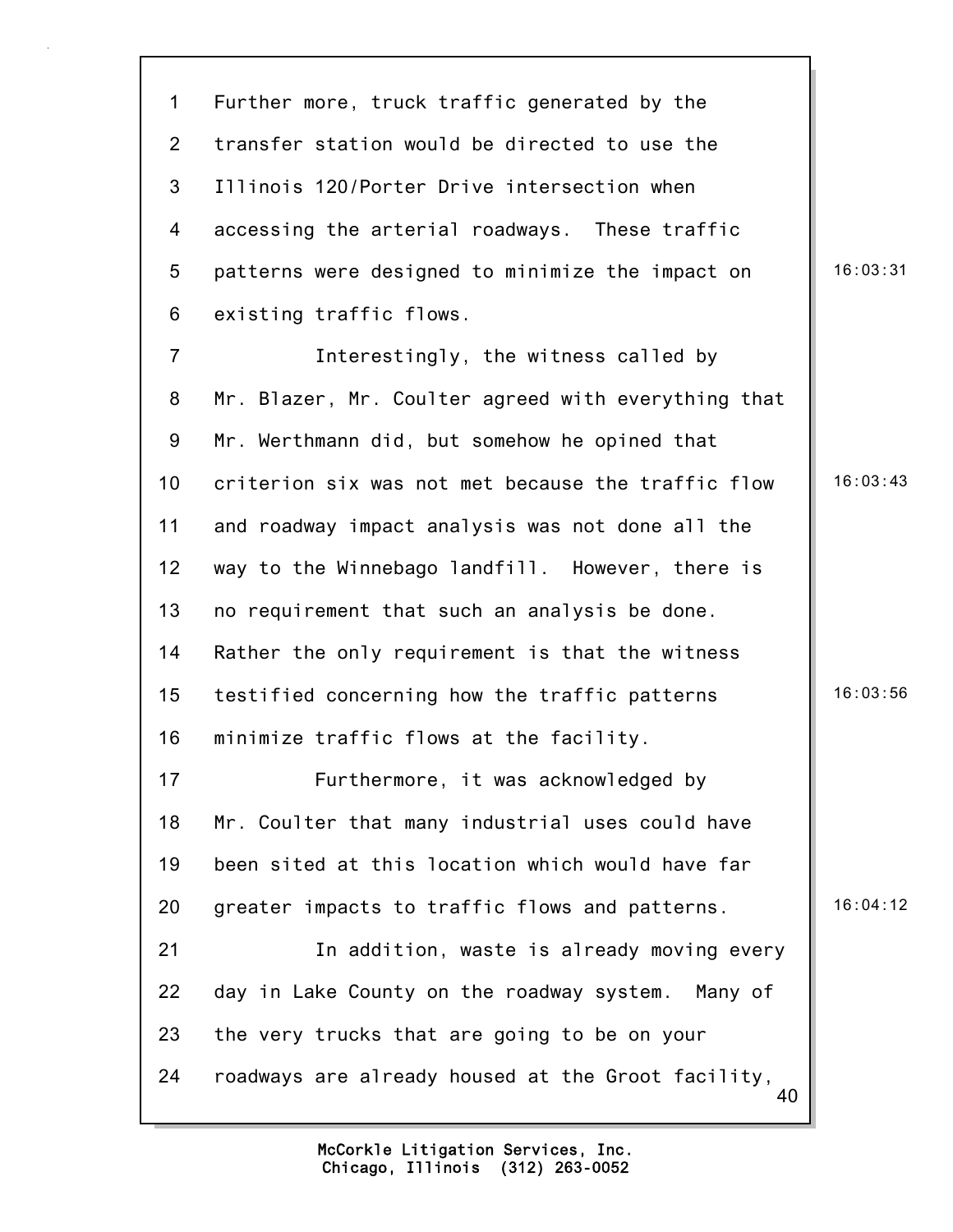Further more, truck traffic generated by the transfer station would be directed to use the Illinois 120/Porter Drive intersection when accessing the arterial roadways. These traffic patterns were designed to minimize the impact on existing traffic flows.

Interestingly, the witness called by Mr. Blazer, Mr. Coulter agreed with everything that Mr. Werthmann did, but somehow he opined that criterion six was not met because the traffic flow and roadway impact analysis was not done all the way to the Winnebago landfill. However, there is no requirement that such an analysis be done. Rather the only requirement is that the witness testified concerning how the traffic patterns minimize traffic flows at the facility.

Furthermore, it was acknowledged by Mr. Coulter that many industrial uses could have been sited at this location which would have far greater impacts to traffic flows and patterns.

In addition, waste is already moving every day in Lake County on the roadway system. Many of the very trucks that are going to be on your roadways are already housed at the Groot facility,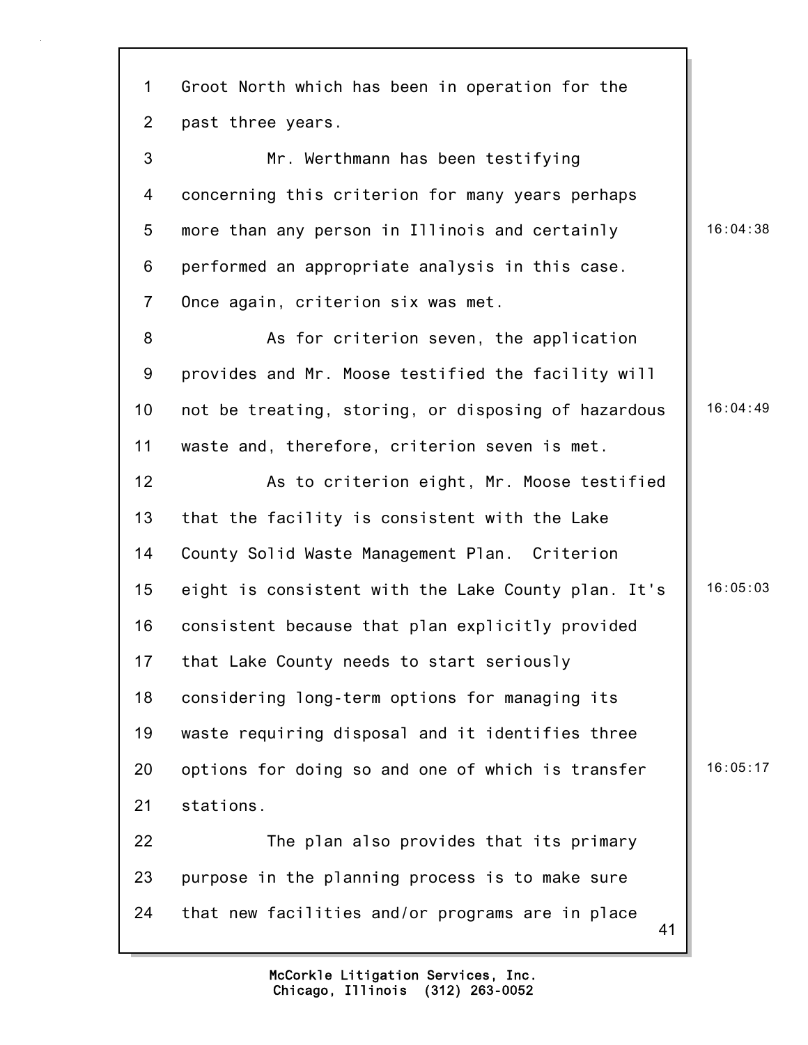Groot North which has been in operation for the past three years.

Mr. Werthmann has been testifying concerning this criterion for many years perhaps more than any person in Illinois and certainly performed an appropriate analysis in this case. Once again, criterion six was met.

As for criterion seven, the application provides and Mr. Moose testified the facility will not be treating, storing, or disposing of hazardous waste and, therefore, criterion seven is met.

As to criterion eight, Mr. Moose testified that the facility is consistent with the Lake County Solid Waste Management Plan. Criterion eight is consistent with the Lake County plan. It's consistent because that plan explicitly provided that Lake County needs to start seriously considering long-term options for managing its waste requiring disposal and it identifies three options for doing so and one of which is transfer stations.

The plan also provides that its primary purpose in the planning process is to make sure that new facilities and/or programs are in place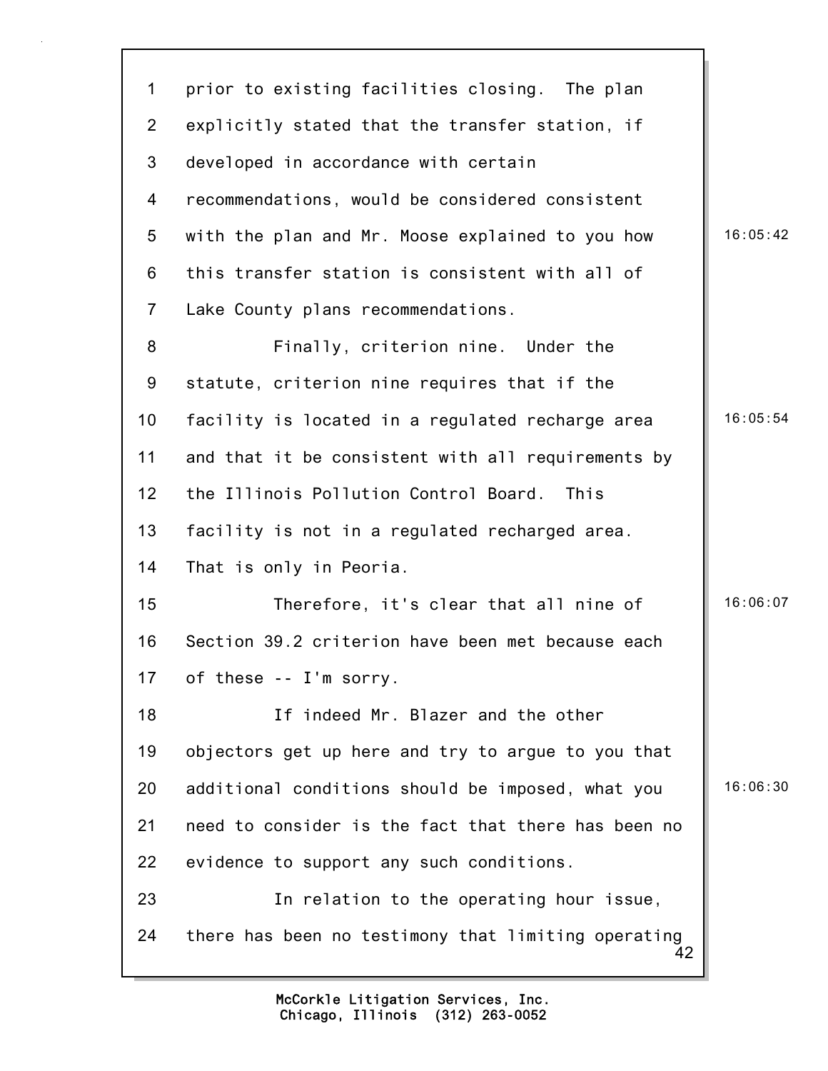prior to existing facilities closing. The plan explicitly stated that the transfer station, if developed in accordance with certain recommendations, would be considered consistent with the plan and Mr. Moose explained to you how this transfer station is consistent with all of Lake County plans recommendations.

Finally, criterion nine. Under the statute, criterion nine requires that if the facility is located in a regulated recharge area and that it be consistent with all requirements by the Illinois Pollution Control Board. This facility is not in a regulated recharged area. That is only in Peoria.

Therefore, it's clear that all nine of Section 39.2 criterion have been met because each of these -- I'm sorry.

If indeed Mr. Blazer and the other objectors get up here and try to argue to you that additional conditions should be imposed, what you need to consider is the fact that there has been no evidence to support any such conditions.

In relation to the operating hour issue, there has been no testimony that limiting operating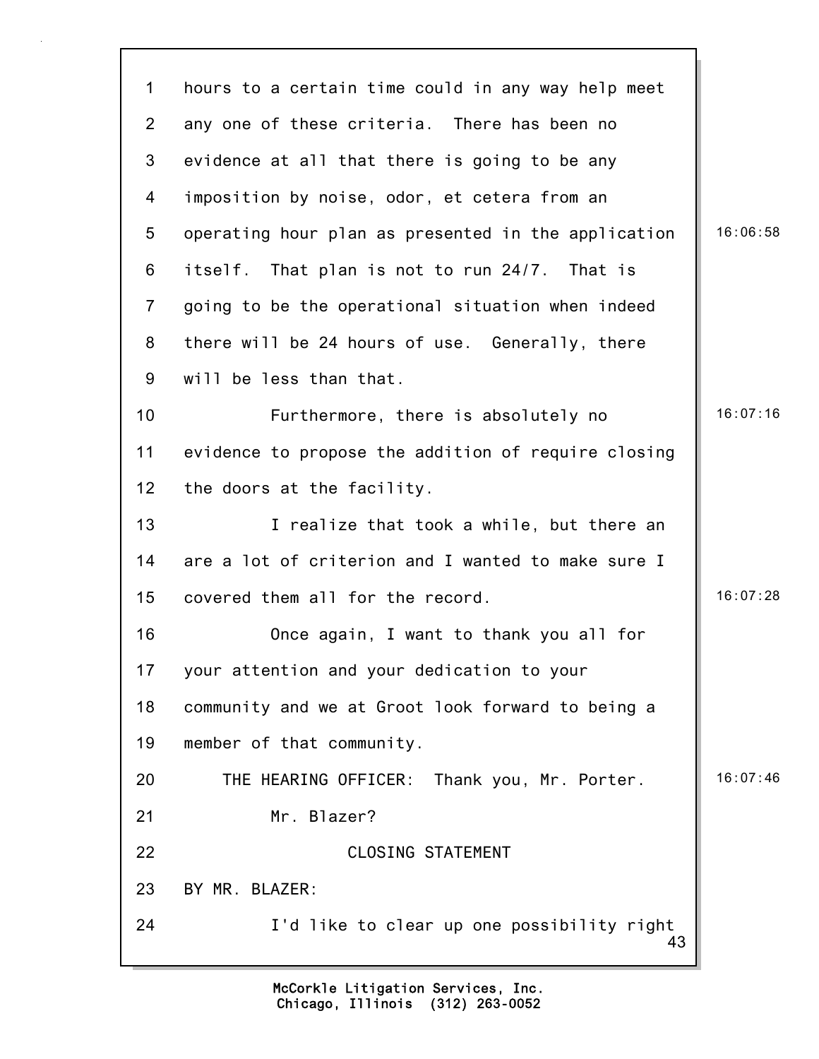hours to a certain time could in any way help meet any one of these criteria. There has been no evidence at all that there is going to be any imposition by noise, odor, et cetera from an operating hour plan as presented in the application itself. That plan is not to run 24/7. That is going to be the operational situation when indeed there will be 24 hours of use. Generally, there will be less than that.

Furthermore, there is absolutely no evidence to propose the addition of require closing the doors at the facility.

I realize that took a while, but there an are a lot of criterion and I wanted to make sure I covered them all for the record.

Once again, I want to thank you all for your attention and your dedication to your community and we at Groot look forward to being a member of that community.

THE HEARING OFFICER: Thank you, Mr. Porter.

Mr. Blazer?

CLOSING STATEMENT

BY MR. BLAZER:

I'd like to clear up one possibility right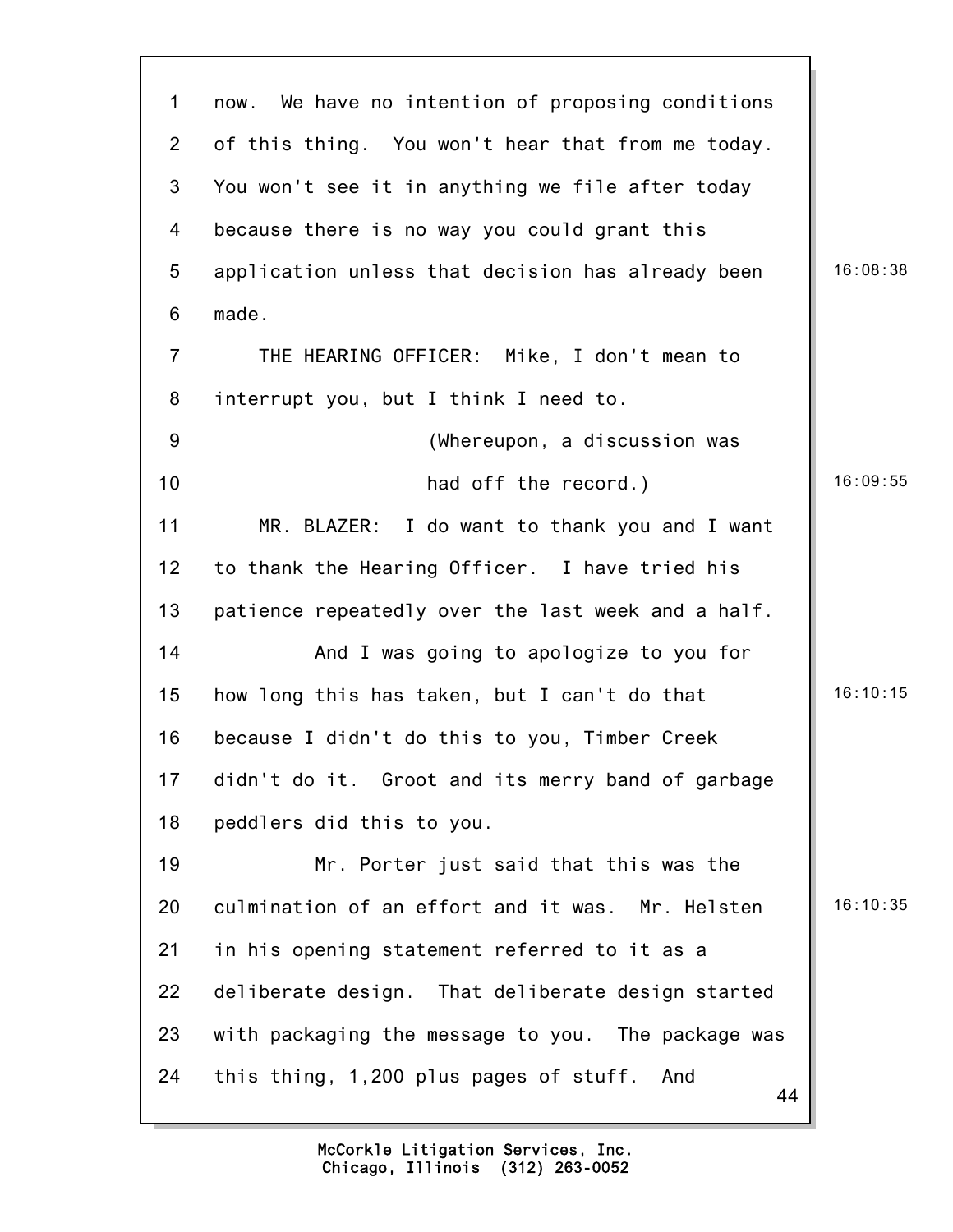now. We have no intention of proposing conditions of this thing. You won't hear that from me today. You won't see it in anything we file after today because there is no way you could grant this application unless that decision has already been made.

THE HEARING OFFICER: Mike, I don't mean to interrupt you, but I think I need to.

(Whereupon, a discussion was had off the record.)

MR. BLAZER: I do want to thank you and I want to thank the Hearing Officer. I have tried his patience repeatedly over the last week and a half.

And I was going to apologize to you for how long this has taken, but I can't do that because I didn't do this to you, Timber Creek didn't do it. Groot and its merry band of garbage peddlers did this to you.

Mr. Porter just said that this was the culmination of an effort and it was. Mr. Helsten in his opening statement referred to it as a deliberate design. That deliberate design started with packaging the message to you. The package was this thing, 1,200 plus pages of stuff. And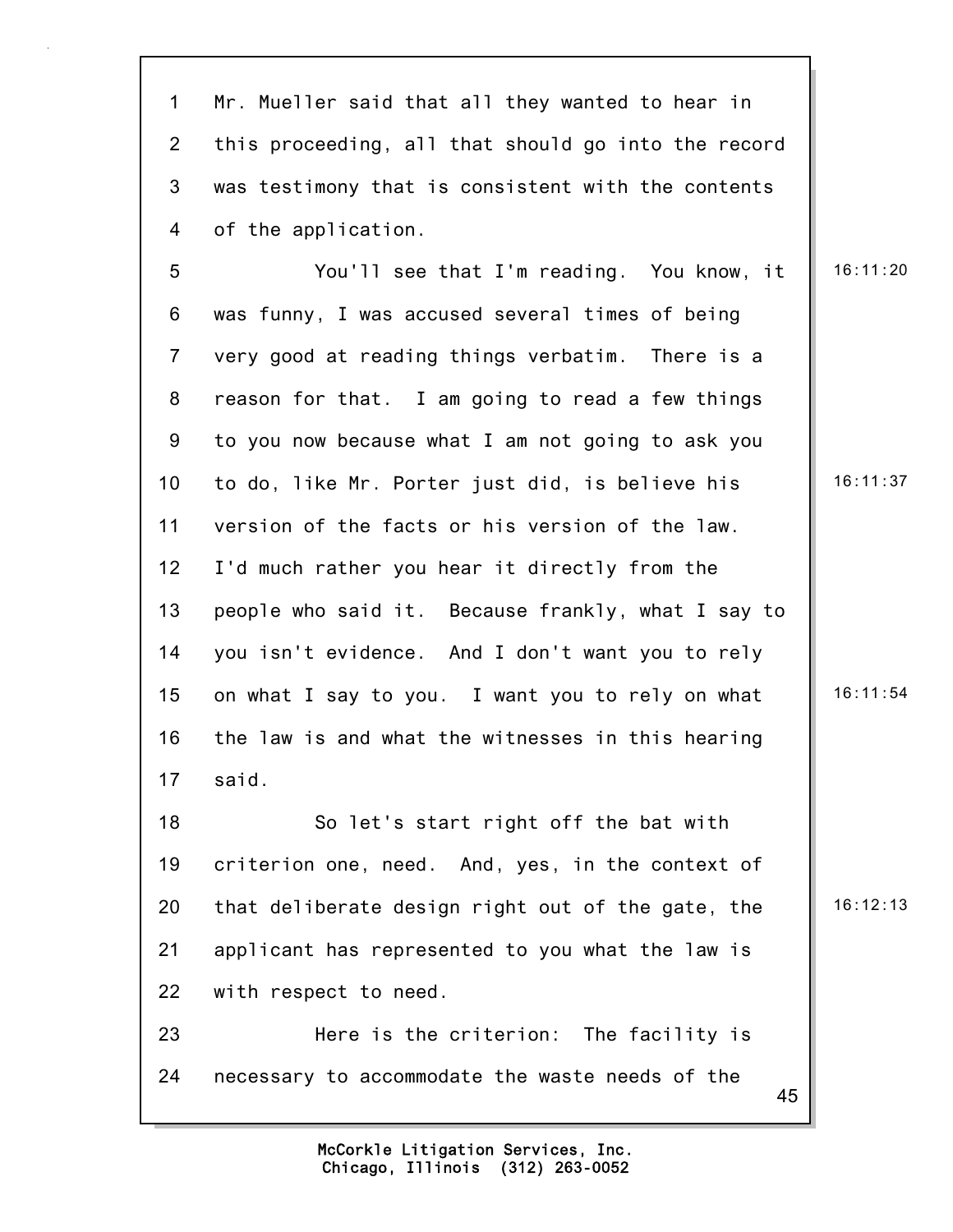Mr. Mueller said that all they wanted to hear in this proceeding, all that should go into the record was testimony that is consistent with the contents of the application.

You'll see that I'm reading. You know, it was funny, I was accused several times of being very good at reading things verbatim. There is a reason for that. I am going to read a few things to you now because what I am not going to ask you to do, like Mr. Porter just did, is believe his version of the facts or his version of the law. I'd much rather you hear it directly from the people who said it. Because frankly, what I say to you isn't evidence. And I don't want you to rely on what I say to you. I want you to rely on what the law is and what the witnesses in this hearing said.

So let's start right off the bat with criterion one, need. And, yes, in the context of that deliberate design right out of the gate, the applicant has represented to you what the law is with respect to need.

Here is the criterion: The facility is necessary to accommodate the waste needs of the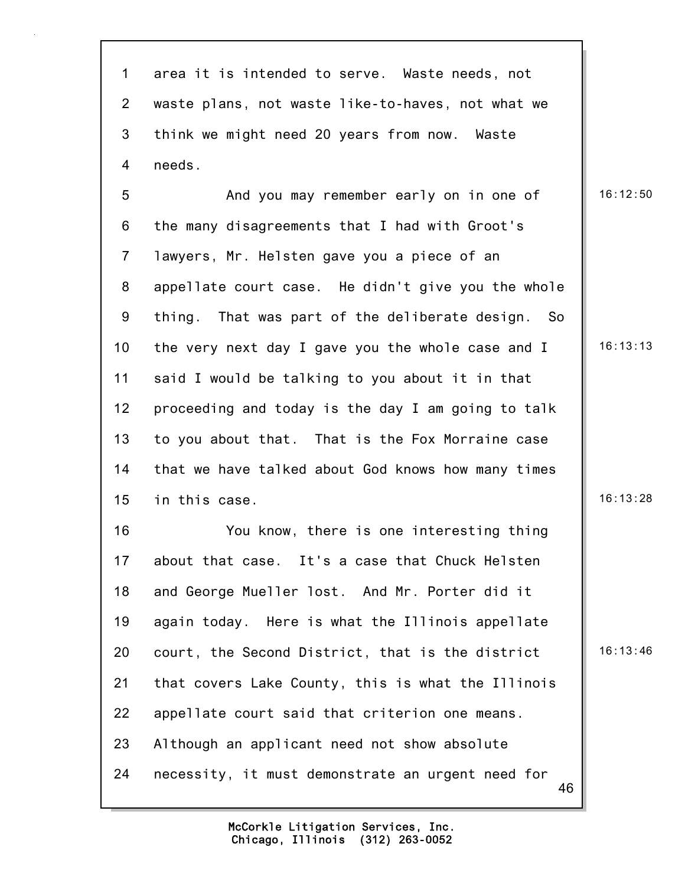area it is intended to serve. Waste needs, not waste plans, not waste like-to-haves, not what we think we might need 20 years from now. Waste needs.

And you may remember early on in one of the many disagreements that I had with Groot's lawyers, Mr. Helsten gave you a piece of an appellate court case. He didn't give you the whole thing. That was part of the deliberate design. So the very next day I gave you the whole case and I said I would be talking to you about it in that proceeding and today is the day I am going to talk to you about that. That is the Fox Morraine case that we have talked about God knows how many times in this case.

You know, there is one interesting thing about that case. It's a case that Chuck Helsten and George Mueller lost. And Mr. Porter did it again today. Here is what the Illinois appellate court, the Second District, that is the district that covers Lake County, this is what the Illinois appellate court said that criterion one means. Although an applicant need not show absolute necessity, it must demonstrate an urgent need for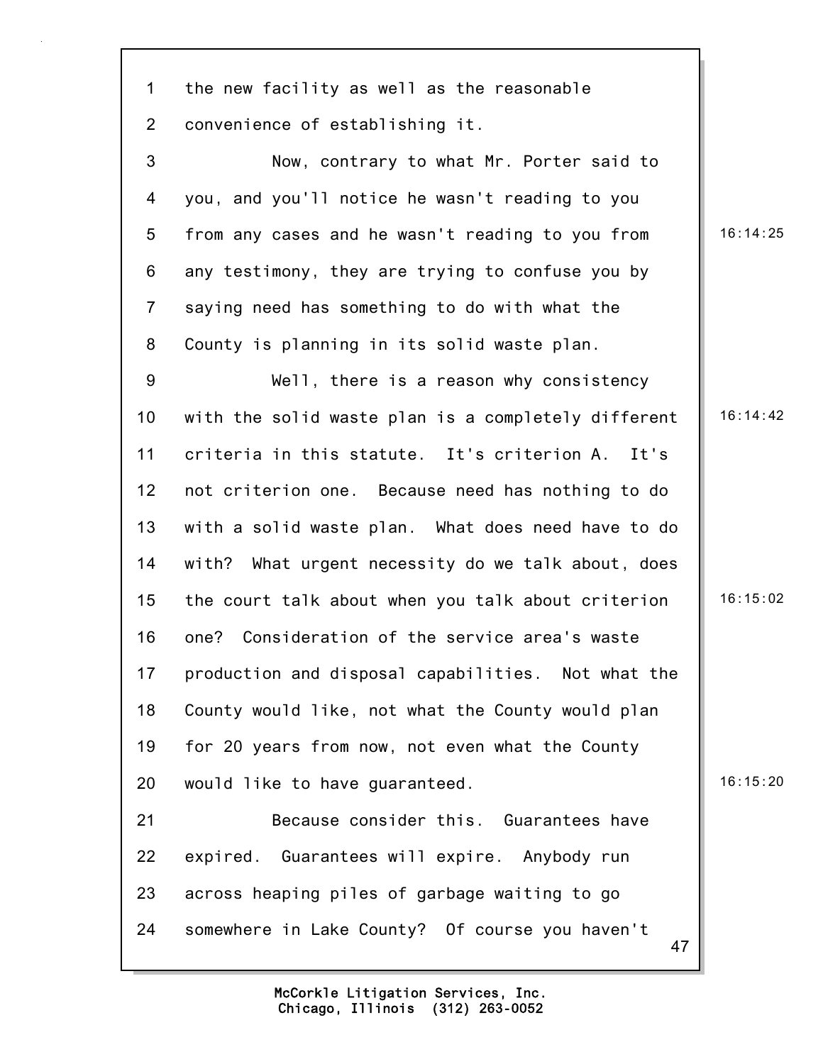the new facility as well as the reasonable convenience of establishing it.

Now, contrary to what Mr. Porter said to you, and you'll notice he wasn't reading to you from any cases and he wasn't reading to you from any testimony, they are trying to confuse you by saying need has something to do with what the County is planning in its solid waste plan.

Well, there is a reason why consistency with the solid waste plan is a completely different criteria in this statute. It's criterion A. It's not criterion one. Because need has nothing to do with a solid waste plan. What does need have to do with? What urgent necessity do we talk about, does the court talk about when you talk about criterion one? Consideration of the service area's waste production and disposal capabilities. Not what the County would like, not what the County would plan for 20 years from now, not even what the County would like to have guaranteed.

Because consider this. Guarantees have expired. Guarantees will expire. Anybody run across heaping piles of garbage waiting to go somewhere in Lake County? Of course you haven't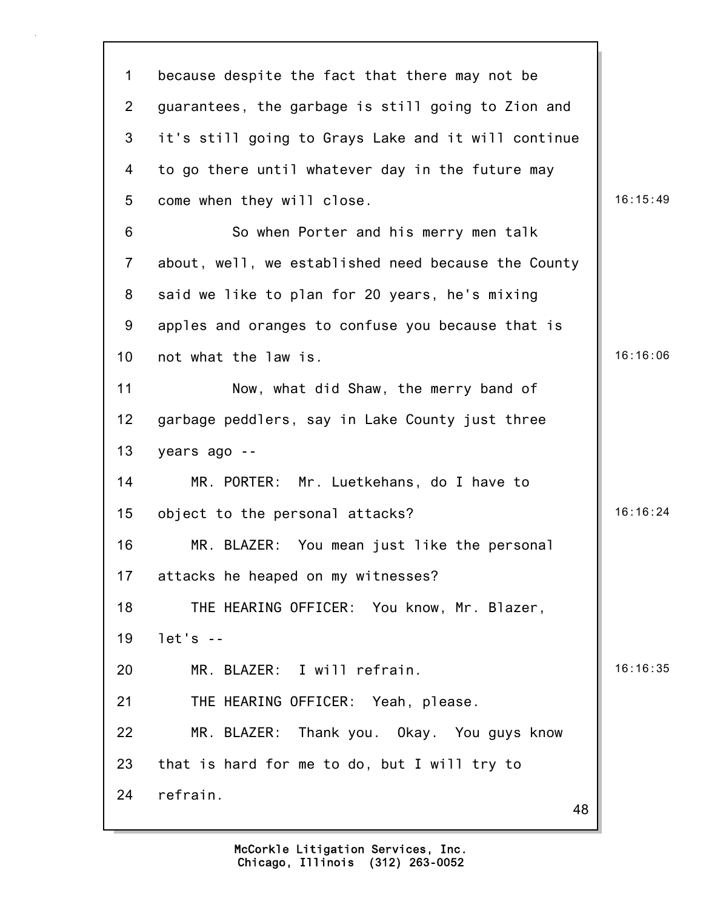1 because despite the fact that there may not be
2 guarantees, the garbage is still going to Zion and
3 it's still going to Grays Lake and it will continue
4 to go there until whatever day in the future may
5 come when they will close. 16:15:49
6 So when Porter and his merry men talk
7 about, well, we established need because the County
8 said we like to plan for 20 years, he's mixing
9 apples and oranges to confuse you because that is
10 not what the law is. 16:16:06
11 Now, what did Shaw, the merry band of
12 garbage peddlers, say in Lake County just three
13 years ago --
14 MR. PORTER: Mr. Luetkehans, do I have to
15 object to the personal attacks? 16:16:24
16 MR. BLAZER: You mean just like the personal
17 attacks he heaped on my witnesses?
18 THE HEARING OFFICER: You know, Mr. Blazer,
19 let's --
20 MR. BLAZER: I will refrain. 16:16:35
21 THE HEARING OFFICER: Yeah, please.
22 MR. BLAZER: Thank you. Okay. You guys know
23 that is hard for me to do, but I will try to
24 refrain.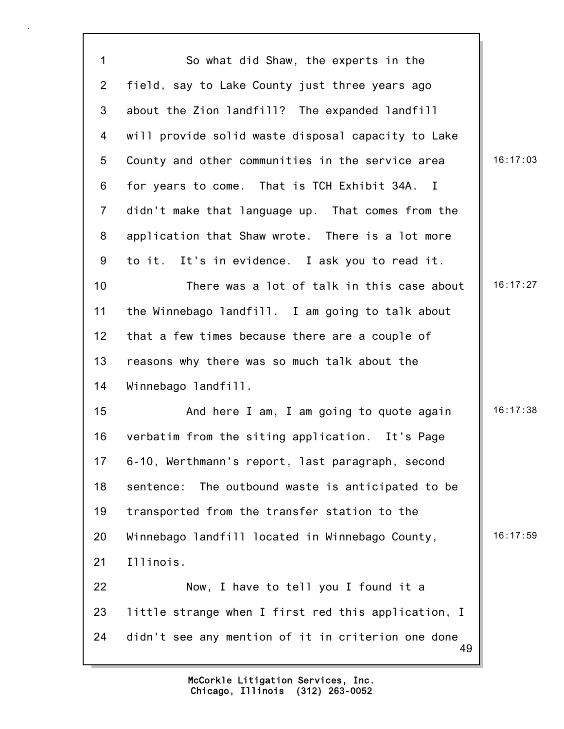So what did Shaw, the experts in the field, say to Lake County just three years ago about the Zion landfill? The expanded landfill will provide solid waste disposal capacity to Lake County and other communities in the service area for years to come. That is TCH Exhibit 34A. I didn't make that language up. That comes from the application that Shaw wrote. There is a lot more to it. It's in evidence. I ask you to read it.

There was a lot of talk in this case about the Winnebago landfill. I am going to talk about that a few times because there are a couple of reasons why there was so much talk about the Winnebago landfill.

And here I am, I am going to quote again verbatim from the siting application. It's Page 6-10, Werthmann's report, last paragraph, second sentence: The outbound waste is anticipated to be transported from the transfer station to the Winnebago landfill located in Winnebago County, Illinois.

Now, I have to tell you I found it a little strange when I first red this application, I didn't see any mention of it in criterion one done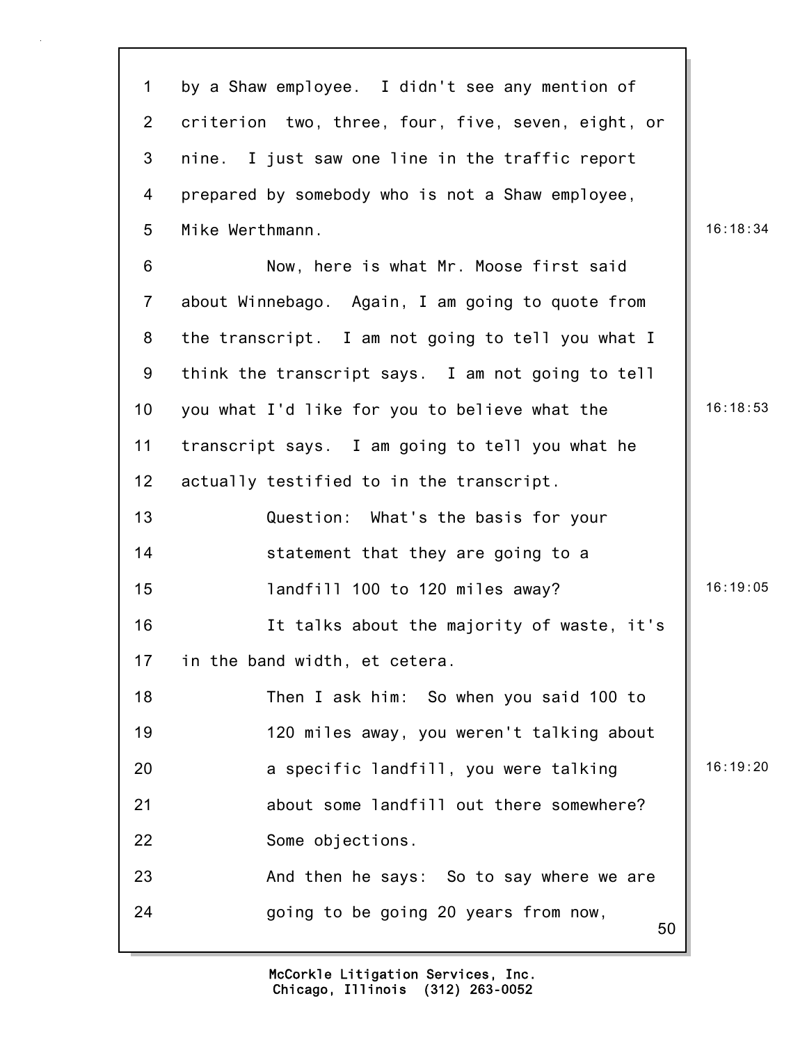by a Shaw employee. I didn't see any mention of criterion two, three, four, five, seven, eight, or nine. I just saw one line in the traffic report prepared by somebody who is not a Shaw employee, Mike Werthmann.

Now, here is what Mr. Moose first said about Winnebago. Again, I am going to quote from the transcript. I am not going to tell you what I think the transcript says. I am not going to tell you what I'd like for you to believe what the transcript says. I am going to tell you what he actually testified to in the transcript.

> Question: What's the basis for your statement that they are going to a landfill 100 to 120 miles away?

It talks about the majority of waste, it's in the band width, et cetera.

> Then I ask him: So when you said 100 to 120 miles away, you weren't talking about a specific landfill, you were talking about some landfill out there somewhere?
>
> Some objections.
>
> And then he says: So to say where we are going to be going 20 years from now,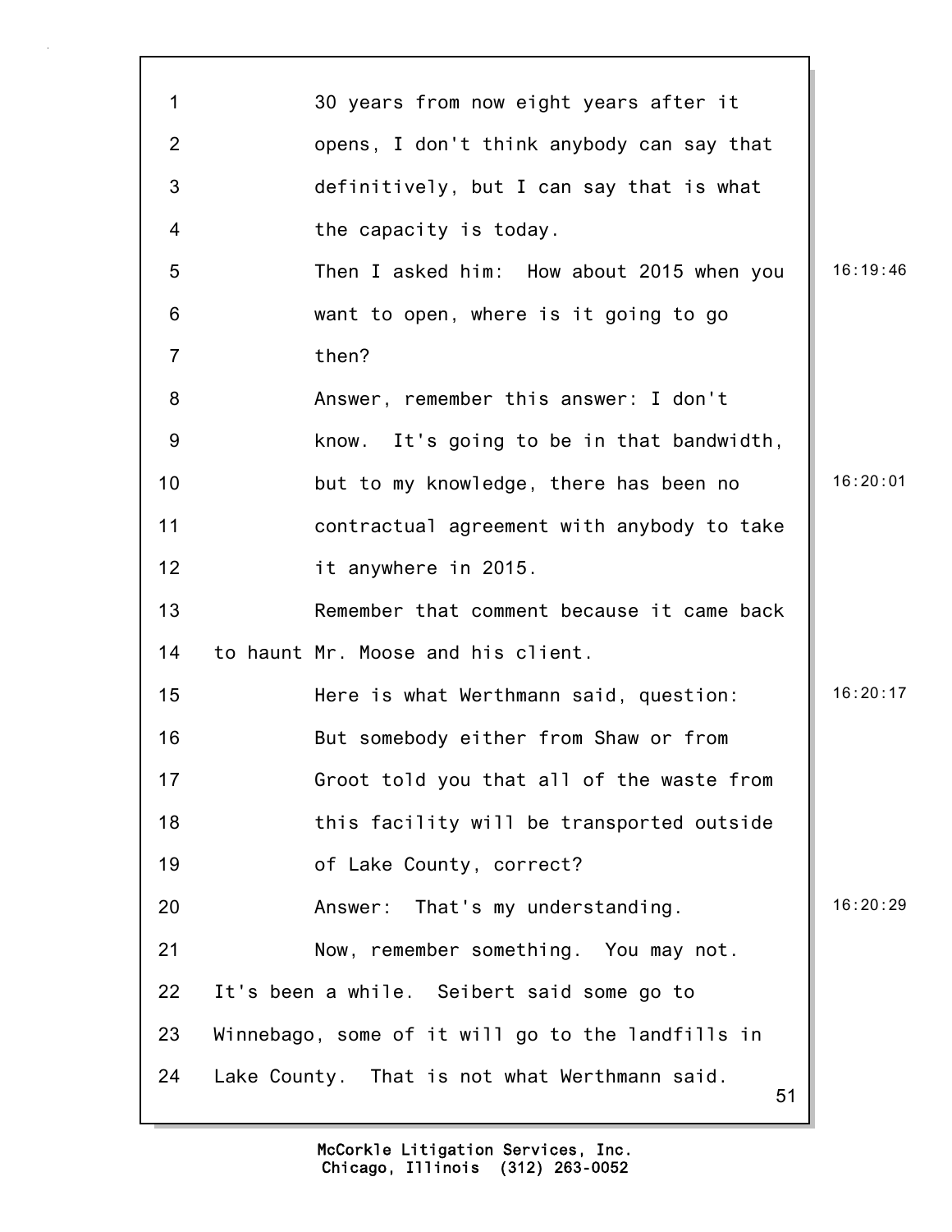30 years from now eight years after it opens, I don't think anybody can say that definitively, but I can say that is what the capacity is today.

Then I asked him: How about 2015 when you want to open, where is it going to go then?

Answer, remember this answer: I don't know. It's going to be in that bandwidth, but to my knowledge, there has been no contractual agreement with anybody to take it anywhere in 2015.

Remember that comment because it came back to haunt Mr. Moose and his client.

Here is what Werthmann said, question: But somebody either from Shaw or from Groot told you that all of the waste from this facility will be transported outside of Lake County, correct?

Answer: That's my understanding.

Now, remember something. You may not. It's been a while. Seibert said some go to Winnebago, some of it will go to the landfills in Lake County. That is not what Werthmann said.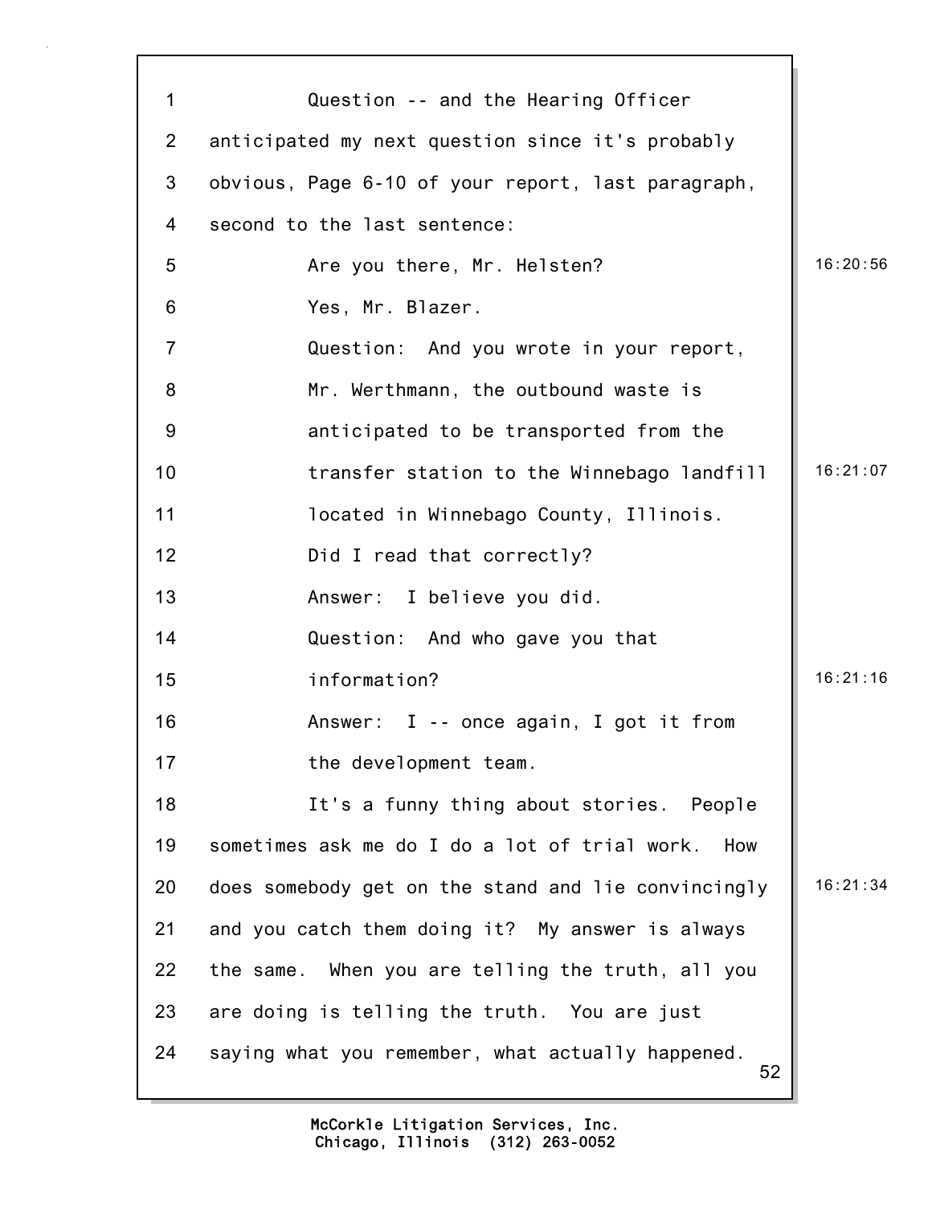Question -- and the Hearing Officer anticipated my next question since it's probably obvious, Page 6-10 of your report, last paragraph, second to the last sentence:

Are you there, Mr. Helsten?

Yes, Mr. Blazer.

Question: And you wrote in your report, Mr. Werthmann, the outbound waste is anticipated to be transported from the transfer station to the Winnebago landfill located in Winnebago County, Illinois. Did I read that correctly?

Answer: I believe you did.

Question: And who gave you that information?

Answer: I -- once again, I got it from the development team.

It's a funny thing about stories. People sometimes ask me do I do a lot of trial work. How does somebody get on the stand and lie convincingly and you catch them doing it? My answer is always the same. When you are telling the truth, all you are doing is telling the truth. You are just saying what you remember, what actually happened.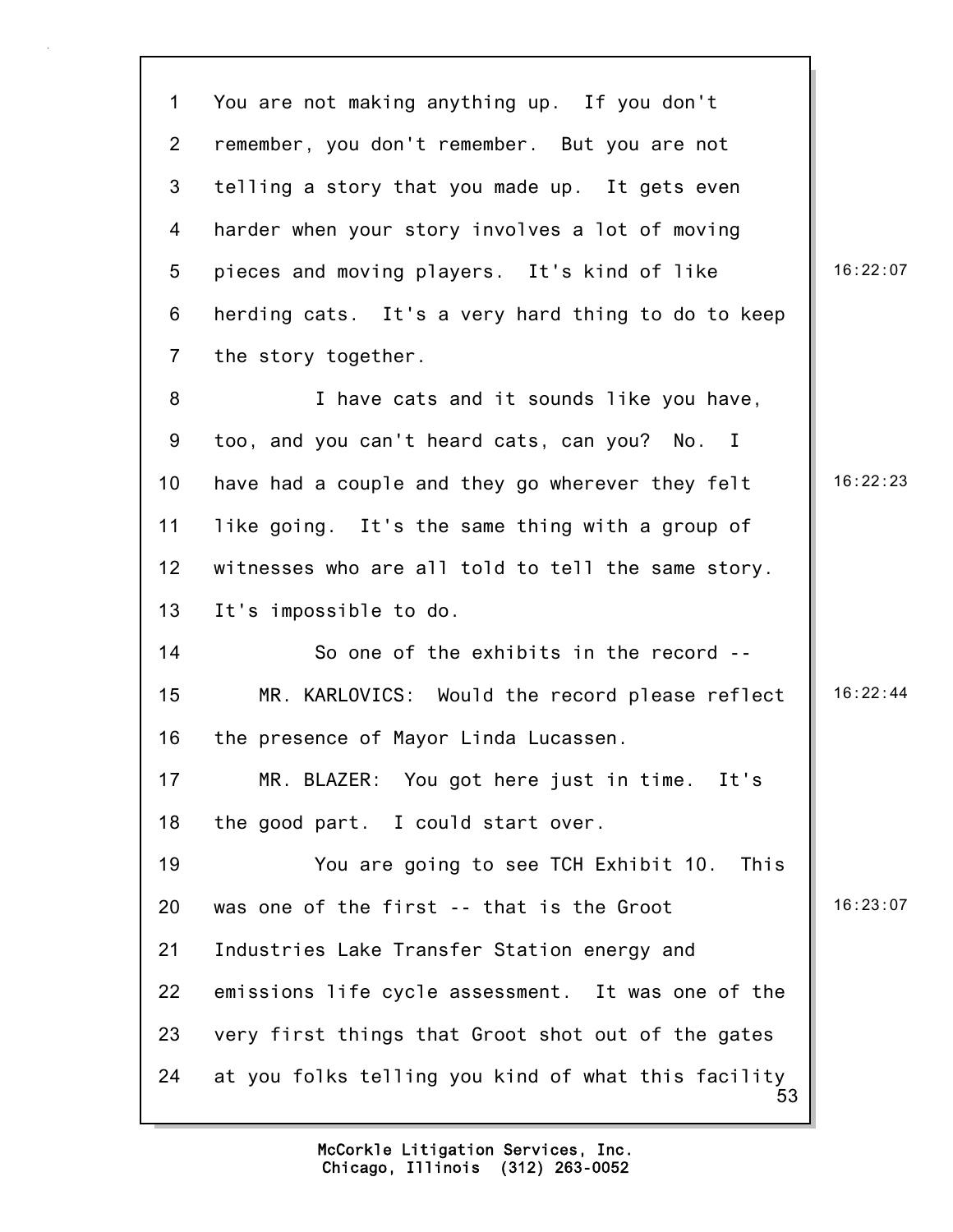You are not making anything up. If you don't remember, you don't remember. But you are not telling a story that you made up. It gets even harder when your story involves a lot of moving pieces and moving players. It's kind of like herding cats. It's a very hard thing to do to keep the story together.

I have cats and it sounds like you have, too, and you can't heard cats, can you? No. I have had a couple and they go wherever they felt like going. It's the same thing with a group of witnesses who are all told to tell the same story. It's impossible to do.

So one of the exhibits in the record --

MR. KARLOVICS: Would the record please reflect the presence of Mayor Linda Lucassen.

MR. BLAZER: You got here just in time. It's the good part. I could start over.

You are going to see TCH Exhibit 10. This was one of the first -- that is the Groot Industries Lake Transfer Station energy and emissions life cycle assessment. It was one of the very first things that Groot shot out of the gates at you folks telling you kind of what this facility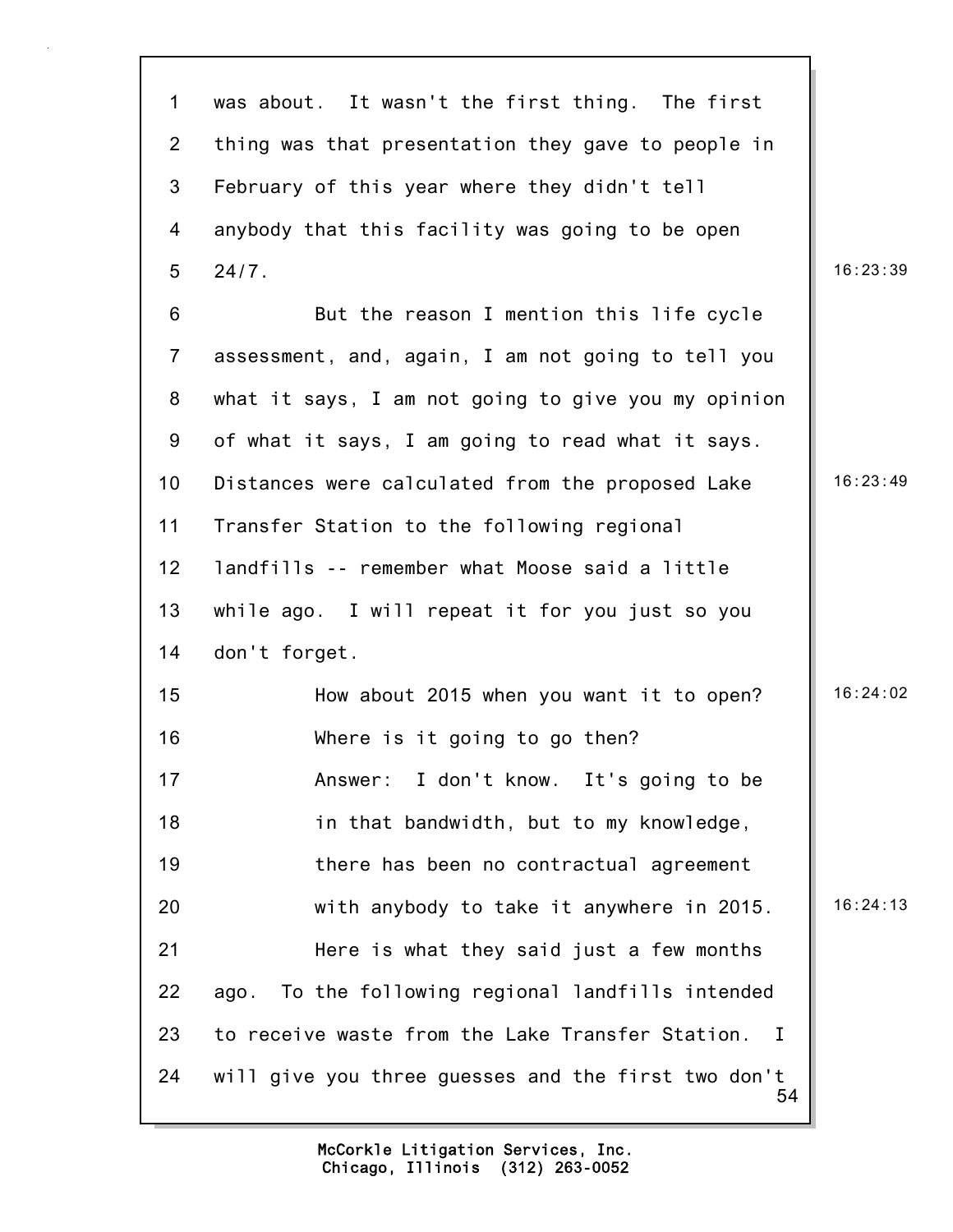was about. It wasn't the first thing. The first thing was that presentation they gave to people in February of this year where they didn't tell anybody that this facility was going to be open 24/7.

But the reason I mention this life cycle assessment, and, again, I am not going to tell you what it says, I am not going to give you my opinion of what it says, I am going to read what it says. Distances were calculated from the proposed Lake Transfer Station to the following regional landfills -- remember what Moose said a little while ago. I will repeat it for you just so you don't forget.

How about 2015 when you want it to open?

Where is it going to go then?

Answer: I don't know. It's going to be in that bandwidth, but to my knowledge, there has been no contractual agreement with anybody to take it anywhere in 2015.

Here is what they said just a few months ago. To the following regional landfills intended to receive waste from the Lake Transfer Station. I will give you three guesses and the first two don't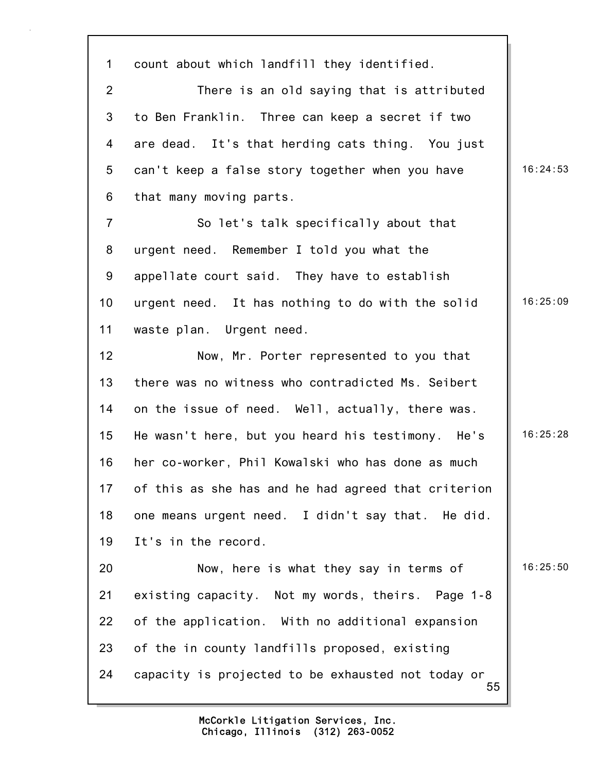1 count about which landfill they identified.

2 There is an old saying that is attributed

3 to Ben Franklin. Three can keep a secret if two

4 are dead. It's that herding cats thing. You just

5 can't keep a false story together when you have 16:24:53

6 that many moving parts.

7 So let's talk specifically about that

8 urgent need. Remember I told you what the

9 appellate court said. They have to establish

10 urgent need. It has nothing to do with the solid 16:25:09

11 waste plan. Urgent need.

12 Now, Mr. Porter represented to you that

13 there was no witness who contradicted Ms. Seibert

14 on the issue of need. Well, actually, there was.

15 He wasn't here, but you heard his testimony. He's 16:25:28

16 her co-worker, Phil Kowalski who has done as much

17 of this as she has and he had agreed that criterion

18 one means urgent need. I didn't say that. He did.

19 It's in the record.

20 Now, here is what they say in terms of 16:25:50

21 existing capacity. Not my words, theirs. Page 1-8

22 of the application. With no additional expansion

23 of the in county landfills proposed, existing

24 capacity is projected to be exhausted not today or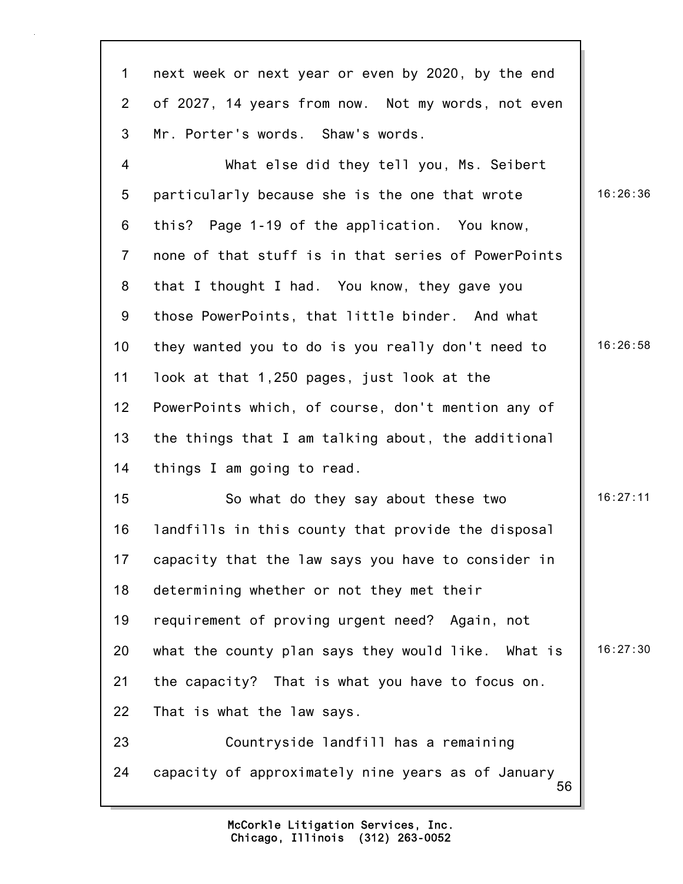next week or next year or even by 2020, by the end of 2027, 14 years from now. Not my words, not even Mr. Porter's words. Shaw's words.

What else did they tell you, Ms. Seibert particularly because she is the one that wrote this? Page 1-19 of the application. You know, none of that stuff is in that series of PowerPoints that I thought I had. You know, they gave you those PowerPoints, that little binder. And what they wanted you to do is you really don't need to look at that 1,250 pages, just look at the PowerPoints which, of course, don't mention any of the things that I am talking about, the additional things I am going to read.

So what do they say about these two landfills in this county that provide the disposal capacity that the law says you have to consider in determining whether or not they met their requirement of proving urgent need? Again, not what the county plan says they would like. What is the capacity? That is what you have to focus on. That is what the law says.

Countryside landfill has a remaining capacity of approximately nine years as of January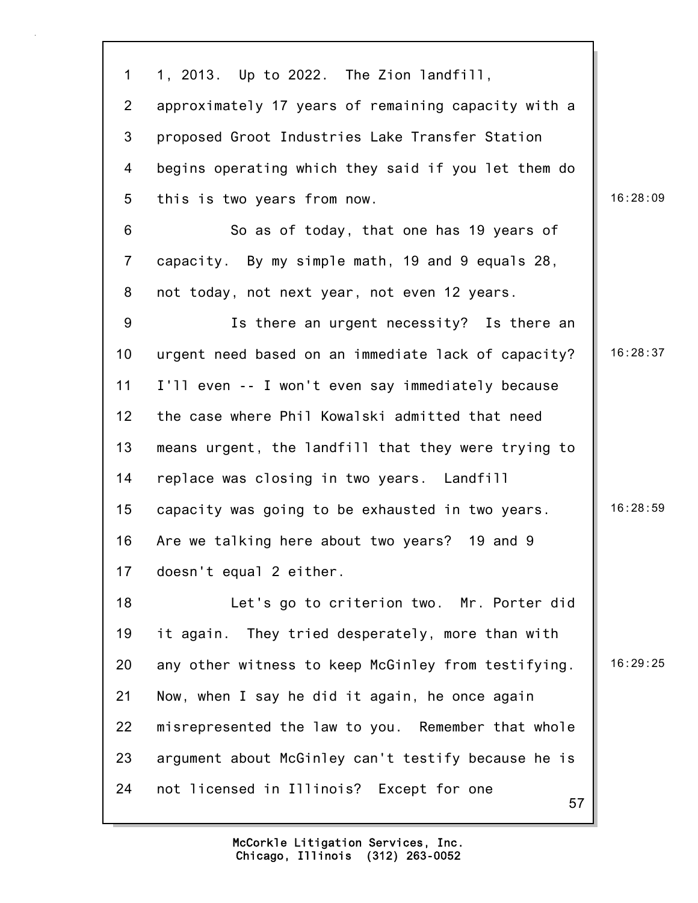1 1, 2013. Up to 2022. The Zion landfill,
2 approximately 17 years of remaining capacity with a
3 proposed Groot Industries Lake Transfer Station
4 begins operating which they said if you let them do
5 this is two years from now. 16:28:09
6 So as of today, that one has 19 years of
7 capacity. By my simple math, 19 and 9 equals 28,
8 not today, not next year, not even 12 years.
9 Is there an urgent necessity? Is there an
10 urgent need based on an immediate lack of capacity? 16:28:37
11 I'll even -- I won't even say immediately because
12 the case where Phil Kowalski admitted that need
13 means urgent, the landfill that they were trying to
14 replace was closing in two years. Landfill
15 capacity was going to be exhausted in two years. 16:28:59
16 Are we talking here about two years? 19 and 9
17 doesn't equal 2 either.
18 Let's go to criterion two. Mr. Porter did
19 it again. They tried desperately, more than with
20 any other witness to keep McGinley from testifying. 16:29:25
21 Now, when I say he did it again, he once again
22 misrepresented the law to you. Remember that whole
23 argument about McGinley can't testify because he is
24 not licensed in Illinois? Except for one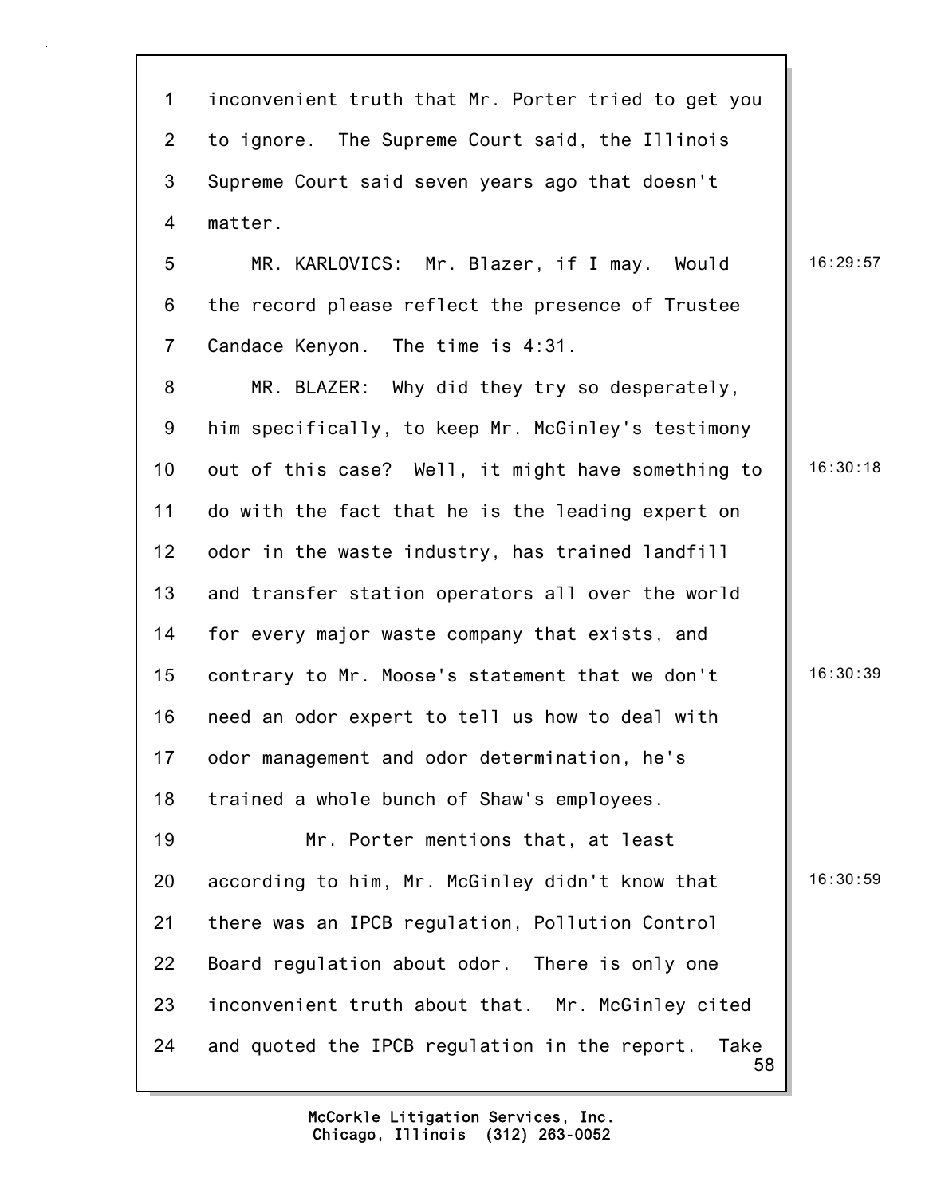inconvenient truth that Mr. Porter tried to get you to ignore. The Supreme Court said, the Illinois Supreme Court said seven years ago that doesn't matter.

MR. KARLOVICS: Mr. Blazer, if I may. Would the record please reflect the presence of Trustee Candace Kenyon. The time is 4:31.

MR. BLAZER: Why did they try so desperately, him specifically, to keep Mr. McGinley's testimony out of this case? Well, it might have something to do with the fact that he is the leading expert on odor in the waste industry, has trained landfill and transfer station operators all over the world for every major waste company that exists, and contrary to Mr. Moose's statement that we don't need an odor expert to tell us how to deal with odor management and odor determination, he's trained a whole bunch of Shaw's employees.

Mr. Porter mentions that, at least according to him, Mr. McGinley didn't know that there was an IPCB regulation, Pollution Control Board regulation about odor. There is only one inconvenient truth about that. Mr. McGinley cited and quoted the IPCB regulation in the report. Take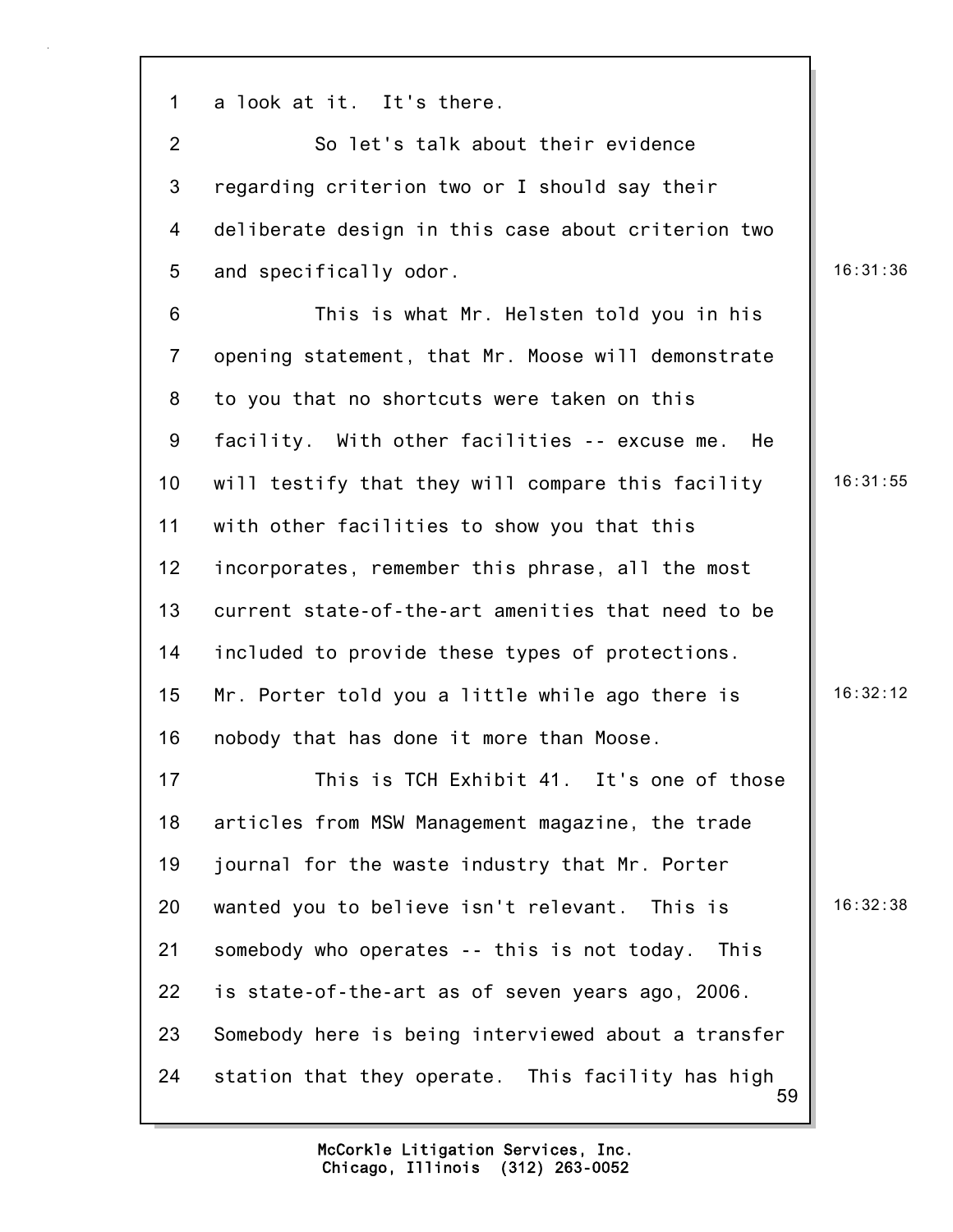a look at it. It's there.

So let's talk about their evidence regarding criterion two or I should say their deliberate design in this case about criterion two and specifically odor.

This is what Mr. Helsten told you in his opening statement, that Mr. Moose will demonstrate to you that no shortcuts were taken on this facility. With other facilities -- excuse me. He will testify that they will compare this facility with other facilities to show you that this incorporates, remember this phrase, all the most current state-of-the-art amenities that need to be included to provide these types of protections. Mr. Porter told you a little while ago there is nobody that has done it more than Moose.

This is TCH Exhibit 41. It's one of those articles from MSW Management magazine, the trade journal for the waste industry that Mr. Porter wanted you to believe isn't relevant. This is somebody who operates -- this is not today. This is state-of-the-art as of seven years ago, 2006. Somebody here is being interviewed about a transfer station that they operate. This facility has high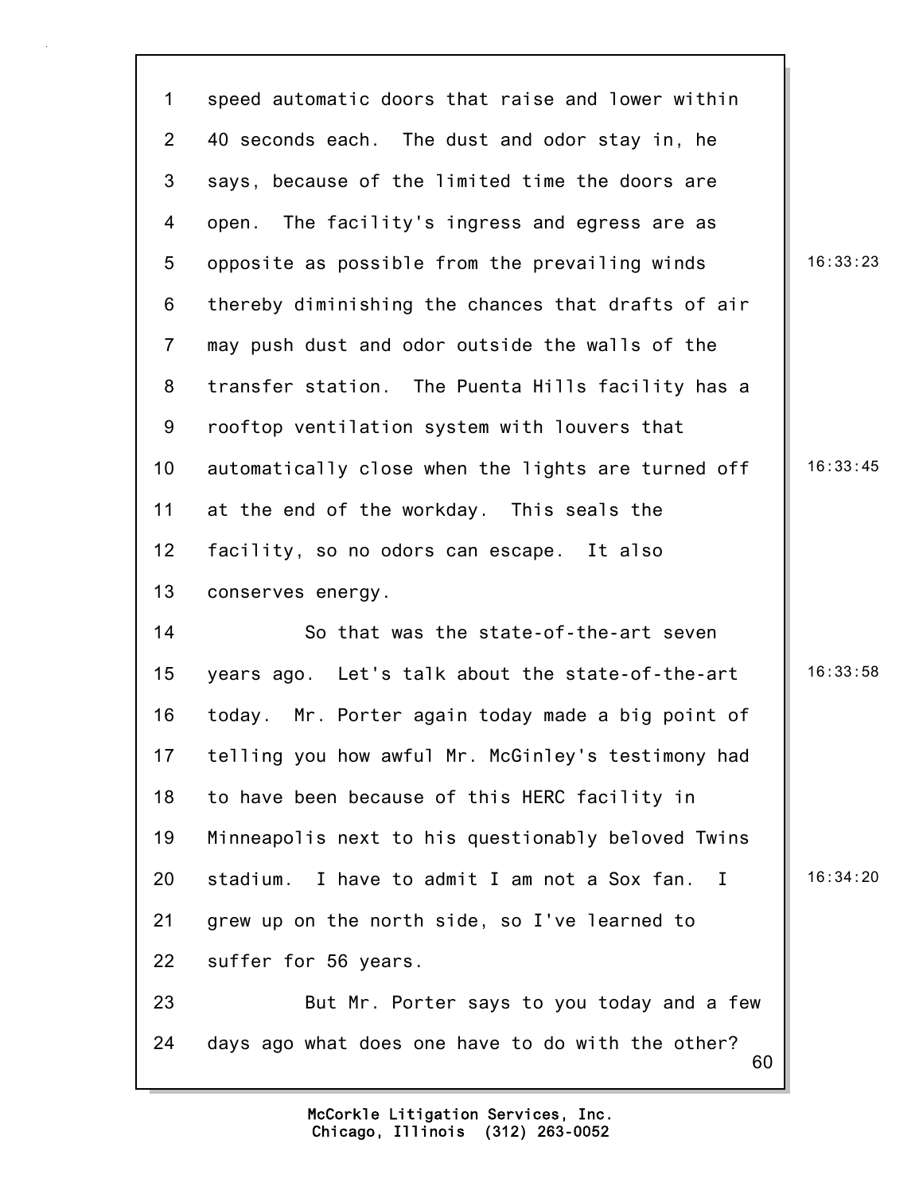speed automatic doors that raise and lower within 40 seconds each. The dust and odor stay in, he says, because of the limited time the doors are open. The facility's ingress and egress are as opposite as possible from the prevailing winds thereby diminishing the chances that drafts of air may push dust and odor outside the walls of the transfer station. The Puenta Hills facility has a rooftop ventilation system with louvers that automatically close when the lights are turned off at the end of the workday. This seals the facility, so no odors can escape. It also conserves energy.

So that was the state-of-the-art seven years ago. Let's talk about the state-of-the-art today. Mr. Porter again today made a big point of telling you how awful Mr. McGinley's testimony had to have been because of this HERC facility in Minneapolis next to his questionably beloved Twins stadium. I have to admit I am not a Sox fan. I grew up on the north side, so I've learned to suffer for 56 years.

But Mr. Porter says to you today and a few days ago what does one have to do with the other?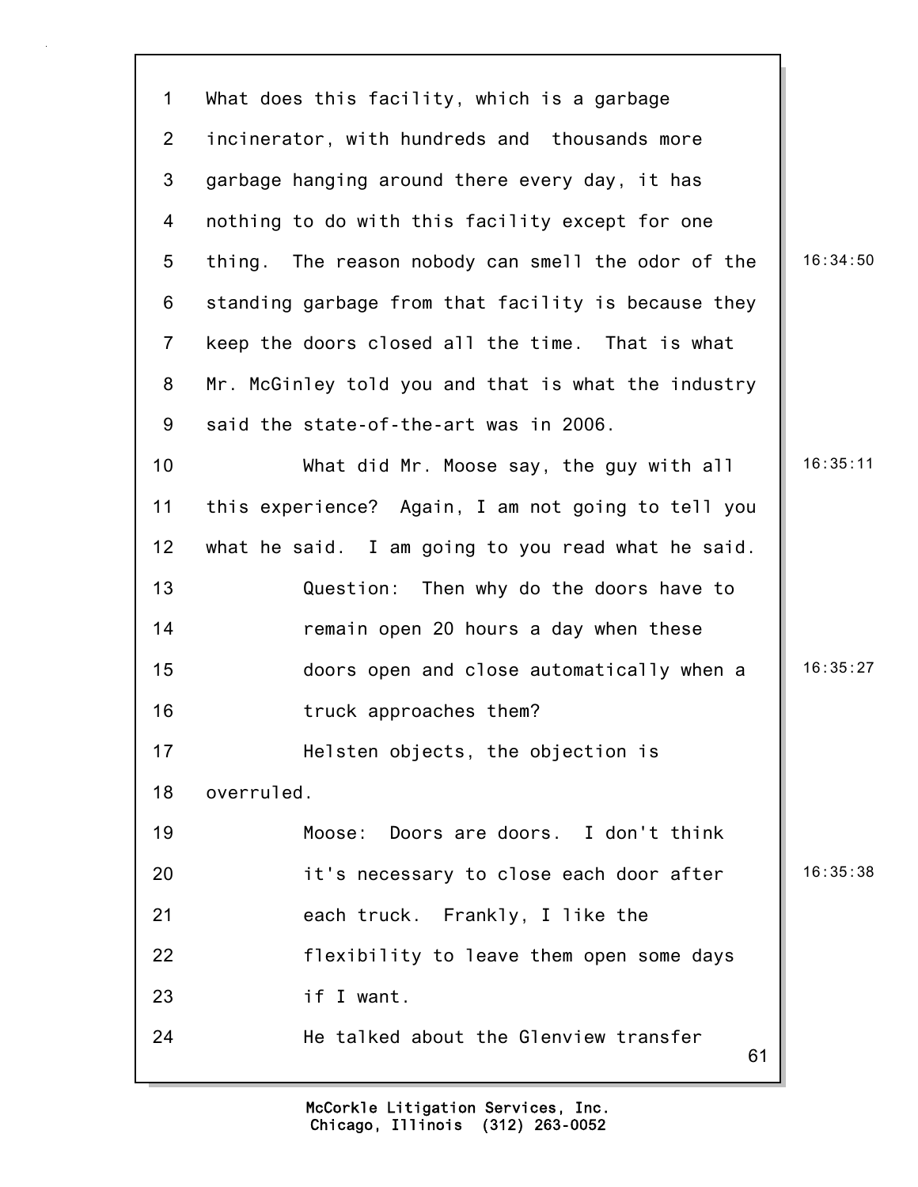What does this facility, which is a garbage incinerator, with hundreds and thousands more garbage hanging around there every day, it has nothing to do with this facility except for one thing. The reason nobody can smell the odor of the standing garbage from that facility is because they keep the doors closed all the time. That is what Mr. McGinley told you and that is what the industry said the state-of-the-art was in 2006.

What did Mr. Moose say, the guy with all this experience? Again, I am not going to tell you what he said. I am going to you read what he said.

Question: Then why do the doors have to remain open 20 hours a day when these doors open and close automatically when a truck approaches them?

Helsten objects, the objection is overruled.

Moose: Doors are doors. I don't think it's necessary to close each door after each truck. Frankly, I like the flexibility to leave them open some days if I want.

He talked about the Glenview transfer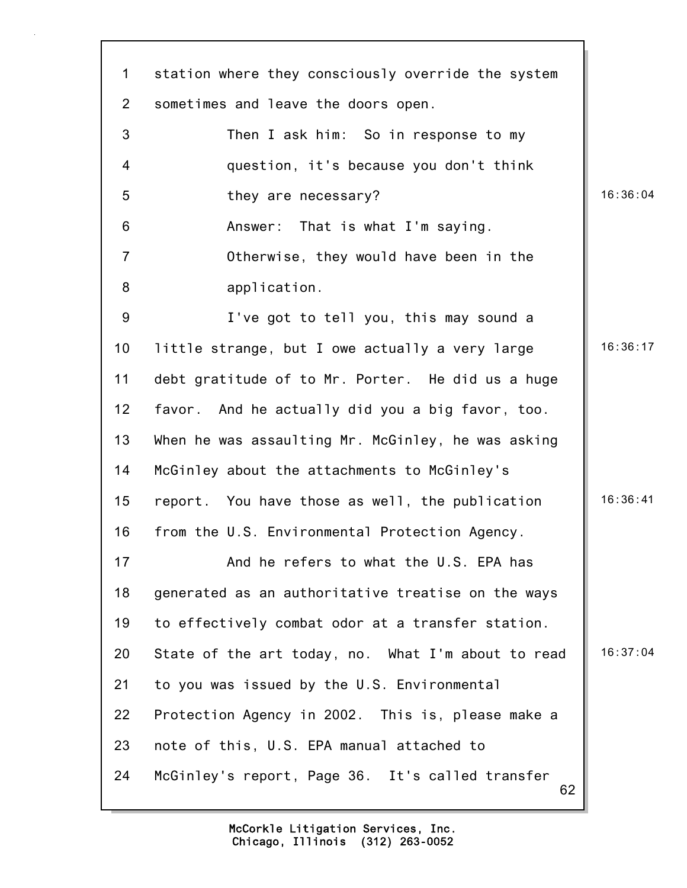station where they consciously override the system sometimes and leave the doors open.

Then I ask him: So in response to my question, it's because you don't think they are necessary?

Answer: That is what I'm saying. Otherwise, they would have been in the application.

I've got to tell you, this may sound a little strange, but I owe actually a very large debt gratitude of to Mr. Porter. He did us a huge favor. And he actually did you a big favor, too. When he was assaulting Mr. McGinley, he was asking McGinley about the attachments to McGinley's report. You have those as well, the publication from the U.S. Environmental Protection Agency.

And he refers to what the U.S. EPA has generated as an authoritative treatise on the ways to effectively combat odor at a transfer station. State of the art today, no. What I'm about to read to you was issued by the U.S. Environmental Protection Agency in 2002. This is, please make a note of this, U.S. EPA manual attached to McGinley's report, Page 36. It's called transfer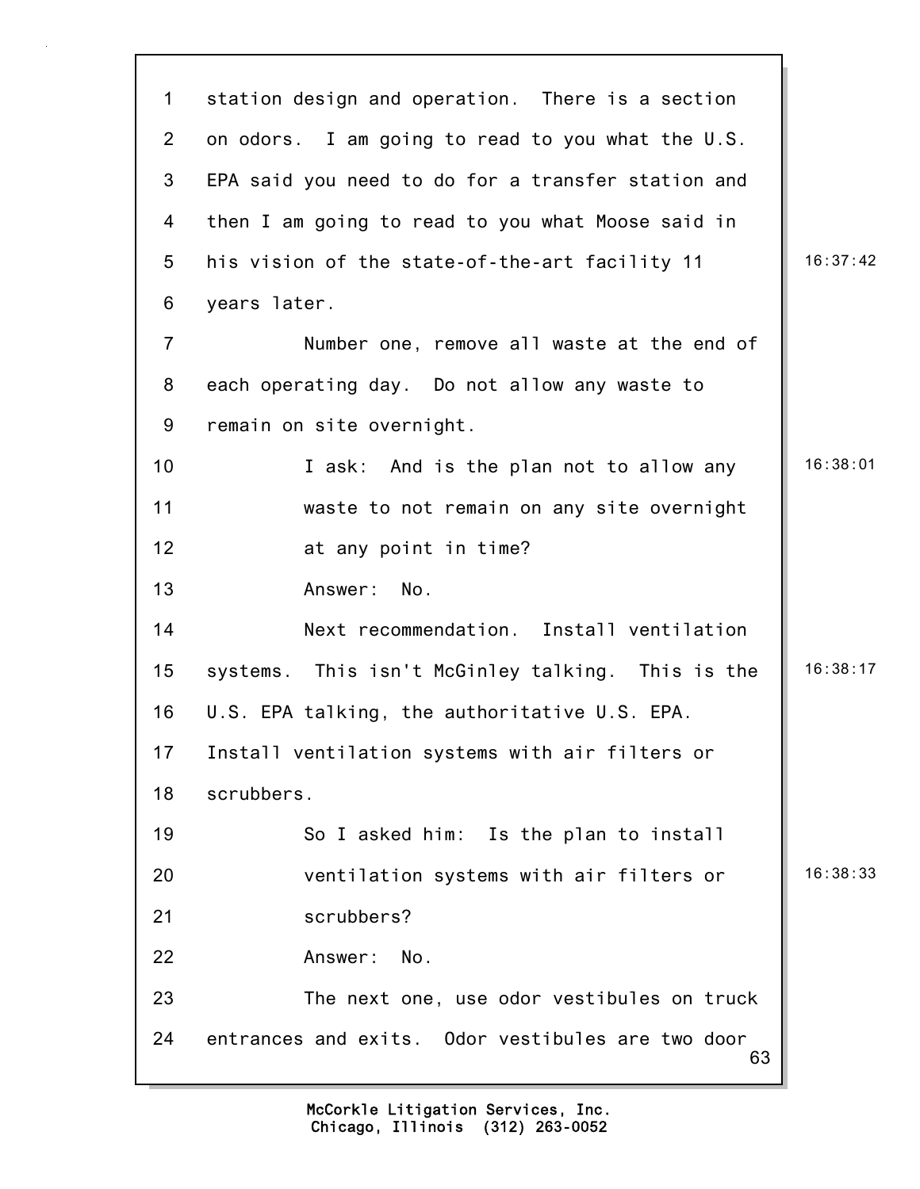station design and operation. There is a section on odors. I am going to read to you what the U.S. EPA said you need to do for a transfer station and then I am going to read to you what Moose said in his vision of the state-of-the-art facility 11 years later.

Number one, remove all waste at the end of each operating day. Do not allow any waste to remain on site overnight.

> I ask: And is the plan not to allow any waste to not remain on any site overnight at any point in time?
>
> Answer: No.

Next recommendation. Install ventilation systems. This isn't McGinley talking. This is the U.S. EPA talking, the authoritative U.S. EPA. Install ventilation systems with air filters or scrubbers.

> So I asked him: Is the plan to install ventilation systems with air filters or scrubbers?
>
> Answer: No.

The next one, use odor vestibules on truck entrances and exits. Odor vestibules are two door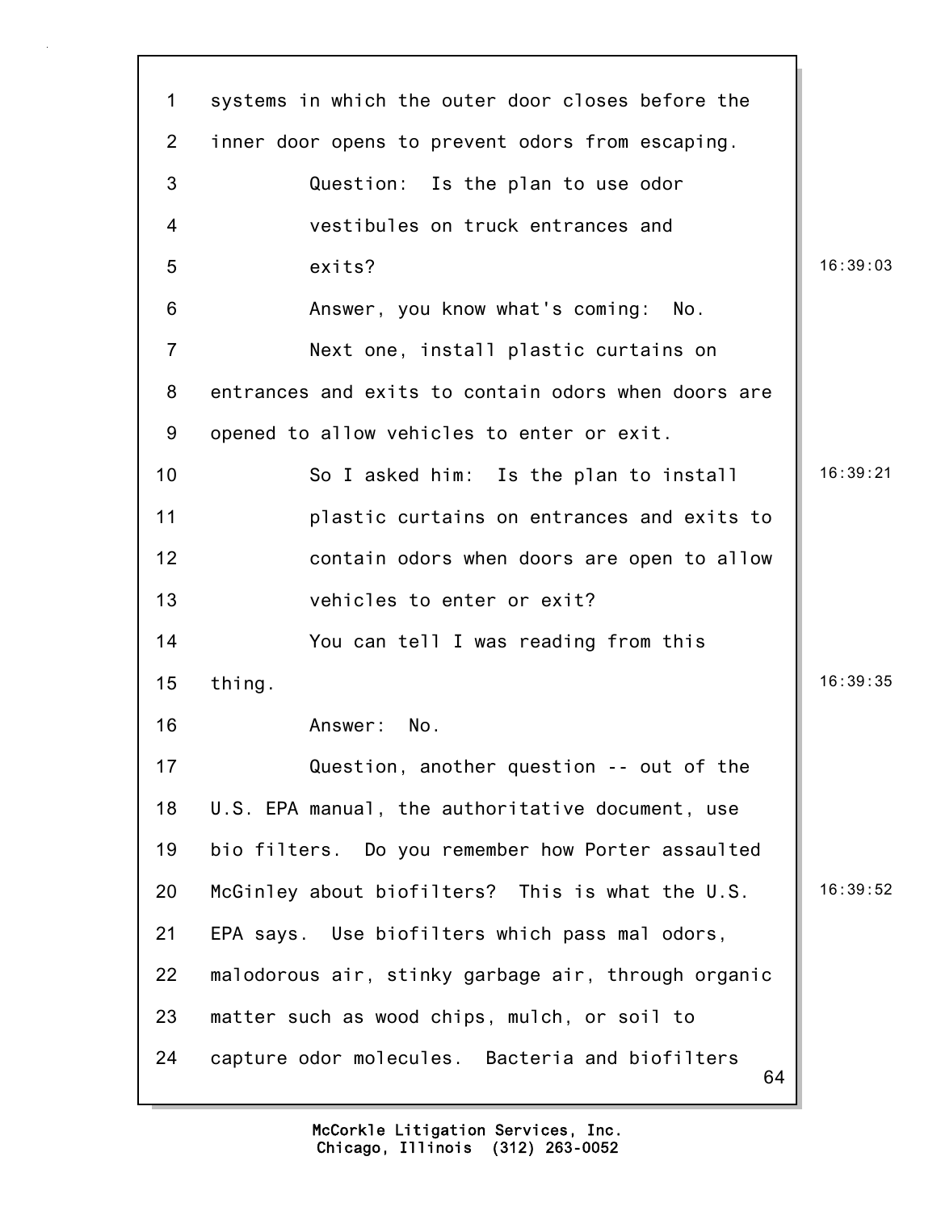systems in which the outer door closes before the inner door opens to prevent odors from escaping.

Question: Is the plan to use odor vestibules on truck entrances and exits?

Answer, you know what's coming: No.

Next one, install plastic curtains on entrances and exits to contain odors when doors are opened to allow vehicles to enter or exit.

So I asked him: Is the plan to install plastic curtains on entrances and exits to contain odors when doors are open to allow vehicles to enter or exit?

You can tell I was reading from this thing.

Answer: No.

Question, another question -- out of the U.S. EPA manual, the authoritative document, use bio filters. Do you remember how Porter assaulted McGinley about biofilters? This is what the U.S. EPA says. Use biofilters which pass mal odors, malodorous air, stinky garbage air, through organic matter such as wood chips, mulch, or soil to capture odor molecules. Bacteria and biofilters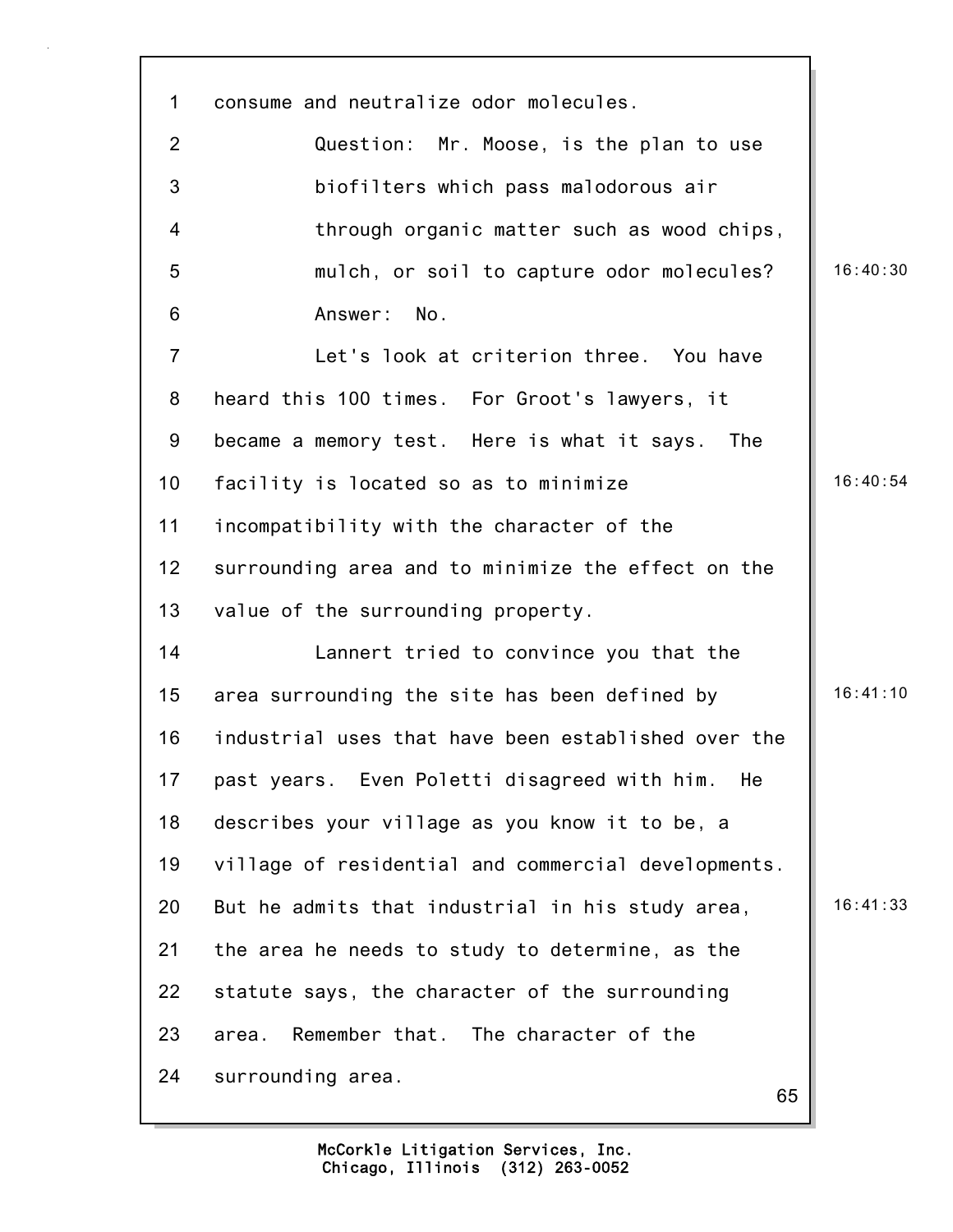consume and neutralize odor molecules.

Question: Mr. Moose, is the plan to use biofilters which pass malodorous air through organic matter such as wood chips, mulch, or soil to capture odor molecules?

Answer: No.

Let's look at criterion three. You have heard this 100 times. For Groot's lawyers, it became a memory test. Here is what it says. The facility is located so as to minimize incompatibility with the character of the surrounding area and to minimize the effect on the value of the surrounding property.

Lannert tried to convince you that the area surrounding the site has been defined by industrial uses that have been established over the past years. Even Poletti disagreed with him. He describes your village as you know it to be, a village of residential and commercial developments. But he admits that industrial in his study area, the area he needs to study to determine, as the statute says, the character of the surrounding area. Remember that. The character of the surrounding area.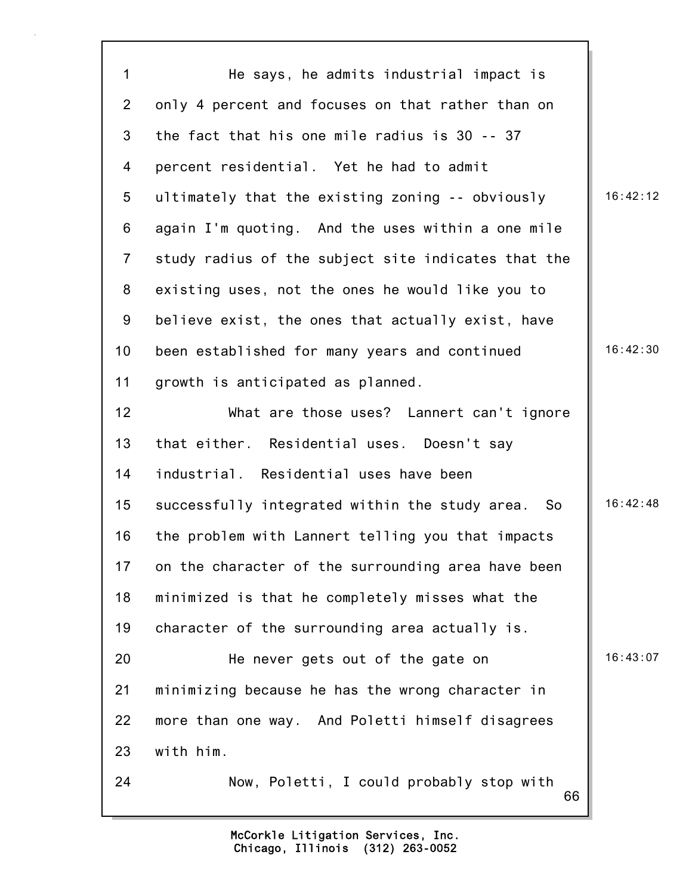He says, he admits industrial impact is only 4 percent and focuses on that rather than on the fact that his one mile radius is 30 -- 37 percent residential. Yet he had to admit ultimately that the existing zoning -- obviously again I'm quoting. And the uses within a one mile study radius of the subject site indicates that the existing uses, not the ones he would like you to believe exist, the ones that actually exist, have been established for many years and continued growth is anticipated as planned.

What are those uses? Lannert can't ignore that either. Residential uses. Doesn't say industrial. Residential uses have been successfully integrated within the study area. So the problem with Lannert telling you that impacts on the character of the surrounding area have been minimized is that he completely misses what the character of the surrounding area actually is.

He never gets out of the gate on minimizing because he has the wrong character in more than one way. And Poletti himself disagrees with him.

Now, Poletti, I could probably stop with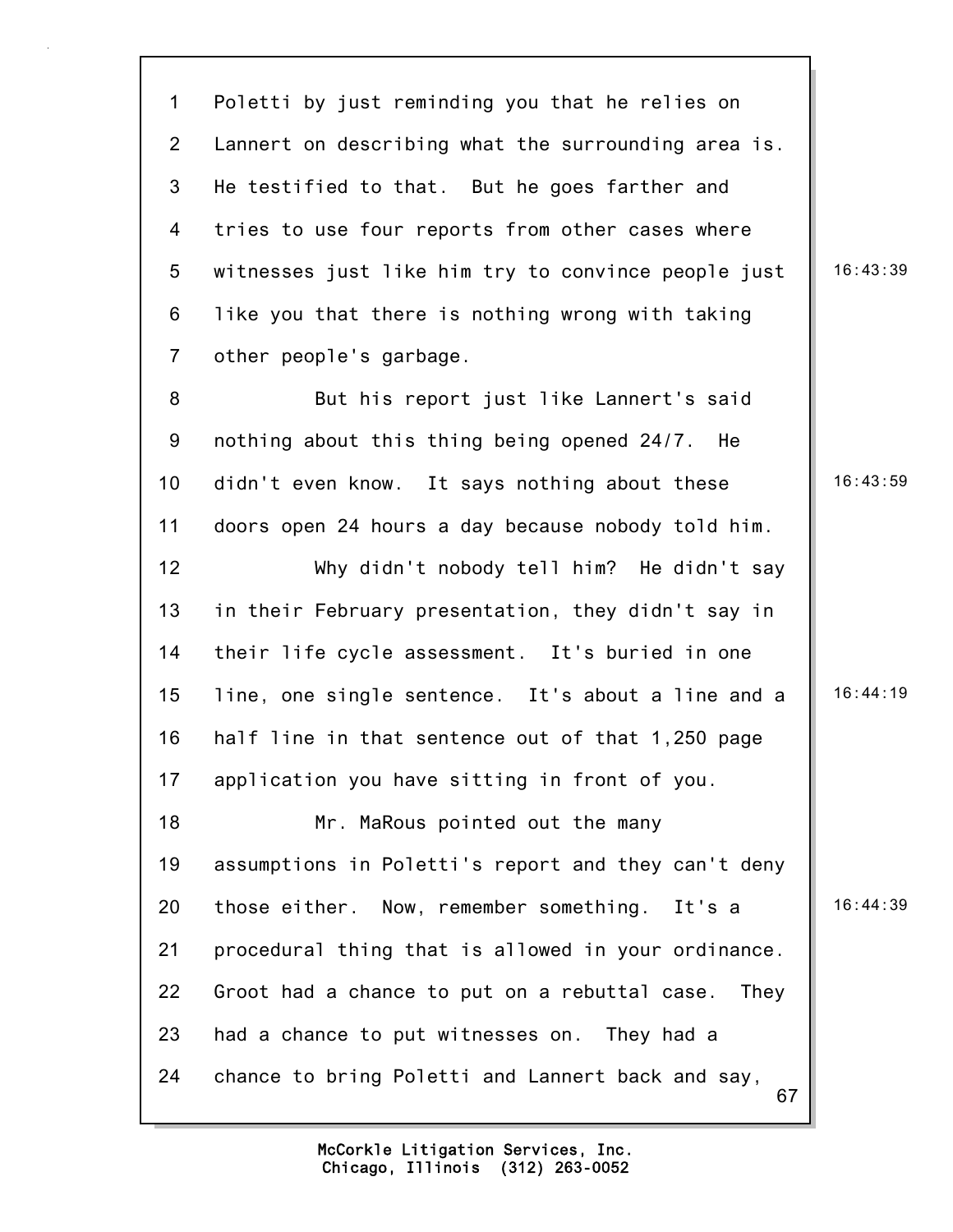Poletti by just reminding you that he relies on Lannert on describing what the surrounding area is. He testified to that. But he goes farther and tries to use four reports from other cases where witnesses just like him try to convince people just like you that there is nothing wrong with taking other people's garbage.

But his report just like Lannert's said nothing about this thing being opened 24/7. He didn't even know. It says nothing about these doors open 24 hours a day because nobody told him.

Why didn't nobody tell him? He didn't say in their February presentation, they didn't say in their life cycle assessment. It's buried in one line, one single sentence. It's about a line and a half line in that sentence out of that 1,250 page application you have sitting in front of you.

Mr. MaRous pointed out the many assumptions in Poletti's report and they can't deny those either. Now, remember something. It's a procedural thing that is allowed in your ordinance. Groot had a chance to put on a rebuttal case. They had a chance to put witnesses on. They had a chance to bring Poletti and Lannert back and say,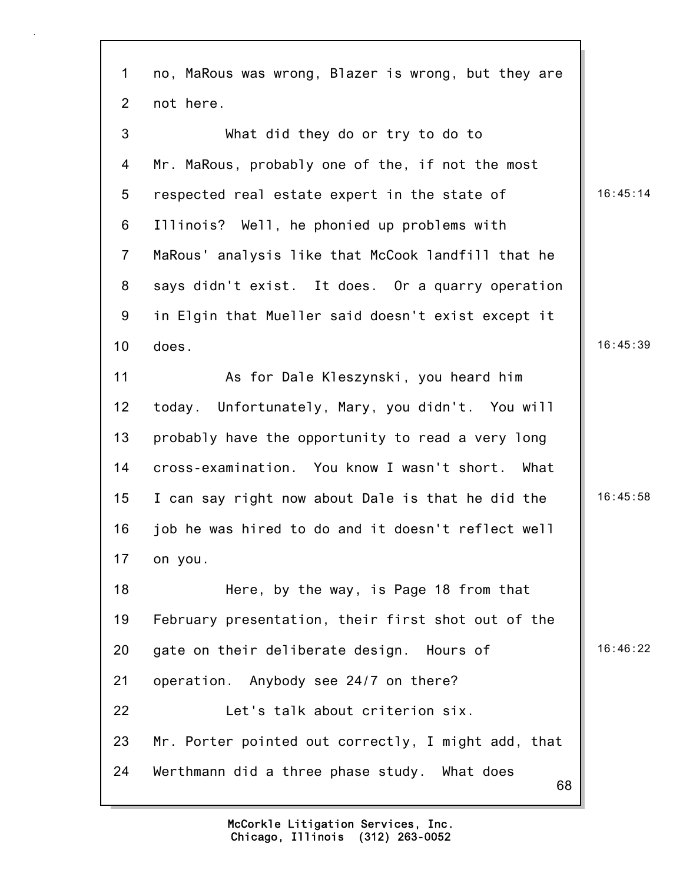no, MaRous was wrong, Blazer is wrong, but they are not here.

What did they do or try to do to Mr. MaRous, probably one of the, if not the most respected real estate expert in the state of Illinois? Well, he phonied up problems with MaRous' analysis like that McCook landfill that he says didn't exist. It does. Or a quarry operation in Elgin that Mueller said doesn't exist except it does.

As for Dale Kleszynski, you heard him today. Unfortunately, Mary, you didn't. You will probably have the opportunity to read a very long cross-examination. You know I wasn't short. What I can say right now about Dale is that he did the job he was hired to do and it doesn't reflect well on you.

Here, by the way, is Page 18 from that February presentation, their first shot out of the gate on their deliberate design. Hours of operation. Anybody see 24/7 on there?

Let's talk about criterion six. Mr. Porter pointed out correctly, I might add, that Werthmann did a three phase study. What does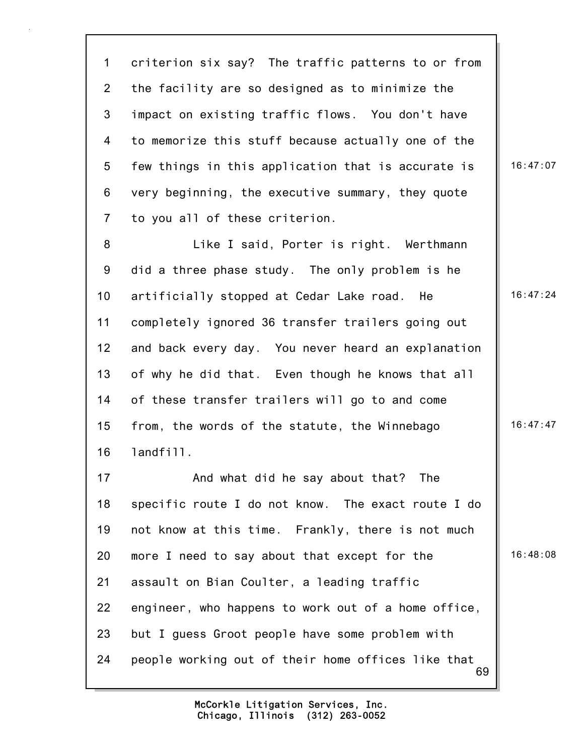criterion six say? The traffic patterns to or from the facility are so designed as to minimize the impact on existing traffic flows. You don't have to memorize this stuff because actually one of the few things in this application that is accurate is very beginning, the executive summary, they quote to you all of these criterion.

Like I said, Porter is right. Werthmann did a three phase study. The only problem is he artificially stopped at Cedar Lake road. He completely ignored 36 transfer trailers going out and back every day. You never heard an explanation of why he did that. Even though he knows that all of these transfer trailers will go to and come from, the words of the statute, the Winnebago landfill.

And what did he say about that? The specific route I do not know. The exact route I do not know at this time. Frankly, there is not much more I need to say about that except for the assault on Bian Coulter, a leading traffic engineer, who happens to work out of a home office, but I guess Groot people have some problem with people working out of their home offices like that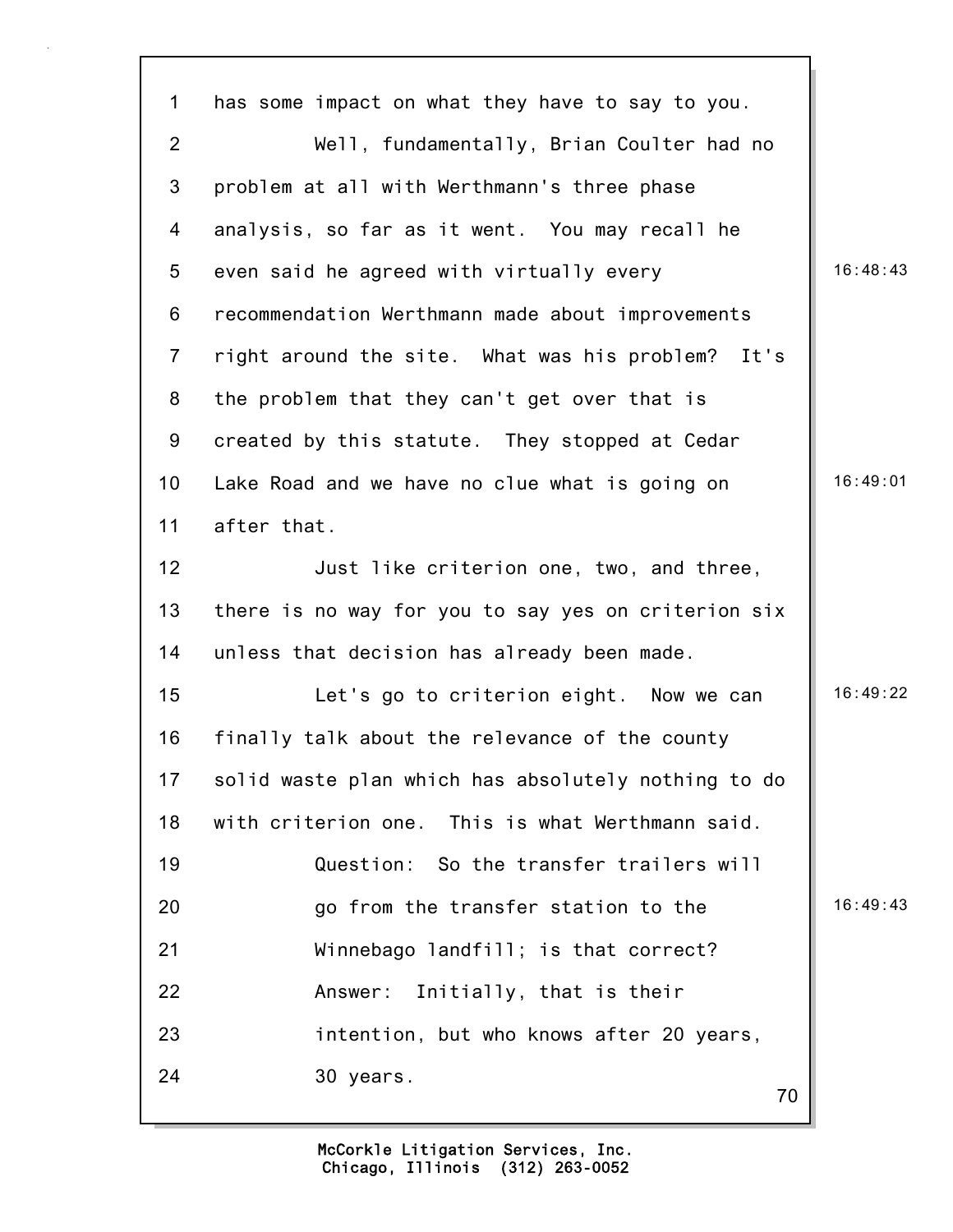1 has some impact on what they have to say to you.

2 Well, fundamentally, Brian Coulter had no

3 problem at all with Werthmann's three phase

4 analysis, so far as it went. You may recall he

5 even said he agreed with virtually every 16:48:43

6 recommendation Werthmann made about improvements

7 right around the site. What was his problem? It's

8 the problem that they can't get over that is

9 created by this statute. They stopped at Cedar

10 Lake Road and we have no clue what is going on 16:49:01

11 after that.

12 Just like criterion one, two, and three,

13 there is no way for you to say yes on criterion six

14 unless that decision has already been made.

15 Let's go to criterion eight. Now we can 16:49:22

16 finally talk about the relevance of the county

17 solid waste plan which has absolutely nothing to do

18 with criterion one. This is what Werthmann said.

19 Question: So the transfer trailers will

20 go from the transfer station to the 16:49:43

21 Winnebago landfill; is that correct?

22 Answer: Initially, that is their

23 intention, but who knows after 20 years,

24 30 years.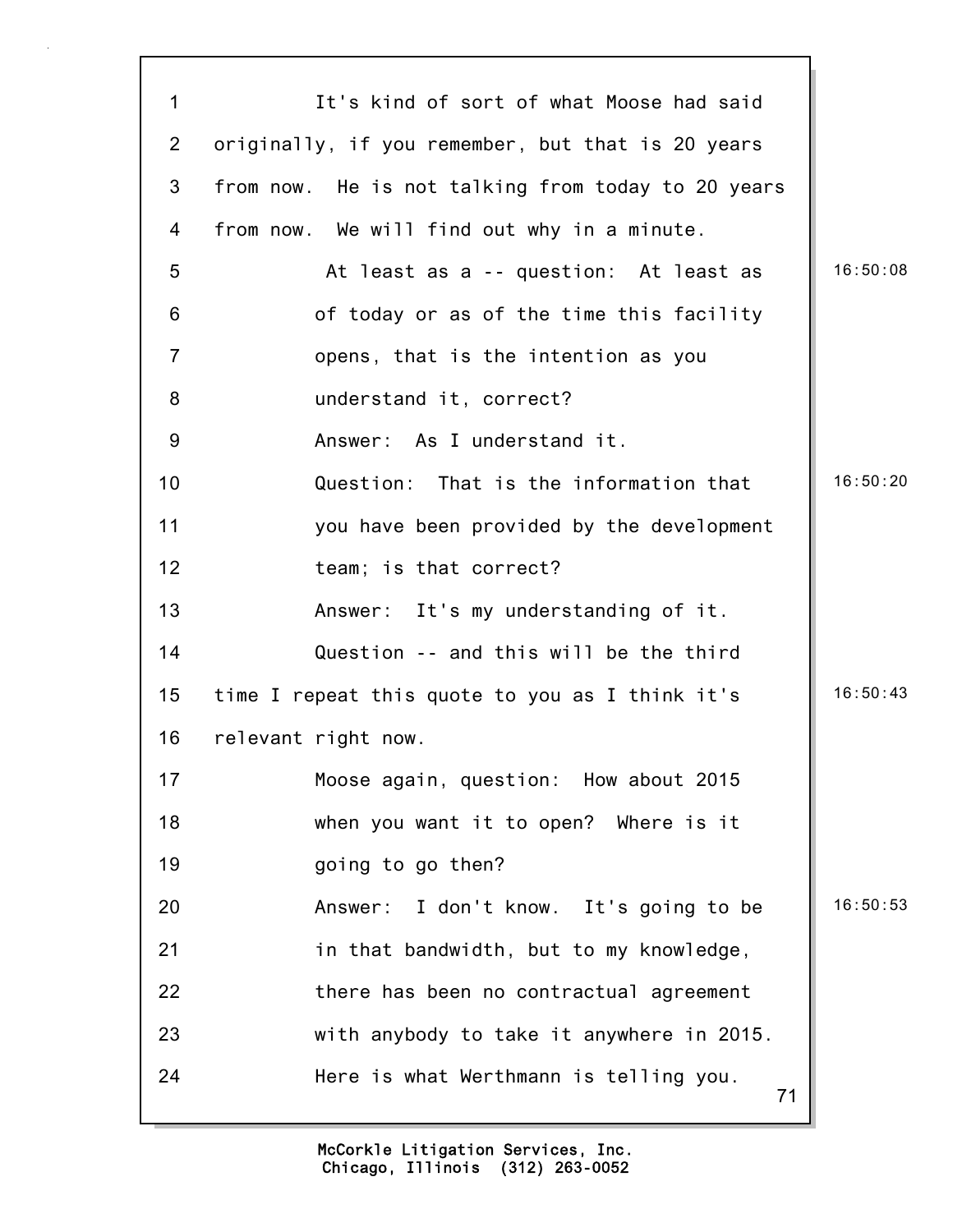It's kind of sort of what Moose had said originally, if you remember, but that is 20 years from now. He is not talking from today to 20 years from now. We will find out why in a minute.

At least as a -- question: At least as of today or as of the time this facility opens, that is the intention as you understand it, correct?

Answer: As I understand it.

Question: That is the information that you have been provided by the development team; is that correct?

Answer: It's my understanding of it.

Question -- and this will be the third time I repeat this quote to you as I think it's relevant right now.

Moose again, question: How about 2015 when you want it to open? Where is it going to go then?

Answer: I don't know. It's going to be in that bandwidth, but to my knowledge, there has been no contractual agreement with anybody to take it anywhere in 2015.

Here is what Werthmann is telling you.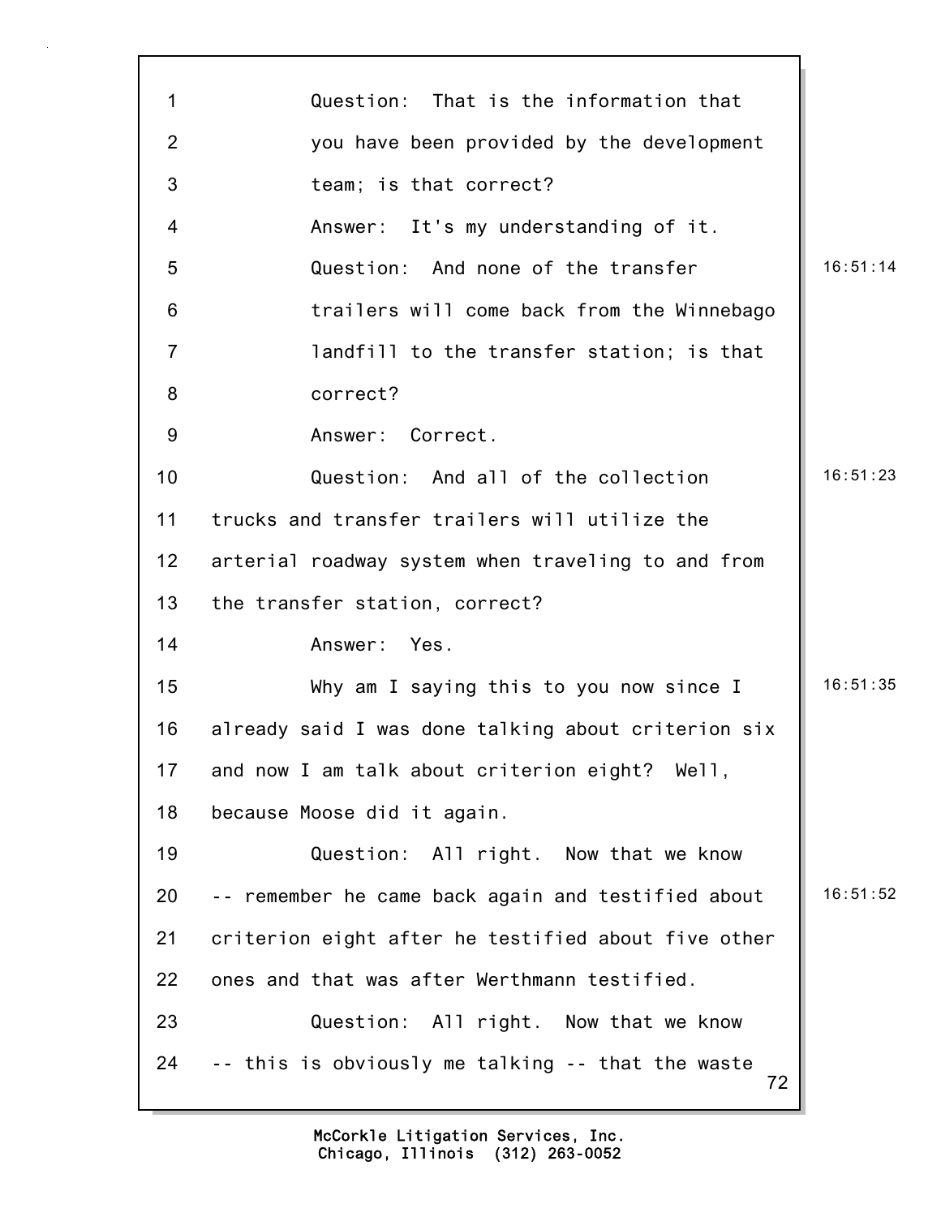1 Question: That is the information that
2 you have been provided by the development
3 team; is that correct?
4 Answer: It's my understanding of it.
5 Question: And none of the transfer 16:51:14
6 trailers will come back from the Winnebago
7 landfill to the transfer station; is that
8 correct?
9 Answer: Correct.
10 Question: And all of the collection 16:51:23
11 trucks and transfer trailers will utilize the
12 arterial roadway system when traveling to and from
13 the transfer station, correct?
14 Answer: Yes.
15 Why am I saying this to you now since I 16:51:35
16 already said I was done talking about criterion six
17 and now I am talk about criterion eight? Well,
18 because Moose did it again.
19 Question: All right. Now that we know
20 -- remember he came back again and testified about 16:51:52
21 criterion eight after he testified about five other
22 ones and that was after Werthmann testified.
23 Question: All right. Now that we know
24 -- this is obviously me talking -- that the waste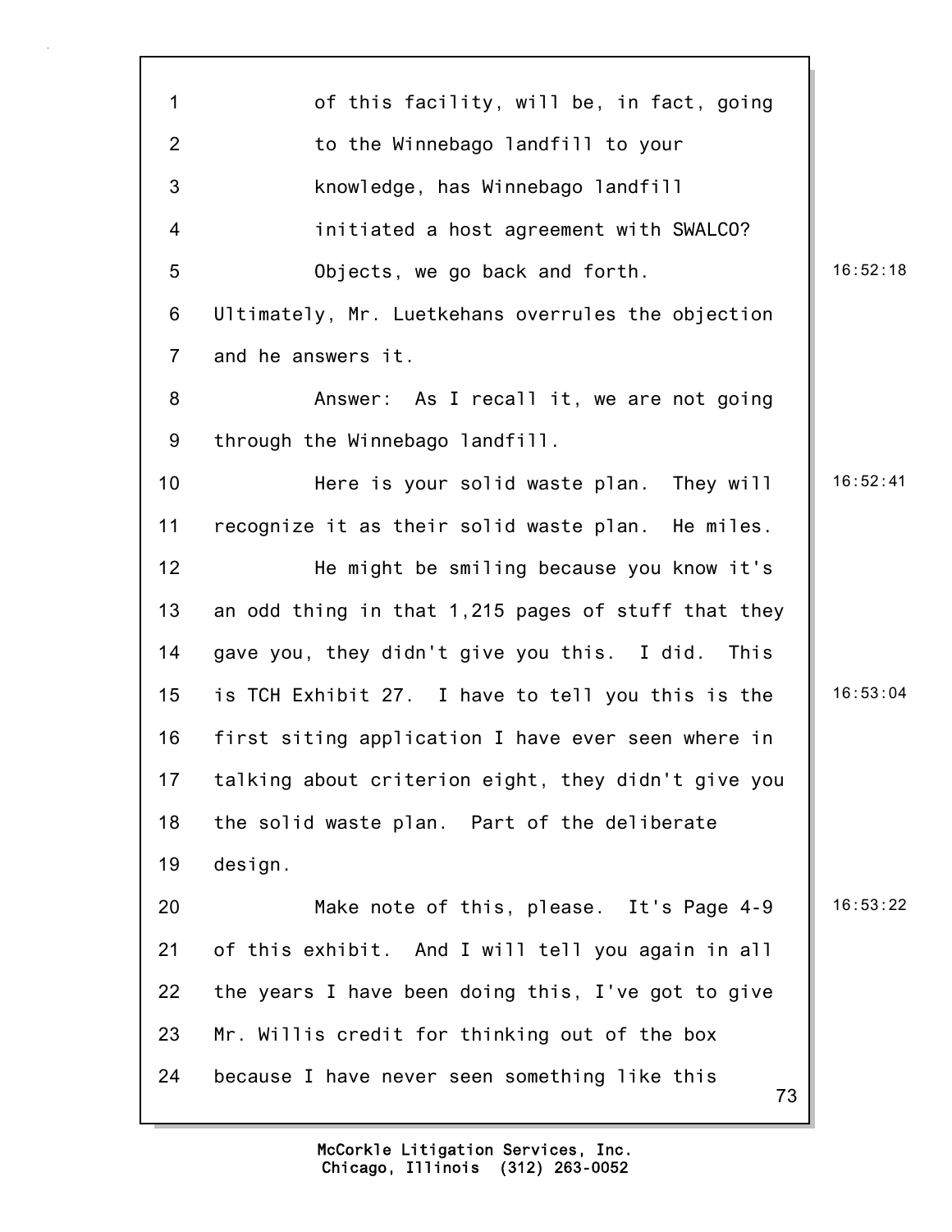of this facility, will be, in fact, going to the Winnebago landfill to your knowledge, has Winnebago landfill initiated a host agreement with SWALCO?

Objects, we go back and forth. Ultimately, Mr. Luetkehans overrules the objection and he answers it.

Answer: As I recall it, we are not going through the Winnebago landfill.

Here is your solid waste plan. They will recognize it as their solid waste plan. He miles.

He might be smiling because you know it's an odd thing in that 1,215 pages of stuff that they gave you, they didn't give you this. I did. This is TCH Exhibit 27. I have to tell you this is the first siting application I have ever seen where in talking about criterion eight, they didn't give you the solid waste plan. Part of the deliberate design.

Make note of this, please. It's Page 4-9 of this exhibit. And I will tell you again in all the years I have been doing this, I've got to give Mr. Willis credit for thinking out of the box because I have never seen something like this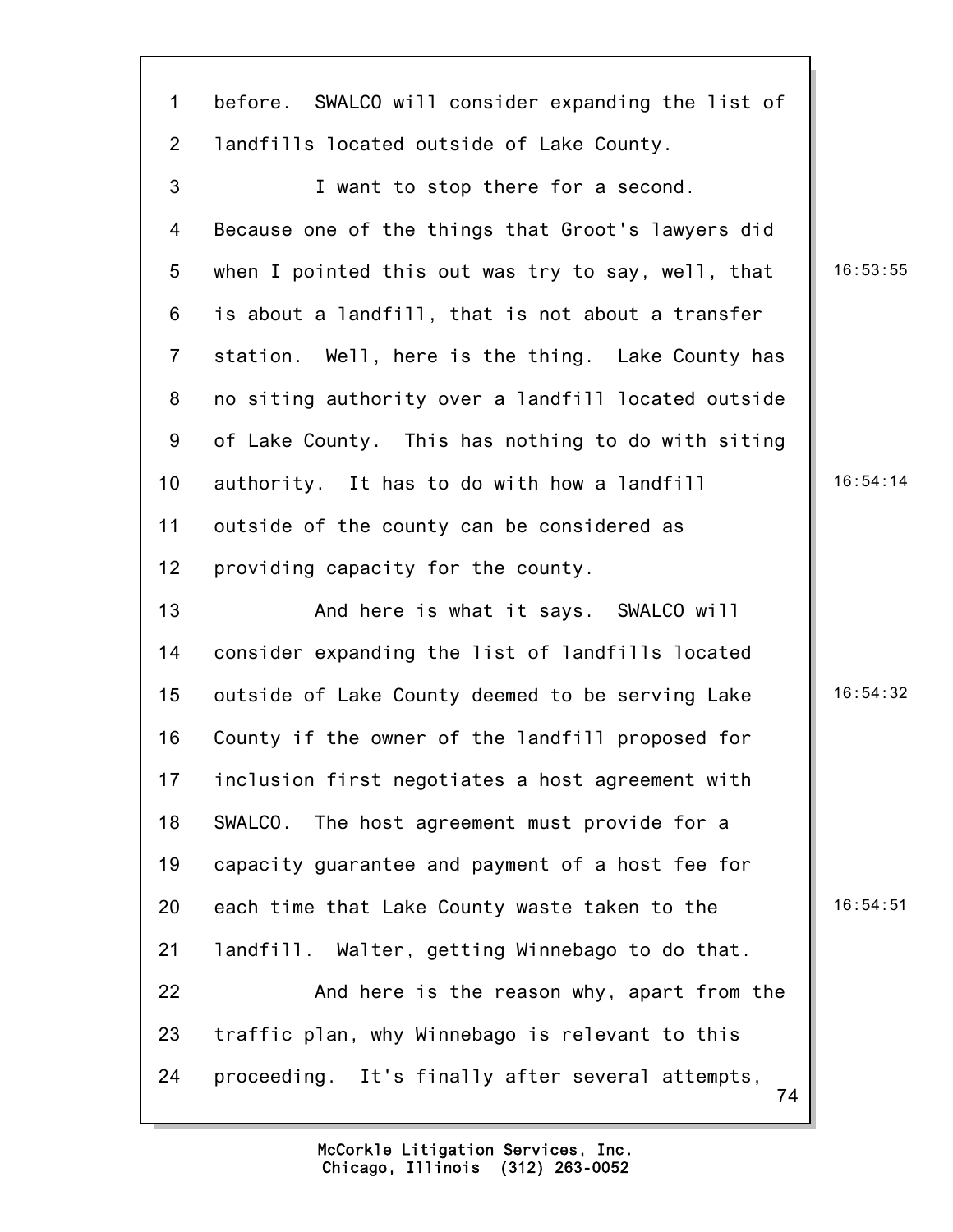1 before. SWALCO will consider expanding the list of
2 landfills located outside of Lake County.
3 I want to stop there for a second.
4 Because one of the things that Groot's lawyers did
5 when I pointed this out was try to say, well, that 16:53:55
6 is about a landfill, that is not about a transfer
7 station. Well, here is the thing. Lake County has
8 no siting authority over a landfill located outside
9 of Lake County. This has nothing to do with siting
10 authority. It has to do with how a landfill 16:54:14
11 outside of the county can be considered as
12 providing capacity for the county.
13 And here is what it says. SWALCO will
14 consider expanding the list of landfills located
15 outside of Lake County deemed to be serving Lake 16:54:32
16 County if the owner of the landfill proposed for
17 inclusion first negotiates a host agreement with
18 SWALCO. The host agreement must provide for a
19 capacity guarantee and payment of a host fee for
20 each time that Lake County waste taken to the 16:54:51
21 landfill. Walter, getting Winnebago to do that.
22 And here is the reason why, apart from the
23 traffic plan, why Winnebago is relevant to this
24 proceeding. It's finally after several attempts,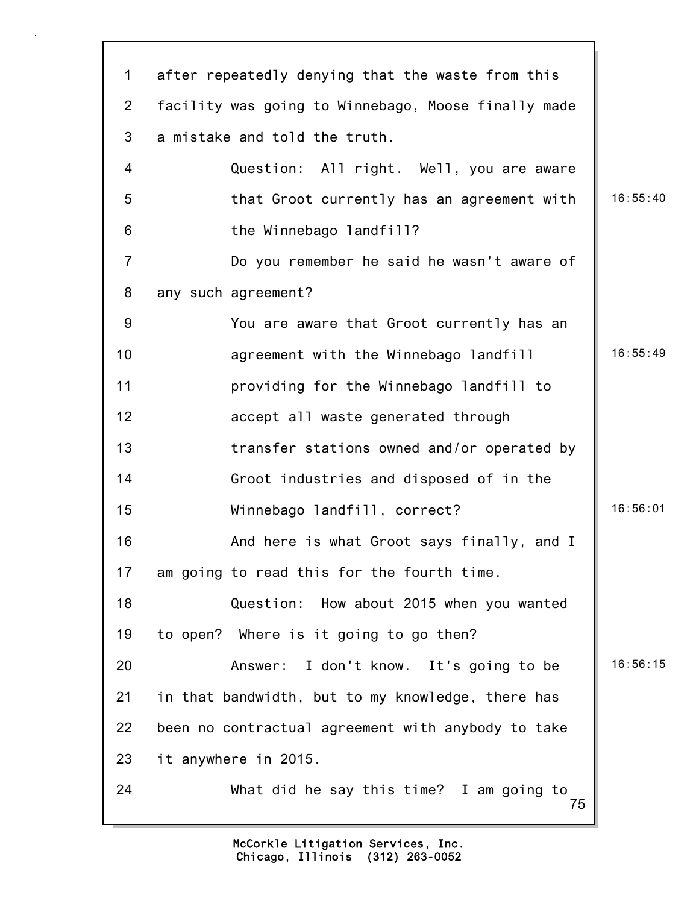1 after repeatedly denying that the waste from this
2 facility was going to Winnebago, Moose finally made
3 a mistake and told the truth.
4 Question: All right. Well, you are aware
5 that Groot currently has an agreement with 16:55:40
6 the Winnebago landfill?
7 Do you remember he said he wasn't aware of
8 any such agreement?
9 You are aware that Groot currently has an
10 agreement with the Winnebago landfill 16:55:49
11 providing for the Winnebago landfill to
12 accept all waste generated through
13 transfer stations owned and/or operated by
14 Groot industries and disposed of in the
15 Winnebago landfill, correct? 16:56:01
16 And here is what Groot says finally, and I
17 am going to read this for the fourth time.
18 Question: How about 2015 when you wanted
19 to open? Where is it going to go then?
20 Answer: I don't know. It's going to be 16:56:15
21 in that bandwidth, but to my knowledge, there has
22 been no contractual agreement with anybody to take
23 it anywhere in 2015.
24 What did he say this time? I am going to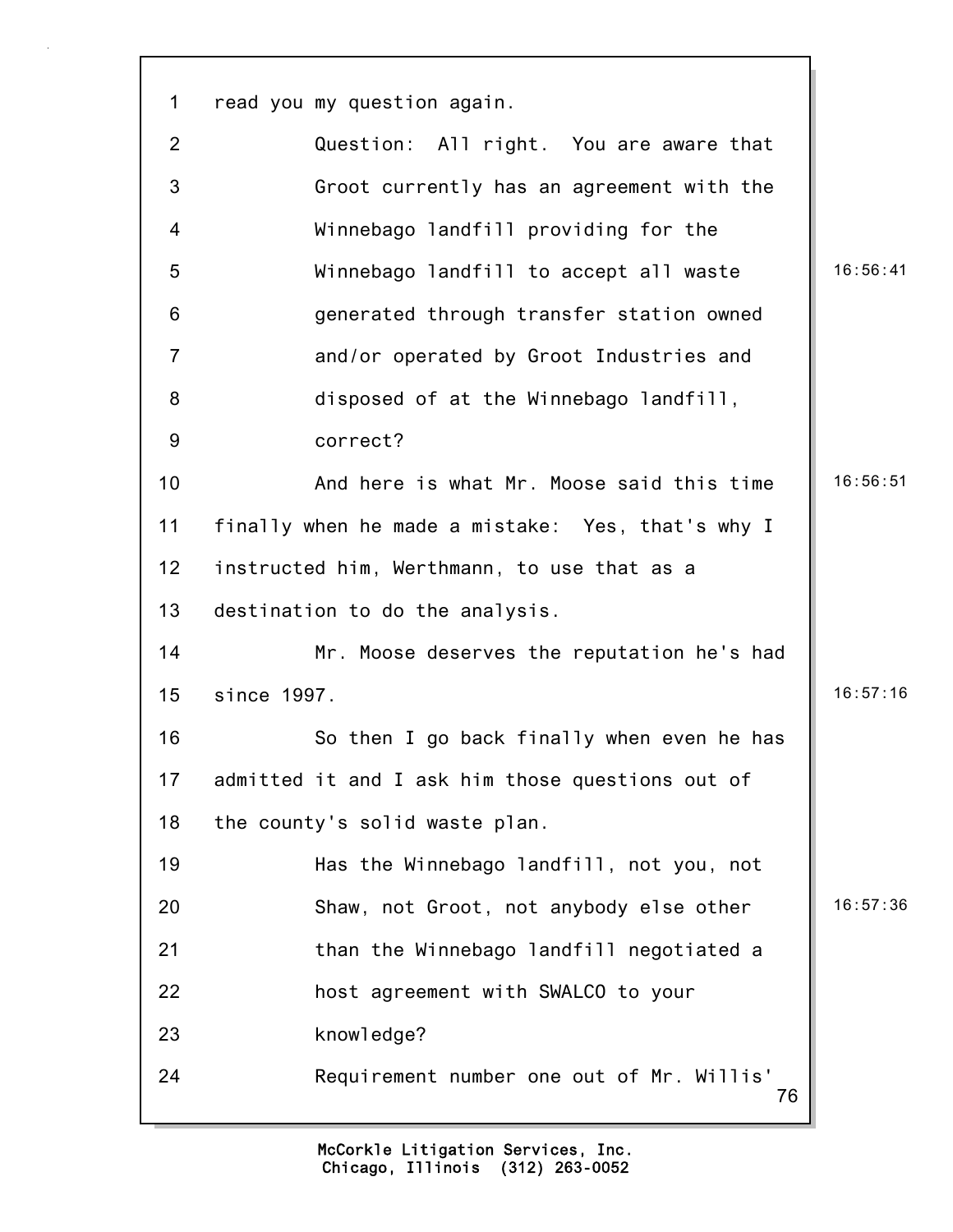read you my question again.

Question: All right. You are aware that Groot currently has an agreement with the Winnebago landfill providing for the Winnebago landfill to accept all waste generated through transfer station owned and/or operated by Groot Industries and disposed of at the Winnebago landfill, correct?

And here is what Mr. Moose said this time finally when he made a mistake: Yes, that's why I instructed him, Werthmann, to use that as a destination to do the analysis.

Mr. Moose deserves the reputation he's had since 1997.

So then I go back finally when even he has admitted it and I ask him those questions out of the county's solid waste plan.

Has the Winnebago landfill, not you, not Shaw, not Groot, not anybody else other than the Winnebago landfill negotiated a host agreement with SWALCO to your knowledge?

Requirement number one out of Mr. Willis'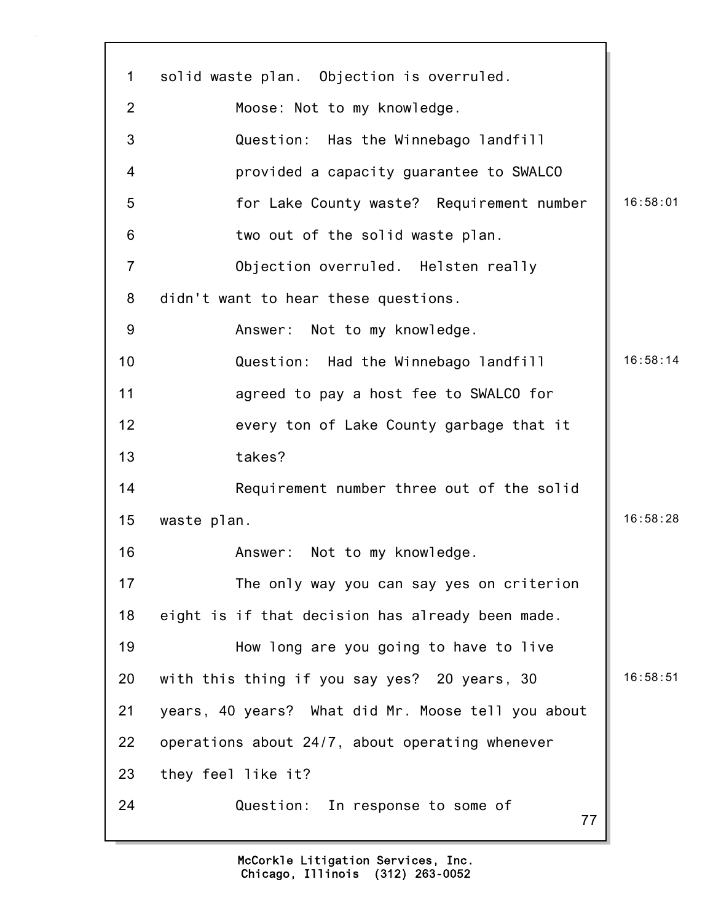1 solid waste plan. Objection is overruled.

2 Moose: Not to my knowledge.

3 Question: Has the Winnebago landfill

4 provided a capacity guarantee to SWALCO

5 for Lake County waste? Requirement number 16:58:01

6 two out of the solid waste plan.

7 Objection overruled. Helsten really

8 didn't want to hear these questions.

9 Answer: Not to my knowledge.

10 Question: Had the Winnebago landfill 16:58:14

11 agreed to pay a host fee to SWALCO for

12 every ton of Lake County garbage that it

13 takes?

14 Requirement number three out of the solid

15 waste plan. 16:58:28

16 Answer: Not to my knowledge.

17 The only way you can say yes on criterion

18 eight is if that decision has already been made.

19 How long are you going to have to live

20 with this thing if you say yes? 20 years, 30 16:58:51

21 years, 40 years? What did Mr. Moose tell you about

22 operations about 24/7, about operating whenever

23 they feel like it?

24 Question: In response to some of

McCorkle Litigation Services, Inc.
Chicago, Illinois (312) 263-0052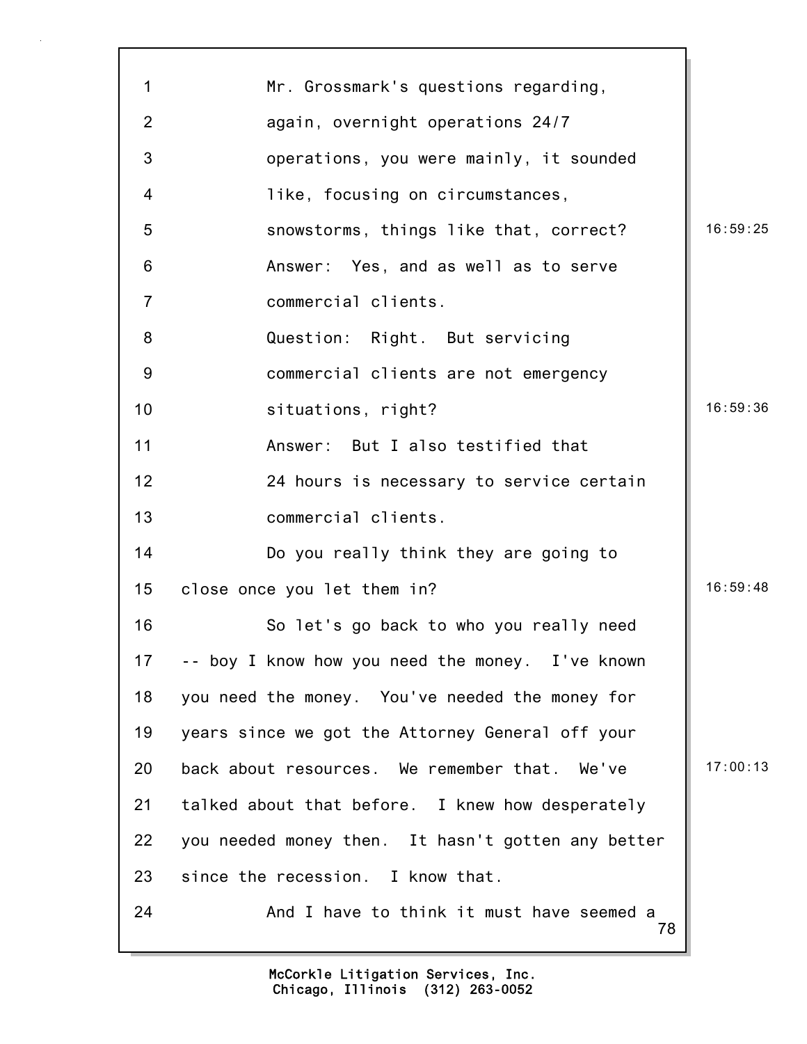Mr. Grossmark's questions regarding, again, overnight operations 24/7 operations, you were mainly, it sounded like, focusing on circumstances, snowstorms, things like that, correct?

Answer: Yes, and as well as to serve commercial clients.

Question: Right. But servicing commercial clients are not emergency situations, right?

Answer: But I also testified that 24 hours is necessary to service certain commercial clients.

Do you really think they are going to close once you let them in?

So let's go back to who you really need -- boy I know how you need the money. I've known you need the money. You've needed the money for years since we got the Attorney General off your back about resources. We remember that. We've talked about that before. I knew how desperately you needed money then. It hasn't gotten any better since the recession. I know that.

And I have to think it must have seemed a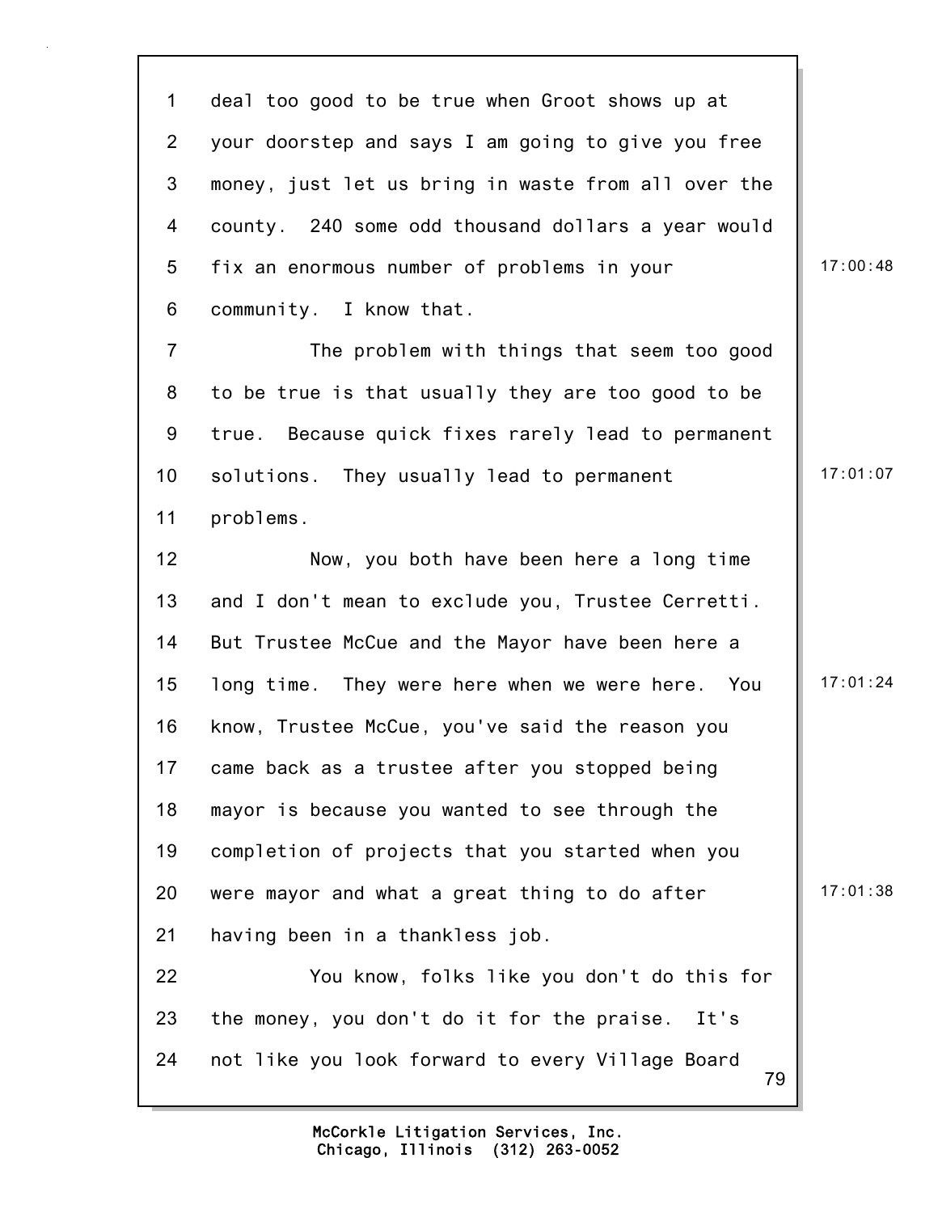deal too good to be true when Groot shows up at your doorstep and says I am going to give you free money, just let us bring in waste from all over the county. 240 some odd thousand dollars a year would fix an enormous number of problems in your community. I know that.

The problem with things that seem too good to be true is that usually they are too good to be true. Because quick fixes rarely lead to permanent solutions. They usually lead to permanent problems.

Now, you both have been here a long time and I don't mean to exclude you, Trustee Cerretti. But Trustee McCue and the Mayor have been here a long time. They were here when we were here. You know, Trustee McCue, you've said the reason you came back as a trustee after you stopped being mayor is because you wanted to see through the completion of projects that you started when you were mayor and what a great thing to do after having been in a thankless job.

You know, folks like you don't do this for the money, you don't do it for the praise. It's not like you look forward to every Village Board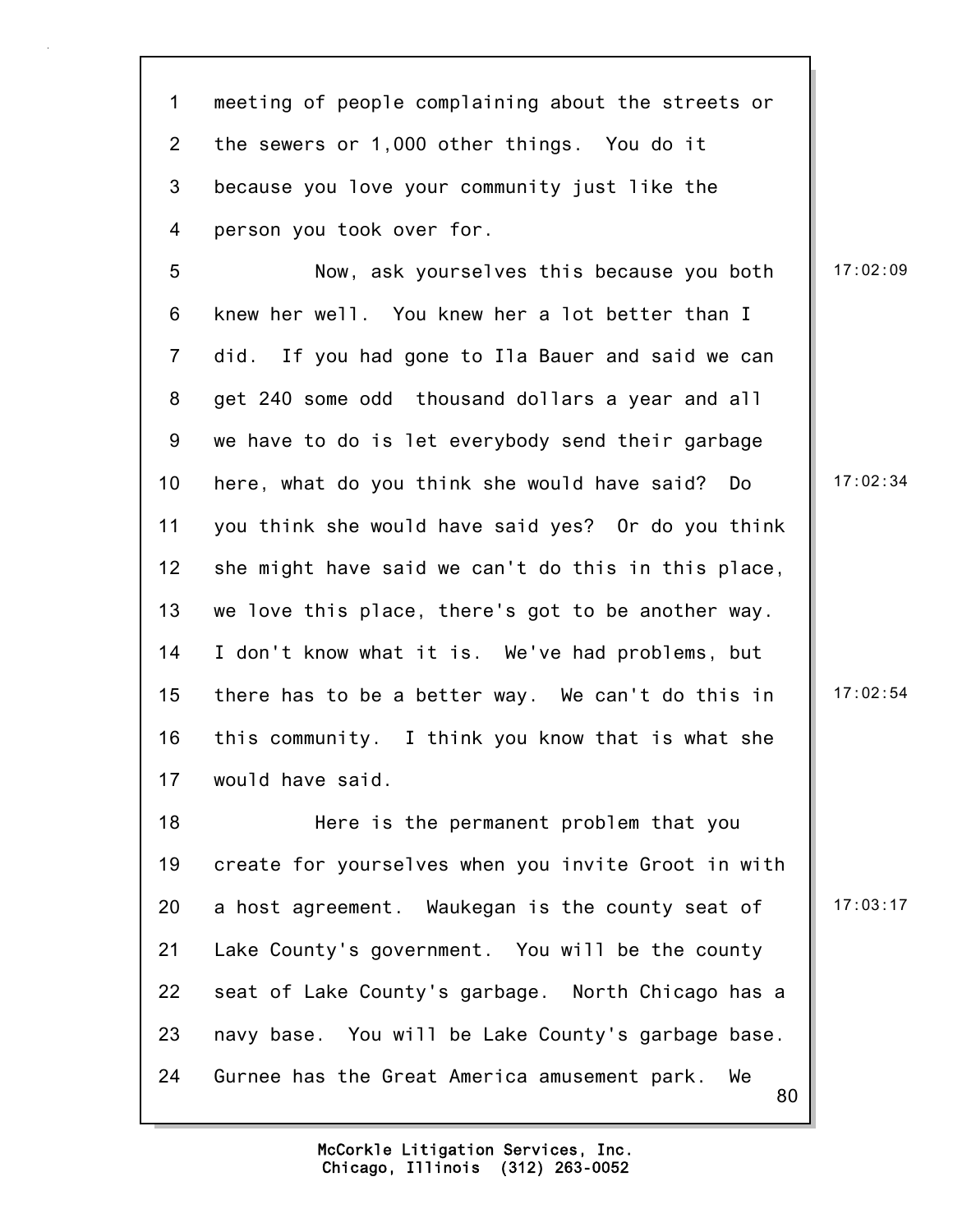meeting of people complaining about the streets or the sewers or 1,000 other things. You do it because you love your community just like the person you took over for.

Now, ask yourselves this because you both knew her well. You knew her a lot better than I did. If you had gone to Ila Bauer and said we can get 240 some odd thousand dollars a year and all we have to do is let everybody send their garbage here, what do you think she would have said? Do you think she would have said yes? Or do you think she might have said we can't do this in this place, we love this place, there's got to be another way. I don't know what it is. We've had problems, but there has to be a better way. We can't do this in this community. I think you know that is what she would have said.

Here is the permanent problem that you create for yourselves when you invite Groot in with a host agreement. Waukegan is the county seat of Lake County's government. You will be the county seat of Lake County's garbage. North Chicago has a navy base. You will be Lake County's garbage base. Gurnee has the Great America amusement park. We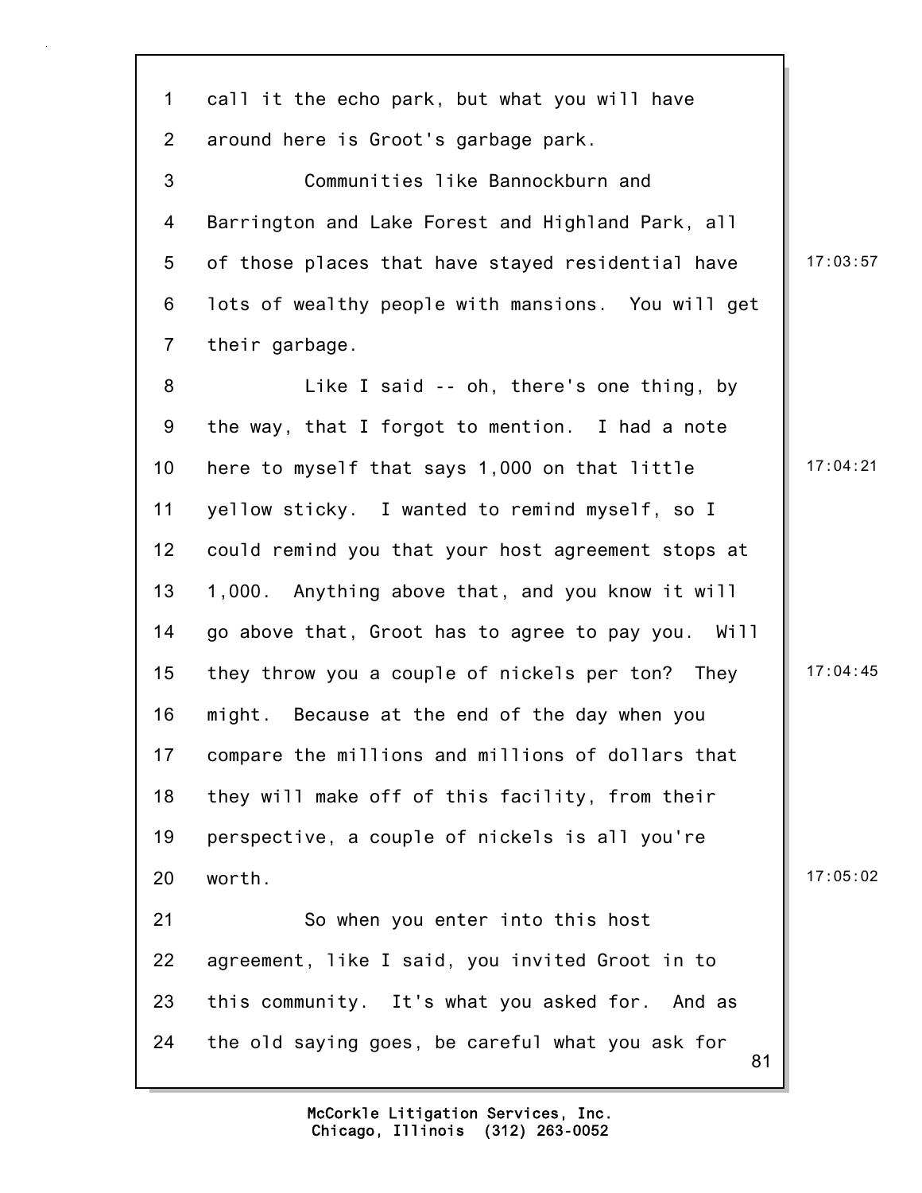call it the echo park, but what you will have around here is Groot's garbage park.

Communities like Bannockburn and Barrington and Lake Forest and Highland Park, all of those places that have stayed residential have lots of wealthy people with mansions. You will get their garbage.

Like I said -- oh, there's one thing, by the way, that I forgot to mention. I had a note here to myself that says 1,000 on that little yellow sticky. I wanted to remind myself, so I could remind you that your host agreement stops at 1,000. Anything above that, and you know it will go above that, Groot has to agree to pay you. Will they throw you a couple of nickels per ton? They might. Because at the end of the day when you compare the millions and millions of dollars that they will make off of this facility, from their perspective, a couple of nickels is all you're worth.

So when you enter into this host agreement, like I said, you invited Groot in to this community. It's what you asked for. And as the old saying goes, be careful what you ask for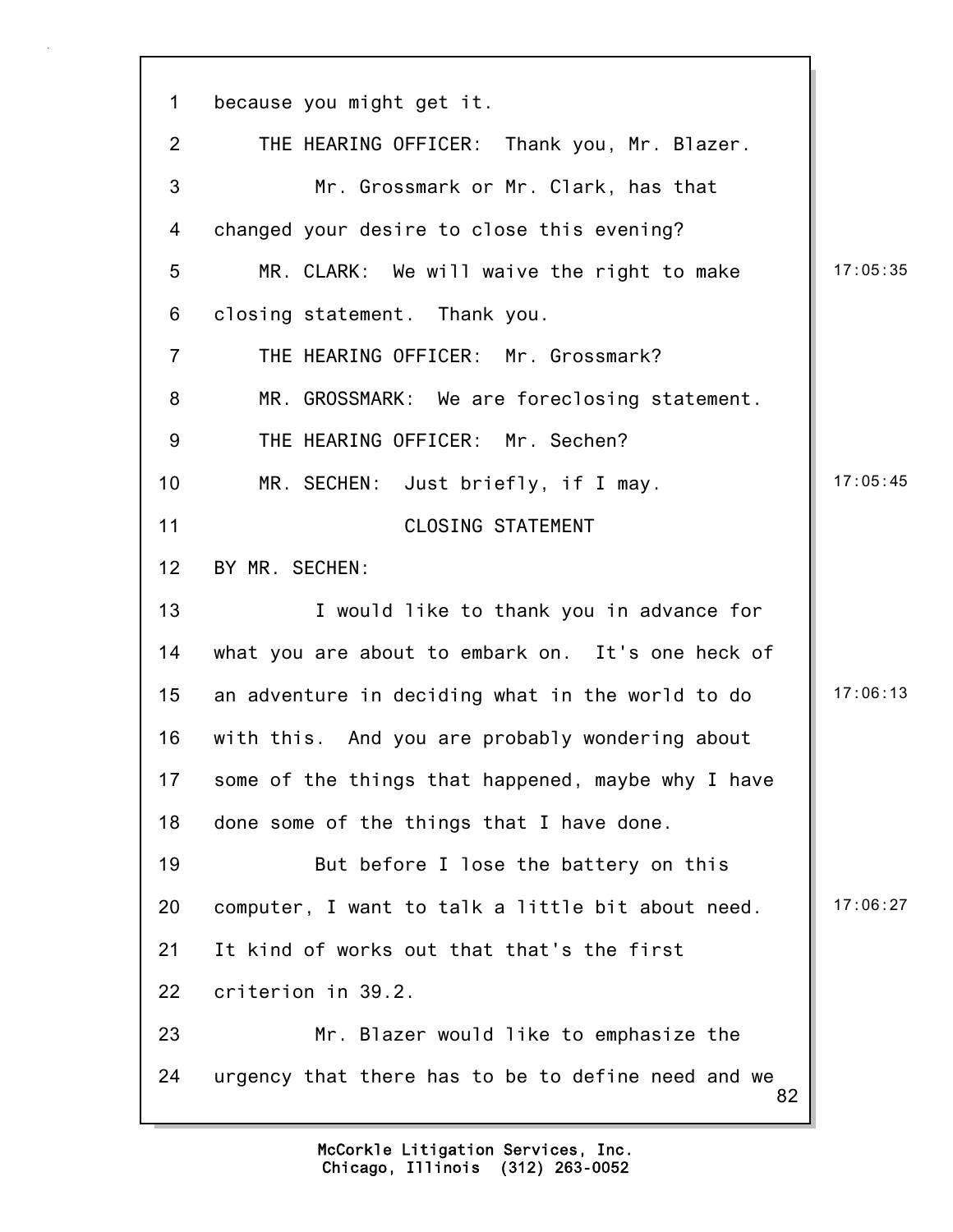1 because you might get it.

2 THE HEARING OFFICER: Thank you, Mr. Blazer.

3 Mr. Grossmark or Mr. Clark, has that

4 changed your desire to close this evening?

5 MR. CLARK: We will waive the right to make 17:05:35

6 closing statement. Thank you.

7 THE HEARING OFFICER: Mr. Grossmark?

8 MR. GROSSMARK: We are foreclosing statement.

9 THE HEARING OFFICER: Mr. Sechen?

10 MR. SECHEN: Just briefly, if I may. 17:05:45

11 CLOSING STATEMENT

12 BY MR. SECHEN:

13 I would like to thank you in advance for

14 what you are about to embark on. It's one heck of

15 an adventure in deciding what in the world to do 17:06:13

16 with this. And you are probably wondering about

17 some of the things that happened, maybe why I have

18 done some of the things that I have done.

19 But before I lose the battery on this

20 computer, I want to talk a little bit about need. 17:06:27

21 It kind of works out that that's the first

22 criterion in 39.2.

23 Mr. Blazer would like to emphasize the

24 urgency that there has to be to define need and we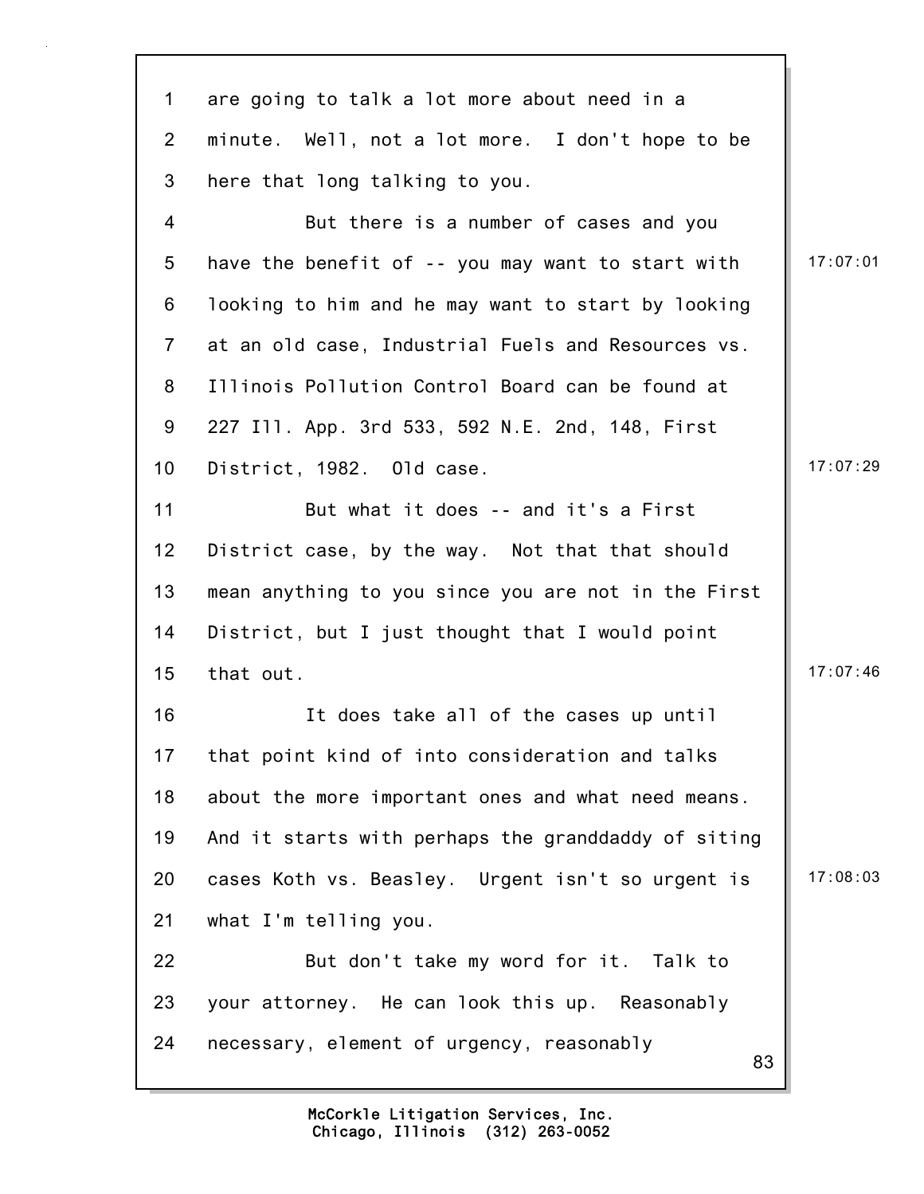are going to talk a lot more about need in a minute. Well, not a lot more. I don't hope to be here that long talking to you.

But there is a number of cases and you have the benefit of -- you may want to start with looking to him and he may want to start by looking at an old case, Industrial Fuels and Resources vs. Illinois Pollution Control Board can be found at 227 Ill. App. 3rd 533, 592 N.E. 2nd, 148, First District, 1982. Old case.

But what it does -- and it's a First District case, by the way. Not that that should mean anything to you since you are not in the First District, but I just thought that I would point that out.

It does take all of the cases up until that point kind of into consideration and talks about the more important ones and what need means. And it starts with perhaps the granddaddy of siting cases Koth vs. Beasley. Urgent isn't so urgent is what I'm telling you.

But don't take my word for it. Talk to your attorney. He can look this up. Reasonably necessary, element of urgency, reasonably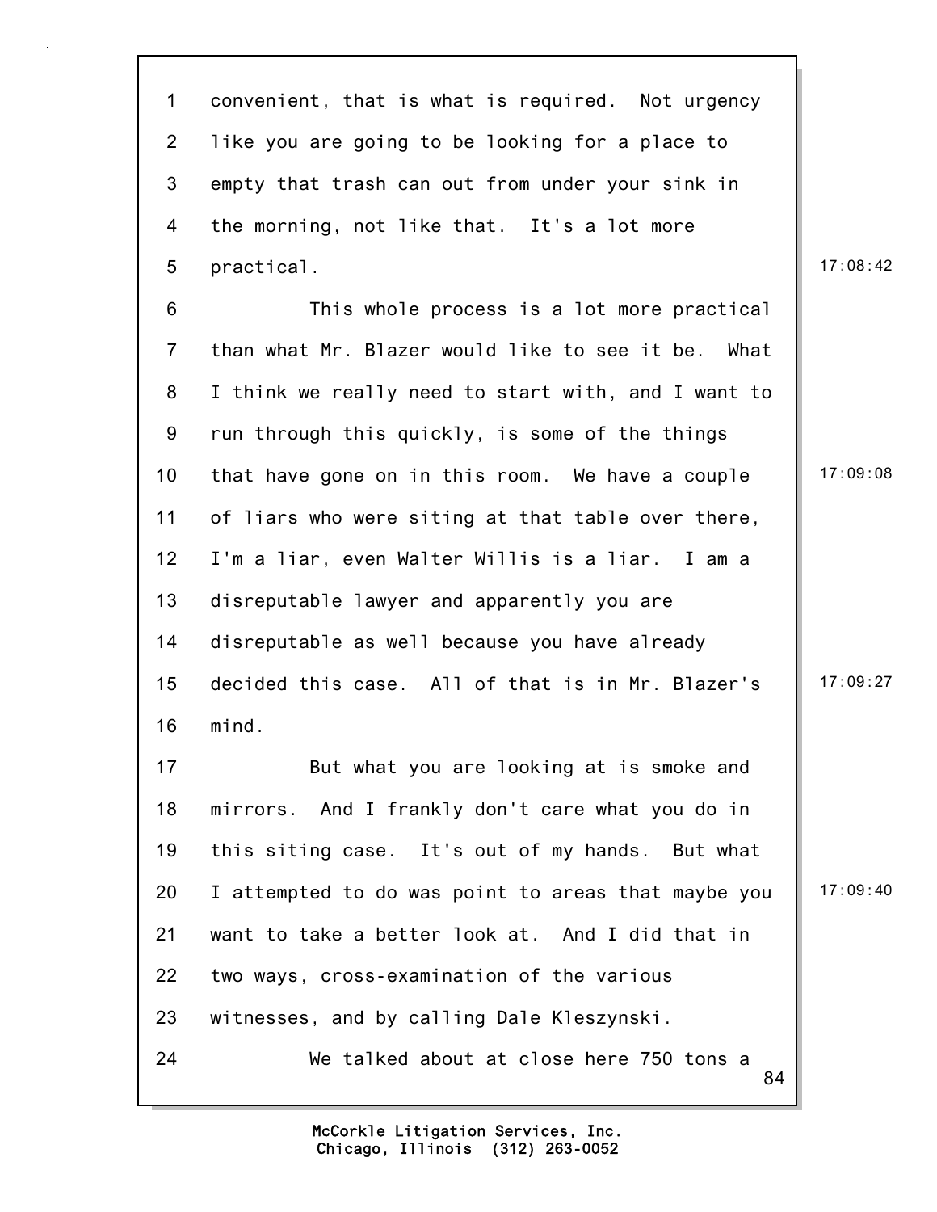convenient, that is what is required. Not urgency like you are going to be looking for a place to empty that trash can out from under your sink in the morning, not like that. It's a lot more practical.

This whole process is a lot more practical than what Mr. Blazer would like to see it be. What I think we really need to start with, and I want to run through this quickly, is some of the things that have gone on in this room. We have a couple of liars who were siting at that table over there, I'm a liar, even Walter Willis is a liar. I am a disreputable lawyer and apparently you are disreputable as well because you have already decided this case. All of that is in Mr. Blazer's mind.

But what you are looking at is smoke and mirrors. And I frankly don't care what you do in this siting case. It's out of my hands. But what I attempted to do was point to areas that maybe you want to take a better look at. And I did that in two ways, cross-examination of the various witnesses, and by calling Dale Kleszynski.

We talked about at close here 750 tons a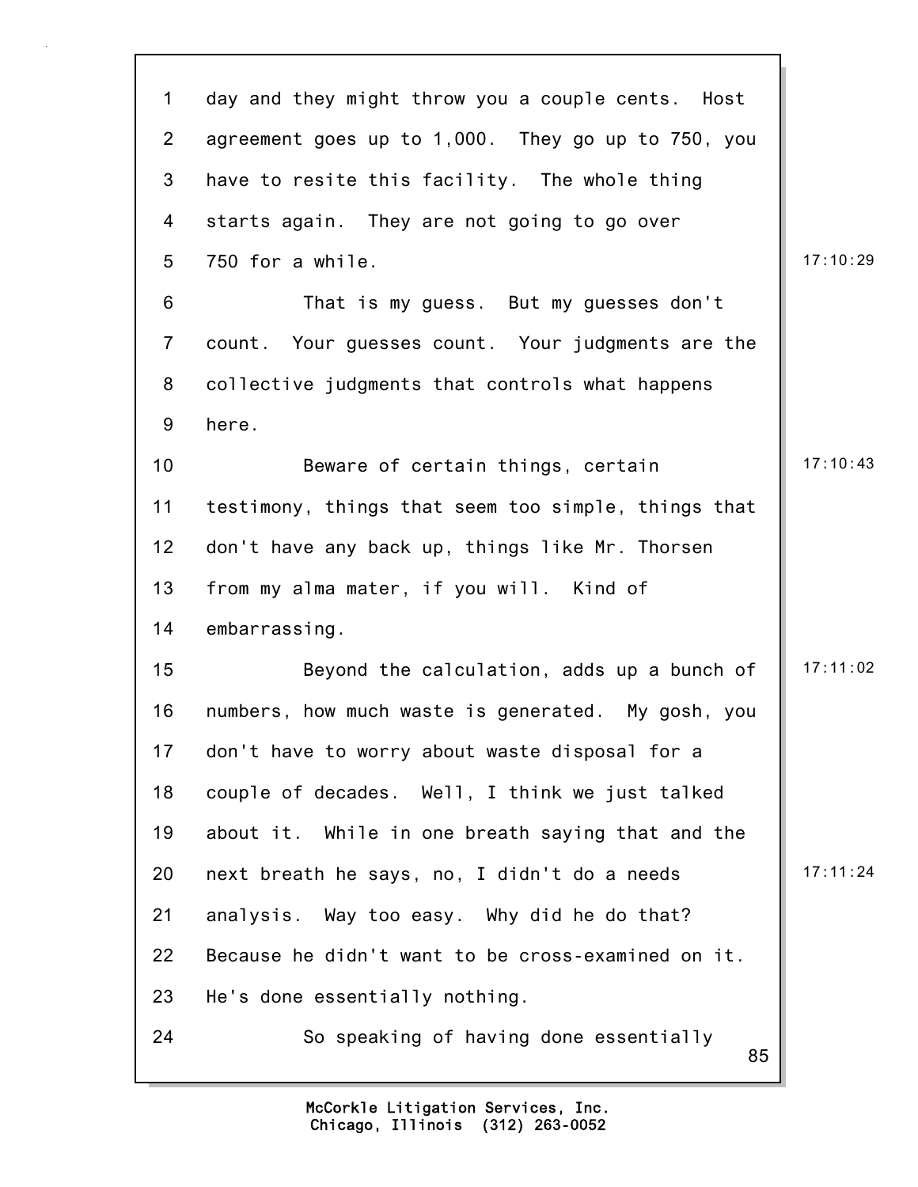day and they might throw you a couple cents. Host agreement goes up to 1,000. They go up to 750, you have to resite this facility. The whole thing starts again. They are not going to go over 750 for a while.

That is my guess. But my guesses don't count. Your guesses count. Your judgments are the collective judgments that controls what happens here.

Beware of certain things, certain testimony, things that seem too simple, things that don't have any back up, things like Mr. Thorsen from my alma mater, if you will. Kind of embarrassing.

Beyond the calculation, adds up a bunch of numbers, how much waste is generated. My gosh, you don't have to worry about waste disposal for a couple of decades. Well, I think we just talked about it. While in one breath saying that and the next breath he says, no, I didn't do a needs analysis. Way too easy. Why did he do that? Because he didn't want to be cross-examined on it. He's done essentially nothing.

So speaking of having done essentially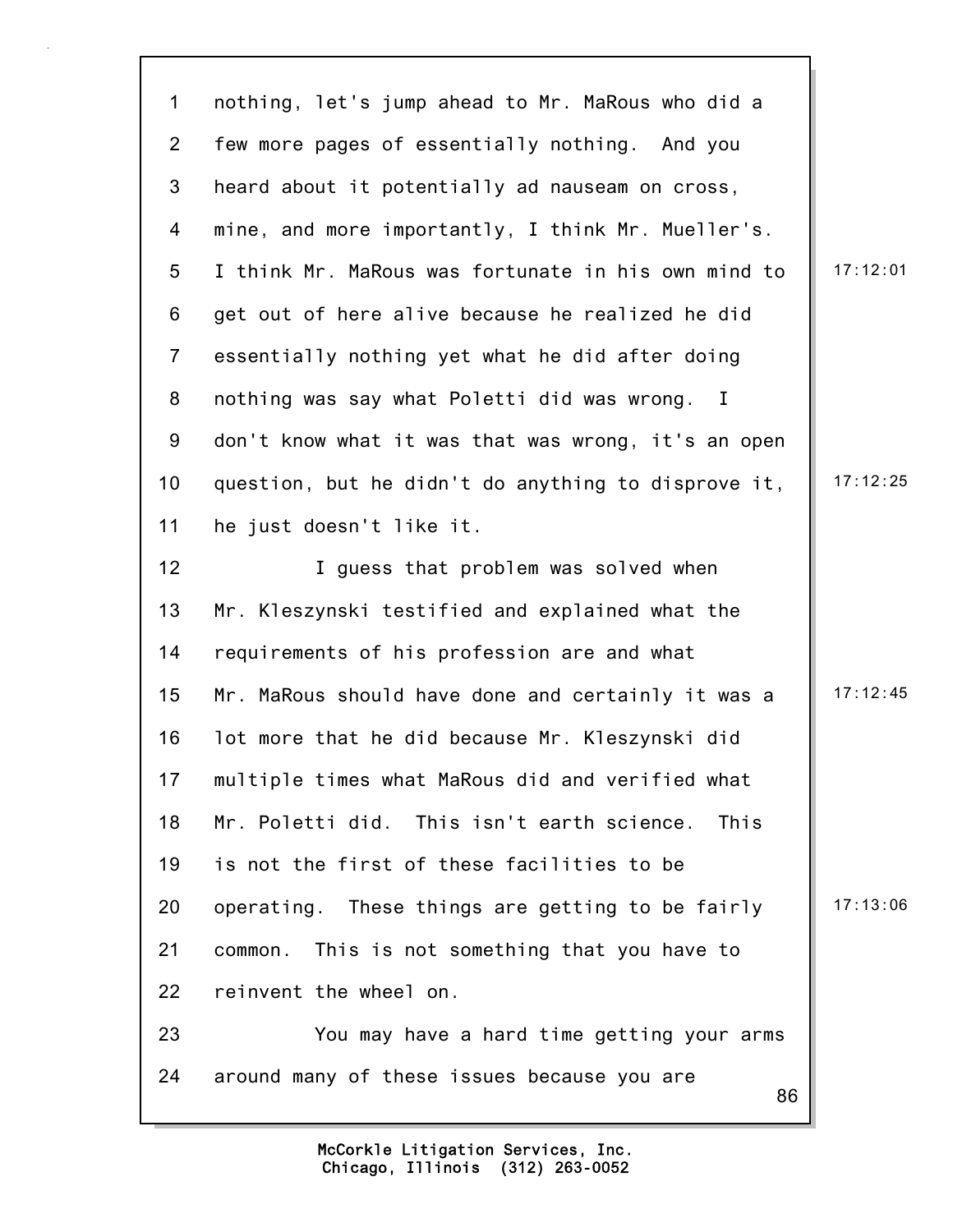nothing, let's jump ahead to Mr. MaRous who did a few more pages of essentially nothing. And you heard about it potentially ad nauseam on cross, mine, and more importantly, I think Mr. Mueller's. I think Mr. MaRous was fortunate in his own mind to get out of here alive because he realized he did essentially nothing yet what he did after doing nothing was say what Poletti did was wrong. I don't know what it was that was wrong, it's an open question, but he didn't do anything to disprove it, he just doesn't like it.

I guess that problem was solved when Mr. Kleszynski testified and explained what the requirements of his profession are and what Mr. MaRous should have done and certainly it was a lot more that he did because Mr. Kleszynski did multiple times what MaRous did and verified what Mr. Poletti did. This isn't earth science. This is not the first of these facilities to be operating. These things are getting to be fairly common. This is not something that you have to reinvent the wheel on.

You may have a hard time getting your arms around many of these issues because you are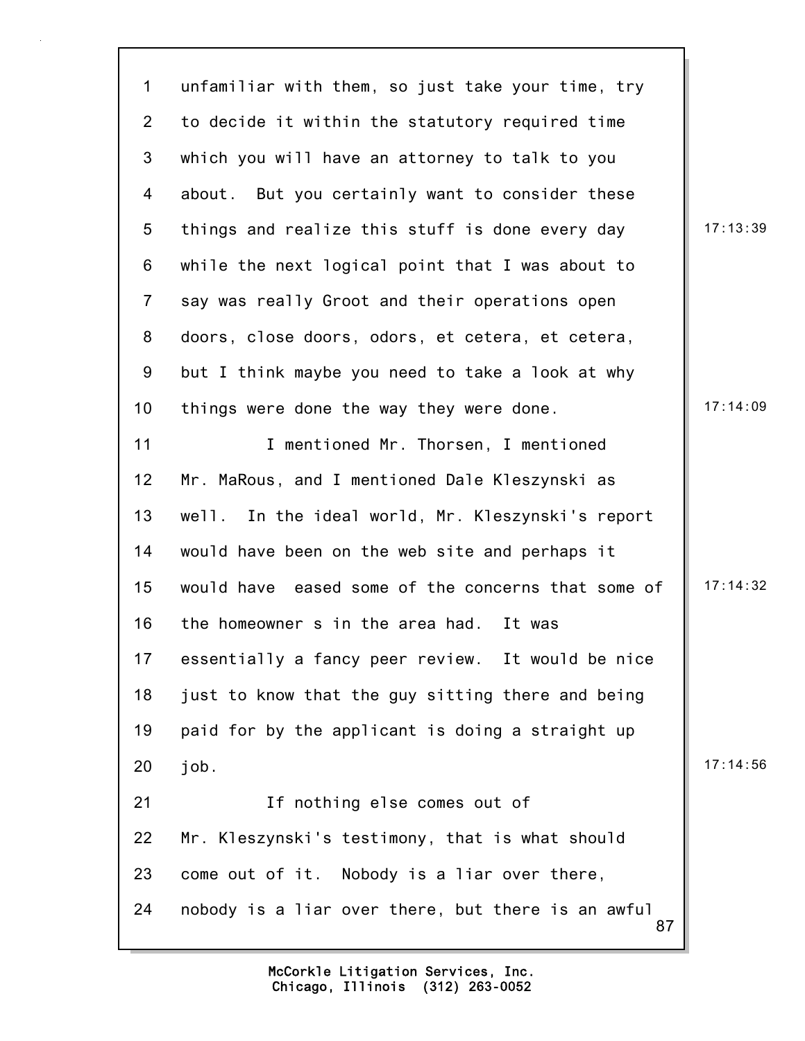1 unfamiliar with them, so just take your time, try
2 to decide it within the statutory required time
3 which you will have an attorney to talk to you
4 about. But you certainly want to consider these
5 things and realize this stuff is done every day 17:13:39
6 while the next logical point that I was about to
7 say was really Groot and their operations open
8 doors, close doors, odors, et cetera, et cetera,
9 but I think maybe you need to take a look at why
10 things were done the way they were done. 17:14:09
11 I mentioned Mr. Thorsen, I mentioned
12 Mr. MaRous, and I mentioned Dale Kleszynski as
13 well. In the ideal world, Mr. Kleszynski's report
14 would have been on the web site and perhaps it
15 would have eased some of the concerns that some of 17:14:32
16 the homeowner s in the area had. It was
17 essentially a fancy peer review. It would be nice
18 just to know that the guy sitting there and being
19 paid for by the applicant is doing a straight up
20 job. 17:14:56
21 If nothing else comes out of
22 Mr. Kleszynski's testimony, that is what should
23 come out of it. Nobody is a liar over there,
24 nobody is a liar over there, but there is an awful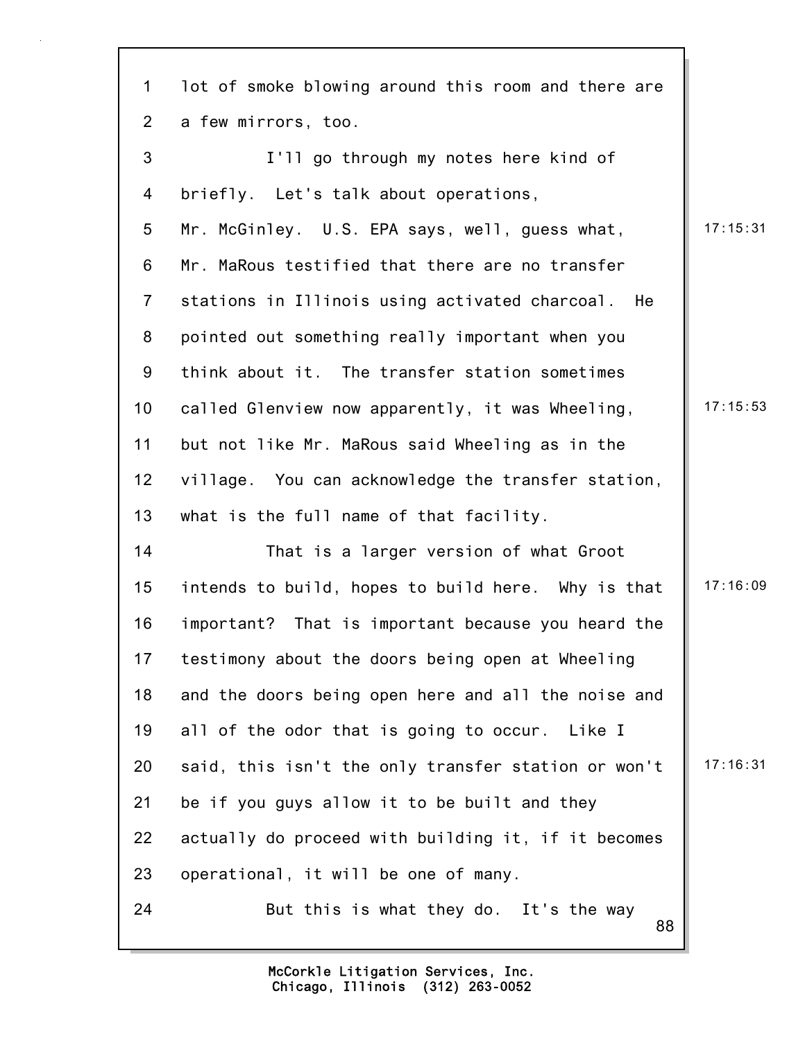lot of smoke blowing around this room and there are a few mirrors, too.

I'll go through my notes here kind of briefly. Let's talk about operations, Mr. McGinley. U.S. EPA says, well, guess what, Mr. MaRous testified that there are no transfer stations in Illinois using activated charcoal. He pointed out something really important when you think about it. The transfer station sometimes called Glenview now apparently, it was Wheeling, but not like Mr. MaRous said Wheeling as in the village. You can acknowledge the transfer station, what is the full name of that facility.

That is a larger version of what Groot intends to build, hopes to build here. Why is that important? That is important because you heard the testimony about the doors being open at Wheeling and the doors being open here and all the noise and all of the odor that is going to occur. Like I said, this isn't the only transfer station or won't be if you guys allow it to be built and they actually do proceed with building it, if it becomes operational, it will be one of many.

But this is what they do. It's the way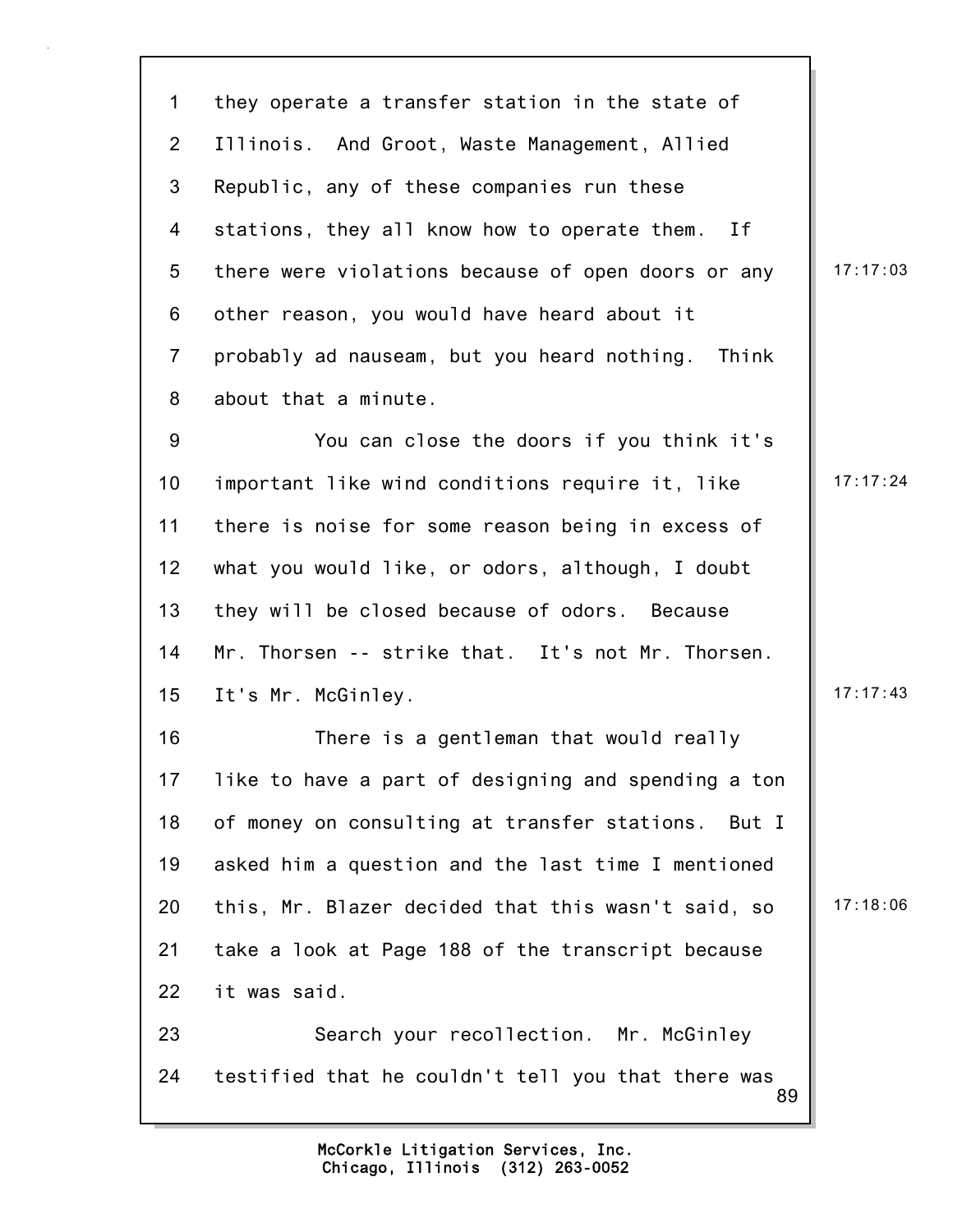they operate a transfer station in the state of Illinois. And Groot, Waste Management, Allied Republic, any of these companies run these stations, they all know how to operate them. If there were violations because of open doors or any other reason, you would have heard about it probably ad nauseam, but you heard nothing. Think about that a minute.

You can close the doors if you think it's important like wind conditions require it, like there is noise for some reason being in excess of what you would like, or odors, although, I doubt they will be closed because of odors. Because Mr. Thorsen -- strike that. It's not Mr. Thorsen. It's Mr. McGinley.

There is a gentleman that would really like to have a part of designing and spending a ton of money on consulting at transfer stations. But I asked him a question and the last time I mentioned this, Mr. Blazer decided that this wasn't said, so take a look at Page 188 of the transcript because it was said.

Search your recollection. Mr. McGinley testified that he couldn't tell you that there was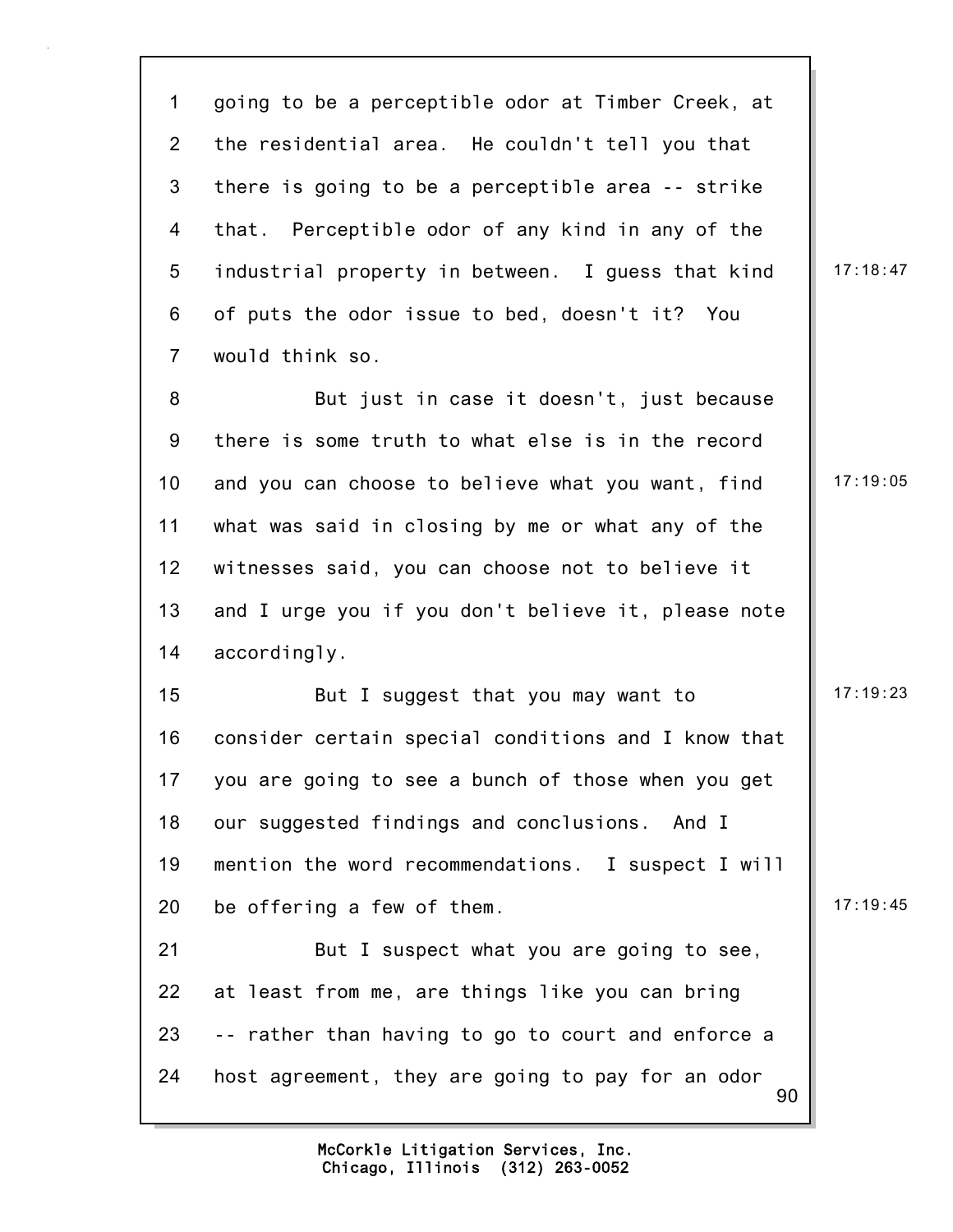going to be a perceptible odor at Timber Creek, at the residential area. He couldn't tell you that there is going to be a perceptible area -- strike that. Perceptible odor of any kind in any of the industrial property in between. I guess that kind of puts the odor issue to bed, doesn't it? You would think so.

But just in case it doesn't, just because there is some truth to what else is in the record and you can choose to believe what you want, find what was said in closing by me or what any of the witnesses said, you can choose not to believe it and I urge you if you don't believe it, please note accordingly.

But I suggest that you may want to consider certain special conditions and I know that you are going to see a bunch of those when you get our suggested findings and conclusions. And I mention the word recommendations. I suspect I will be offering a few of them.

But I suspect what you are going to see, at least from me, are things like you can bring -- rather than having to go to court and enforce a host agreement, they are going to pay for an odor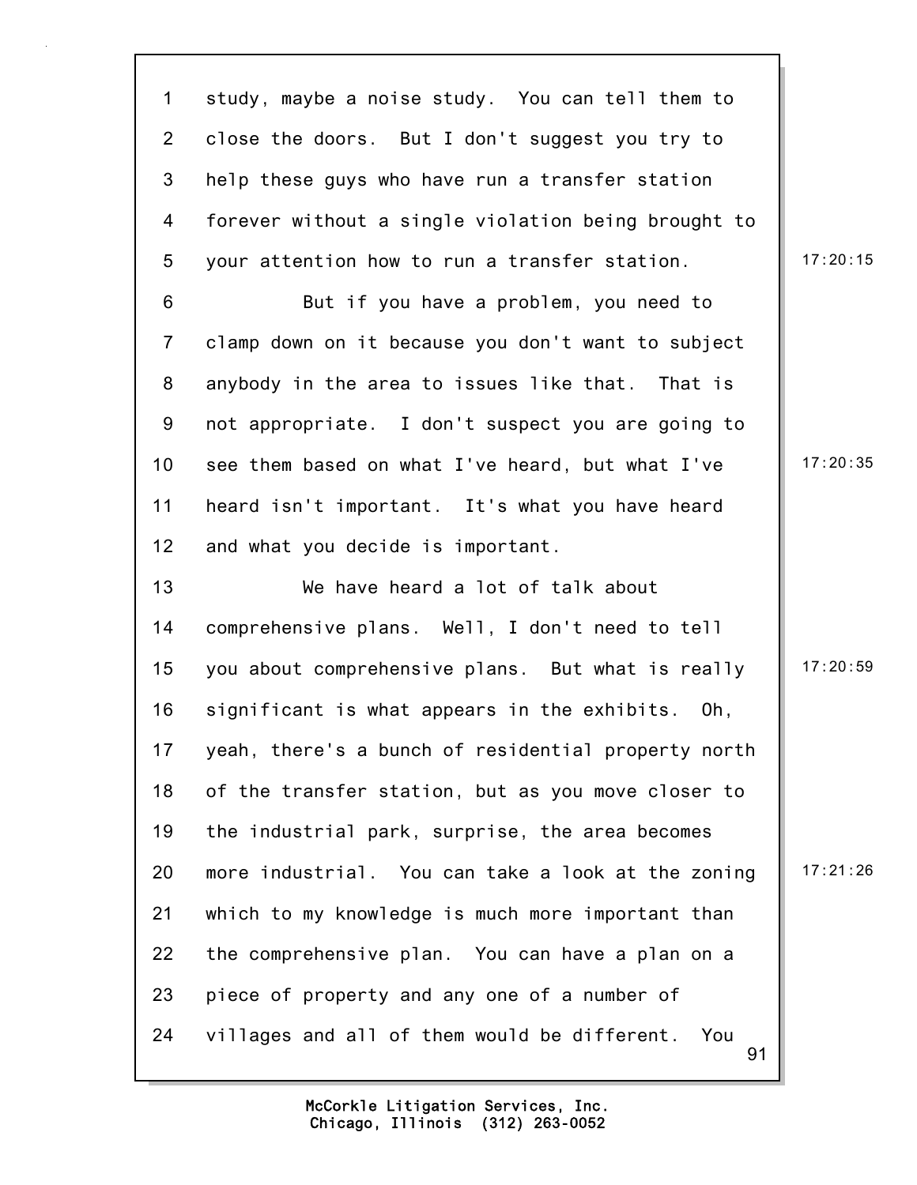study, maybe a noise study. You can tell them to close the doors. But I don't suggest you try to help these guys who have run a transfer station forever without a single violation being brought to your attention how to run a transfer station.

But if you have a problem, you need to clamp down on it because you don't want to subject anybody in the area to issues like that. That is not appropriate. I don't suspect you are going to see them based on what I've heard, but what I've heard isn't important. It's what you have heard and what you decide is important.

We have heard a lot of talk about comprehensive plans. Well, I don't need to tell you about comprehensive plans. But what is really significant is what appears in the exhibits. Oh, yeah, there's a bunch of residential property north of the transfer station, but as you move closer to the industrial park, surprise, the area becomes more industrial. You can take a look at the zoning which to my knowledge is much more important than the comprehensive plan. You can have a plan on a piece of property and any one of a number of villages and all of them would be different. You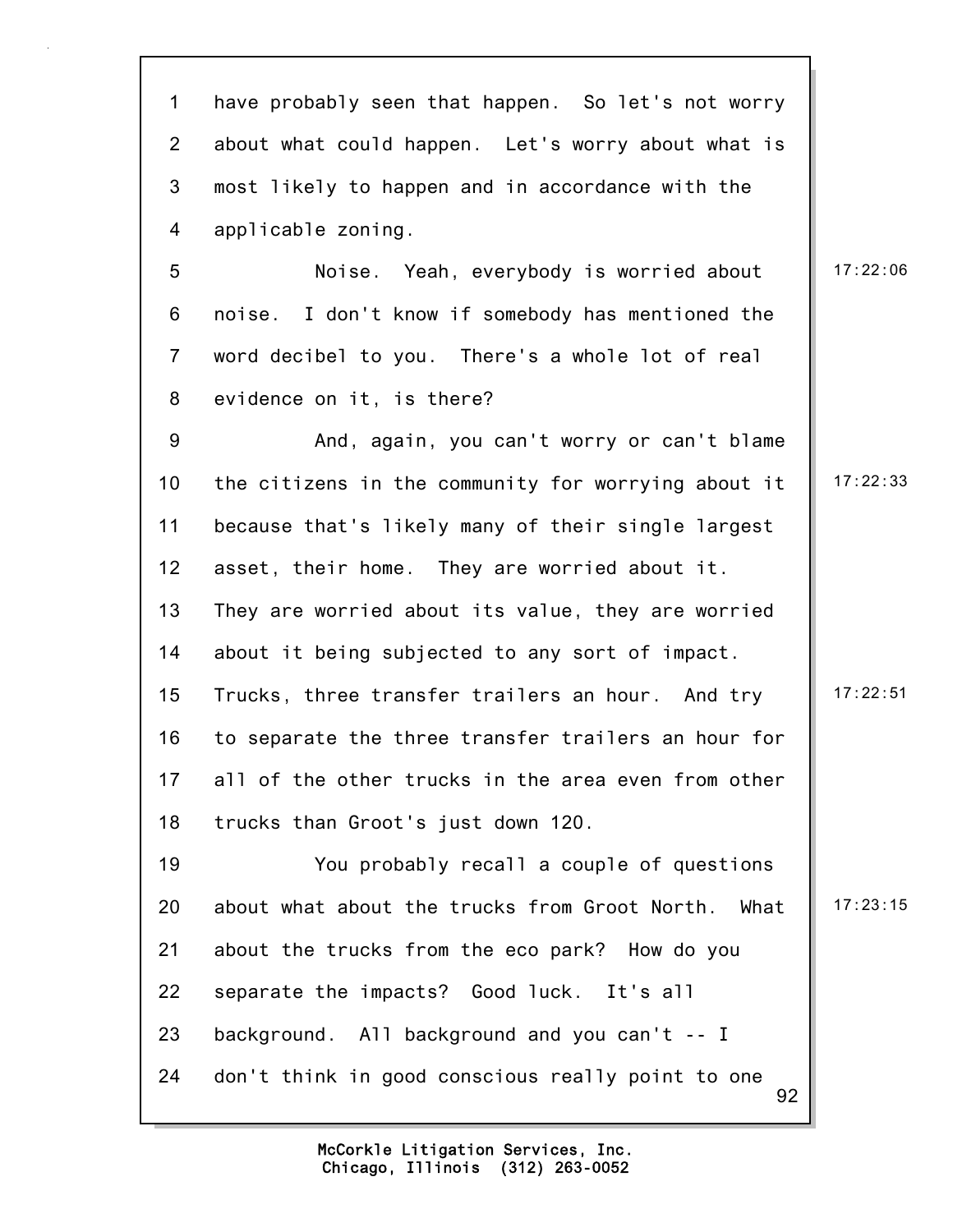have probably seen that happen. So let's not worry about what could happen. Let's worry about what is most likely to happen and in accordance with the applicable zoning.

Noise. Yeah, everybody is worried about noise. I don't know if somebody has mentioned the word decibel to you. There's a whole lot of real evidence on it, is there?

And, again, you can't worry or can't blame the citizens in the community for worrying about it because that's likely many of their single largest asset, their home. They are worried about it. They are worried about its value, they are worried about it being subjected to any sort of impact. Trucks, three transfer trailers an hour. And try to separate the three transfer trailers an hour for all of the other trucks in the area even from other trucks than Groot's just down 120.

You probably recall a couple of questions about what about the trucks from Groot North. What about the trucks from the eco park? How do you separate the impacts? Good luck. It's all background. All background and you can't -- I don't think in good conscious really point to one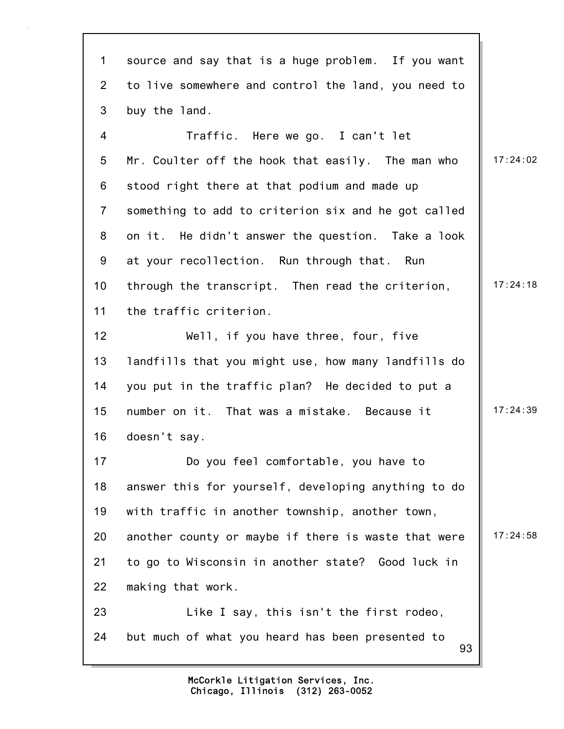source and say that is a huge problem. If you want to live somewhere and control the land, you need to buy the land.

Traffic. Here we go. I can't let Mr. Coulter off the hook that easily. The man who stood right there at that podium and made up something to add to criterion six and he got called on it. He didn't answer the question. Take a look at your recollection. Run through that. Run through the transcript. Then read the criterion, the traffic criterion.

Well, if you have three, four, five landfills that you might use, how many landfills do you put in the traffic plan? He decided to put a number on it. That was a mistake. Because it doesn't say.

Do you feel comfortable, you have to answer this for yourself, developing anything to do with traffic in another township, another town, another county or maybe if there is waste that were to go to Wisconsin in another state? Good luck in making that work.

Like I say, this isn't the first rodeo, but much of what you heard has been presented to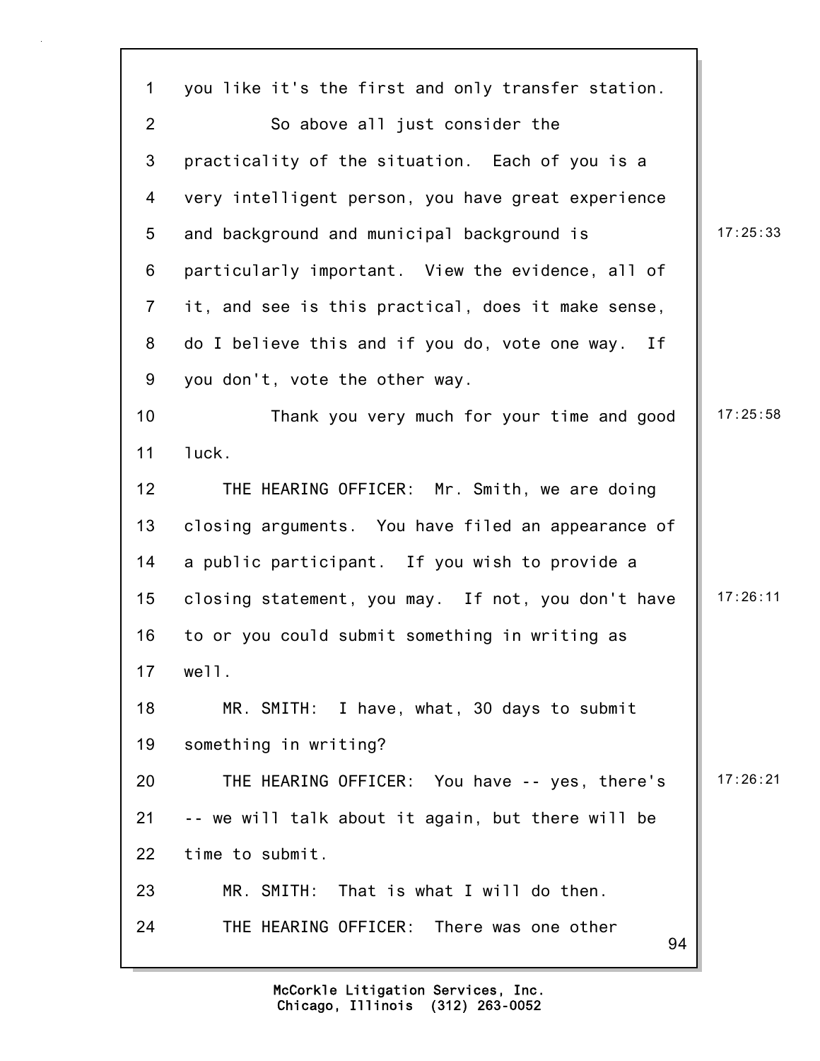you like it's the first and only transfer station.

So above all just consider the practicality of the situation. Each of you is a very intelligent person, you have great experience and background and municipal background is particularly important. View the evidence, all of it, and see is this practical, does it make sense, do I believe this and if you do, vote one way. If you don't, vote the other way.

Thank you very much for your time and good luck.

THE HEARING OFFICER: Mr. Smith, we are doing closing arguments. You have filed an appearance of a public participant. If you wish to provide a closing statement, you may. If not, you don't have to or you could submit something in writing as well.

MR. SMITH: I have, what, 30 days to submit something in writing?

THE HEARING OFFICER: You have -- yes, there's -- we will talk about it again, but there will be time to submit.

MR. SMITH: That is what I will do then.

THE HEARING OFFICER: There was one other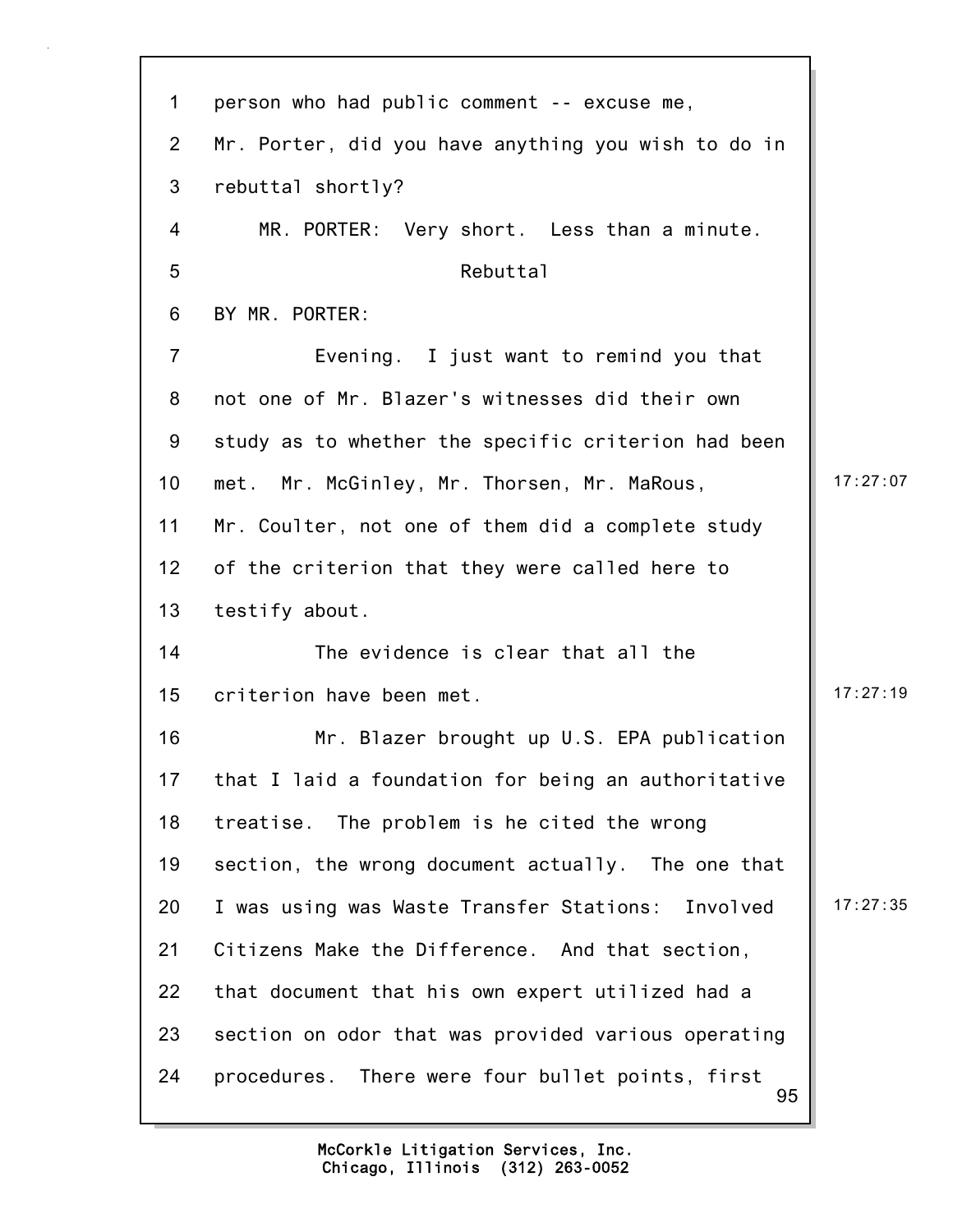person who had public comment -- excuse me, Mr. Porter, did you have anything you wish to do in rebuttal shortly?

MR. PORTER: Very short. Less than a minute.

Rebuttal

BY MR. PORTER:

Evening. I just want to remind you that not one of Mr. Blazer's witnesses did their own study as to whether the specific criterion had been met. Mr. McGinley, Mr. Thorsen, Mr. MaRous, Mr. Coulter, not one of them did a complete study of the criterion that they were called here to testify about.

The evidence is clear that all the criterion have been met.

Mr. Blazer brought up U.S. EPA publication that I laid a foundation for being an authoritative treatise. The problem is he cited the wrong section, the wrong document actually. The one that I was using was Waste Transfer Stations: Involved Citizens Make the Difference. And that section, that document that his own expert utilized had a section on odor that was provided various operating procedures. There were four bullet points, first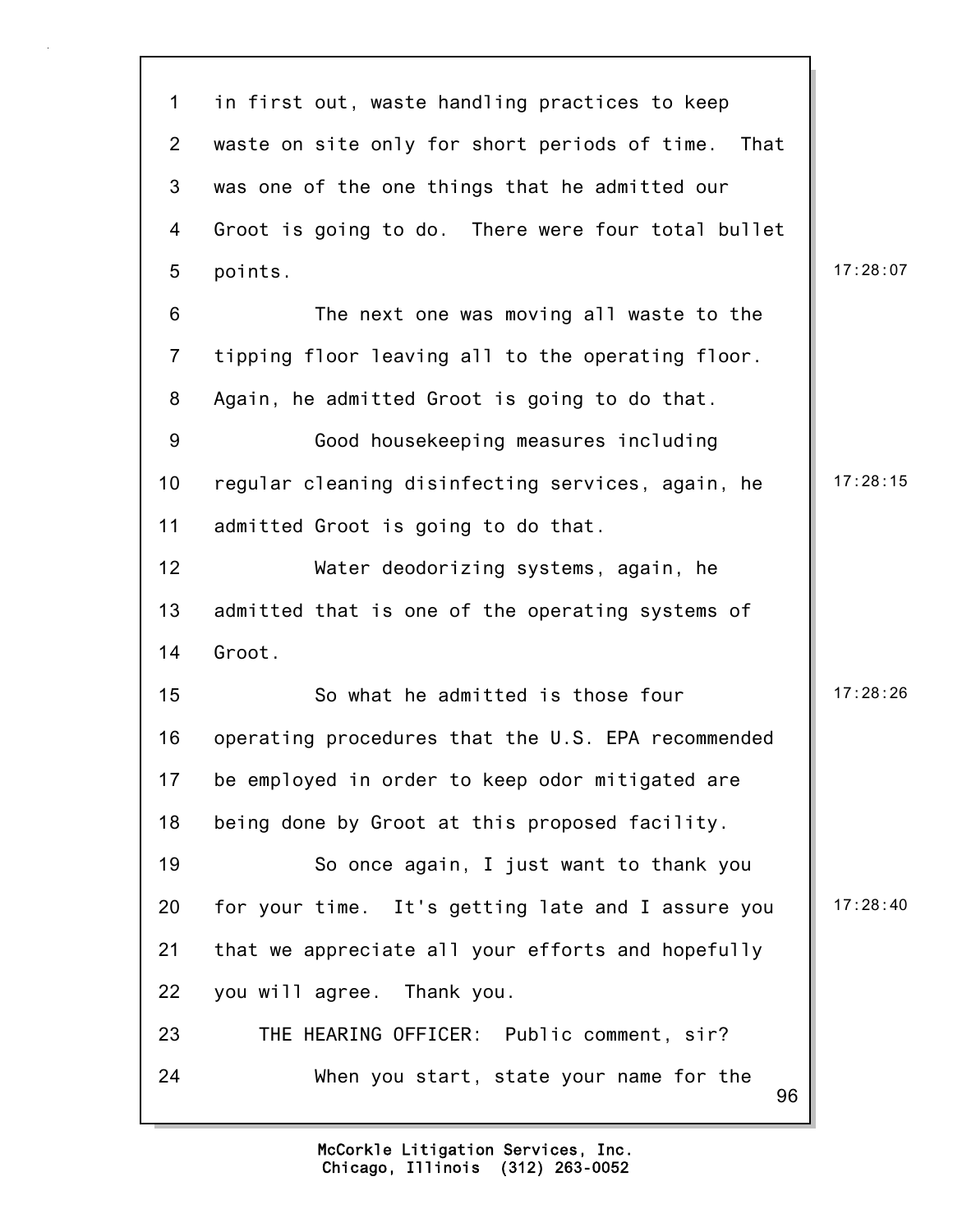in first out, waste handling practices to keep waste on site only for short periods of time. That was one of the one things that he admitted our Groot is going to do. There were four total bullet points.

The next one was moving all waste to the tipping floor leaving all to the operating floor. Again, he admitted Groot is going to do that.

Good housekeeping measures including regular cleaning disinfecting services, again, he admitted Groot is going to do that.

Water deodorizing systems, again, he admitted that is one of the operating systems of Groot.

So what he admitted is those four operating procedures that the U.S. EPA recommended be employed in order to keep odor mitigated are being done by Groot at this proposed facility.

So once again, I just want to thank you for your time. It's getting late and I assure you that we appreciate all your efforts and hopefully you will agree. Thank you.

THE HEARING OFFICER: Public comment, sir?

When you start, state your name for the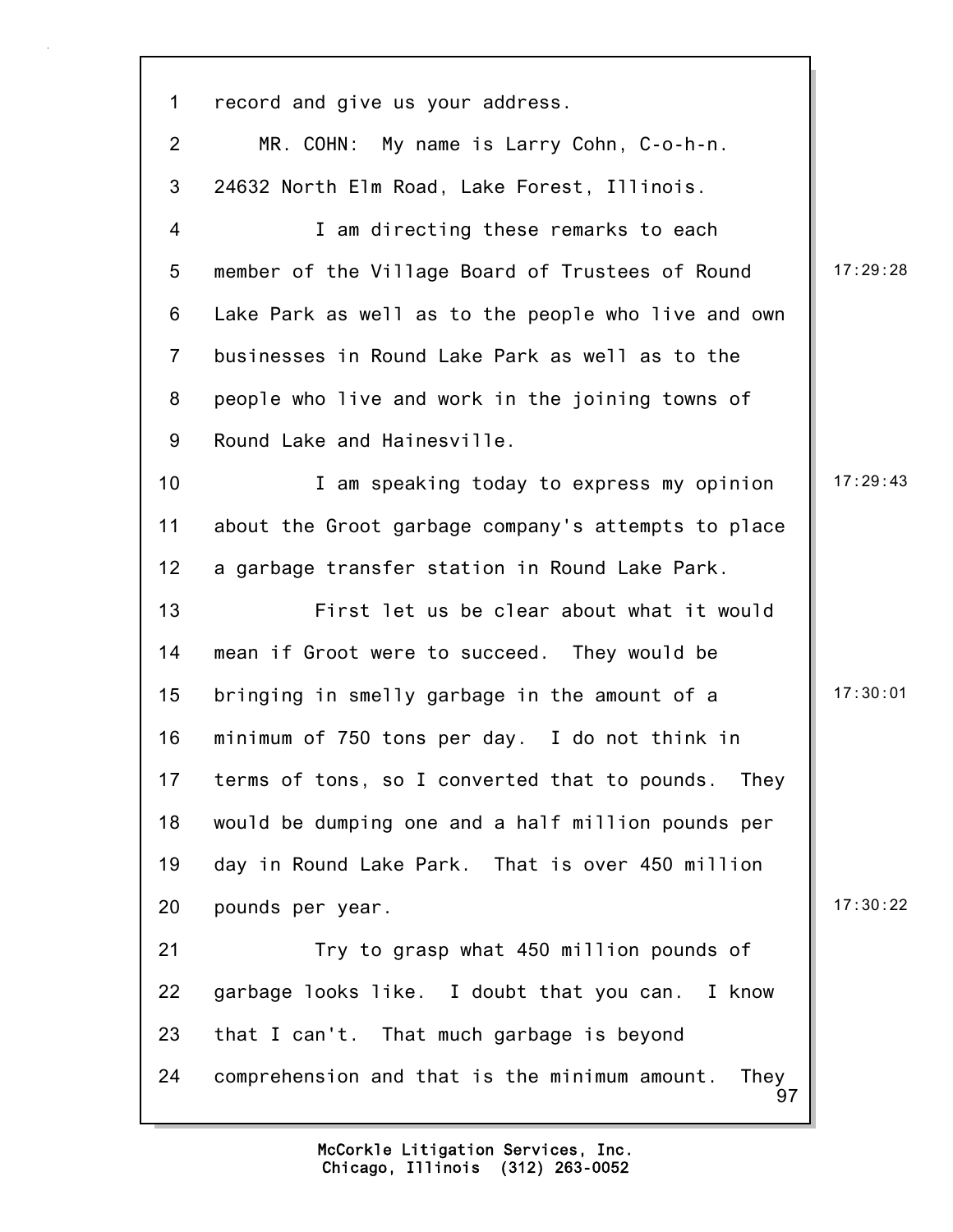record and give us your address.

MR. COHN: My name is Larry Cohn, C-o-h-n. 24632 North Elm Road, Lake Forest, Illinois.

I am directing these remarks to each member of the Village Board of Trustees of Round Lake Park as well as to the people who live and own businesses in Round Lake Park as well as to the people who live and work in the joining towns of Round Lake and Hainesville.

I am speaking today to express my opinion about the Groot garbage company's attempts to place a garbage transfer station in Round Lake Park.

First let us be clear about what it would mean if Groot were to succeed. They would be bringing in smelly garbage in the amount of a minimum of 750 tons per day. I do not think in terms of tons, so I converted that to pounds. They would be dumping one and a half million pounds per day in Round Lake Park. That is over 450 million pounds per year.

Try to grasp what 450 million pounds of garbage looks like. I doubt that you can. I know that I can't. That much garbage is beyond comprehension and that is the minimum amount. They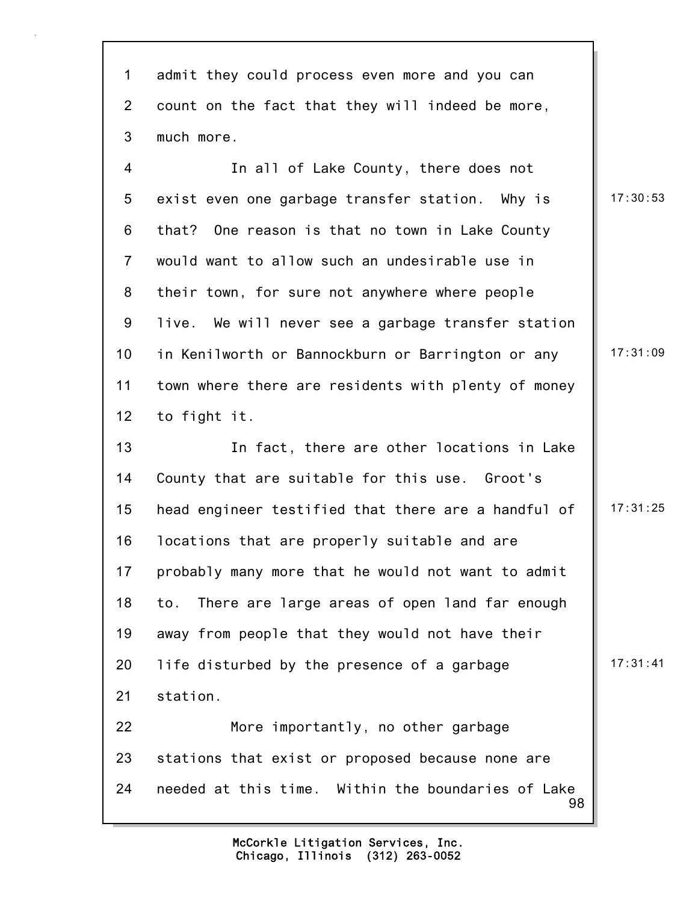admit they could process even more and you can count on the fact that they will indeed be more, much more.

In all of Lake County, there does not exist even one garbage transfer station. Why is that? One reason is that no town in Lake County would want to allow such an undesirable use in their town, for sure not anywhere where people live. We will never see a garbage transfer station in Kenilworth or Bannockburn or Barrington or any town where there are residents with plenty of money to fight it.

In fact, there are other locations in Lake County that are suitable for this use. Groot's head engineer testified that there are a handful of locations that are properly suitable and are probably many more that he would not want to admit to. There are large areas of open land far enough away from people that they would not have their life disturbed by the presence of a garbage station.

More importantly, no other garbage stations that exist or proposed because none are needed at this time. Within the boundaries of Lake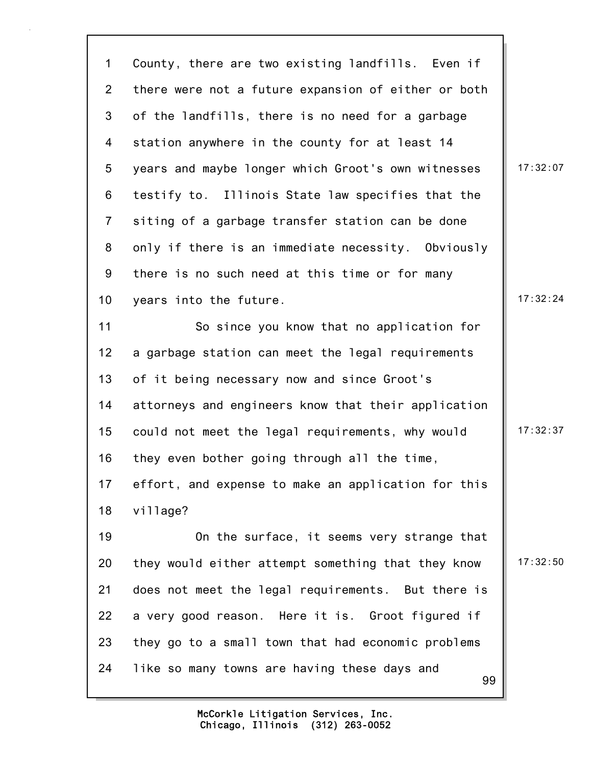County, there are two existing landfills. Even if there were not a future expansion of either or both of the landfills, there is no need for a garbage station anywhere in the county for at least 14 years and maybe longer which Groot's own witnesses testify to. Illinois State law specifies that the siting of a garbage transfer station can be done only if there is an immediate necessity. Obviously there is no such need at this time or for many years into the future.

So since you know that no application for a garbage station can meet the legal requirements of it being necessary now and since Groot's attorneys and engineers know that their application could not meet the legal requirements, why would they even bother going through all the time, effort, and expense to make an application for this village?

On the surface, it seems very strange that they would either attempt something that they know does not meet the legal requirements. But there is a very good reason. Here it is. Groot figured if they go to a small town that had economic problems like so many towns are having these days and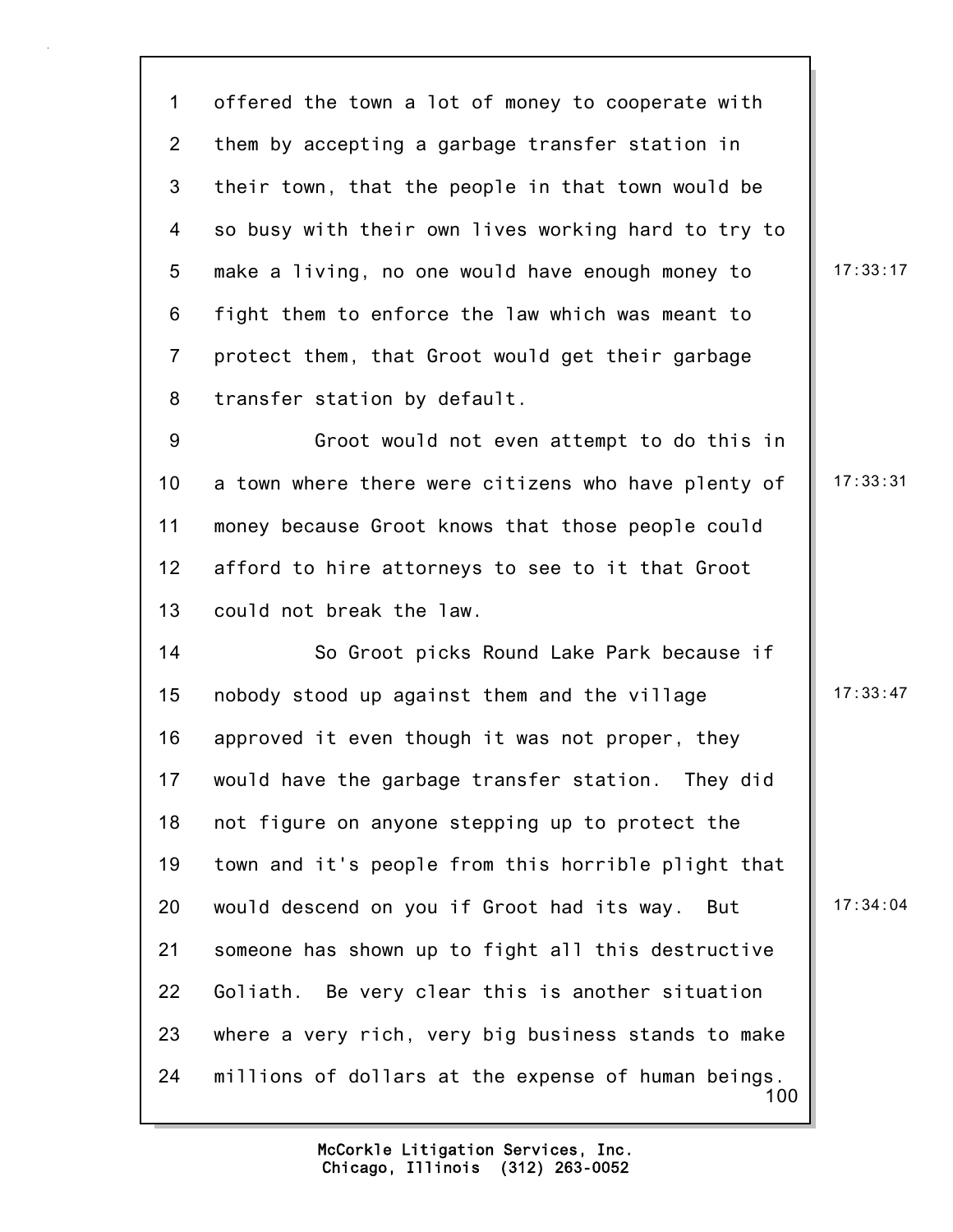offered the town a lot of money to cooperate with them by accepting a garbage transfer station in their town, that the people in that town would be so busy with their own lives working hard to try to make a living, no one would have enough money to fight them to enforce the law which was meant to protect them, that Groot would get their garbage transfer station by default.

Groot would not even attempt to do this in a town where there were citizens who have plenty of money because Groot knows that those people could afford to hire attorneys to see to it that Groot could not break the law.

So Groot picks Round Lake Park because if nobody stood up against them and the village approved it even though it was not proper, they would have the garbage transfer station. They did not figure on anyone stepping up to protect the town and it's people from this horrible plight that would descend on you if Groot had its way. But someone has shown up to fight all this destructive Goliath. Be very clear this is another situation where a very rich, very big business stands to make millions of dollars at the expense of human beings.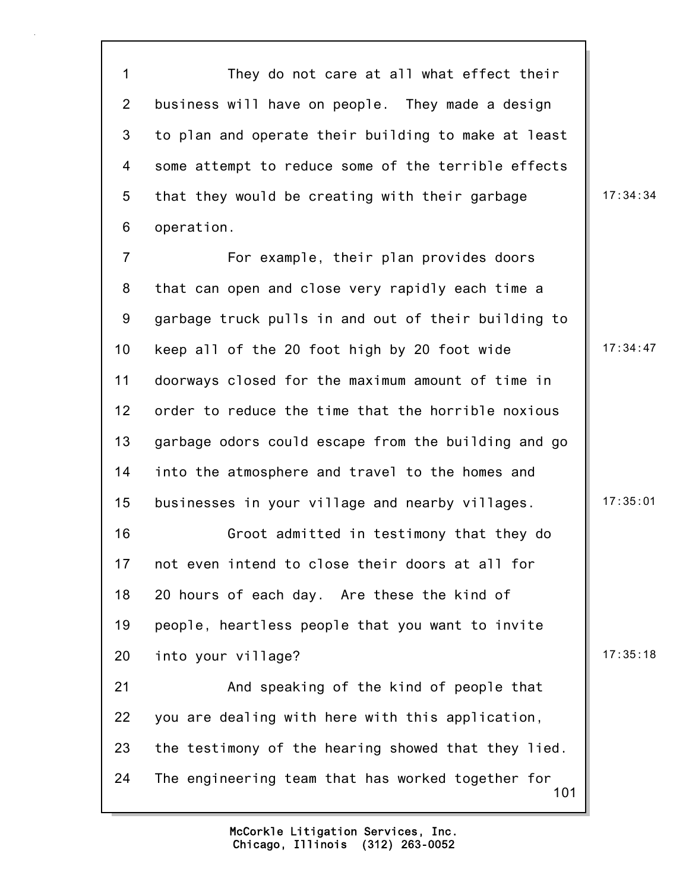They do not care at all what effect their business will have on people. They made a design to plan and operate their building to make at least some attempt to reduce some of the terrible effects that they would be creating with their garbage operation.

For example, their plan provides doors that can open and close very rapidly each time a garbage truck pulls in and out of their building to keep all of the 20 foot high by 20 foot wide doorways closed for the maximum amount of time in order to reduce the time that the horrible noxious garbage odors could escape from the building and go into the atmosphere and travel to the homes and businesses in your village and nearby villages.

Groot admitted in testimony that they do not even intend to close their doors at all for 20 hours of each day. Are these the kind of people, heartless people that you want to invite into your village?

And speaking of the kind of people that you are dealing with here with this application, the testimony of the hearing showed that they lied. The engineering team that has worked together for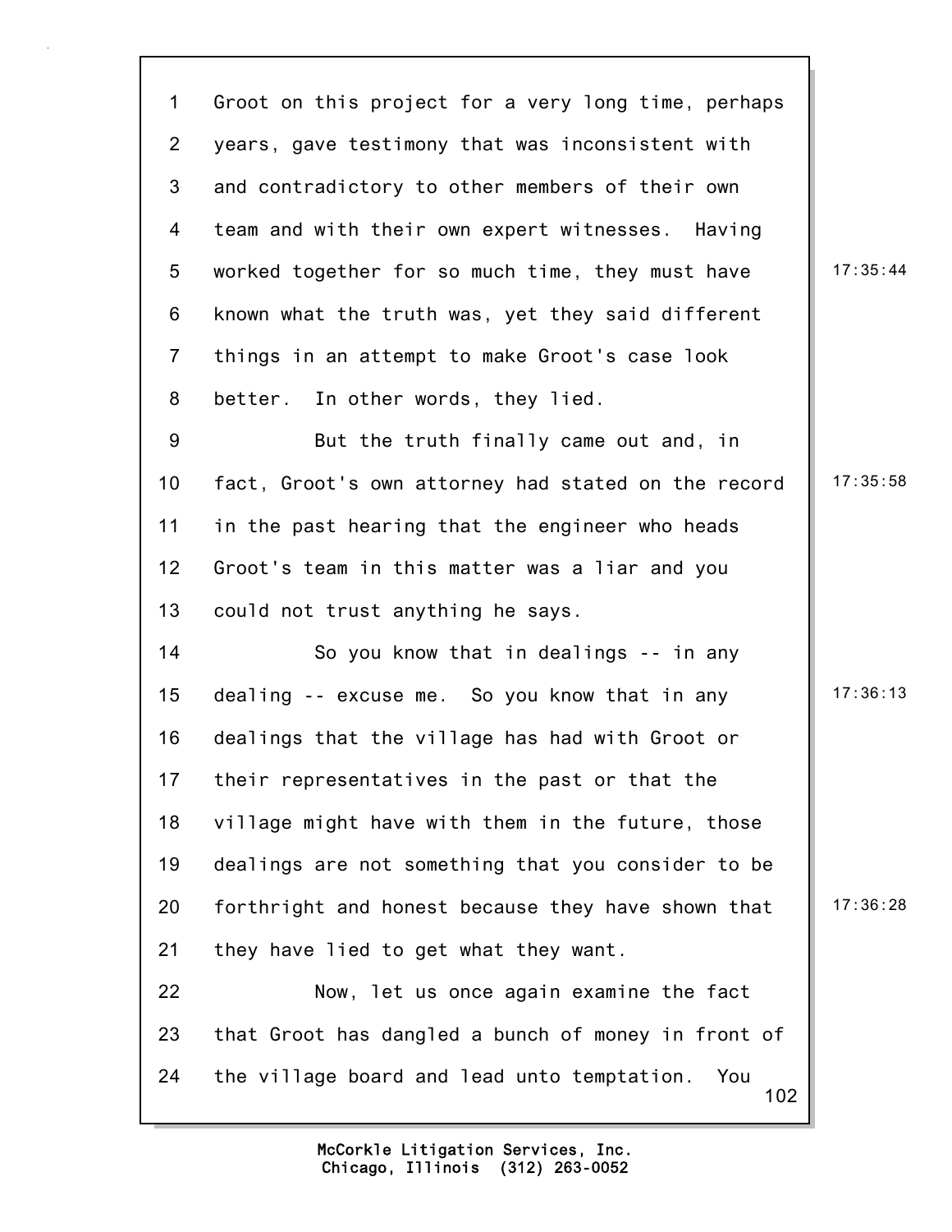Groot on this project for a very long time, perhaps years, gave testimony that was inconsistent with and contradictory to other members of their own team and with their own expert witnesses. Having worked together for so much time, they must have known what the truth was, yet they said different things in an attempt to make Groot's case look better. In other words, they lied.

But the truth finally came out and, in fact, Groot's own attorney had stated on the record in the past hearing that the engineer who heads Groot's team in this matter was a liar and you could not trust anything he says.

So you know that in dealings -- in any dealing -- excuse me. So you know that in any dealings that the village has had with Groot or their representatives in the past or that the village might have with them in the future, those dealings are not something that you consider to be forthright and honest because they have shown that they have lied to get what they want.

Now, let us once again examine the fact that Groot has dangled a bunch of money in front of the village board and lead unto temptation. You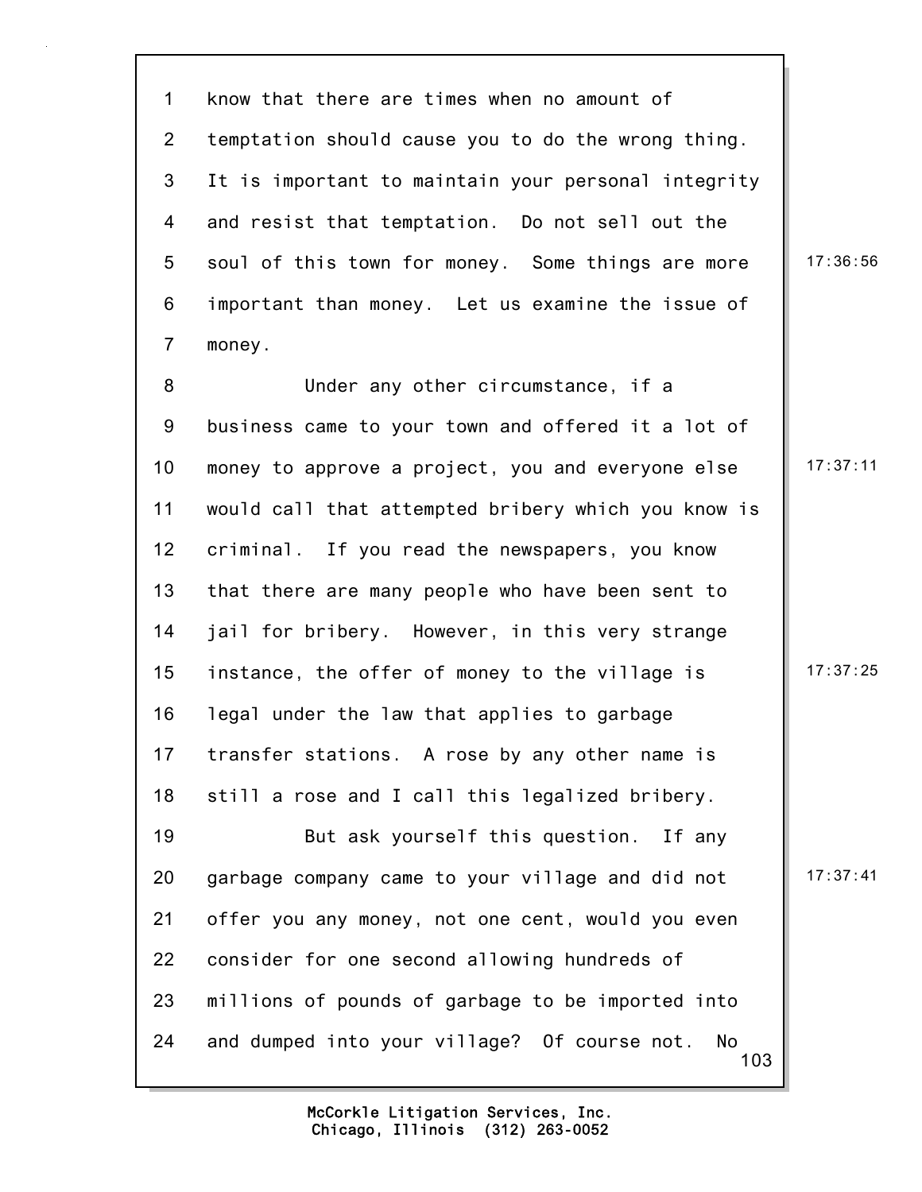know that there are times when no amount of temptation should cause you to do the wrong thing. It is important to maintain your personal integrity and resist that temptation. Do not sell out the soul of this town for money. Some things are more important than money. Let us examine the issue of money.

Under any other circumstance, if a business came to your town and offered it a lot of money to approve a project, you and everyone else would call that attempted bribery which you know is criminal. If you read the newspapers, you know that there are many people who have been sent to jail for bribery. However, in this very strange instance, the offer of money to the village is legal under the law that applies to garbage transfer stations. A rose by any other name is still a rose and I call this legalized bribery.

But ask yourself this question. If any garbage company came to your village and did not offer you any money, not one cent, would you even consider for one second allowing hundreds of millions of pounds of garbage to be imported into and dumped into your village? Of course not. No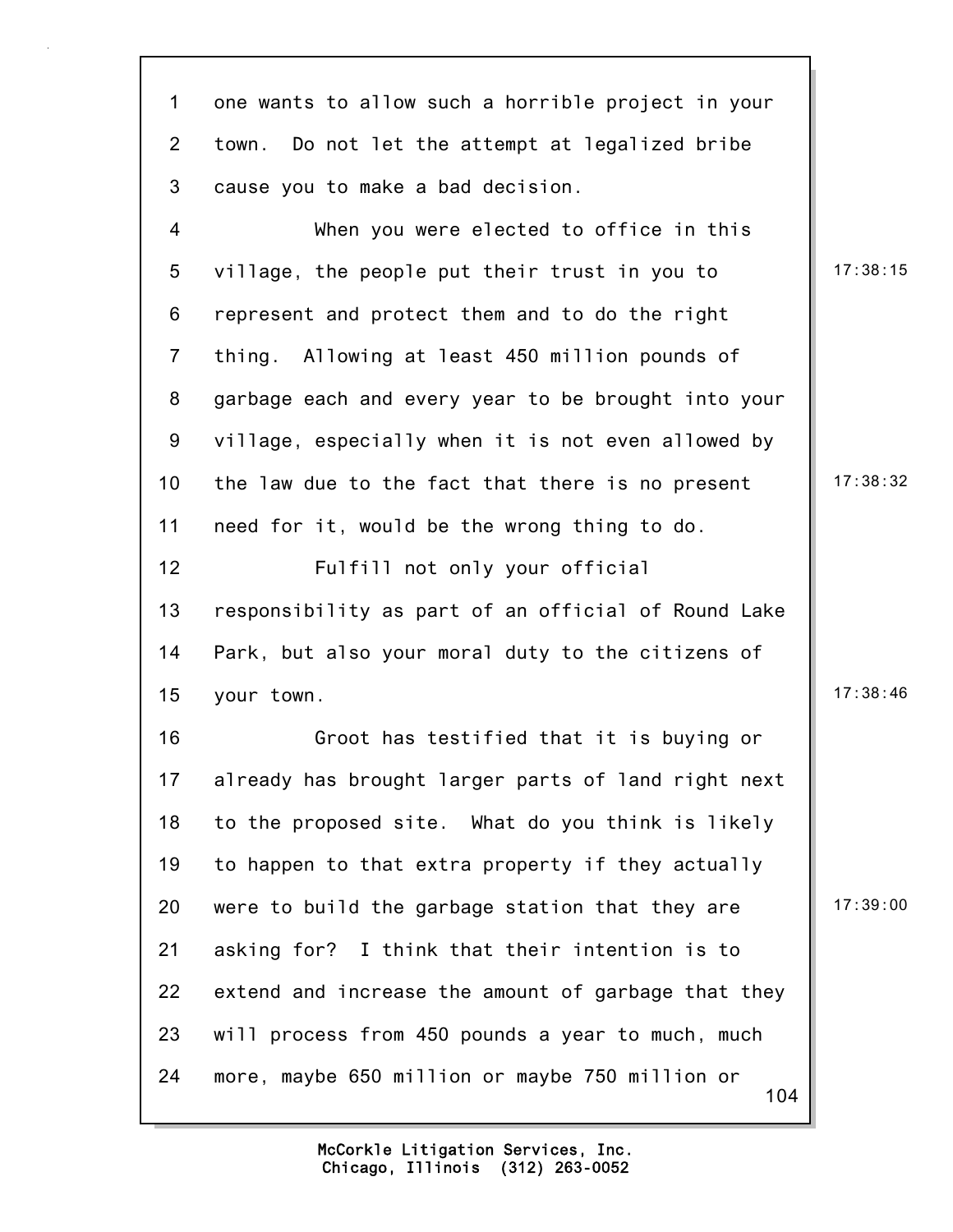1 one wants to allow such a horrible project in your
2 town. Do not let the attempt at legalized bribe
3 cause you to make a bad decision.
4 When you were elected to office in this
5 village, the people put their trust in you to 17:38:15
6 represent and protect them and to do the right
7 thing. Allowing at least 450 million pounds of
8 garbage each and every year to be brought into your
9 village, especially when it is not even allowed by
10 the law due to the fact that there is no present 17:38:32
11 need for it, would be the wrong thing to do.
12 Fulfill not only your official
13 responsibility as part of an official of Round Lake
14 Park, but also your moral duty to the citizens of
15 your town. 17:38:46
16 Groot has testified that it is buying or
17 already has brought larger parts of land right next
18 to the proposed site. What do you think is likely
19 to happen to that extra property if they actually
20 were to build the garbage station that they are 17:39:00
21 asking for? I think that their intention is to
22 extend and increase the amount of garbage that they
23 will process from 450 pounds a year to much, much
24 more, maybe 650 million or maybe 750 million or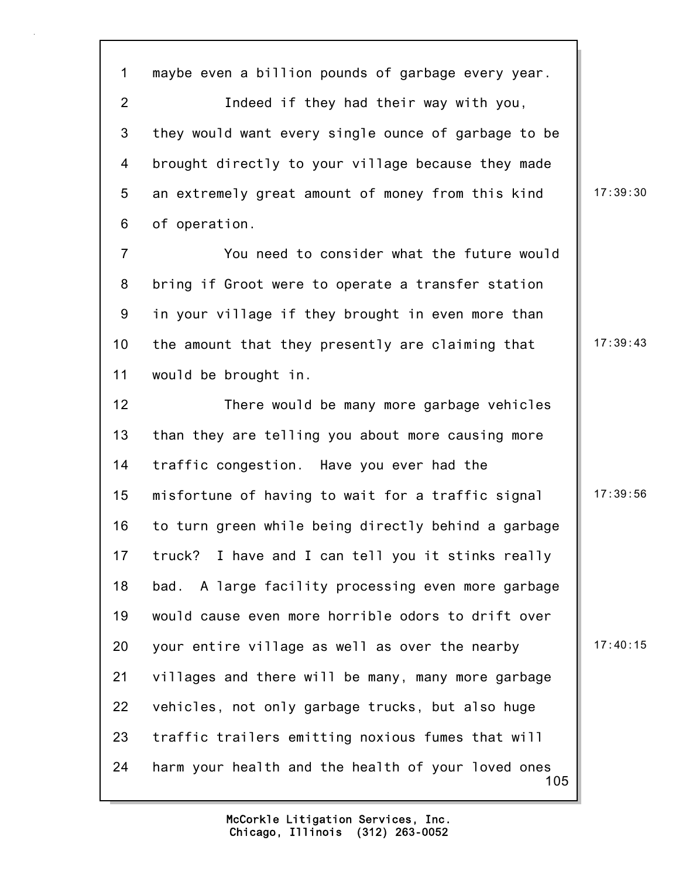maybe even a billion pounds of garbage every year.

Indeed if they had their way with you, they would want every single ounce of garbage to be brought directly to your village because they made an extremely great amount of money from this kind of operation.

You need to consider what the future would bring if Groot were to operate a transfer station in your village if they brought in even more than the amount that they presently are claiming that would be brought in.

There would be many more garbage vehicles than they are telling you about more causing more traffic congestion. Have you ever had the misfortune of having to wait for a traffic signal to turn green while being directly behind a garbage truck? I have and I can tell you it stinks really bad. A large facility processing even more garbage would cause even more horrible odors to drift over your entire village as well as over the nearby villages and there will be many, many more garbage vehicles, not only garbage trucks, but also huge traffic trailers emitting noxious fumes that will harm your health and the health of your loved ones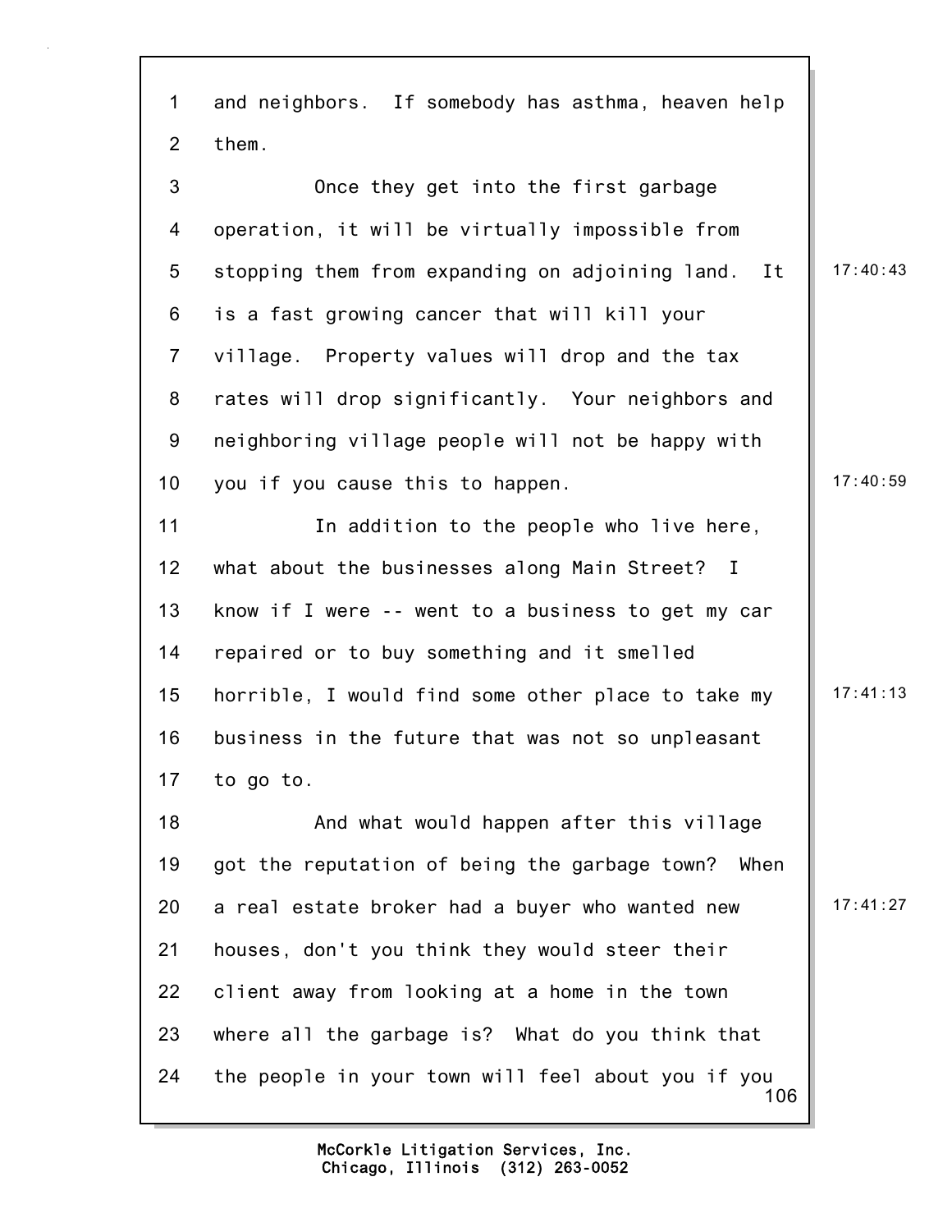and neighbors. If somebody has asthma, heaven help them.

Once they get into the first garbage operation, it will be virtually impossible from stopping them from expanding on adjoining land. It is a fast growing cancer that will kill your village. Property values will drop and the tax rates will drop significantly. Your neighbors and neighboring village people will not be happy with you if you cause this to happen.

In addition to the people who live here, what about the businesses along Main Street? I know if I were -- went to a business to get my car repaired or to buy something and it smelled horrible, I would find some other place to take my business in the future that was not so unpleasant to go to.

And what would happen after this village got the reputation of being the garbage town? When a real estate broker had a buyer who wanted new houses, don't you think they would steer their client away from looking at a home in the town where all the garbage is? What do you think that the people in your town will feel about you if you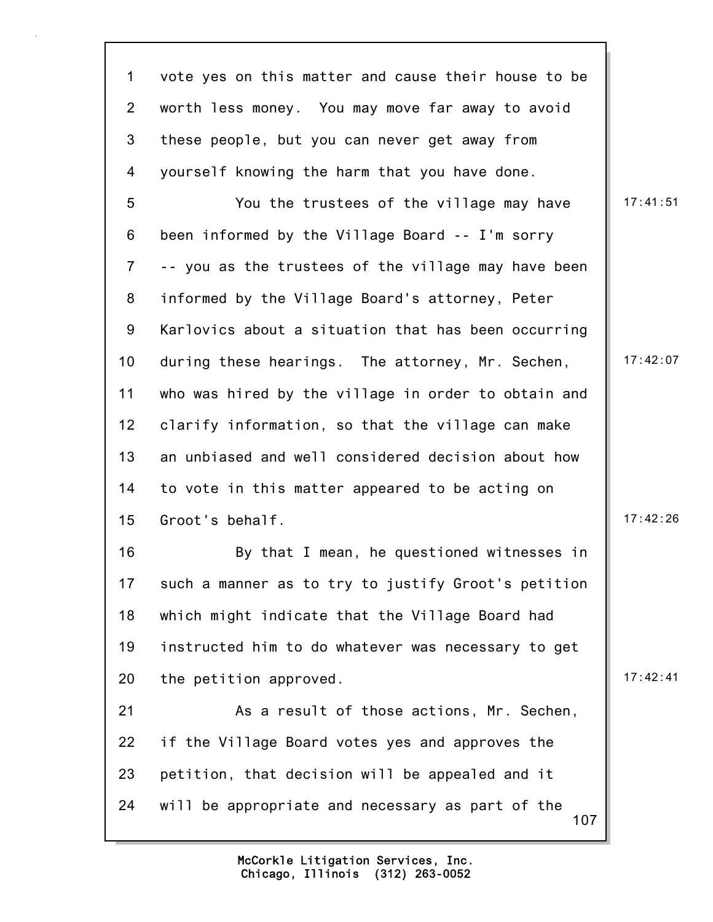1 vote yes on this matter and cause their house to be
2 worth less money. You may move far away to avoid
3 these people, but you can never get away from
4 yourself knowing the harm that you have done.
5 You the trustees of the village may have 17:41:51
6 been informed by the Village Board -- I'm sorry
7 -- you as the trustees of the village may have been
8 informed by the Village Board's attorney, Peter
9 Karlovics about a situation that has been occurring
10 during these hearings. The attorney, Mr. Sechen, 17:42:07
11 who was hired by the village in order to obtain and
12 clarify information, so that the village can make
13 an unbiased and well considered decision about how
14 to vote in this matter appeared to be acting on
15 Groot's behalf. 17:42:26
16 By that I mean, he questioned witnesses in
17 such a manner as to try to justify Groot's petition
18 which might indicate that the Village Board had
19 instructed him to do whatever was necessary to get
20 the petition approved. 17:42:41
21 As a result of those actions, Mr. Sechen,
22 if the Village Board votes yes and approves the
23 petition, that decision will be appealed and it
24 will be appropriate and necessary as part of the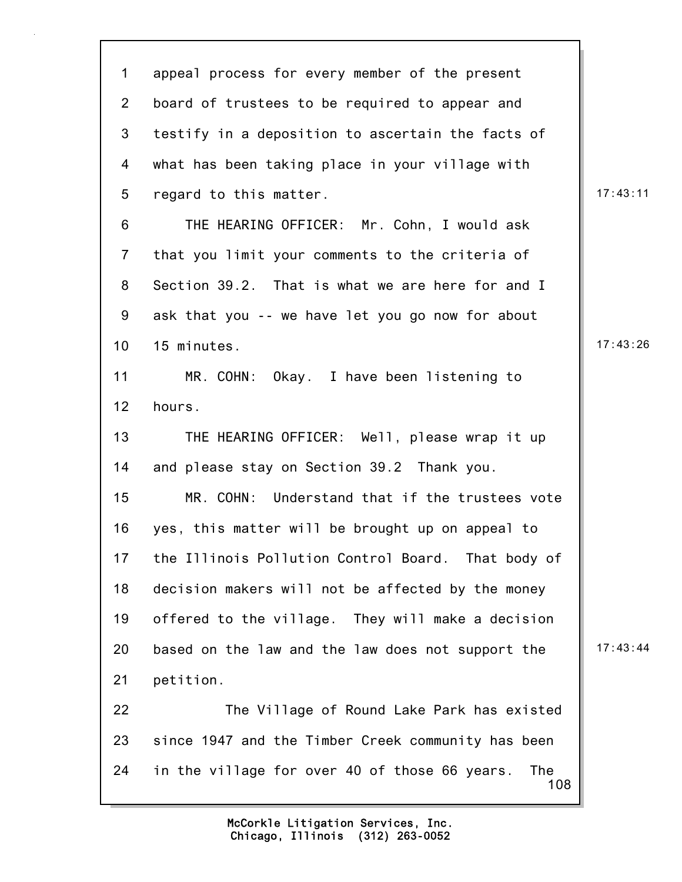appeal process for every member of the present board of trustees to be required to appear and testify in a deposition to ascertain the facts of what has been taking place in your village with regard to this matter.

THE HEARING OFFICER: Mr. Cohn, I would ask that you limit your comments to the criteria of Section 39.2. That is what we are here for and I ask that you -- we have let you go now for about 15 minutes.

MR. COHN: Okay. I have been listening to hours.

THE HEARING OFFICER: Well, please wrap it up and please stay on Section 39.2 Thank you.

MR. COHN: Understand that if the trustees vote yes, this matter will be brought up on appeal to the Illinois Pollution Control Board. That body of decision makers will not be affected by the money offered to the village. They will make a decision based on the law and the law does not support the petition.

The Village of Round Lake Park has existed since 1947 and the Timber Creek community has been in the village for over 40 of those 66 years. The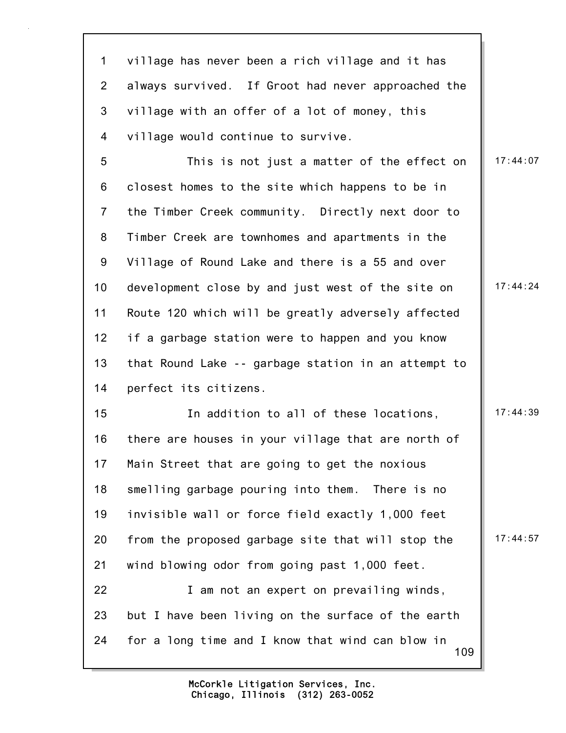village has never been a rich village and it has always survived. If Groot had never approached the village with an offer of a lot of money, this village would continue to survive.

This is not just a matter of the effect on closest homes to the site which happens to be in the Timber Creek community. Directly next door to Timber Creek are townhomes and apartments in the Village of Round Lake and there is a 55 and over development close by and just west of the site on Route 120 which will be greatly adversely affected if a garbage station were to happen and you know that Round Lake -- garbage station in an attempt to perfect its citizens.

In addition to all of these locations, there are houses in your village that are north of Main Street that are going to get the noxious smelling garbage pouring into them. There is no invisible wall or force field exactly 1,000 feet from the proposed garbage site that will stop the wind blowing odor from going past 1,000 feet.

I am not an expert on prevailing winds, but I have been living on the surface of the earth for a long time and I know that wind can blow in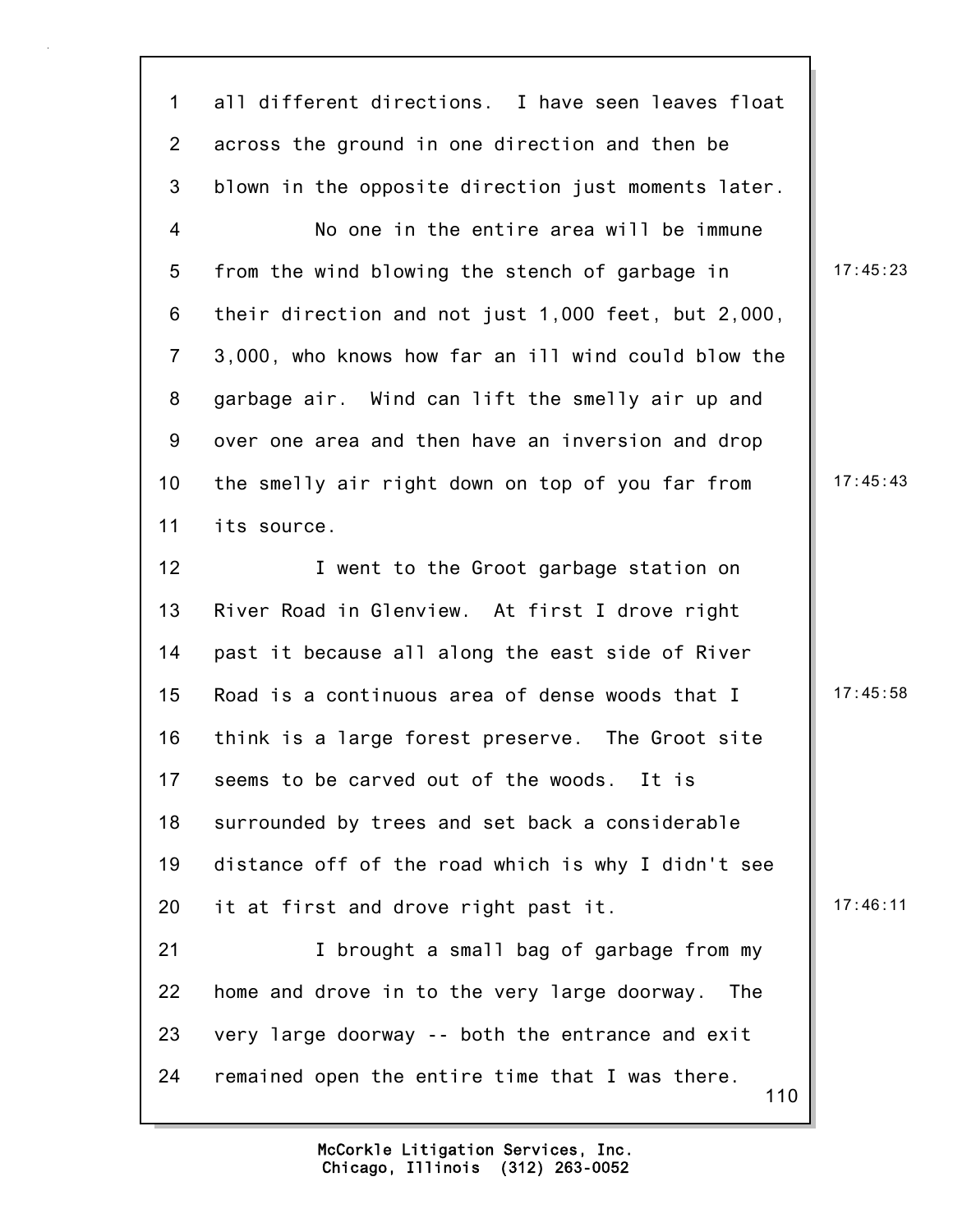all different directions. I have seen leaves float across the ground in one direction and then be blown in the opposite direction just moments later.

No one in the entire area will be immune from the wind blowing the stench of garbage in their direction and not just 1,000 feet, but 2,000, 3,000, who knows how far an ill wind could blow the garbage air. Wind can lift the smelly air up and over one area and then have an inversion and drop the smelly air right down on top of you far from its source.

I went to the Groot garbage station on River Road in Glenview. At first I drove right past it because all along the east side of River Road is a continuous area of dense woods that I think is a large forest preserve. The Groot site seems to be carved out of the woods. It is surrounded by trees and set back a considerable distance off of the road which is why I didn't see it at first and drove right past it.

I brought a small bag of garbage from my home and drove in to the very large doorway. The very large doorway -- both the entrance and exit remained open the entire time that I was there.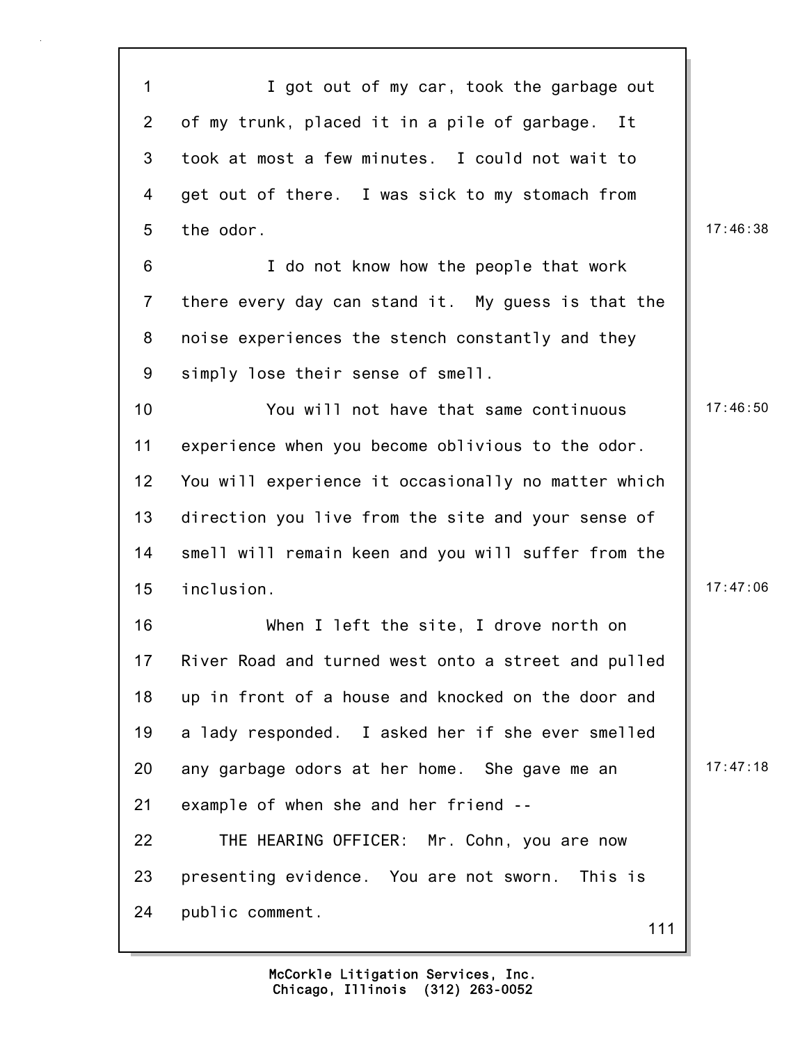I got out of my car, took the garbage out of my trunk, placed it in a pile of garbage. It took at most a few minutes. I could not wait to get out of there. I was sick to my stomach from the odor.

I do not know how the people that work there every day can stand it. My guess is that the noise experiences the stench constantly and they simply lose their sense of smell.

You will not have that same continuous experience when you become oblivious to the odor. You will experience it occasionally no matter which direction you live from the site and your sense of smell will remain keen and you will suffer from the inclusion.

When I left the site, I drove north on River Road and turned west onto a street and pulled up in front of a house and knocked on the door and a lady responded. I asked her if she ever smelled any garbage odors at her home. She gave me an example of when she and her friend --

THE HEARING OFFICER: Mr. Cohn, you are now presenting evidence. You are not sworn. This is public comment.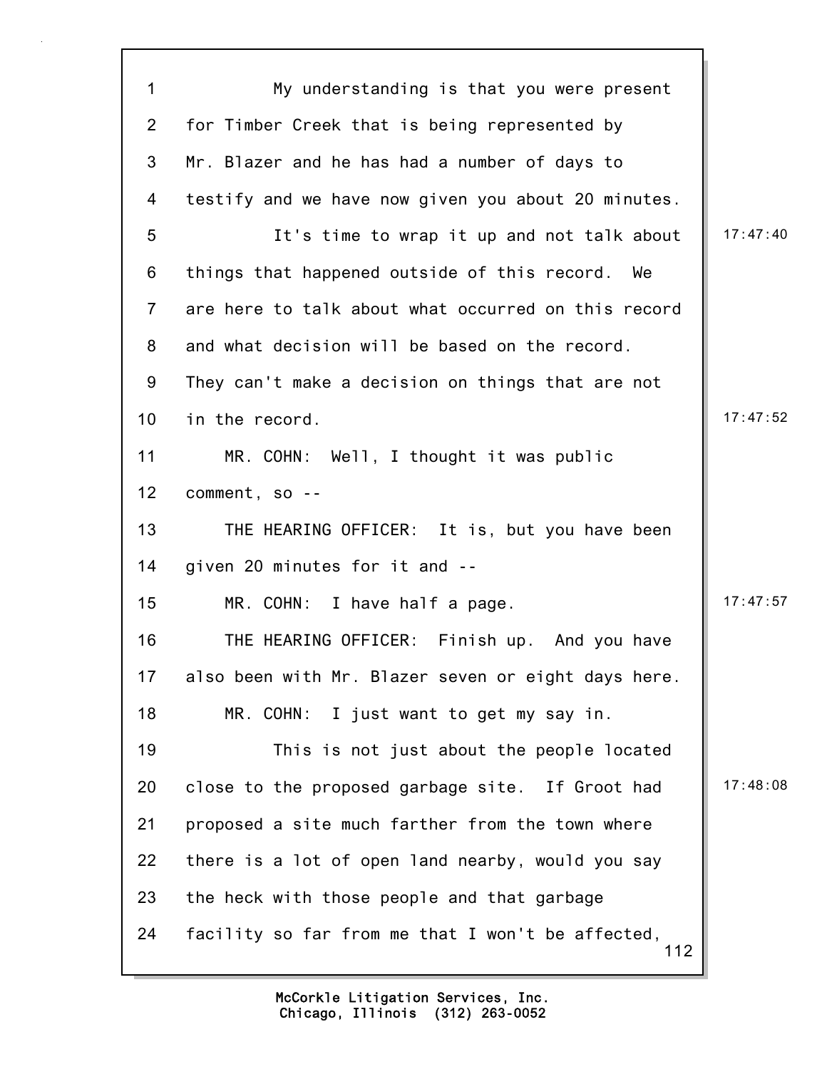1 My understanding is that you were present
2 for Timber Creek that is being represented by
3 Mr. Blazer and he has had a number of days to
4 testify and we have now given you about 20 minutes.
5 It's time to wrap it up and not talk about 17:47:40
6 things that happened outside of this record. We
7 are here to talk about what occurred on this record
8 and what decision will be based on the record.
9 They can't make a decision on things that are not
10 in the record. 17:47:52
11 MR. COHN: Well, I thought it was public
12 comment, so --
13 THE HEARING OFFICER: It is, but you have been
14 given 20 minutes for it and --
15 MR. COHN: I have half a page. 17:47:57
16 THE HEARING OFFICER: Finish up. And you have
17 also been with Mr. Blazer seven or eight days here.
18 MR. COHN: I just want to get my say in.
19 This is not just about the people located
20 close to the proposed garbage site. If Groot had 17:48:08
21 proposed a site much farther from the town where
22 there is a lot of open land nearby, would you say
23 the heck with those people and that garbage
24 facility so far from me that I won't be affected,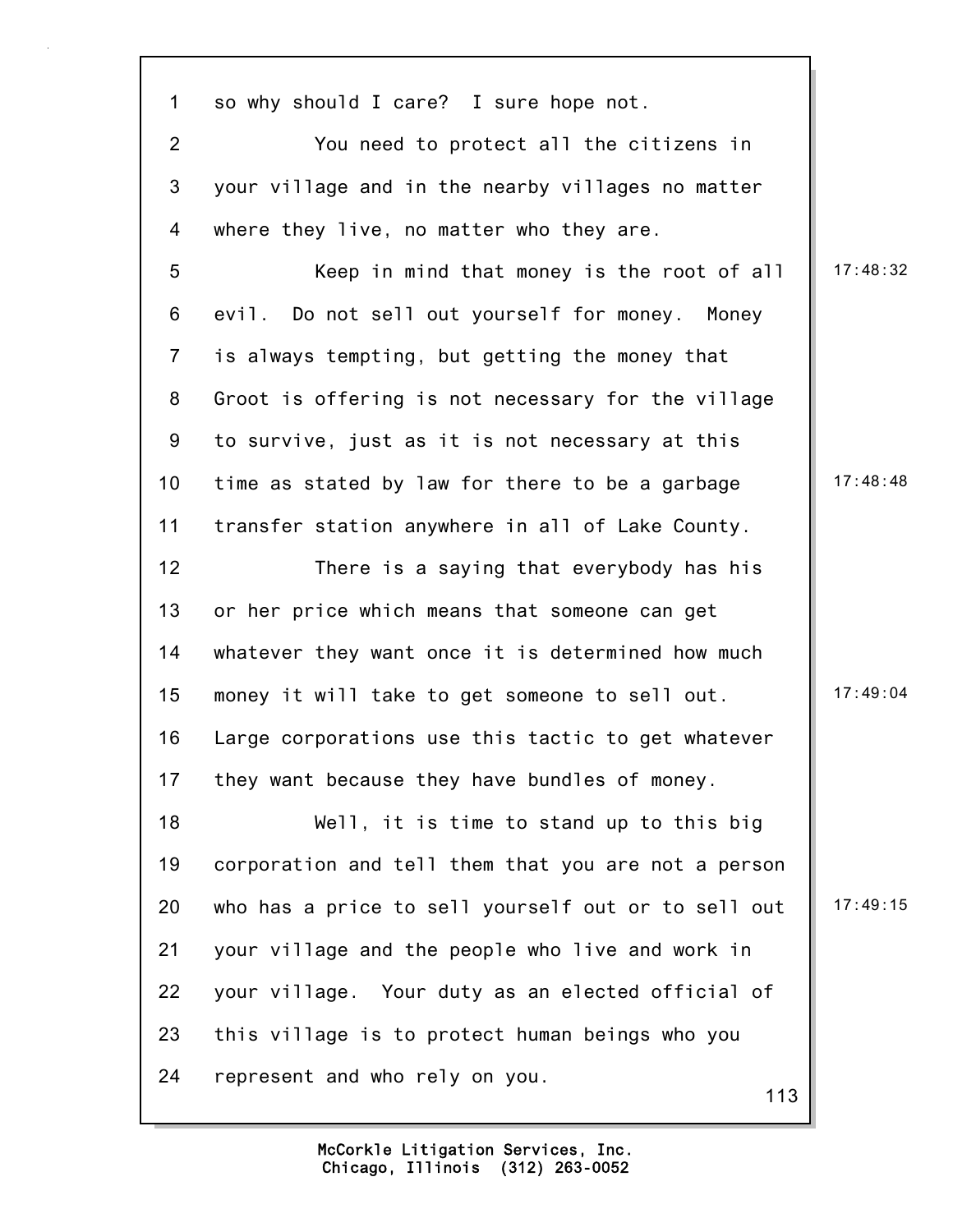so why should I care? I sure hope not.

You need to protect all the citizens in your village and in the nearby villages no matter where they live, no matter who they are.

Keep in mind that money is the root of all evil. Do not sell out yourself for money. Money is always tempting, but getting the money that Groot is offering is not necessary for the village to survive, just as it is not necessary at this time as stated by law for there to be a garbage transfer station anywhere in all of Lake County.

There is a saying that everybody has his or her price which means that someone can get whatever they want once it is determined how much money it will take to get someone to sell out. Large corporations use this tactic to get whatever they want because they have bundles of money.

Well, it is time to stand up to this big corporation and tell them that you are not a person who has a price to sell yourself out or to sell out your village and the people who live and work in your village. Your duty as an elected official of this village is to protect human beings who you represent and who rely on you.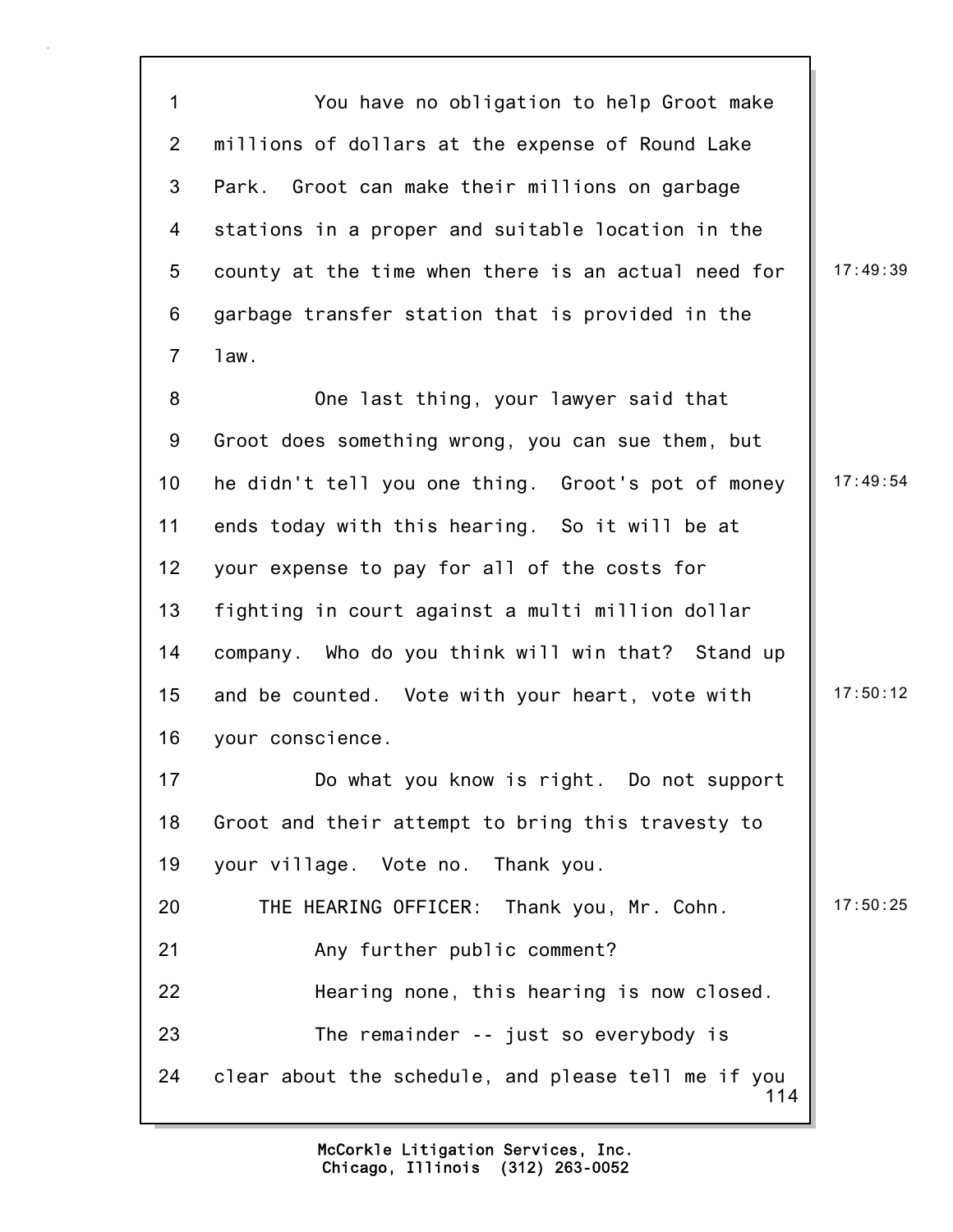You have no obligation to help Groot make millions of dollars at the expense of Round Lake Park. Groot can make their millions on garbage stations in a proper and suitable location in the county at the time when there is an actual need for garbage transfer station that is provided in the law.

One last thing, your lawyer said that Groot does something wrong, you can sue them, but he didn't tell you one thing. Groot's pot of money ends today with this hearing. So it will be at your expense to pay for all of the costs for fighting in court against a multi million dollar company. Who do you think will win that? Stand up and be counted. Vote with your heart, vote with your conscience.

Do what you know is right. Do not support Groot and their attempt to bring this travesty to your village. Vote no. Thank you.

THE HEARING OFFICER: Thank you, Mr. Cohn.

Any further public comment?

Hearing none, this hearing is now closed.

The remainder -- just so everybody is clear about the schedule, and please tell me if you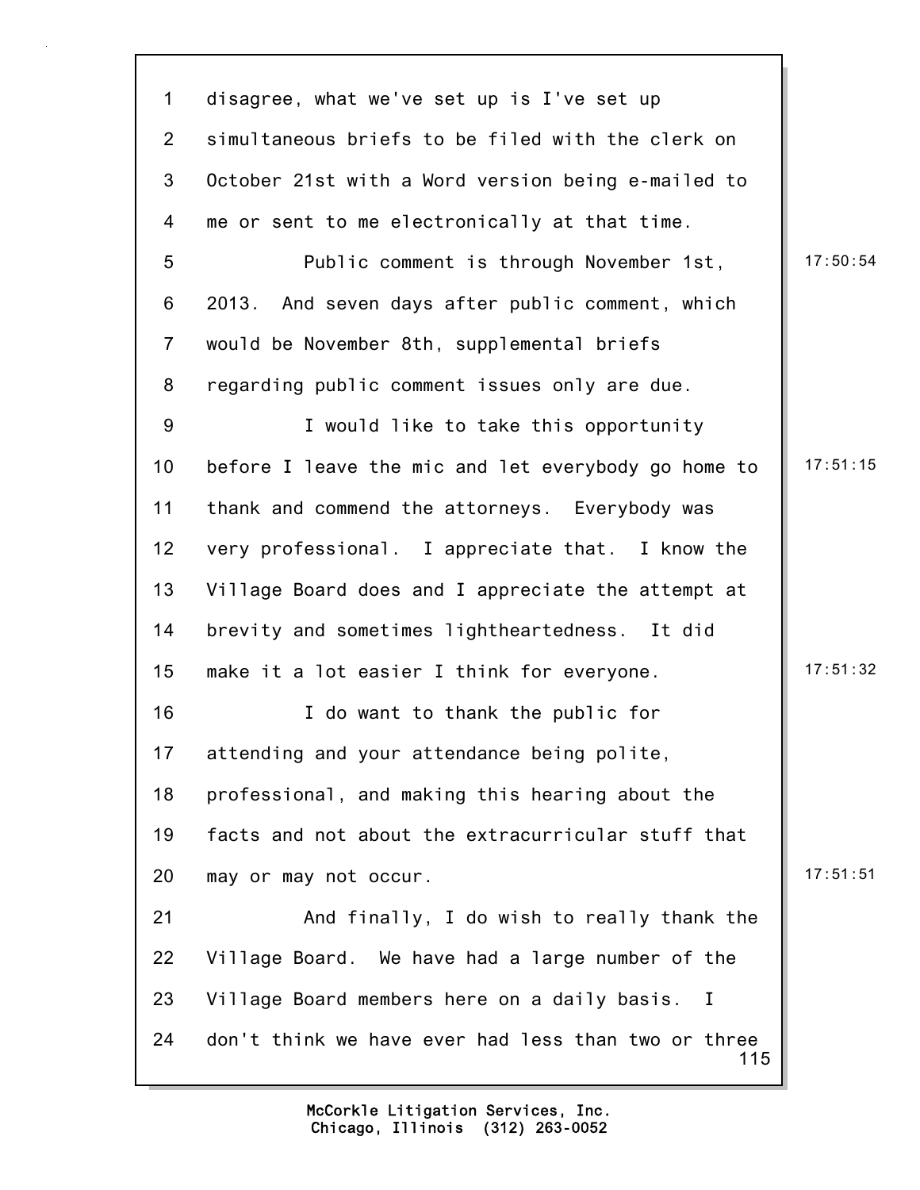disagree, what we've set up is I've set up simultaneous briefs to be filed with the clerk on October 21st with a Word version being e-mailed to me or sent to me electronically at that time.

Public comment is through November 1st, 2013. And seven days after public comment, which would be November 8th, supplemental briefs regarding public comment issues only are due.

I would like to take this opportunity before I leave the mic and let everybody go home to thank and commend the attorneys. Everybody was very professional. I appreciate that. I know the Village Board does and I appreciate the attempt at brevity and sometimes lightheartedness. It did make it a lot easier I think for everyone.

I do want to thank the public for attending and your attendance being polite, professional, and making this hearing about the facts and not about the extracurricular stuff that may or may not occur.

And finally, I do wish to really thank the Village Board. We have had a large number of the Village Board members here on a daily basis. I don't think we have ever had less than two or three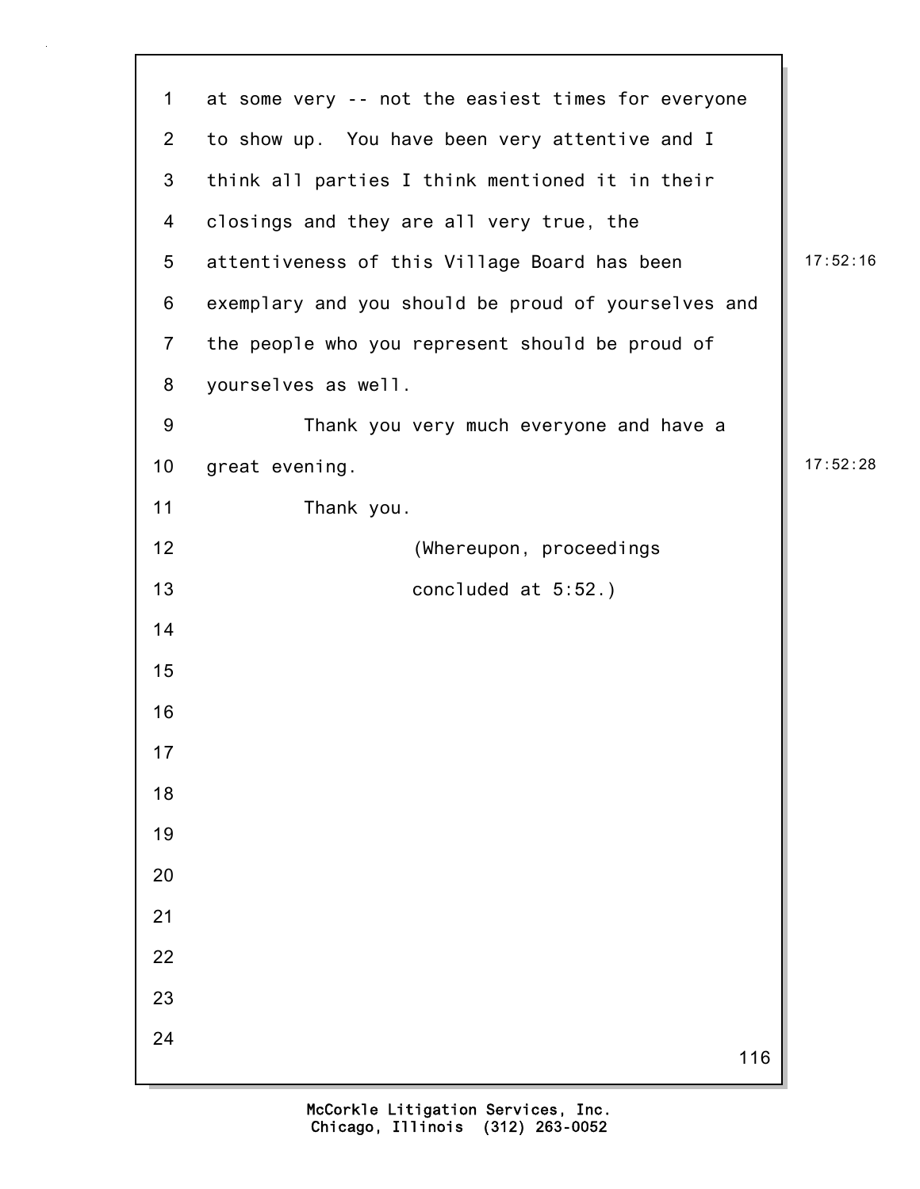at some very -- not the easiest times for everyone to show up. You have been very attentive and I think all parties I think mentioned it in their closings and they are all very true, the attentiveness of this Village Board has been exemplary and you should be proud of yourselves and the people who you represent should be proud of yourselves as well.

Thank you very much everyone and have a great evening.

Thank you.

(Whereupon, proceedings concluded at 5:52.)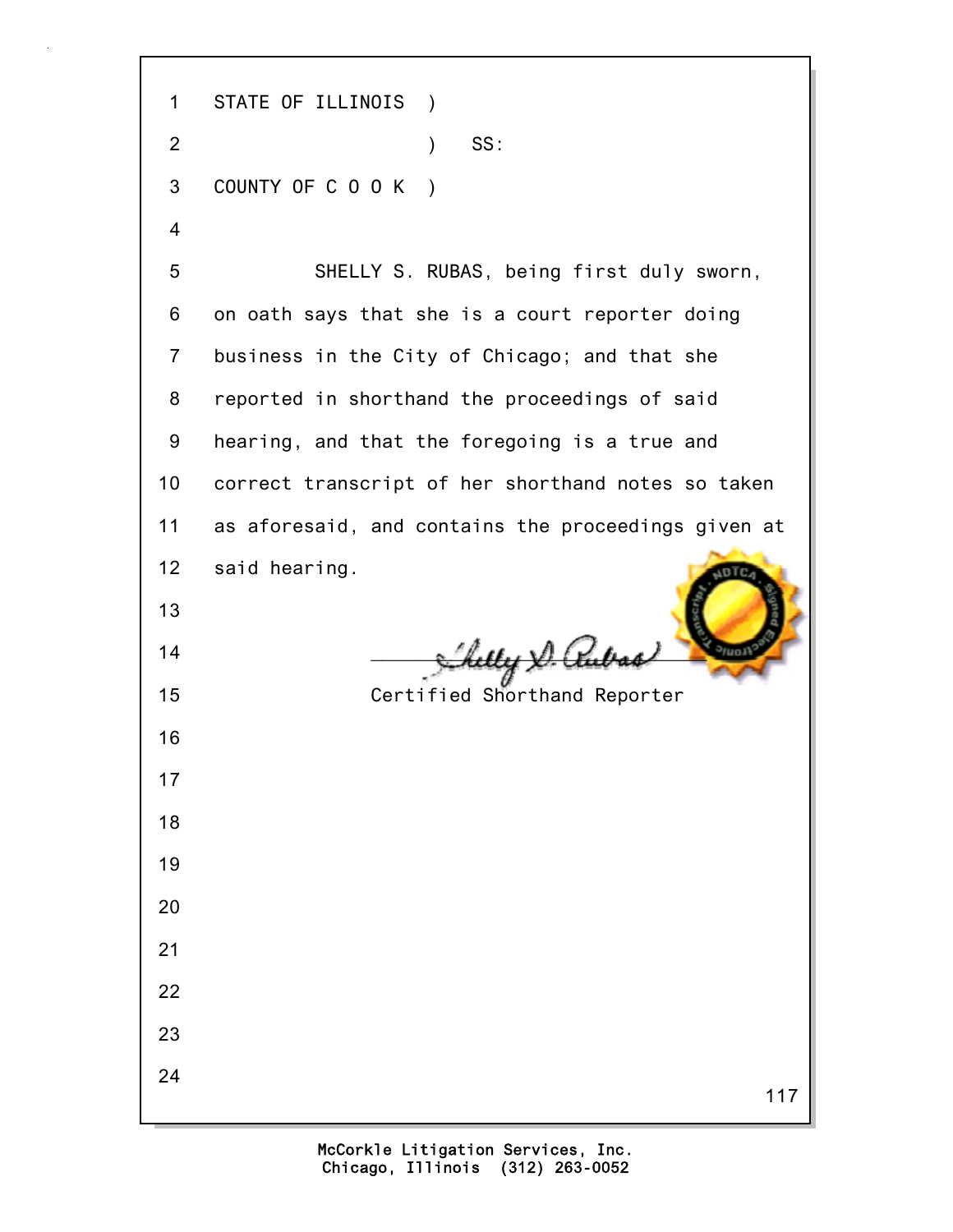STATE OF ILLINOIS )

) SS:

COUNTY OF C O O K )

SHELLY S. RUBAS, being first duly sworn, on oath says that she is a court reporter doing business in the City of Chicago; and that she reported in shorthand the proceedings of said hearing, and that the foregoing is a true and correct transcript of her shorthand notes so taken as aforesaid, and contains the proceedings given at said hearing.

Certified Shorthand Reporter

McCorkle Litigation Services, Inc.
Chicago, Illinois (312) 263-0052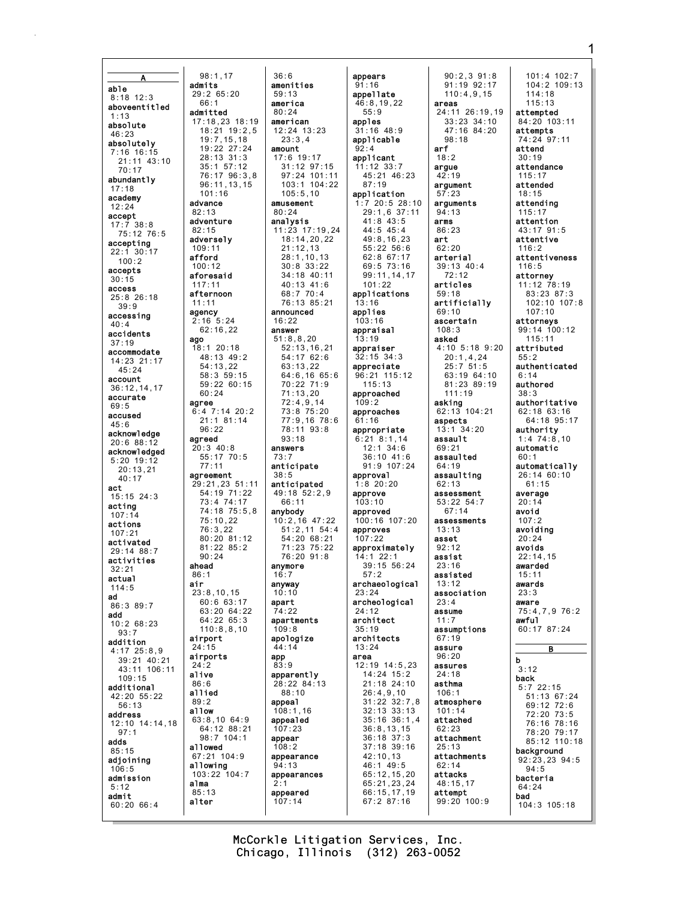**A**

**able**
8:18 12:3
**aboveentitled**
1:13
**absolute**
46:23
**absolutely**
7:16 16:15
21:11 43:10
70:17
**abundantly**
17:18
**academy**
12:24
**accept**
17:7 38:8
75:12 76:5
**accepting**
22:1 30:17
100:2
**accepts**
30:15
**access**
25:8 26:18
39:9
**accessing**
40:4
**accidents**
37:19
**accommodate**
14:23 21:17
45:24
**account**
36:12,14,17
**accurate**
69:5
**accused**
45:6
**acknowledge**
20:6 88:12
**acknowledged**
5:20 19:12
20:13,21
40:17
**act**
15:15 24:3
**acting**
107:14
**actions**
107:21
**activated**
29:14 88:7
**activities**
32:21
**actual**
114:5
**ad**
86:3 89:7
**add**
10:2 68:23
93:7
**addition**
4:17 25:8,9
39:21 40:21
43:11 106:11
109:15
**additional**
42:20 55:22
56:13
**address**
12:10 14:14,18
97:1
**adds**
85:15
**adjoining**
106:5
**admission**
5:12
**admit**
60:20 66:4
98:1,17
**admits**
29:2 65:20
66:1
**admitted**
17:18,23 18:19
18:21 19:2,5
19:7,15,18
19:22 27:24
28:13 31:3
35:1 57:12
76:17 96:3,8
96:11,13,15
101:16
**advance**
82:13
**adventure**
82:15
**adversely**
109:11
**afford**
100:12
**aforesaid**
117:11
**afternoon**
11:11
**agency**
2:16 5:24
62:16,22
**ago**
18:1 20:18
48:13 49:2
54:13,22
58:3 59:15
59:22 60:15
60:24
**agree**
6:4 7:14 20:2
21:1 81:14
96:22
**agreed**
20:3 40:8
55:17 70:5
77:11
**agreement**
29:21,23 51:11
54:19 71:22
73:4 74:17
74:18 75:5,8
75:10,22
76:3,22
80:20 81:12
81:22 85:2
90:24
**ahead**
86:1
**air**
23:8,10,15
60:6 63:17
63:20 64:22
64:22 65:3
110:8,8,10
**airport**
24:15
**airports**
24:2
**alive**
86:6
**allied**
89:2
**allow**
63:8,10 64:9
64:12 88:21
98:7 104:1
**allowed**
67:21 104:9
**allowing**
103:22 104:7
**alma**
85:13
**alter**
36:6
**amenities**
59:13
**america**
80:24
**american**
12:24 13:23
23:3,4
**amount**
17:6 19:17
31:12 97:15
97:24 101:11
103:1 104:22
105:5,10
**amusement**
80:24
**analysis**
11:23 17:19,24
18:14,20,22
21:12,13
28:1,10,13
30:8 33:22
34:18 40:11
40:13 41:6
68:7 70:4
76:13 85:21
**announced**
16:22
**answer**
51:8,8,20
52:13,16,21
54:17 62:6
63:13,22
64:6,16 65:6
70:22 71:9
71:13,20
72:4,9,14
73:8 75:20
77:9,16 78:6
78:11 93:8
93:18
**answers**
73:7
**anticipate**
38:5
**anticipated**
49:18 52:2,9
66:11
**anybody**
10:2,16 47:22
51:2,11 54:4
54:20 68:21
71:23 75:22
76:20 91:8
**anymore**
16:7
**anyway**
10:10
**apart**
74:22
**apartments**
109:8
**apologize**
44:14
**app**
83:9
**apparently**
28:22 84:13
88:10
**appeal**
108:1,16
**appealed**
107:23
**appear**
108:2
**appearance**
94:13
**appearances**
2:1
**appeared**
107:14
**appears**
91:16
**appellate**
46:8,19,22
55:9
**apples**
31:16 48:9
**applicable**
92:4
**applicant**
11:12 33:7
45:21 46:23
87:19
**application**
1:7 20:5 28:10
29:1,6 37:11
41:8 43:5
44:5 45:4
49:8,16,23
55:22 56:6
62:8 67:17
69:5 73:16
99:11,14,17
101:22
**applications**
13:16
**applies**
103:16
**appraisal**
13:19
**appraiser**
32:15 34:3
**appreciate**
96:21 115:12
115:13
**approached**
109:2
**approaches**
61:16
**appropriate**
6:21 8:1,14
12:1 34:6
36:10 41:6
91:9 107:24
**approval**
1:8 20:20
**approve**
103:10
**approved**
100:16 107:20
**approves**
107:22
**approximately**
14:1 22:1
39:15 56:24
57:2
**archaeological**
23:24
**archeological**
24:12
**architect**
35:19
**architects**
13:24
**area**
12:19 14:5,23
14:24 15:2
21:18 24:10
26:4,9,10
31:22 32:7,8
32:13 33:13
35:16 36:1,4
36:8,13,15
36:18 37:3
37:18 39:16
42:10,13
46:1 49:5
65:12,15,20
65:21,23,24
66:15,17,19
67:2 87:16
90:2,3 91:8
91:19 92:17
110:4,9,15
**areas**
24:11 26:19,19
33:23 34:10
47:16 84:20
98:18
**arf**
18:2
**argue**
42:19
**argument**
57:23
**arguments**
94:13
**arms**
86:23
**art**
62:20
**arterial**
39:13 40:4
72:12
**articles**
59:18
**artificially**
69:10
**ascertain**
108:3
**asked**
4:10 5:18 9:20
20:1,4,24
25:7 51:5
63:19 64:10
81:23 89:19
111:19
**asking**
62:13 104:21
**aspects**
13:1 34:20
**assault**
69:21
**assaulted**
64:19
**assaulting**
62:13
**assessment**
53:22 54:7
67:14
**assessments**
13:13
**asset**
92:12
**assist**
23:16
**assisted**
13:12
**association**
23:4
**assume**
11:7
**assumptions**
67:19
**assure**
96:20
**assures**
24:18
**asthma**
106:1
**atmosphere**
101:14
**attached**
62:23
**attachment**
25:13
**attachments**
62:14
**attacks**
48:15,17
**attempt**
99:20 100:9
101:4 102:7
104:2 109:13
114:18
115:13
**attempted**
84:20 103:11
**attempts**
74:24 97:11
**attend**
30:19
**attendance**
115:17
**attended**
18:15
**attending**
115:17
**attention**
43:17 91:5
**attentive**
116:2
**attentiveness**
116:5
**attorney**
11:12 78:19
83:23 87:3
102:10 107:8
107:10
**attorneys**
99:14 100:12
115:11
**attributed**
55:2
**authenticated**
6:14
**authored**
38:3
**authoritative**
62:18 63:16
64:18 95:17
**authority**
1:4 74:8,10
**automatic**
60:1
**automatically**
26:14 60:10
61:15
**average**
20:14
**avoid**
107:2
**avoiding**
20:24
**avoids**
22:14,15
**awarded**
15:11
**awards**
23:3
**aware**
75:4,7,9 76:2
**awful**
60:17 87:24

**B**

**b**
3:12
**back**
5:7 22:15
51:13 67:24
69:12 72:6
72:20 73:5
76:16 78:16
78:20 79:17
85:12 110:18
**background**
92:23,23 94:5
94:5
**bacteria**
64:24
**bad**
104:3 105:18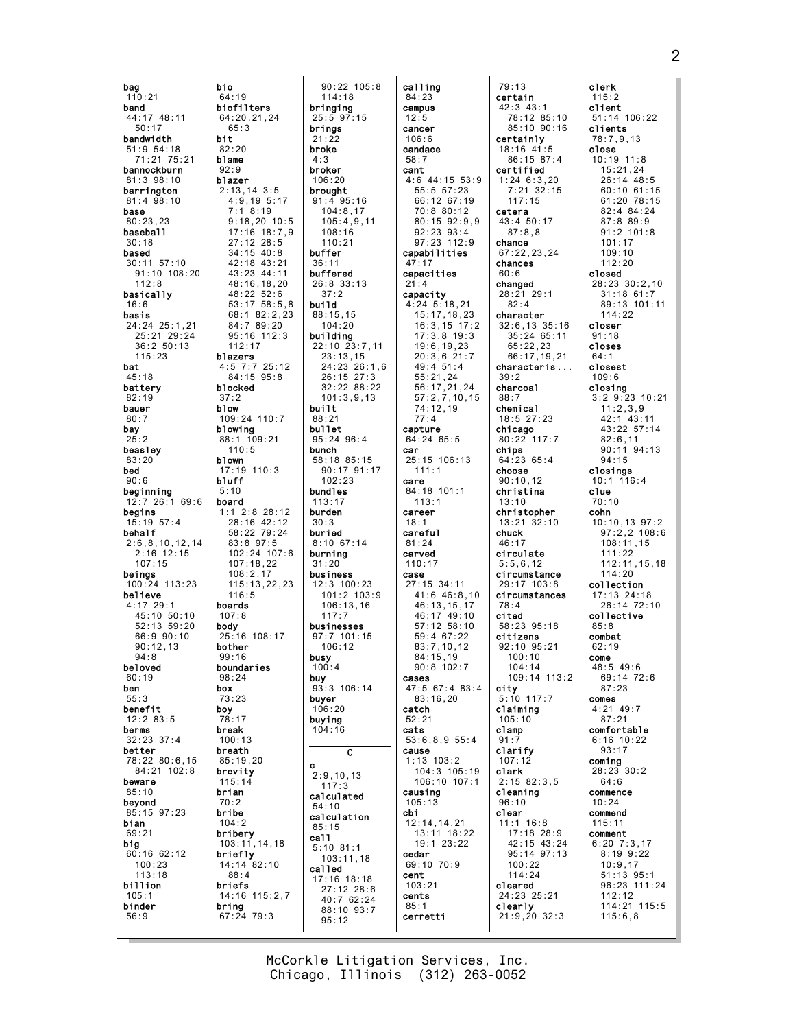bag
110:21
band
44:17 48:11
50:17
bandwidth
51:9 54:18
71:21 75:21
bannockburn
81:3 98:10
barrington
81:4 98:10
base
80:23,23
baseball
30:18
based
30:11 57:10
91:10 108:20
112:8
basically
16:6
basis
24:24 25:1,21
25:21 29:24
36:2 50:13
115:23
bat
45:18
battery
82:19
bauer
80:7
bay
25:2
beasley
83:20
bed
90:6
beginning
12:7 26:1 69:6
begins
15:19 57:4
behalf
2:6,8,10,12,14
2:16 12:15
107:15
beings
100:24 113:23
believe
4:17 29:1
45:10 50:10
52:13 59:20
66:9 90:10
90:12,13
94:8
beloved
60:19
ben
55:3
benefit
12:2 83:5
berms
32:23 37:4
better
78:22 80:6,15
84:21 102:8
beware
85:10
beyond
85:15 97:23
bian
69:21
big
60:16 62:12
100:23
113:18
billion
105:1
binder
56:9

bio
64:19
biofilters
64:20,21,24
65:3
bit
82:20
blame
92:9
blazer
2:13,14 3:5
4:9,19 5:17
7:1 8:19
9:18,20 10:5
17:16 18:7,9
27:12 28:5
34:15 40:8
42:18 43:21
43:23 44:11
48:16,18,20
48:22 52:6
53:17 58:5,8
68:1 82:2,23
84:7 89:20
95:16 112:3
112:17
blazers
4:5 7:7 25:12
84:15 95:8
blocked
37:2
blow
109:24 110:7
blowing
88:1 109:21
110:5
blown
17:19 110:3
bluff
5:10
board
1:1 2:8 28:12
28:16 42:12
58:22 79:24
83:8 97:5
102:24 107:6
107:18,22
108:2,17
115:13,22,23
116:5
boards
107:8
body
25:16 108:17
bother
99:16
boundaries
98:24
box
73:23
boy
78:17
break
100:13
breath
85:19,20
brevity
115:14
brian
70:2
bribe
104:2
bribery
103:11,14,18
briefly
14:14 82:10
88:4
briefs
14:16 115:2,7
bring
67:24 79:3

90:22 105:8
114:18
bringing
25:5 97:15
brings
21:22
broke
4:3
broker
106:20
brought
91:4 95:16
104:8,17
105:4,9,11
108:16
110:21
buffer
36:11
buffered
26:8 33:13
37:2
build
88:15,15
104:20
building
22:10 23:7,11
23:13,15
24:23 26:1,6
26:15 27:3
32:22 88:22
101:3,9,13
built
88:21
bullet
95:24 96:4
bunch
58:18 85:15
90:17 91:17
102:23
bundles
113:17
burden
30:3
buried
8:10 67:14
burning
31:20
business
12:3 100:23
101:2 103:9
106:13,16
117:7
businesses
97:7 101:15
106:12
busy
100:4
buy
93:3 106:14
buyer
106:20
buying
104:16

**C**

c
2:9,10,13
117:3
calculated
54:10
calculation
85:15
call
5:10 81:1
103:11,18
called
17:16 18:18
27:12 28:6
40:7 62:24
88:10 93:7
95:12

calling
84:23
campus
12:5
cancer
106:6
candace
58:7
cant
4:6 44:15 53:9
55:5 57:23
66:12 67:19
70:8 80:12
80:15 92:9,9
92:23 93:4
97:23 112:9
capabilities
47:17
capacities
21:4
capacity
4:24 5:18,21
15:17,18,23
16:3,15 17:2
17:3,8 19:3
19:6,19,23
20:3,6 21:7
49:4 51:4
55:21,24
56:17,21,24
57:2,7,10,15
74:12,19
77:4
capture
64:24 65:5
car
25:15 106:13
111:1
care
84:18 101:1
113:1
career
18:1
careful
81:24
carved
110:17
case
27:15 34:11
41:6 46:8,10
46:13,15,17
46:17 49:10
57:12 58:10
59:4 67:22
83:7,10,12
84:15,19
90:8 102:7
cases
47:5 67:4 83:4
83:16,20
catch
52:21
cats
53:6,8,9 55:4
cause
1:13 103:2
104:3 105:19
106:10 107:1
causing
105:13
cbi
12:14,14,21
13:11 18:22
19:1 23:22
cedar
69:10 70:9
cent
103:21
cents
85:1
cerretti

79:13
certain
42:3 43:1
78:12 85:10
85:10 90:16
certainly
18:16 41:5
86:15 87:4
certified
1:24 6:3,20
7:21 32:15
117:15
cetera
43:4 50:17
87:8,8
chance
67:22,23,24
chances
60:6
changed
28:21 29:1
82:4
character
32:6,13 35:16
35:24 65:11
65:22,23
66:17,19,21
characteris...
39:2
charcoal
88:7
chemical
18:5 27:23
chicago
80:22 117:7
chips
64:23 65:4
choose
90:10,12
christina
13:10
christopher
13:21 32:10
chuck
46:17
circulate
5:5,6,12
circumstance
29:17 103:8
circumstances
78:4
cited
58:23 95:18
citizens
92:10 95:21
100:10
104:14
109:14 113:2
city
5:10 117:7
claiming
105:10
clamp
91:7
clarify
107:12
clark
2:15 82:3,5
cleaning
96:10
clear
11:1 16:8
17:18 28:9
42:15 43:24
95:14 97:13
100:22
114:24
cleared
24:23 25:21
clearly
21:9,20 32:3

clerk
115:2
client
51:14 106:22
clients
78:7,9,13
close
10:19 11:8
15:21,24
26:14 48:5
60:10 61:15
61:20 78:15
82:4 84:24
87:8 89:9
91:2 101:8
101:17
109:10
112:20
closed
28:23 30:2,10
31:18 61:7
89:13 101:11
114:22
closer
91:18
closes
64:1
closest
109:6
closing
3:2 9:23 10:21
11:2,3,9
42:1 43:11
43:22 57:14
82:6,11
90:11 94:13
94:15
closings
10:1 116:4
clue
70:10
cohn
10:10,13 97:2
97:2,2 108:6
108:11,15
111:22
112:11,15,18
114:20
collection
17:13 24:18
26:14 72:10
collective
85:8
combat
62:19
come
48:5 49:6
69:14 72:6
87:23
comes
4:21 49:7
87:21
comfortable
6:16 10:22
93:17
coming
28:23 30:2
64:6
commence
10:24
commend
115:11
comment
6:20 7:3,17
8:19 9:22
10:9,17
51:13 95:1
96:23 111:24
112:12
114:21 115:5
115:6,8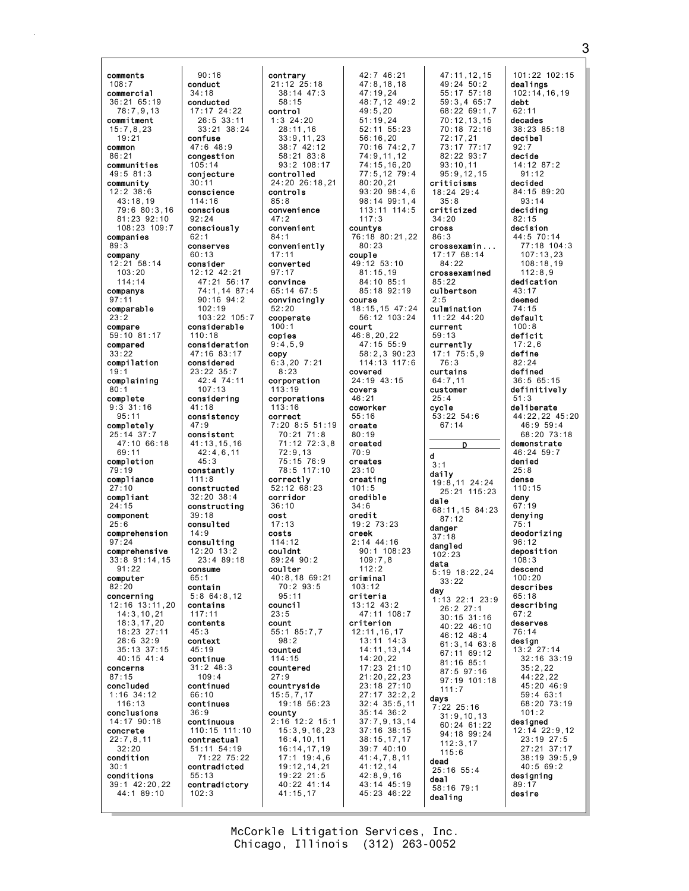comments
108:7
commercial
36:21 65:19
78:7,9,13
commitment
15:7,8,23
19:21
common
86:21
communities
49:5 81:3
community
12:2 38:6
43:18,19
79:6 80:3,16
81:23 92:10
108:23 109:7
companies
89:3
company
12:21 58:14
103:20
114:14
companys
97:11
comparable
23:2
compare
59:10 81:17
compared
33:22
compilation
19:1
complaining
80:1
complete
9:3 31:16
95:11
completely
25:14 37:7
47:10 66:18
69:11
completion
79:19
compliance
27:10
compliant
24:15
component
25:6
comprehension
97:24
comprehensive
33:8 91:14,15
91:22
computer
82:20
concerning
12:16 13:11,20
14:3,10,21
18:3,17,20
18:23 27:11
28:6 32:9
35:13 37:15
40:15 41:4
concerns
87:15
concluded
1:16 34:12
116:13
conclusions
14:17 90:18
concrete
22:7,8,11
32:20
condition
30:1
conditions
39:1 42:20,22
44:1 89:10

90:16
conduct
34:18
conducted
17:17 24:22
26:5 33:11
33:21 38:24
confuse
47:6 48:9
congestion
105:14
conjecture
30:11
conscience
114:16
conscious
92:24
consciously
62:1
conserves
60:13
consider
12:12 42:21
47:21 56:17
74:1,14 87:4
90:16 94:2
102:19
103:22 105:7
considerable
110:18
consideration
47:16 83:17
considered
23:22 35:7
42:4 74:11
107:13
considering
41:18
consistency
47:9
consistent
41:13,15,16
42:4,6,11
45:3
constantly
111:8
constructed
32:20 38:4
constructing
39:18
consulted
14:9
consulting
12:20 13:2
23:4 89:18
consume
65:1
contain
5:8 64:8,12
contains
117:11
contents
45:3
context
45:19
continue
31:2 48:3
109:4
continued
66:10
continues
36:9
continuous
110:15 111:10
contractual
51:11 54:19
71:22 75:22
contradicted
55:13
contradictory
102:3

contrary
21:12 25:18
38:14 47:3
58:15
control
1:3 24:20
28:11,16
33:9,11,23
38:7 42:12
58:21 83:8
93:2 108:17
controlled
24:20 26:18,21
controls
85:8
convenience
47:2
convenient
84:1
conveniently
17:11
converted
97:17
convince
65:14 67:5
convincingly
52:20
cooperate
100:1
copies
9:4,5,9
copy
6:3,20 7:21
8:23
corporation
113:19
corporations
113:16
correct
7:20 8:5 51:19
70:21 71:8
71:12 72:3,8
72:9,13
75:15 76:9
78:5 117:10
correctly
52:12 68:23
corridor
36:10
cost
17:13
costs
114:12
couldnt
89:24 90:2
coulter
40:8,18 69:21
70:2 93:5
95:11
council
23:5
count
55:1 85:7,7
98:2
counted
114:15
countered
27:9
countryside
15:5,7,17
19:18 56:23
county
2:16 12:2 15:1
15:3,9,16,23
16:4,10,11
16:14,17,19
17:1 19:4,6
19:12,14,21
19:22 21:5
40:22 41:14
41:15,17

42:7 46:21
47:8,18,18
47:19,24
48:7,12 49:2
49:5,20
51:19,24
52:11 55:23
56:16,20
70:16 74:2,7
74:9,11,12
74:15,16,20
77:5,12 79:4
80:20,21
93:20 98:4,6
98:14 99:1,4
113:11 114:5
117:3
countys
76:18 80:21,22
80:23
couple
49:12 53:10
81:15,19
84:10 85:1
85:18 92:19
course
18:15,15 47:24
56:12 103:24
court
46:8,20,22
47:15 55:9
58:2,3 90:23
114:13 117:6
covered
24:19 43:15
covers
46:21
coworker
55:16
create
80:19
created
70:9
creates
23:10
creating
101:5
credible
34:6
credit
19:2 73:23
creek
2:14 44:16
90:1 108:23
109:7,8
112:2
criminal
103:12
criteria
13:12 43:2
47:11 108:7
criterion
12:11,16,17
13:11 14:3
14:11,13,14
14:20,22
17:23 21:10
21:20,22,23
23:18 27:10
27:17 32:2,2
32:4 35:5,11
35:14 36:2
37:7,9,13,14
37:16 38:15
38:15,17,17
39:7 40:10
41:4,7,8,11
41:12,14
42:8,9,16
43:14 45:19
45:23 46:22

47:11,12,15
49:24 50:2
55:17 57:18
59:3,4 65:7
68:22 69:1,7
70:12,13,15
70:18 72:16
72:17,21
73:17 77:17
82:22 93:7
93:10,11
95:9,12,15
criticisms
18:24 29:4
35:8
criticized
34:20
cross
86:3
crossexamin...
17:17 68:14
84:22
crossexamined
85:22
culbertson
2:5
culmination
11:22 44:20
current
59:13
currently
17:1 75:5,9
76:3
curtains
64:7,11
customer
25:4
cycle
53:22 54:6
67:14

## D

d
3:1
daily
19:8,11 24:24
25:21 115:23
dale
68:11,15 84:23
87:12
danger
37:18
dangled
102:23
data
5:19 18:22,24
33:22
day
1:13 22:1 23:9
26:2 27:1
30:15 31:16
40:22 46:10
46:12 48:4
61:3,14 63:8
67:11 69:12
81:16 85:1
87:5 97:16
97:19 101:18
111:7
days
7:22 25:16
31:9,10,13
60:24 61:22
94:18 99:24
112:3,17
115:6
dead
25:16 55:4
deal
58:16 79:1
dealing

101:22 102:15
dealings
102:14,16,19
debt
62:11
decades
38:23 85:18
decibel
92:7
decide
14:12 87:2
91:12
decided
84:15 89:20
93:14
deciding
82:15
decision
44:5 70:14
77:18 104:3
107:13,23
108:18,19
112:8,9
dedication
43:17
deemed
74:15
default
100:8
deficit
17:2,6
define
82:24
defined
36:5 65:15
definitively
51:3
deliberate
44:22,22 45:20
46:9 59:4
68:20 73:18
demonstrate
46:24 59:7
denied
25:8
dense
110:15
deny
67:19
denying
75:1
deodorizing
96:12
deposition
108:3
descend
100:20
describes
65:18
describing
67:2
deserves
76:14
design
13:2 27:14
32:16 33:19
35:2,22
44:22,22
45:20 46:9
59:4 63:1
68:20 73:19
101:2
designed
12:14 22:9,12
23:19 27:5
27:21 37:17
38:19 39:5,9
40:5 69:2
designing
89:17
desire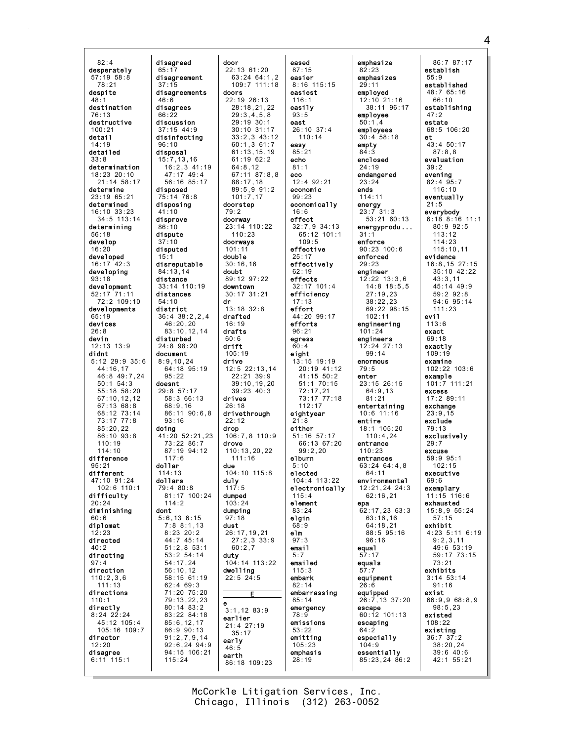82:4
**desperately**
57:19 58:8
78:21
**despite**
48:1
**destination**
76:13
**destructive**
100:21
**detail**
14:19
**detailed**
33:8
**determination**
18:23 20:10
21:14 58:17
**determine**
23:19 65:21
**determined**
16:10 33:23
34:5 113:14
**determining**
56:18
**develop**
16:20
**developed**
16:17 42:3
**developing**
93:18
**development**
52:17 71:11
72:2 109:10
**developments**
65:19
**devices**
26:8
**devin**
12:13 13:9
**didnt**
5:12 29:9 35:6
44:16,17
46:8 49:7,24
50:1 54:3
55:18 58:20
67:10,12,12
67:13 68:8
68:12 73:14
73:17 77:8
85:20,22
86:10 93:8
110:19
114:10
**difference**
95:21
**different**
47:10 91:24
102:6 110:1
**difficulty**
20:24
**diminishing**
60:6
**diplomat**
12:23
**directed**
40:2
**directing**
97:4
**direction**
110:2,3,6
111:13
**directions**
110:1
**directly**
8:24 22:24
45:12 105:4
105:16 109:7
**director**
12:20
**disagree**
6:11 115:1

**disagreed**
65:17
**disagreement**
37:15
**disagreements**
46:6
**disagrees**
66:22
**discussion**
37:15 44:9
**disinfecting**
96:10
**disposal**
15:7,13,16
16:2,3 41:19
47:17 49:4
56:16 85:17
**disposed**
75:14 76:8
**disposing**
41:10
**disprove**
86:10
**dispute**
37:10
**disputed**
15:1
**disreputable**
84:13,14
**distance**
33:14 110:19
**distances**
54:10
**district**
36:4 38:2,2,4
46:20,20
83:10,12,14
**disturbed**
24:8 98:20
**document**
8:9,10,24
64:18 95:19
95:22
**doesnt**
29:8 57:17
58:3 66:13
68:9,16
86:11 90:6,8
93:16
**doing**
41:20 52:21,23
73:22 86:7
87:19 94:12
117:6
**dollar**
114:13
**dollars**
79:4 80:8
81:17 100:24
114:2
**dont**
5:6,13 6:15
7:8 8:1,13
8:23 20:2
44:7 45:14
51:2,8 53:1
53:2 54:14
54:17,24
56:10,12
58:15 61:19
62:4 69:3
71:20 75:20
79:13,22,23
80:14 83:2
83:22 84:18
85:6,12,17
86:9 90:13
91:2,7,9,14
92:6,24 94:9
94:15 106:21
115:24

**door**
22:13 61:20
63:24 64:1,2
109:7 111:18
**doors**
22:19 26:13
28:18,21,22
29:3,4,5,8
29:19 30:1
30:10 31:17
33:2,3 43:12
60:1,3 61:7
61:13,15,19
61:19 62:2
64:8,12
67:11 87:8,8
88:17,18
89:5,9 91:2
101:7,17
**doorstep**
79:2
**doorway**
23:14 110:22
110:23
**doorways**
101:11
**double**
30:16,16
**doubt**
89:12 97:22
**downtown**
30:17 31:21
**dr**
13:18 32:8
**drafted**
16:19
**drafts**
60:6
**drift**
105:19
**drive**
12:5 22:13,14
22:21 39:9
39:10,19,20
39:23 40:3
**drives**
26:18
**drivethrough**
22:12
**drop**
106:7,8 110:9
**drove**
110:13,20,22
111:16
**due**
104:10 115:8
**duly**
117:5
**dumped**
103:24
**dumping**
97:18
**dust**
26:17,19,21
27:2,3 33:9
60:2,7
**duty**
104:14 113:22
**dwelling**
22:5 24:5

**E**

**e**
3:1,12 83:9
**earlier**
21:4 27:19
35:17
**early**
46:5
**earth**
86:18 109:23

**eased**
87:15
**easier**
8:16 115:15
**easiest**
116:1
**easily**
93:5
**east**
26:10 37:4
110:14
**easy**
85:21
**echo**
81:1
**eco**
12:4 92:21
**economic**
99:23
**economically**
16:6
**effect**
32:7,9 34:13
65:12 101:1
109:5
**effective**
25:17
**effectively**
62:19
**effects**
32:17 101:4
**efficiency**
17:13
**effort**
44:20 99:17
**efforts**
96:21
**egress**
60:4
**eight**
13:15 19:19
20:19 41:12
41:15 50:2
51:1 70:15
72:17,21
73:17 77:18
112:17
**eightyear**
21:8
**either**
51:16 57:17
66:13 67:20
99:2,20
**elburn**
5:10
**elected**
104:4 113:22
**electronically**
115:4
**element**
83:24
**elgin**
68:9
**elm**
97:3
**email**
5:7
**emailed**
115:3
**embark**
82:14
**embarrassing**
85:14
**emergency**
78:9
**emissions**
53:22
**emitting**
105:23
**emphasis**
28:19

**emphasize**
82:23
**emphasizes**
29:11
**employed**
12:10 21:16
38:11 96:17
**employee**
50:1,4
**employees**
30:4 58:18
**empty**
84:3
**enclosed**
24:19
**endangered**
23:24
**ends**
114:11
**energy**
23:7 31:3
53:21 60:13
**energyprodu...**
31:1
**enforce**
90:23 100:6
**enforced**
29:23
**engineer**
12:22 13:3,6
14:8 18:5,5
27:19,23
38:22,23
69:22 98:15
102:11
**engineering**
101:24
**engineers**
12:24 27:13
99:14
**enormous**
79:5
**enter**
23:15 26:15
64:9,13
81:21
**entertaining**
10:6 11:16
**entire**
18:1 105:20
110:4,24
**entrance**
110:23
**entrances**
63:24 64:4,8
64:11
**environmental**
12:21,24 24:3
62:16,21
**epa**
62:17,23 63:3
63:16,16
64:18,21
88:5 95:16
96:16
**equal**
57:17
**equals**
57:7
**equipment**
26:6
**equipped**
26:7,13 37:20
**escape**
60:12 101:13
**escaping**
64:2
**especially**
104:9
**essentially**
85:23,24 86:2

86:7 87:17
**establish**
55:9
**established**
48:7 65:16
66:10
**establishing**
47:2
**estate**
68:5 106:20
**et**
43:4 50:17
87:8,8
**evaluation**
39:2
**evening**
82:4 95:7
116:10
**eventually**
21:5
**everybody**
6:18 8:16 11:1
80:9 92:5
113:12
114:23
115:10,11
**evidence**
16:8,15 27:15
35:10 42:22
43:3,11
45:14 49:9
59:2 92:8
94:6 95:14
111:23
**evil**
113:6
**exact**
69:18
**exactly**
109:19
**examine**
102:22 103:6
**example**
101:7 111:21
**excess**
17:2 89:11
**exchange**
23:9,15
**exclude**
79:13
**exclusively**
29:7
**excuse**
59:9 95:1
102:15
**executive**
69:6
**exemplary**
11:15 116:6
**exhausted**
15:8,9 55:24
57:15
**exhibit**
4:23 5:11 6:19
9:2,3,11
49:6 53:19
59:17 73:15
73:21
**exhibits**
3:14 53:14
91:16
**exist**
66:9,9 68:8,9
98:5,23
**existed**
108:22
**existing**
36:7 37:2
38:20,24
39:6 40:6
42:1 55:21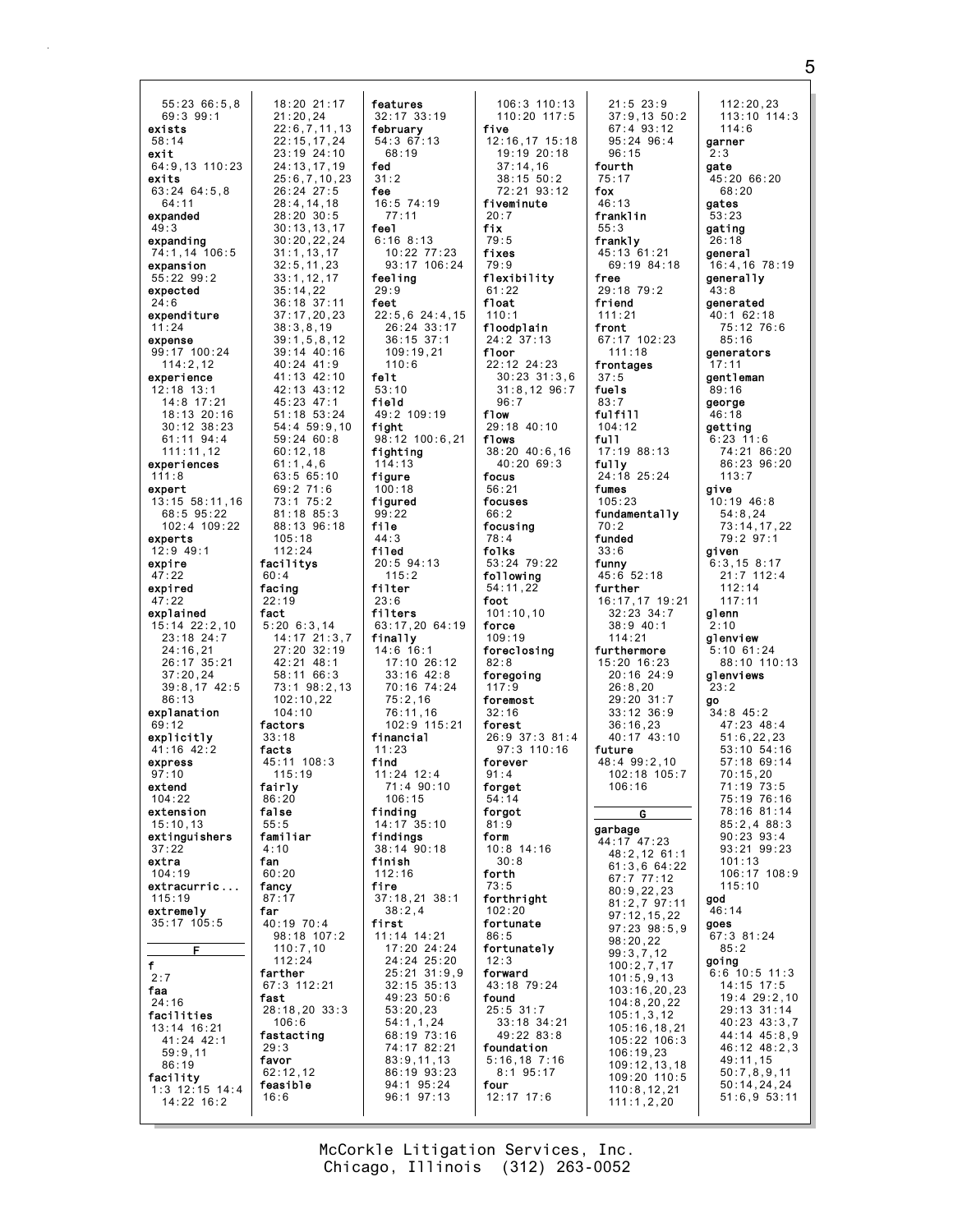55:23 66:5,8
69:3 99:1
**exists**
58:14
**exit**
64:9,13 110:23
**exits**
63:24 64:5,8
64:11
**expanded**
49:3
**expanding**
74:1,14 106:5
**expansion**
55:22 99:2
**expected**
24:6
**expenditure**
11:24
**expense**
99:17 100:24
114:2,12
**experience**
12:18 13:1
14:8 17:21
18:13 20:16
30:12 38:23
61:11 94:4
111:11,12
**experiences**
111:8
**expert**
13:15 58:11,16
68:5 95:22
102:4 109:22
**experts**
12:9 49:1
**expire**
47:22
**expired**
47:22
**explained**
15:14 22:2,10
23:18 24:7
24:16,21
26:17 35:21
37:20,24
39:8,17 42:5
86:13
**explanation**
69:12
**explicitly**
41:16 42:2
**express**
97:10
**extend**
104:22
**extension**
15:10,13
**extinguishers**
37:22
**extra**
104:19
**extracurric...**
115:19
**extremely**
35:17 105:5

## F

**f**
2:7
**faa**
24:16
**facilities**
13:14 16:21
41:24 42:1
59:9,11
86:19
**facility**
1:3 12:15 14:4
14:22 16:2
18:20 21:17
21:20,24
22:6,7,11,13
22:15,17,24
23:19 24:10
24:13,17,19
25:6,7,10,23
26:24 27:5
28:4,14,18
28:20 30:5
30:13,13,17
30:20,22,24
31:1,13,17
32:5,11,23
33:1,12,17
35:14,22
36:18 37:11
37:17,20,23
38:3,8,19
39:1,5,8,12
39:14 40:16
40:24 41:9
41:13 42:10
42:13 43:12
45:23 47:1
51:18 53:24
54:4 59:9,10
59:24 60:8
60:12,18
61:1,4,6
63:5 65:10
69:2 71:6
73:1 75:2
81:18 85:3
88:13 96:18
105:18
112:24
**facilitys**
60:4
**facing**
22:19
**fact**
5:20 6:3,14
14:17 21:3,7
27:20 32:19
42:21 48:1
58:11 66:3
73:1 98:2,13
102:10,22
104:10
**factors**
33:18
**facts**
45:11 108:3
115:19
**fairly**
86:20
**false**
55:5
**familiar**
4:10
**fan**
60:20
**fancy**
87:17
**far**
40:19 70:4
98:18 107:2
110:7,10
112:24
**farther**
67:3 112:21
**fast**
28:18,20 33:3
106:6
**fastacting**
29:3
**favor**
62:12,12
**feasible**
16:6
**features**
32:17 33:19
**february**
54:3 67:13
68:19
**fed**
31:2
**fee**
16:5 74:19
77:11
**feel**
6:16 8:13
10:22 77:23
93:17 106:24
**feeling**
29:9
**feet**
22:5,6 24:4,15
26:24 33:17
36:15 37:1
109:19,21
110:6
**felt**
53:10
**field**
49:2 109:19
**fight**
98:12 100:6,21
**fighting**
114:13
**figure**
100:18
**figured**
99:22
**file**
44:3
**filed**
20:5 94:13
115:2
**filter**
23:6
**filters**
63:17,20 64:19
**finally**
14:6 16:1
17:10 26:12
33:16 42:8
70:16 74:24
75:2,16
76:11,16
102:9 115:21
**financial**
11:23
**find**
11:24 12:4
71:4 90:10
106:15
**finding**
14:17 35:10
**findings**
38:14 90:18
**finish**
112:16
**fire**
37:18,21 38:1
38:2,4
**first**
11:14 14:21
17:20 24:24
24:24 25:20
25:21 31:9,9
32:15 35:13
49:23 50:6
53:20,23
54:1,1,24
68:19 73:16
74:17 82:21
83:9,11,13
86:19 93:23
94:1 95:24
96:1 97:13
106:3 110:13
110:20 117:5
**five**
12:16,17 15:18
19:19 20:18
37:14,16
38:15 50:2
72:21 93:12
**fiveminute**
20:7
**fix**
79:5
**fixes**
79:9
**flexibility**
61:22
**float**
110:1
**floodplain**
24:2 37:13
**floor**
22:12 24:23
30:23 31:3,6
31:8,12 96:7
96:7
**flow**
29:18 40:10
**flows**
38:20 40:6,16
40:20 69:3
**focus**
56:21
**focuses**
66:2
**focusing**
78:4
**folks**
53:24 79:22
**following**
54:11,22
**foot**
101:10,10
**force**
109:19
**foreclosing**
82:8
**foregoing**
117:9
**foremost**
32:16
**forest**
26:9 37:3 81:4
97:3 110:16
**forever**
91:4
**forget**
54:14
**forgot**
81:9
**form**
10:8 14:16
30:8
**forth**
73:5
**forthright**
102:20
**fortunate**
86:5
**fortunately**
12:3
**forward**
43:18 79:24
**found**
25:5 31:7
33:18 34:21
49:22 83:8
**foundation**
5:16,18 7:16
8:1 95:17
**four**
12:17 17:6
21:5 23:9
37:9,13 50:2
67:4 93:12
95:24 96:4
96:15
**fourth**
75:17
**fox**
46:13
**franklin**
55:3
**frankly**
45:13 61:21
69:19 84:18
**free**
29:18 79:2
**friend**
111:21
**front**
67:17 102:23
111:18
**frontages**
37:5
**fuels**
83:7
**fulfill**
104:12
**full**
17:19 88:13
**fully**
24:18 25:24
**fumes**
105:23
**fundamentally**
70:2
**funded**
33:6
**funny**
45:6 52:18
**further**
16:17,17 19:21
32:23 34:7
38:9 40:1
114:21
**furthermore**
15:20 16:23
20:16 24:9
26:8,20
29:20 31:7
33:12 36:9
36:16,23
40:17 43:10
**future**
48:4 99:2,10
102:18 105:7
106:16

## G

**garbage**
44:17 47:23
48:2,12 61:1
61:3,6 64:22
67:7 77:12
80:9,22,23
81:2,7 97:11
97:12,15,22
97:23 98:5,9
98:20,22
99:3,7,12
100:2,7,17
101:5,9,13
103:16,20,23
104:8,20,22
105:1,3,12
105:16,18,21
105:22 106:3
106:19,23
109:12,13,18
109:20 110:5
110:8,12,21
111:1,2,20
112:20,23
113:10 114:3
114:6
**garner**
2:3
**gate**
45:20 66:20
68:20
**gates**
53:23
**gating**
26:18
**general**
16:4,16 78:19
**generally**
43:8
**generated**
40:1 62:18
75:12 76:6
85:16
**generators**
17:11
**gentleman**
89:16
**george**
46:18
**getting**
6:23 11:6
74:21 86:20
86:23 96:20
113:7
**give**
10:19 46:8
54:8,24
73:14,17,22
79:2 97:1
**given**
6:3,15 8:17
21:7 112:4
112:14
117:11
**glenn**
2:10
**glenview**
5:10 61:24
88:10 110:13
**glenviews**
23:2
**go**
34:8 45:2
47:23 48:4
51:6,22,23
53:10 54:16
57:18 69:14
70:15,20
71:19 73:5
75:19 76:16
78:16 81:14
85:2,4 88:3
90:23 93:4
93:21 99:23
101:13
106:17 108:9
115:10
**god**
46:14
**goes**
67:3 81:24
85:2
**going**
6:6 10:5 11:3
14:15 17:5
19:4 29:2,10
29:13 31:14
40:23 43:3,7
44:14 45:8,9
46:12 48:2,3
49:11,15
50:7,8,9,11
50:14,24,24
51:6,9 53:11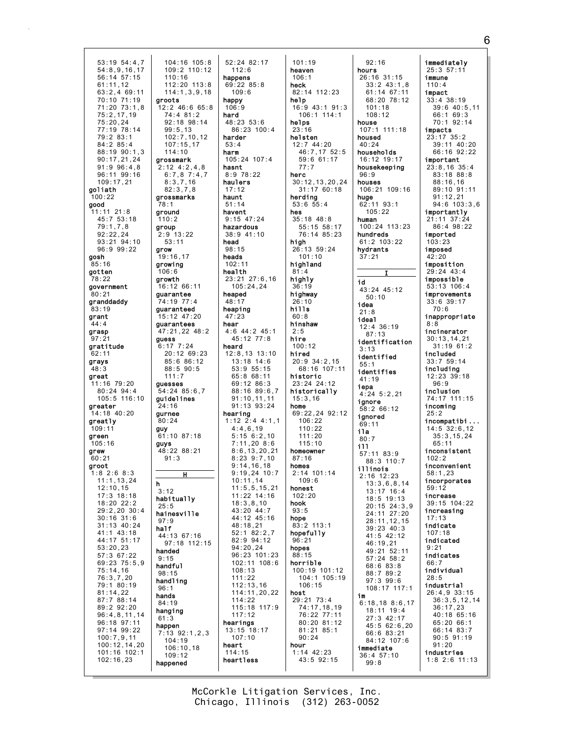53:19 54:4,7
54:8,9,16,17
56:14 57:15
61:11,12
63:2,4 69:11
70:10 71:19
71:20 73:1,8
75:2,17,19
75:20,24
77:19 78:14
79:2 83:1
84:2 85:4
88:19 90:1,3
90:17,21,24
91:9 96:4,8
96:11 99:16
109:17,21

**goliath**
100:22

**good**
11:11 21:8
45:7 53:18
79:1,7,8
92:22,24
93:21 94:10
96:9 99:22

**gosh**
85:16

**gotten**
78:22

**government**
80:21

**granddaddy**
83:19

**grant**
44:4

**grasp**
97:21

**gratitude**
62:11

**grays**
48:3

**great**
11:16 79:20
80:24 94:4
105:5 116:10

**greater**
14:18 40:20

**greatly**
109:11

**green**
105:16

**grew**
60:21

**groot**
1:8 2:6 8:3
11:1,13,24
12:10,15
17:3 18:18
18:20 22:2
29:2,20 30:4
30:16 31:6
31:13 40:24
41:1 43:18
44:17 51:17
53:20,23
57:3 67:22
69:23 75:5,9
75:14,16
76:3,7,20
79:1 80:19
81:14,22
87:7 88:14
89:2 92:20
96:4,8,11,14
96:18 97:11
97:14 99:22
100:7,9,11
100:12,14,20
101:16 102:1
102:16,23
104:16 105:8
109:2 110:12
110:16
112:20 113:8
114:1,3,9,18

**groots**
12:2 46:6 65:8
74:4 81:2
92:18 98:14
99:5,13
102:7,10,12
107:15,17
114:10

**grossmark**
2:12 4:2,4,8
6:7,8 7:4,7
8:3,7,16
82:3,7,8

**grossmarks**
78:1

**ground**
110:2

**group**
2:9 13:22
53:11

**grow**
19:16,17

**growing**
106:6

**growth**
16:12 66:11

**guarantee**
74:19 77:4

**guaranteed**
15:12 47:20

**guarantees**
47:21,22 48:2

**guess**
6:17 7:24
20:12 69:23
85:6 86:12
88:5 90:5
111:7

**guesses**
54:24 85:6,7

**guidelines**
24:16

**gurnee**
80:24

**guy**
61:10 87:18

**guys**
48:22 88:21
91:3

## H

**h**
3:12

**habitually**
25:5

**hainesville**
97:9

**half**
44:13 67:16
97:18 112:15

**handed**
9:15

**handful**
98:15

**handling**
96:1

**hands**
84:19

**hanging**
61:3

**happen**
7:13 92:1,2,3
104:19
106:10,18
109:12

**happened**
52:24 82:17
112:6

**happens**
69:22 85:8
109:6

**happy**
106:9

**hard**
48:23 53:6
86:23 100:4

**harder**
53:4

**harm**
105:24 107:4

**hasnt**
8:9 78:22

**haulers**
17:12

**haunt**
51:14

**havent**
9:15 47:24

**hazardous**
38:9 41:10

**head**
98:15

**heads**
102:11

**health**
23:21 27:6,16
105:24,24

**heaped**
48:17

**heaping**
47:23

**hear**
4:6 44:2 45:1
45:12 77:8

**heard**
12:8,13 13:10
13:18 14:6
53:9 55:15
65:8 68:11
69:12 86:3
88:16 89:6,7
91:10,11,11
91:13 93:24

**hearing**
1:12 2:4 4:1,1
4:4,6,19
5:15 6:2,10
7:11,20 8:6
8:6,13,20,21
8:23 9:7,10
9:14,16,18
9:19,24 10:7
10:11,14
11:5,5,15,21
11:22 14:16
18:3,8,10
43:20 44:7
44:12 45:16
48:18,21
52:1 82:2,7
82:9 94:12
94:20,24
96:23 101:23
102:11 108:6
108:13
111:22
112:13,16
114:11,20,22
114:22
115:18 117:9
117:12

**hearings**
13:15 18:17
107:10

**heart**
114:15

**heartless**
101:19

**heaven**
106:1

**heck**
82:14 112:23

**help**
16:9 43:1 91:3
106:1 114:1

**helps**
23:16

**helsten**
12:7 44:20
46:7,17 52:5
59:6 61:17
77:7

**herc**
30:12,13,20,24
31:17 60:18

**herding**
53:6 55:4

**hes**
35:18 48:8
55:15 58:17
76:14 85:23

**high**
26:13 59:24
101:10

**highland**
81:4

**highly**
36:19

**highway**
26:10

**hills**
60:8

**hinshaw**
2:5

**hire**
100:12

**hired**
20:9 34:2,15
68:16 107:11

**historic**
23:24 24:12

**historically**
15:3,16

**home**
69:22,24 92:12
106:22
110:22
111:20
115:10

**homeowner**
87:16

**homes**
2:14 101:14
109:6

**honest**
102:20

**hook**
93:5

**hope**
83:2 113:1

**hopefully**
96:21

**hopes**
88:15

**horrible**
100:19 101:12
104:1 105:19
106:15

**host**
29:21 73:4
74:17,18,19
76:22 77:11
80:20 81:12
81:21 85:1
90:24

**hour**
1:14 42:23
43:5 92:15
92:16

**hours**
26:16 31:15
33:2 43:1,8
61:14 67:11
68:20 78:12
101:18
108:12

**house**
107:1 111:18

**housed**
40:24

**households**
16:12 19:17

**housekeeping**
96:9

**houses**
106:21 109:16

**huge**
62:11 93:1
105:22

**human**
100:24 113:23

**hundreds**
61:2 103:22

**hydrants**
37:21

## I

**id**
43:24 45:12
50:10

**idea**
21:8

**ideal**
12:4 36:19
87:13

**identification**
3:13

**identified**
55:1

**identifies**
41:19

**iepa**
4:24 5:2,21

**ignore**
58:2 66:12

**ignored**
69:11

**ila**
80:7

**ill**
57:11 83:9
88:3 110:7

**illinois**
2:16 12:23
13:3,6,8,14
13:17 16:4
18:5 19:13
20:15 24:3,9
24:11 27:20
28:11,12,15
39:23 40:3
41:5 42:12
46:19,21
49:21 52:11
57:24 58:2
68:6 83:8
88:7 89:2
97:3 99:6
108:17 117:1

**im**
6:18,18 8:6,17
18:11 19:4
27:3 42:17
45:5 62:6,20
66:6 83:21
84:12 107:6

**immediate**
36:4 57:10
99:8

**immediately**
25:3 57:11

**immune**
110:4

**impact**
33:4 38:19
39:6 40:5,11
66:1 69:3
70:1 92:14

**impacts**
23:17 35:2
39:11 40:20
66:16 92:22

**important**
23:8,16 35:4
83:18 88:8
88:16,16
89:10 91:11
91:12,21
94:6 103:3,6

**importantly**
21:11 37:24
86:4 98:22

**imported**
103:23

**imposed**
42:20

**imposition**
29:24 43:4

**impossible**
53:13 106:4

**improvements**
33:6 39:17
70:6

**inappropriate**
8:8

**incinerator**
30:13,14,21
31:19 61:2

**included**
33:7 59:14

**including**
12:23 39:18
96:9

**inclusion**
74:17 111:15

**incoming**
25:2

**incompatibi...**
14:5 32:6,12
35:3,15,24
65:11

**inconsistent**
102:2

**inconvenient**
58:1,23

**incorporates**
59:12

**increase**
39:15 104:22

**increasing**
17:13

**indicate**
107:18

**indicated**
9:21

**indicates**
66:7

**individual**
28:5

**industrial**
26:4,9 33:15
36:3,5,12,14
36:17,23
40:18 65:16
65:20 66:1
66:14 83:7
90:5 91:19
91:20

**industries**
1:8 2:6 11:13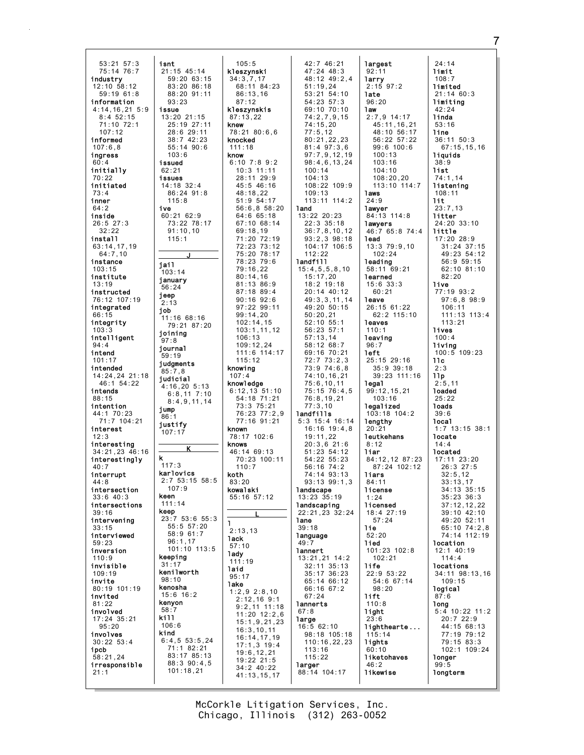53:21 57:3
75:14 76:7
**industry**
12:10 58:12
59:19 61:8
**information**
4:14,16,21 5:9
8:4 52:15
71:10 72:1
107:12
**informed**
107:6,8
**ingress**
60:4
**initially**
70:22
**initiated**
73:4
**inner**
64:2
**inside**
26:5 27:3
32:22
**install**
63:14,17,19
64:7,10
**instance**
103:15
**institute**
13:19
**instructed**
76:12 107:19
**integrated**
66:15
**integrity**
103:3
**intelligent**
94:4
**intend**
101:17
**intended**
14:24,24 21:18
46:1 54:22
**intends**
88:15
**intention**
44:1 70:23
71:7 104:21
**interest**
12:3
**interesting**
34:21,23 46:16
**interestingly**
40:7
**interrupt**
44:8
**intersection**
33:6 40:3
**intersections**
39:16
**intervening**
33:15
**interviewed**
59:23
**inversion**
110:9
**invisible**
109:19
**invite**
80:19 101:19
**invited**
81:22
**involved**
17:24 35:21
95:20
**involves**
30:22 53:4
**ipcb**
58:21,24
**irresponsible**
21:1

**isnt**
21:15 45:14
59:20 63:15
83:20 86:18
88:20 91:11
93:23
**issue**
13:20 21:15
25:19 27:11
28:6 29:11
38:7 42:23
55:14 90:6
103:6
**issued**
62:21
**issues**
14:18 32:4
86:24 91:8
115:8
**ive**
60:21 62:9
73:22 78:17
91:10,10
115:1

**J**

**jail**
103:14
**january**
56:24
**jeep**
2:13
**job**
11:16 68:16
79:21 87:20
**joining**
97:8
**journal**
59:19
**judgments**
85:7,8
**judicial**
4:16,20 5:13
6:8,11 7:10
8:4,9,11,14
**jump**
86:1
**justify**
107:17

**K**

**k**
117:3
**karlovics**
2:7 53:15 58:5
107:9
**keen**
111:14
**keep**
23:7 53:6 55:3
55:5 57:20
58:9 61:7
96:1,17
101:10 113:5
**keeping**
31:17
**kenilworth**
98:10
**kenosha**
15:6 16:2
**kenyon**
58:7
**kill**
106:6
**kind**
6:4,5 53:5,24
71:1 82:21
83:17 85:13
88:3 90:4,5
101:18,21

105:5
**kleszynski**
34:3,7,17
68:11 84:23
86:13,16
87:12
**kleszynskis**
87:13,22
**knew**
78:21 80:6,6
**knocked**
111:18
**know**
6:10 7:8 9:2
10:3 11:11
28:11 29:9
45:5 46:16
48:18,22
51:9 54:17
56:6,8 58:20
64:6 65:18
67:10 68:14
69:18,19
71:20 72:19
72:23 73:12
75:20 78:17
78:23 79:6
79:16,22
80:14,16
81:13 86:9
87:18 89:4
90:16 92:6
97:22 99:11
99:14,20
102:14,15
103:1,11,12
106:13
109:12,24
111:6 114:17
115:12
**knowing**
107:4
**knowledge**
6:12,13 51:10
54:18 71:21
73:3 75:21
76:23 77:2,9
77:16 91:21
**known**
78:17 102:6
**knows**
46:14 69:13
70:23 100:11
110:7
**koth**
83:20
**kowalski**
55:16 57:12

**L**

**l**
2:13,13
**lack**
57:10
**lady**
111:19
**laid**
95:17
**lake**
1:2,9 2:8,10
2:12,16 9:1
9:2,11 11:18
11:20 12:2,6
15:1,9,21,23
16:3,10,11
16:14,17,19
17:1,3 19:4
19:6,12,21
19:22 21:5
34:2 40:22
41:13,15,17

42:7 46:21
47:24 48:3
48:12 49:2,4
51:19,24
53:21 54:10
54:23 57:3
69:10 70:10
74:2,7,9,15
74:15,20
77:5,12
80:21,22,23
81:4 97:3,6
97:7,9,12,19
98:4,6,13,24
100:14
104:13
108:22 109:9
109:13
113:11 114:2
**land**
13:22 20:23
22:3 35:18
36:7,8,10,12
93:2,3 98:18
104:17 106:5
112:22
**landfill**
15:4,5,5,8,10
15:17,20
18:2 19:18
20:14 40:12
49:3,3,11,14
49:20 50:15
50:20,21
52:10 55:1
56:23 57:1
57:13,14
58:12 68:7
69:16 70:21
72:7 73:2,3
73:9 74:6,8
74:10,16,21
75:6,10,11
75:15 76:4,5
76:8,19,21
77:3,10
**landfills**
5:3 15:4 16:14
16:16 19:4,8
19:11,22
20:3,6 21:6
51:23 54:12
54:22 55:23
56:16 74:2
74:14 93:13
93:13 99:1,3
**landscape**
13:23 35:19
**landscaping**
22:21,23 32:24
**lane**
39:18
**language**
49:7
**lannert**
13:21,21 14:2
32:11 35:13
35:17 36:23
65:14 66:12
66:16 67:2
67:24
**lannerts**
67:8
**large**
16:5 62:10
98:18 105:18
110:16,22,23
113:16
115:22
**larger**
88:14 104:17

**largest**
92:11
**larry**
2:15 97:2
**late**
96:20
**law**
2:7,9 14:17
45:11,16,21
48:10 56:17
56:22 57:22
99:6 100:6
100:13
103:16
104:10
108:20,20
113:10 114:7
**laws**
24:9
**lawyer**
84:13 114:8
**lawyers**
46:7 65:8 74:4
**lead**
13:3 79:9,10
102:24
**leading**
58:11 69:21
**learned**
15:6 33:3
60:21
**leave**
26:15 61:22
62:2 115:10
**leaves**
110:1
**leaving**
96:7
**left**
25:15 29:16
35:9 39:18
39:23 111:16
**legal**
99:12,15,21
103:16
**legalized**
103:18 104:2
**lengthy**
20:21
**leutkehans**
8:12
**liar**
84:12,12 87:23
87:24 102:12
**liars**
84:11
**license**
1:24
**licensed**
18:4 27:19
57:24
**lie**
52:20
**lied**
101:23 102:8
102:21
**life**
22:9 53:22
54:6 67:14
98:20
**lift**
110:8
**light**
23:6
**lighthearte...**
115:14
**lights**
60:10
**liketohaves**
46:2
**likewise**

24:14
**limit**
108:7
**limited**
21:14 60:3
**limiting**
42:24
**linda**
53:16
**line**
36:11 50:3
67:15,15,16
**liquids**
38:9
**list**
74:1,14
**listening**
108:11
**lit**
23:7,13
**litter**
24:20 33:10
**little**
17:20 28:9
31:24 37:15
49:23 54:12
56:9 59:15
62:10 81:10
82:20
**live**
77:19 93:2
97:6,8 98:9
106:11
111:13 113:4
113:21
**lives**
100:4
**living**
100:5 109:23
**llc**
2:3
**llp**
2:5,11
**loaded**
25:22
**loads**
39:6
**local**
1:7 13:15 38:1
**locate**
14:4
**located**
17:11 23:20
26:3 27:5
32:5,12
33:13,17
34:13 35:15
35:23 36:3
37:12,12,22
39:10 42:10
49:20 52:11
65:10 74:2,8
74:14 112:19
**location**
12:1 40:19
114:4
**locations**
34:11 98:13,16
109:15
**logical**
87:6
**long**
5:4 10:22 11:2
20:7 22:9
44:15 68:13
77:19 79:12
79:15 83:3
102:1 109:24
**longer**
99:5
**longterm**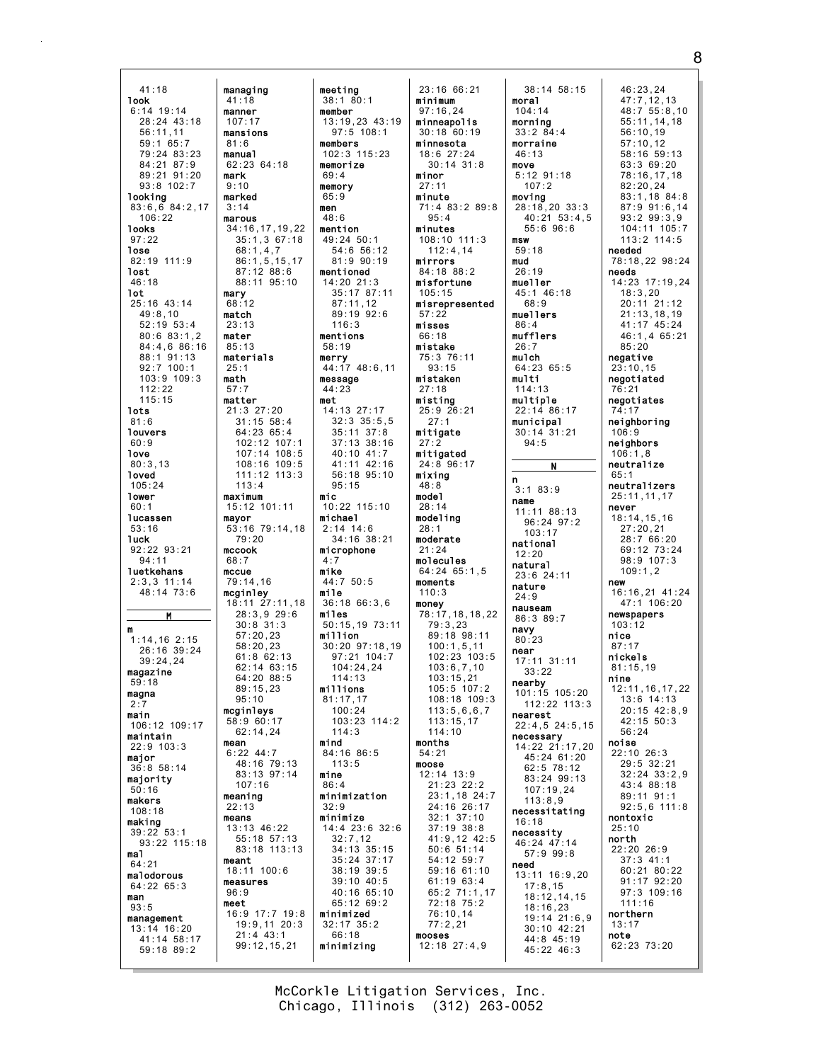41:18
**look**
6:14 19:14
28:24 43:18
56:11,11
59:1 65:7
79:24 83:23
84:21 87:9
89:21 91:20
93:8 102:7
**looking**
83:6,6 84:2,17
106:22
**looks**
97:22
**lose**
82:19 111:9
**lost**
46:18
**lot**
25:16 43:14
49:8,10
52:19 53:4
80:6 83:1,2
84:4,6 86:16
88:1 91:13
92:7 100:1
103:9 109:3
112:22
115:15
**lots**
81:6
**louvers**
60:9
**love**
80:3,13
**loved**
105:24
**lower**
60:1
**lucassen**
53:16
**luck**
92:22 93:21
94:11
**luetkehans**
2:3,3 11:14
48:14 73:6

## M

**m**
1:14,16 2:15
26:16 39:24
39:24,24
**magazine**
59:18
**magna**
2:7
**main**
106:12 109:17
**maintain**
22:9 103:3
**major**
36:8 58:14
**majority**
50:16
**makers**
108:18
**making**
39:22 53:1
93:22 115:18
**mal**
64:21
**malodorous**
64:22 65:3
**man**
93:5
**management**
13:14 16:20
41:14 58:17
59:18 89:2
**managing**
41:18
**manner**
107:17
**mansions**
81:6
**manual**
62:23 64:18
**mark**
9:10
**marked**
3:14
**marous**
34:16,17,19,22
35:1,3 67:18
68:1,4,7
86:1,5,15,17
87:12 88:6
88:11 95:10
**mary**
68:12
**match**
23:13
**mater**
85:13
**materials**
25:1
**math**
57:7
**matter**
21:3 27:20
31:15 58:4
64:23 65:4
102:12 107:1
107:14 108:5
108:16 109:5
111:12 113:3
113:4
**maximum**
15:12 101:11
**mayor**
53:16 79:14,18
79:20
**mccook**
68:7
**mccue**
79:14,16
**mcginley**
18:11 27:11,18
28:3,9 29:6
30:8 31:3
57:20,23
58:20,23
61:8 62:13
62:14 63:15
64:20 88:5
89:15,23
95:10
**mcginleys**
58:9 60:17
62:14,24
**mean**
6:22 44:7
48:16 79:13
83:13 97:14
107:16
**meaning**
22:13
**means**
13:13 46:22
55:18 57:13
83:18 113:13
**meant**
18:11 100:6
**measures**
96:9
**meet**
16:9 17:7 19:8
19:9,11 20:3
21:4 43:1
99:12,15,21
**meeting**
38:1 80:1
**member**
13:19,23 43:19
97:5 108:1
**members**
102:3 115:23
**memorize**
69:4
**memory**
65:9
**men**
48:6
**mention**
49:24 50:1
54:6 56:12
81:9 90:19
**mentioned**
14:20 21:3
35:17 87:11
87:11,12
89:19 92:6
116:3
**mentions**
58:19
**merry**
44:17 48:6,11
**message**
44:23
**met**
14:13 27:17
32:3 35:5,5
35:11 37:8
37:13 38:16
40:10 41:7
41:11 42:16
56:18 95:10
95:15
**mic**
10:22 115:10
**michael**
2:14 14:6
34:16 38:21
**microphone**
4:7
**mike**
44:7 50:5
**mile**
36:18 66:3,6
**miles**
50:15,19 73:11
**million**
30:20 97:18,19
97:21 104:7
104:24,24
114:13
**millions**
81:17,17
100:24
103:23 114:2
114:3
**mind**
84:16 86:5
113:5
**mine**
86:4
**minimization**
32:9
**minimize**
14:4 23:6 32:6
32:7,12
34:13 35:15
35:24 37:17
38:19 39:5
39:10 40:5
40:16 65:10
65:12 69:2
**minimized**
32:17 35:2
66:18
**minimizing**
23:16 66:21
**minimum**
97:16,24
**minneapolis**
30:18 60:19
**minnesota**
18:6 27:24
30:14 31:8
**minor**
27:11
**minute**
71:4 83:2 89:8
95:4
**minutes**
108:10 111:3
112:4,14
**mirrors**
84:18 88:2
**misfortune**
105:15
**misrepresented**
57:22
**misses**
66:18
**mistake**
75:3 76:11
93:15
**mistaken**
27:18
**misting**
25:9 26:21
27:1
**mitigate**
27:2
**mitigated**
24:8 96:17
**mixing**
48:8
**model**
28:14
**modeling**
28:1
**moderate**
21:24
**molecules**
64:24 65:1,5
**moments**
110:3
**money**
78:17,18,18,22
79:3,23
89:18 98:11
100:1,5,11
102:23 103:5
103:6,7,10
103:15,21
105:5 107:2
108:18 109:3
113:5,6,6,7
113:15,17
114:10
**months**
54:21
**moose**
12:14 13:9
21:23 22:2
23:1,18 24:7
24:16 26:17
32:1 37:10
37:19 38:8
41:9,12 42:5
50:6 51:14
54:12 59:7
59:16 61:10
61:19 63:4
65:2 71:1,17
72:18 75:2
76:10,14
77:2,21
**mooses**
12:18 27:4,9
38:14 58:15
**moral**
104:14
**morning**
33:2 84:4
**morraine**
46:13
**move**
5:12 91:18
107:2
**moving**
28:18,20 33:3
40:21 53:4,5
55:6 96:6
**msw**
59:18
**mud**
26:19
**mueller**
45:1 46:18
68:9
**muellers**
86:4
**mufflers**
26:7
**mulch**
64:23 65:5
**multi**
114:13
**multiple**
22:14 86:17
**municipal**
30:14 31:21
94:5

## N

**n**
3:1 83:9
**name**
11:11 88:13
96:24 97:2
103:17
**national**
12:20
**natural**
23:6 24:11
**nature**
24:9
**nauseam**
86:3 89:7
**navy**
80:23
**near**
17:11 31:11
33:22
**nearby**
101:15 105:20
112:22 113:3
**nearest**
22:4,5 24:5,15
**necessary**
14:22 21:17,20
45:24 61:20
62:5 78:12
83:24 99:13
107:19,24
113:8,9
**necessitating**
16:18
**necessity**
46:24 47:14
57:9 99:8
**need**
13:11 16:9,20
17:8,15
18:12,14,15
18:16,23
19:14 21:6,9
30:10 42:21
44:8 45:19
45:22 46:3
46:23,24
47:7,12,13
48:7 55:8,10
55:11,14,18
56:10,19
57:10,12
58:16 59:13
63:3 69:20
78:16,17,18
82:20,24
83:1,18 84:8
87:9 91:6,14
93:2 99:3,9
104:11 105:7
113:2 114:5
**needed**
78:18,22 98:24
**needs**
14:23 17:19,24
18:3,20
20:11 21:12
21:13,18,19
41:17 45:24
46:1,4 65:21
85:20
**negative**
23:10,15
**negotiated**
76:21
**negotiates**
74:17
**neighboring**
106:9
**neighbors**
106:1,8
**neutralize**
65:1
**neutralizers**
25:11,11,17
**never**
18:14,15,16
27:20,21
28:7 66:20
69:12 73:24
98:9 107:3
109:1,2
**new**
16:16,21 41:24
47:1 106:20
**newspapers**
103:12
**nice**
87:17
**nickels**
81:15,19
**nine**
12:11,16,17,22
13:6 14:13
20:15 42:8,9
42:15 50:3
56:24
**noise**
22:10 26:3
29:5 32:21
32:24 33:2,9
43:4 88:18
89:11 91:1
92:5,6 111:8
**nontoxic**
25:10
**north**
22:20 26:9
37:3 41:1
60:21 80:22
91:17 92:20
97:3 109:16
111:16
**northern**
13:17
**note**
62:23 73:20

McCorkle Litigation Services, Inc.
Chicago, Illinois (312) 263-0052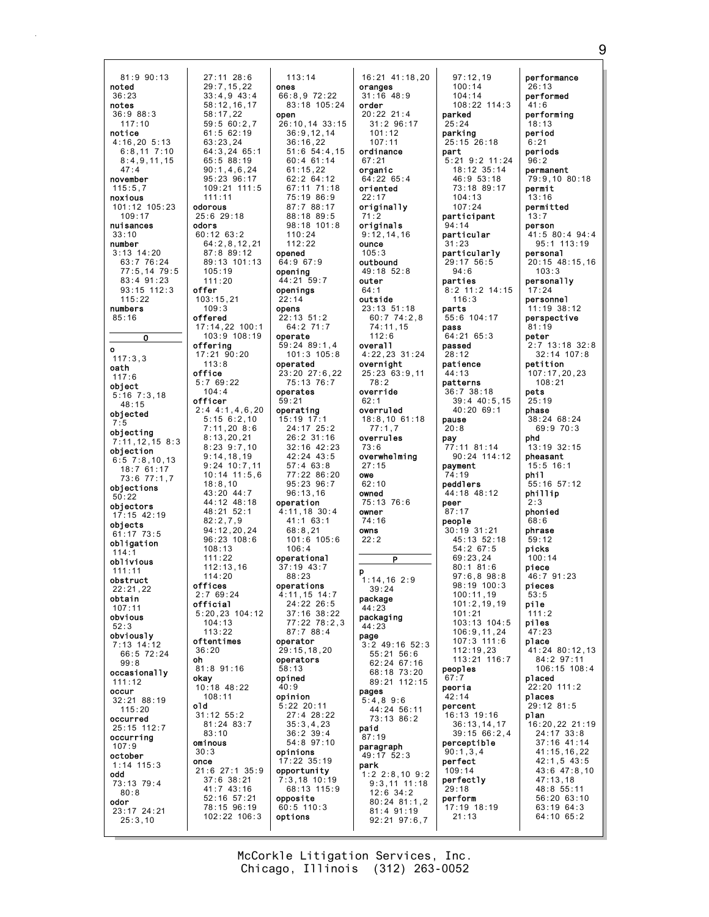81:9 90:13
**noted**
36:23
**notes**
36:9 88:3
117:10
**notice**
4:16,20 5:13
6:8,11 7:10
8:4,9,11,15
47:4
**november**
115:5,7
**noxious**
101:12 105:23
109:17
**nuisances**
33:10
**number**
3:13 14:20
63:7 76:24
77:5,14 79:5
83:4 91:23
93:15 112:3
115:22
**numbers**
85:16

**O**

**o**
117:3,3
**oath**
117:6
**object**
5:16 7:3,18
48:15
**objected**
7:5
**objecting**
7:11,12,15 8:3
**objection**
6:5 7:8,10,13
18:7 61:17
73:6 77:1,7
**objections**
50:22
**objectors**
17:15 42:19
**objects**
61:17 73:5
**obligation**
114:1
**oblivious**
111:11
**obstruct**
22:21,22
**obtain**
107:11
**obvious**
52:3
**obviously**
7:13 14:12
66:5 72:24
99:8
**occasionally**
111:12
**occur**
32:21 88:19
115:20
**occurred**
25:15 112:7
**occurring**
107:9
**october**
1:14 115:3
**odd**
73:13 79:4
80:8
**odor**
23:17 24:21
25:3,10

27:11 28:6
29:7,15,22
33:4,9 43:4
58:12,16,17
58:17,22
59:5 60:2,7
61:5 62:19
63:23,24
64:3,24 65:1
65:5 88:19
90:1,4,6,24
95:23 96:17
109:21 111:5
111:11
**odorous**
25:6 29:18
**odors**
60:12 63:2
64:2,8,12,21
87:8 89:12
89:13 101:13
105:19
111:20
**offer**
103:15,21
109:3
**offered**
17:14,22 100:1
103:9 108:19
**offering**
17:21 90:20
113:8
**office**
5:7 69:22
104:4
**officer**
2:4 4:1,4,6,20
5:15 6:2,10
7:11,20 8:6
8:13,20,21
8:23 9:7,10
9:14,18,19
9:24 10:7,11
10:14 11:5,6
18:8,10
43:20 44:7
44:12 48:18
48:21 52:1
82:2,7,9
94:12,20,24
96:23 108:6
108:13
111:22
112:13,16
114:20
**offices**
2:7 69:24
**official**
5:20,23 104:12
104:13
113:22
**oftentimes**
36:20
**oh**
81:8 91:16
**okay**
10:18 48:22
108:11
**old**
31:12 55:2
81:24 83:7
83:10
**ominous**
30:3
**once**
21:6 27:1 35:9
37:6 38:21
41:7 43:16
52:16 57:21
78:15 96:19
102:22 106:3

113:14
**ones**
66:8,9 72:22
83:18 105:24
**open**
26:10,14 33:15
36:9,12,14
36:16,22
51:6 54:4,15
60:4 61:14
61:15,22
62:2 64:12
67:11 71:18
75:19 86:9
87:7 88:17
88:18 89:5
98:18 101:8
110:24
112:22
**opened**
64:9 67:9
**opening**
44:21 59:7
**openings**
22:14
**opens**
22:13 51:2
64:2 71:7
**operate**
59:24 89:1,4
101:3 105:8
**operated**
23:20 27:6,22
75:13 76:7
**operates**
59:21
**operating**
15:19 17:1
24:17 25:2
26:2 31:16
32:16 42:23
42:24 43:5
57:4 63:8
77:22 86:20
95:23 96:7
96:13,16
**operation**
4:11,18 30:4
41:1 63:1
68:8,21
101:6 105:6
106:4
**operational**
37:19 43:7
88:23
**operations**
4:11,15 14:7
24:22 26:5
37:16 38:22
77:22 78:2,3
87:7 88:4
**operator**
29:15,18,20
**operators**
58:13
**opined**
40:9
**opinion**
5:22 20:11
27:4 28:22
35:3,4,23
36:2 39:4
54:8 97:10
**opinions**
17:22 35:19
**opportunity**
7:3,18 10:19
68:13 115:9
**opposite**
60:5 110:3
**options**

16:21 41:18,20
**oranges**
31:16 48:9
**order**
20:22 21:4
31:2 96:17
101:12
107:11
**ordinance**
67:21
**organic**
64:22 65:4
**oriented**
22:17
**originally**
71:2
**originals**
9:12,14,16
**ounce**
105:3
**outbound**
49:18 52:8
**outer**
64:1
**outside**
23:13 51:18
60:7 74:2,8
74:11,15
112:6
**overall**
4:22,23 31:24
**overnight**
25:23 63:9,11
78:2
**override**
62:1
**overruled**
18:8,10 61:18
77:1,7
**overrules**
73:6
**overwhelming**
27:15
**owe**
62:10
**owned**
75:13 76:6
**owner**
74:16
**owns**
22:2

**P**

**p**
1:14,16 2:9
39:24
**package**
44:23
**packaging**
44:23
**page**
3:2 49:16 52:3
55:21 56:6
62:24 67:16
68:18 73:20
89:21 112:15
**pages**
5:4,8 9:6
44:24 56:11
73:13 86:2
**paid**
87:19
**paragraph**
49:17 52:3
**park**
1:2 2:8,10 9:2
9:3,11 11:18
12:6 34:2
80:24 81:1,2
81:4 91:19
92:21 97:6,7

97:12,19
100:14
104:14
108:22 114:3
**parked**
25:24
**parking**
25:15 26:18
**part**
5:21 9:2 11:24
18:12 35:14
46:9 53:18
73:18 89:17
104:13
107:24
**participant**
94:14
**particular**
31:23
**particularly**
29:17 56:5
94:6
**parties**
8:2 11:2 14:15
116:3
**parts**
55:6 104:17
**pass**
64:21 65:3
**passed**
28:12
**patience**
44:13
**patterns**
36:7 38:18
39:4 40:5,15
40:20 69:1
**pause**
20:8
**pay**
77:11 81:14
90:24 114:12
**payment**
74:19
**peddlers**
44:18 48:12
**peer**
87:17
**people**
30:19 31:21
45:13 52:18
54:2 67:5
69:23,24
80:1 81:6
97:6,8 98:8
98:19 100:3
100:11,19
101:2,19,19
101:21
103:13 104:5
106:9,11,24
107:3 111:6
112:19,23
113:21 116:7
**peoples**
67:7
**peoria**
42:14
**percent**
16:13 19:16
36:13,14,17
39:15 66:2,4
**perceptible**
90:1,3,4
**perfect**
109:14
**perfectly**
29:18
**perform**
17:19 18:19
21:13

**performance**
26:13
**performed**
41:6
**performing**
18:13
**period**
6:21
**periods**
96:2
**permanent**
79:9,10 80:18
**permit**
13:16
**permitted**
13:7
**person**
41:5 80:4 94:4
95:1 113:19
**personal**
20:15 48:15,16
103:3
**personally**
17:24
**personnel**
11:19 38:12
**perspective**
81:19
**peter**
2:7 13:18 32:8
32:14 107:8
**petition**
107:17,20,23
108:21
**pets**
25:19
**phase**
38:24 68:24
69:9 70:3
**phd**
13:19 32:15
**pheasant**
15:5 16:1
**phil**
55:16 57:12
**phillip**
2:3
**phonied**
68:6
**phrase**
59:12
**picks**
100:14
**piece**
46:7 91:23
**pieces**
53:5
**pile**
111:2
**piles**
47:23
**place**
41:24 80:12,13
84:2 97:11
106:15 108:4
**placed**
22:20 111:2
**places**
29:12 81:5
**plan**
16:20,22 21:19
24:17 33:8
37:16 41:14
41:15,16,22
42:1,5 43:5
43:6 47:8,10
47:13,18
48:8 55:11
56:20 63:10
63:19 64:3
64:10 65:2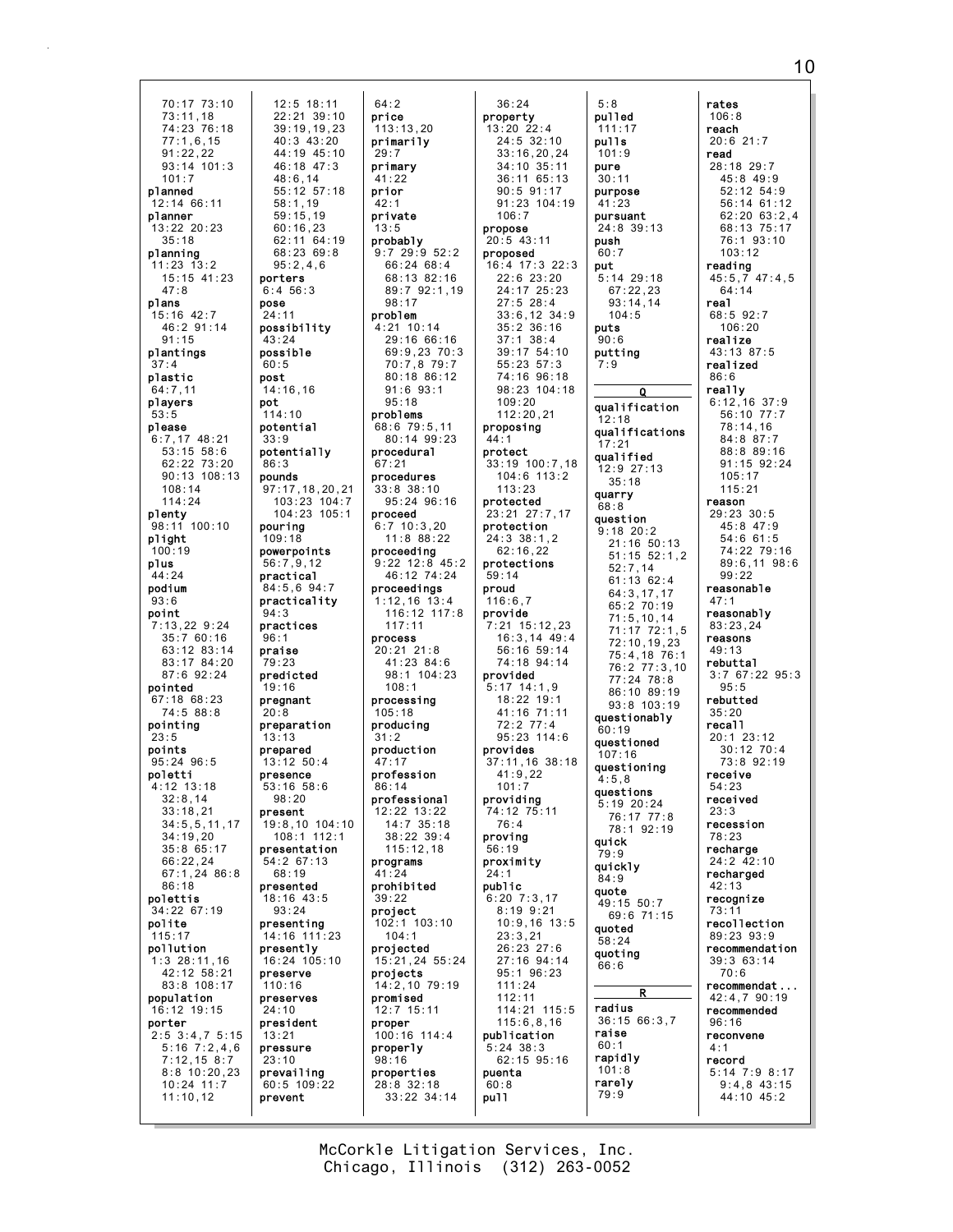70:17 73:10
73:11,18
74:23 76:18
77:1,6,15
91:22,22
93:14 101:3
101:7
**planned**
12:14 66:11
**planner**
13:22 20:23
35:18
**planning**
11:23 13:2
15:15 41:23
47:8
**plans**
15:16 42:7
46:2 91:14
91:15
**plantings**
37:4
**plastic**
64:7,11
**players**
53:5
**please**
6:7,17 48:21
53:15 58:6
62:22 73:20
90:13 108:13
108:14
114:24
**plenty**
98:11 100:10
**plight**
100:19
**plus**
44:24
**podium**
93:6
**point**
7:13,22 9:24
35:7 60:16
63:12 83:14
83:17 84:20
87:6 92:24
**pointed**
67:18 68:23
74:5 88:8
**pointing**
23:5
**points**
95:24 96:5
**poletti**
4:12 13:18
32:8,14
33:18,21
34:5,5,11,17
34:19,20
35:8 65:17
66:22,24
67:1,24 86:8
86:18
**polettis**
34:22 67:19
**polite**
115:17
**pollution**
1:3 28:11,16
42:12 58:21
83:8 108:17
**population**
16:12 19:15
**porter**
2:5 3:4,7 5:15
5:16 7:2,4,6
7:12,15 8:7
8:8 10:20,23
10:24 11:7
11:10,12

12:5 18:11
22:21 39:10
39:19,19,23
40:3 43:20
44:19 45:10
46:18 47:3
48:6,14
55:12 57:18
58:1,19
59:15,19
60:16,23
62:11 64:19
68:23 69:8
95:2,4,6
**porters**
6:4 56:3
**pose**
24:11
**possibility**
43:24
**possible**
60:5
**post**
14:16,16
**pot**
114:10
**potential**
33:9
**potentially**
86:3
**pounds**
97:17,18,20,21
103:23 104:7
104:23 105:1
**pouring**
109:18
**powerpoints**
56:7,9,12
**practical**
84:5,6 94:7
**practicality**
94:3
**practices**
96:1
**praise**
79:23
**predicted**
19:16
**pregnant**
20:8
**preparation**
13:13
**prepared**
13:12 50:4
**presence**
53:16 58:6
98:20
**present**
19:8,10 104:10
108:1 112:1
**presentation**
54:2 67:13
68:19
**presented**
18:16 43:5
93:24
**presenting**
14:16 111:23
**presently**
16:24 105:10
**preserve**
110:16
**preserves**
24:10
**president**
13:21
**pressure**
23:10
**prevailing**
60:5 109:22
**prevent**

64:2
**price**
113:13,20
**primarily**
29:7
**primary**
41:22
**prior**
42:1
**private**
13:5
**probably**
9:7 29:9 52:2
66:24 68:4
68:13 82:16
89:7 92:1,19
98:17
**problem**
4:21 10:14
29:16 66:16
69:9,23 70:3
70:7,8 79:7
80:18 86:12
91:6 93:1
95:18
**problems**
68:6 79:5,11
80:14 99:23
**procedural**
67:21
**procedures**
33:8 38:10
95:24 96:16
**proceed**
6:7 10:3,20
11:8 88:22
**proceeding**
9:22 12:8 45:2
46:12 74:24
**proceedings**
1:12,16 13:4
116:12 117:8
117:11
**process**
20:21 21:8
41:23 84:6
98:1 104:23
108:1
**processing**
105:18
**producing**
31:2
**production**
47:17
**profession**
86:14
**professional**
12:22 13:22
14:7 35:18
38:22 39:4
115:12,18
**programs**
41:24
**prohibited**
39:22
**project**
102:1 103:10
104:1
**projected**
15:21,24 55:24
**projects**
14:2,10 79:19
**promised**
12:7 15:11
**proper**
100:16 114:4
**properly**
98:16
**properties**
28:8 32:18
33:22 34:14

36:24
**property**
13:20 22:4
24:5 32:10
33:16,20,24
34:10 35:11
36:11 65:13
90:5 91:17
91:23 104:19
106:7
**propose**
20:5 43:11
**proposed**
16:4 17:3 22:3
22:6 23:20
24:17 25:23
27:5 28:4
33:6,12 34:9
35:2 36:16
37:1 38:4
39:17 54:10
55:23 57:3
74:16 96:18
98:23 104:18
109:20
112:20,21
**proposing**
44:1
**protect**
33:19 100:7,18
104:6 113:2
113:23
**protected**
23:21 27:7,17
**protection**
24:3 38:1,2
62:16,22
**protections**
59:14
**proud**
116:6,7
**provide**
7:21 15:12,23
16:3,14 49:4
56:16 59:14
74:18 94:14
**provided**
5:17 14:1,9
18:22 19:1
41:16 71:11
72:2 77:4
95:23 114:6
**provides**
37:11,16 38:18
41:9,22
101:7
**providing**
74:12 75:11
76:4
**proving**
56:19
**proximity**
24:1
**public**
6:20 7:3,17
8:19 9:21
10:9,16 13:5
23:3,21
26:23 27:6
27:16 94:14
95:1 96:23
111:24
112:11
114:21 115:5
115:6,8,16
**publication**
5:24 38:3
62:15 95:16
**puenta**
60:8
**pull**

5:8
**pulled**
111:17
**pulls**
101:9
**pure**
30:11
**purpose**
41:23
**pursuant**
24:8 39:13
**push**
60:7
**put**
5:14 29:18
67:22,23
93:14,14
104:5
**puts**
90:6
**putting**
7:9

**Q**

**qualification**
12:18
**qualifications**
17:21
**qualified**
12:9 27:13
35:18
**quarry**
68:8
**question**
9:18 20:2
21:16 50:13
51:15 52:1,2
52:7,14
61:13 62:4
64:3,17,17
65:2 70:19
71:5,10,14
71:17 72:1,5
72:10,19,23
75:4,18 76:1
76:2 77:3,10
77:24 78:8
86:10 89:19
93:8 103:19
**questionably**
60:19
**questioned**
107:16
**questioning**
4:5,8
**questions**
5:19 20:24
76:17 77:8
78:1 92:19
**quick**
79:9
**quickly**
84:9
**quote**
49:15 50:7
69:6 71:15
**quoted**
58:24
**quoting**
66:6

**R**

**radius**
36:15 66:3,7
**raise**
60:1
**rapidly**
101:8
**rarely**
79:9

**rates**
106:8
**reach**
20:6 21:7
**read**
28:18 29:7
45:8 49:9
52:12 54:9
56:14 61:12
62:20 63:2,4
68:13 75:17
76:1 93:10
103:12
**reading**
45:5,7 47:4,5
64:14
**real**
68:5 92:7
106:20
**realize**
43:13 87:5
**realized**
86:6
**really**
6:12,16 37:9
56:10 77:7
78:14,16
84:8 87:7
88:8 89:16
91:15 92:24
105:17
115:21
**reason**
29:23 30:5
45:8 47:9
54:6 61:5
74:22 79:16
89:6,11 98:6
99:22
**reasonable**
47:1
**reasonably**
83:23,24
**reasons**
49:13
**rebuttal**
3:7 67:22 95:3
95:5
**rebutted**
35:20
**recall**
20:1 23:12
30:12 70:4
73:8 92:19
**receive**
54:23
**received**
23:3
**recession**
78:23
**recharge**
24:2 42:10
**recharged**
42:13
**recognize**
73:11
**recollection**
89:23 93:9
**recommendation**
39:3 63:14
70:6
**recommendat...**
42:4,7 90:19
**recommended**
96:16
**reconvene**
4:1
**record**
5:14 7:9 8:17
9:4,8 43:15
44:10 45:2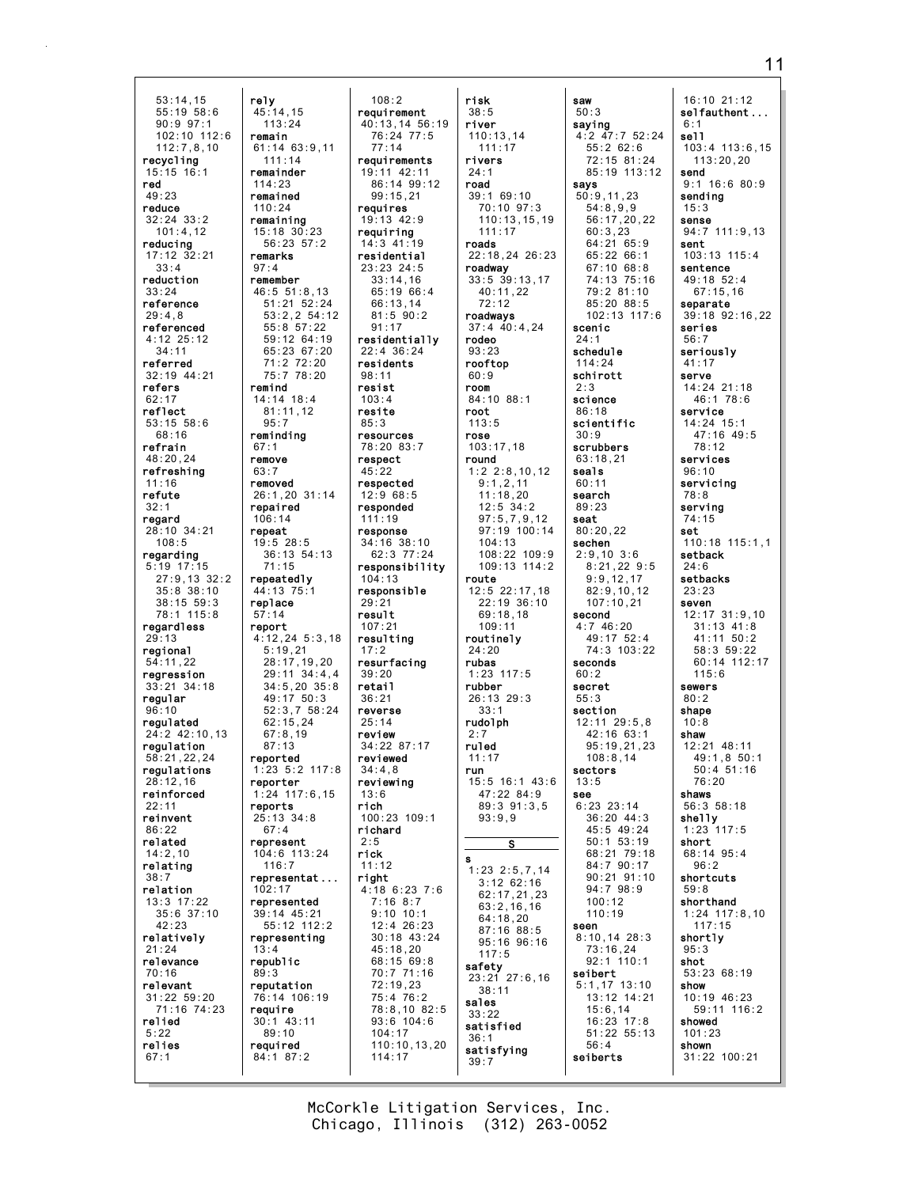53:14,15
55:19 58:6
90:9 97:1
102:10 112:6
112:7,8,10
**recycling**
15:15 16:1
**red**
49:23
**reduce**
32:24 33:2
101:4,12
**reducing**
17:12 32:21
33:4
**reduction**
33:24
**reference**
29:4,8
**referenced**
4:12 25:12
34:11
**referred**
32:19 44:21
**refers**
62:17
**reflect**
53:15 58:6
68:16
**refrain**
48:20,24
**refreshing**
11:16
**refute**
32:1
**regard**
28:10 34:21
108:5
**regarding**
5:19 17:15
27:9,13 32:2
35:8 38:10
38:15 59:3
78:1 115:8
**regardless**
29:13
**regional**
54:11,22
**regression**
33:21 34:18
**regular**
96:10
**regulated**
24:2 42:10,13
**regulation**
58:21,22,24
**regulations**
28:12,16
**reinforced**
22:11
**reinvent**
86:22
**related**
14:2,10
**relating**
38:7
**relation**
13:3 17:22
35:6 37:10
42:23
**relatively**
21:24
**relevance**
70:16
**relevant**
31:22 59:20
71:16 74:23
**relied**
5:22
**relies**
67:1

**rely**
45:14,15
113:24
**remain**
61:14 63:9,11
111:14
**remainder**
114:23
**remained**
110:24
**remaining**
15:18 30:23
56:23 57:2
**remarks**
97:4
**remember**
46:5 51:8,13
51:21 52:24
53:2,2 54:12
55:8 57:22
59:12 64:19
65:23 67:20
71:2 72:20
75:7 78:20
**remind**
14:14 18:4
81:11,12
95:7
**reminding**
67:1
**remove**
63:7
**removed**
26:1,20 31:14
**repaired**
106:14
**repeat**
19:5 28:5
36:13 54:13
71:15
**repeatedly**
44:13 75:1
**replace**
57:14
**report**
4:12,24 5:3,18
5:19,21
28:17,19,20
29:11 34:4,4
34:5,20 35:8
49:17 50:3
52:3,7 58:24
62:15,24
67:8,19
87:13
**reported**
1:23 5:2 117:8
**reporter**
1:24 117:6,15
**reports**
25:13 34:8
67:4
**represent**
104:6 113:24
116:7
**representat...**
102:17
**represented**
39:14 45:21
55:12 112:2
**representing**
13:4
**republic**
89:3
**reputation**
76:24 106:19
**require**
30:1 43:11
89:10
**required**
84:1 87:2

108:2
**requirement**
40:13,14 56:19
76:24 77:5
77:14
**requirements**
19:11 42:11
86:14 99:12
99:15,21
**requires**
19:13 42:9
**requiring**
14:3 41:19
**residential**
23:23 24:5
33:14,16
65:19 66:4
66:13,14
81:5 90:2
91:17
**residentially**
22:4 36:24
**residents**
98:11
**resist**
103:4
**resite**
85:3
**resources**
78:20 83:7
**respect**
45:22
**respected**
12:9 68:5
**responded**
111:19
**response**
34:16 38:10
62:3 77:24
**responsibility**
104:13
**responsible**
29:21
**result**
107:21
**resulting**
17:2
**resurfacing**
39:20
**retail**
36:21
**reverse**
25:14
**review**
34:22 87:17
**reviewed**
34:4,8
**reviewing**
13:6
**rich**
100:23 109:1
**richard**
2:5
**rick**
11:12
**right**
4:18 6:23 7:6
7:16 8:7
9:10 10:1
12:4 26:23
30:18 43:24
45:18,20
68:15 69:8
70:7 71:16
72:19,23
75:4 76:2
78:8,10 82:5
93:6 104:6
104:17
110:10,13,20
114:17

**risk**
38:5
**river**
110:13,14
111:17
**rivers**
24:1
**road**
39:1 69:10
70:10 97:3
110:13,15,19
111:17
**roads**
22:18,24 26:23
**roadway**
33:5 39:13,17
40:11,22
72:12
**roadways**
37:4 40:4,24
**rodeo**
93:23
**rooftop**
60:9
**room**
84:10 88:1
**root**
113:5
**rose**
103:17,18
**round**
1:2 2:8,10,12
9:1,2,11
11:18,20
12:5 34:2
97:5,7,9,12
97:19 100:14
104:13
108:22 109:9
109:13 114:2
**route**
12:5 22:17,18
22:19 36:10
69:18,18
109:11
**routinely**
24:20
**rubas**
1:23 117:5
**rubber**
26:13 29:3
33:1
**rudolph**
2:7
**ruled**
11:17
**run**
15:5 16:1 43:6
47:22 84:9
89:3 91:3,5
93:9,9

**S**

**s**
1:23 2:5,7,14
3:12 62:16
62:17,21,23
63:2,16,16
64:18,20
87:16 88:5
95:16 96:16
117:5
**safety**
23:21 27:6,16
38:11
**sales**
33:22
**satisfied**
36:1
**satisfying**
39:7

**saw**
50:3
**saying**
4:2 47:7 52:24
55:2 62:6
72:15 81:24
85:19 113:12
**says**
50:9,11,23
54:8,9,9
56:17,20,22
60:3,23
64:21 65:9
65:22 66:1
67:10 68:8
74:13 75:16
79:2 81:10
85:20 88:5
102:13 117:6
**scenic**
24:1
**schedule**
114:24
**schirott**
2:3
**science**
86:18
**scientific**
30:9
**scrubbers**
63:18,21
**seals**
60:11
**search**
89:23
**seat**
80:20,22
**sechen**
2:9,10 3:6
8:21,22 9:5
9:9,12,17
82:9,10,12
107:10,21
**second**
4:7 46:20
49:17 52:4
74:3 103:22
**seconds**
60:2
**secret**
55:3
**section**
12:11 29:5,8
42:16 63:1
95:19,21,23
108:8,14
**sectors**
13:5
**see**
6:23 23:14
36:20 44:3
45:5 49:24
50:1 53:19
68:21 79:18
84:7 90:17
90:21 91:10
94:7 98:9
100:12
110:19
**seen**
8:10,14 28:3
73:16,24
92:1 110:1
**seibert**
5:1,17 13:10
13:12 14:21
15:6,14
16:23 17:8
51:22 55:13
56:4
**seiberts**

16:10 21:12
**selfauthent...**
6:1
**sell**
103:4 113:6,15
113:20,20
**send**
9:1 16:6 80:9
**sending**
15:3
**sense**
94:7 111:9,13
**sent**
103:13 115:4
**sentence**
49:18 52:4
67:15,16
**separate**
39:18 92:16,22
**series**
56:7
**seriously**
41:17
**serve**
14:24 21:18
46:1 78:6
**service**
14:24 15:1
47:16 49:5
78:12
**services**
96:10
**servicing**
78:8
**serving**
74:15
**set**
110:18 115:1,1
**setback**
24:6
**setbacks**
23:23
**seven**
12:17 31:9,10
31:13 41:8
41:11 50:2
58:3 59:22
60:14 112:17
115:6
**sewers**
80:2
**shape**
10:8
**shaw**
12:21 48:11
49:1,8 50:1
50:4 51:16
76:20
**shaws**
56:3 58:18
**shelly**
1:23 117:5
**short**
68:14 95:4
96:2
**shortcuts**
59:8
**shorthand**
1:24 117:8,10
117:15
**shortly**
95:3
**shot**
53:23 68:19
**show**
10:19 46:23
59:11 116:2
**showed**
101:23
**shown**
31:22 100:21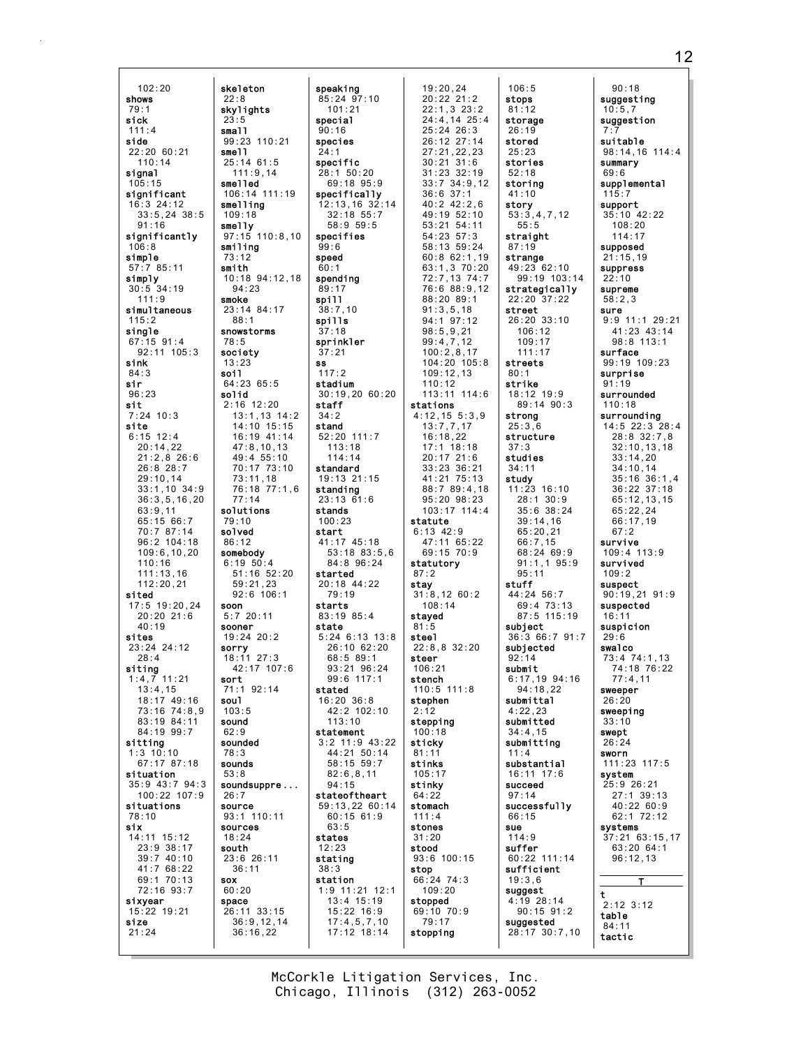102:20
**shows**
79:1
**sick**
111:4
**side**
22:20 60:21
110:14
**signal**
105:15
**significant**
16:3 24:12
33:5,24 38:5
91:16
**significantly**
106:8
**simple**
57:7 85:11
**simply**
30:5 34:19
111:9
**simultaneous**
115:2
**single**
67:15 91:4
92:11 105:3
**sink**
84:3
**sir**
96:23
**sit**
7:24 10:3
**site**
6:15 12:4
20:14,22
21:2,8 26:6
26:8 28:7
29:10,14
33:1,10 34:9
36:3,5,16,20
63:9,11
65:15 66:7
70:7 87:14
96:2 104:18
109:6,10,20
110:16
111:13,16
112:20,21
**sited**
17:5 19:20,24
20:20 21:6
40:19
**sites**
23:24 24:12
28:4
**siting**
1:4,7 11:21
13:4,15
18:17 49:16
73:16 74:8,9
83:19 84:11
84:19 99:7
**sitting**
1:3 10:10
67:17 87:18
**situation**
35:9 43:7 94:3
100:22 107:9
**situations**
78:10
**six**
14:11 15:12
23:9 38:17
39:7 40:10
41:7 68:22
69:1 70:13
72:16 93:7
**sixyear**
15:22 19:21
**size**
21:24

**skeleton**
22:8
**skylights**
23:5
**small**
99:23 110:21
**smell**
25:14 61:5
111:9,14
**smelled**
106:14 111:19
**smelling**
109:18
**smelly**
97:15 110:8,10
**smiling**
73:12
**smith**
10:18 94:12,18
94:23
**smoke**
23:14 84:17
88:1
**snowstorms**
78:5
**society**
13:23
**soil**
64:23 65:5
**solid**
2:16 12:20
13:1,13 14:2
14:10 15:15
16:19 41:14
47:8,10,13
49:4 55:10
70:17 73:10
73:11,18
76:18 77:1,6
77:14
**solutions**
79:10
**solved**
86:12
**somebody**
6:19 50:4
51:16 52:20
59:21,23
92:6 106:1
**soon**
5:7 20:11
**sooner**
19:24 20:2
**sorry**
18:11 27:3
42:17 107:6
**sort**
71:1 92:14
**soul**
103:5
**sound**
62:9
**sounded**
78:3
**sounds**
53:8
**soundsuppre...**
26:7
**source**
93:1 110:11
**sources**
18:24
**south**
23:6 26:11
36:11
**sox**
60:20
**space**
26:11 33:15
36:9,12,14
36:16,22

**speaking**
85:24 97:10
101:21
**special**
90:16
**species**
24:1
**specific**
28:1 50:20
69:18 95:9
**specifically**
12:13,16 32:14
32:18 55:7
58:9 59:5
**specifies**
99:6
**speed**
60:1
**spending**
89:17
**spill**
38:7,10
**spills**
37:18
**sprinkler**
37:21
**ss**
117:2
**stadium**
30:19,20 60:20
**staff**
34:2
**stand**
52:20 111:7
113:18
114:14
**standard**
19:13 21:15
**standing**
23:13 61:6
**stands**
100:23
**start**
41:17 45:18
53:18 83:5,6
84:8 96:24
**started**
20:18 44:22
79:19
**starts**
83:19 85:4
**state**
5:24 6:13 13:8
26:10 62:20
68:5 89:1
93:21 96:24
99:6 117:1
**stated**
16:20 36:8
42:2 102:10
113:10
**statement**
3:2 11:9 43:22
44:21 50:14
58:15 59:7
82:6,8,11
94:15
**stateoftheart**
59:13,22 60:14
60:15 61:9
63:5
**states**
12:23
**stating**
38:3
**station**
1:9 11:21 12:1
13:4 15:19
15:22 16:9
17:4,5,7,10
17:12 18:14

19:20,24
20:22 21:2
22:1,3 23:2
24:4,14 25:4
25:24 26:3
26:12 27:14
27:21,22,23
30:21 31:6
31:23 32:19
33:7 34:9,12
36:6 37:1
40:2 42:2,6
49:19 52:10
53:21 54:11
54:23 57:3
58:13 59:24
60:8 62:1,19
63:1,3 70:20
72:7,13 74:7
76:6 88:9,12
88:20 89:1
91:3,5,18
94:1 97:12
98:5,9,21
99:4,7,12
100:2,8,17
104:20 105:8
109:12,13
110:12
113:11 114:6
**stations**
4:12,15 5:3,9
13:7,7,17
16:18,22
17:1 18:18
20:17 21:6
33:23 36:21
41:21 75:13
88:7 89:4,18
95:20 98:23
103:17 114:4
**statute**
6:13 42:9
47:11 65:22
69:15 70:9
**statutory**
87:2
**stay**
31:8,12 60:2
108:14
**stayed**
81:5
**steel**
22:8,8 32:20
**steer**
106:21
**stench**
110:5 111:8
**stephen**
2:12
**stepping**
100:18
**sticky**
81:11
**stinks**
105:17
**stinky**
64:22
**stomach**
111:4
**stones**
31:20
**stood**
93:6 100:15
**stop**
66:24 74:3
109:20
**stopped**
69:10 70:9
79:17
**stopping**

106:5
**stops**
81:12
**storage**
26:19
**stored**
25:23
**stories**
52:18
**storing**
41:10
**story**
53:3,4,7,12
55:5
**straight**
87:19
**strange**
49:23 62:10
99:19 103:14
**strategically**
22:20 37:22
**street**
26:20 33:10
106:12
109:17
111:17
**streets**
80:1
**strike**
18:12 19:9
89:14 90:3
**strong**
25:3,6
**structure**
37:3
**studies**
34:11
**study**
11:23 16:10
28:1 30:9
35:6 38:24
39:14,16
65:20,21
66:7,15
68:24 69:9
91:1,1 95:9
95:11
**stuff**
44:24 56:7
69:4 73:13
87:5 115:19
**subject**
36:3 66:7 91:7
**subjected**
92:14
**submit**
6:17,19 94:16
94:18,22
**submittal**
4:22,23
**submitted**
34:4,15
**submitting**
11:4
**substantial**
16:11 17:6
**succeed**
97:14
**successfully**
66:15
**sue**
114:9
**suffer**
60:22 111:14
**sufficient**
19:3,6
**suggest**
4:19 28:14
90:15 91:2
**suggested**
28:17 30:7,10

90:18
**suggesting**
10:5,7
**suggestion**
7:7
**suitable**
98:14,16 114:4
**summary**
69:6
**supplemental**
115:7
**support**
35:10 42:22
108:20
114:17
**supposed**
21:15,19
**suppress**
22:10
**supreme**
58:2,3
**sure**
9:9 11:1 29:21
41:23 43:14
98:8 113:1
**surface**
99:19 109:23
**surprise**
91:19
**surrounded**
110:18
**surrounding**
14:5 22:3 28:4
28:8 32:7,8
32:10,13,18
33:14,20
34:10,14
35:16 36:1,4
36:22 37:18
65:12,13,15
65:22,24
66:17,19
67:2
**survive**
109:4 113:9
**survived**
109:2
**suspect**
90:19,21 91:9
**suspected**
16:11
**suspicion**
29:6
**swalco**
73:4 74:1,13
74:18 76:22
77:4,11
**sweeper**
26:20
**sweeping**
33:10
**swept**
26:24
**sworn**
111:23 117:5
**system**
25:9 26:21
27:1 39:13
40:22 60:9
62:1 72:12
**systems**
37:21 63:15,17
63:20 64:1
96:12,13

**T**

**t**
2:12 3:12
**table**
84:11
**tactic**

McCorkle Litigation Services, Inc.
Chicago, Illinois (312) 263-0052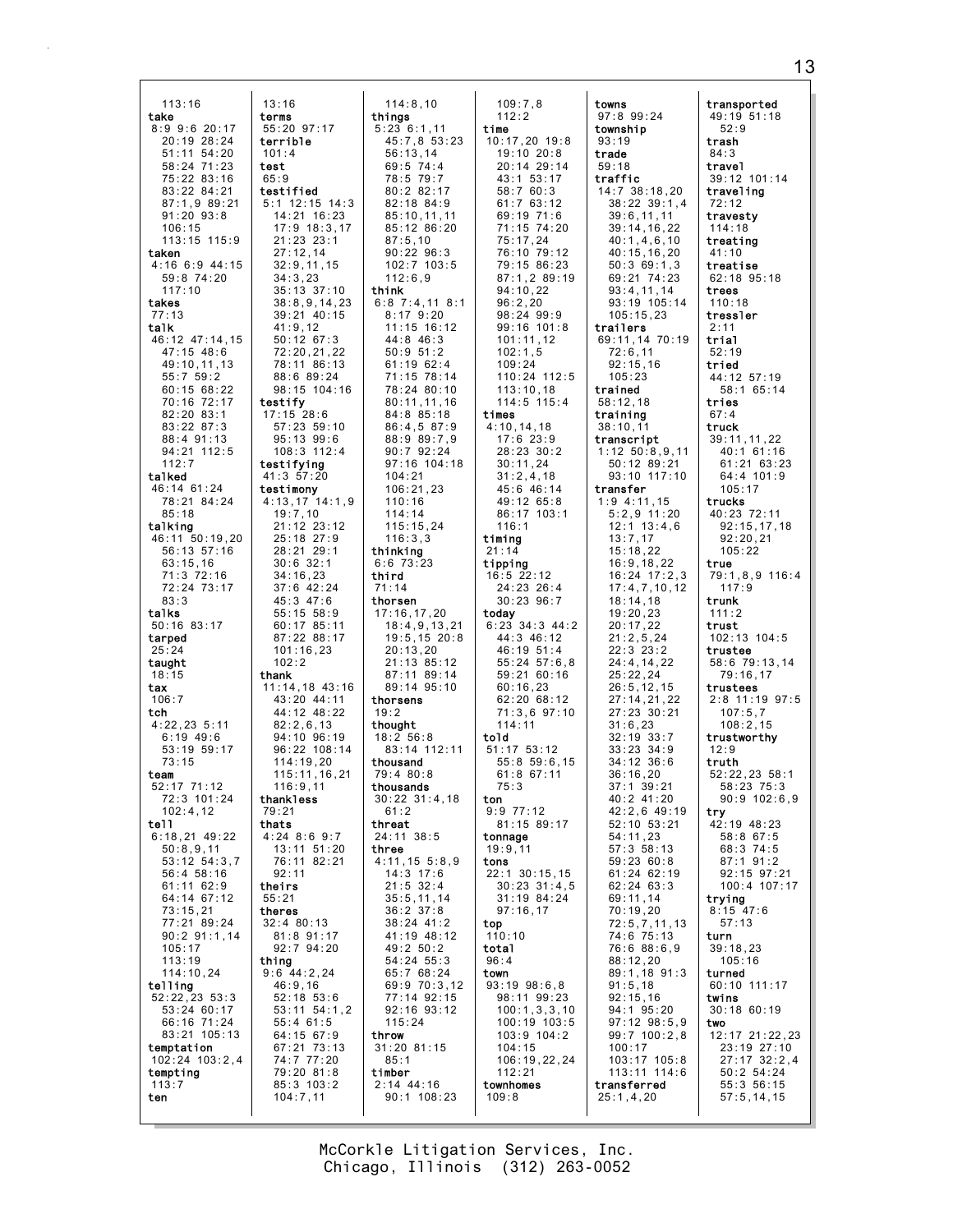113:16
**take**
8:9 9:6 20:17
20:19 28:24
51:11 54:20
58:24 71:23
75:22 83:16
83:22 84:21
87:1,9 89:21
91:20 93:8
106:15
113:15 115:9
**taken**
4:16 6:9 44:15
59:8 74:20
117:10
**takes**
77:13
**talk**
46:12 47:14,15
47:15 48:6
49:10,11,13
55:7 59:2
60:15 68:22
70:16 72:17
82:20 83:1
83:22 87:3
88:4 91:13
94:21 112:5
112:7
**talked**
46:14 61:24
78:21 84:24
85:18
**talking**
46:11 50:19,20
56:13 57:16
63:15,16
71:3 72:16
72:24 73:17
83:3
**talks**
50:16 83:17
**tarped**
25:24
**taught**
18:15
**tax**
106:7
**tch**
4:22,23 5:11
6:19 49:6
53:19 59:17
73:15
**team**
52:17 71:12
72:3 101:24
102:4,12
**tell**
6:18,21 49:22
50:8,9,11
53:12 54:3,7
56:4 58:16
61:11 62:9
64:14 67:12
73:15,21
77:21 89:24
90:2 91:1,14
105:17
113:19
114:10,24
**telling**
52:22,23 53:3
53:24 60:17
66:16 71:24
83:21 105:13
**temptation**
102:24 103:2,4
**tempting**
113:7
**ten**
13:16
**terms**
55:20 97:17
**terrible**
101:4
**test**
65:9
**testified**
5:1 12:15 14:3
14:21 16:23
17:9 18:3,17
21:23 23:1
27:12,14
32:9,11,15
34:3,23
35:13 37:10
38:8,9,14,23
39:21 40:15
41:9,12
50:12 67:3
72:20,21,22
78:11 86:13
88:6 89:24
98:15 104:16
**testify**
17:15 28:6
57:23 59:10
95:13 99:6
108:3 112:4
**testifying**
41:3 57:20
**testimony**
4:13,17 14:1,9
19:7,10
21:12 23:12
25:18 27:9
28:21 29:1
30:6 32:1
34:16,23
37:6 42:24
45:3 47:6
55:15 58:9
60:17 85:11
87:22 88:17
101:16,23
102:2
**thank**
11:14,18 43:16
43:20 44:11
44:12 48:22
82:2,6,13
94:10 96:19
96:22 108:14
114:19,20
115:11,16,21
116:9,11
**thankless**
79:21
**thats**
4:24 8:6 9:7
13:11 51:20
76:11 82:21
92:11
**theirs**
55:21
**theres**
32:4 80:13
81:8 91:17
92:7 94:20
**thing**
9:6 44:2,24
46:9,16
52:18 53:6
53:11 54:1,2
55:4 61:5
64:15 67:9
67:21 73:13
74:7 77:20
79:20 81:8
85:3 103:2
104:7,11
114:8,10
**things**
5:23 6:1,11
45:7,8 53:23
56:13,14
69:5 74:4
78:5 79:7
80:2 82:17
82:18 84:9
85:10,11,11
85:12 86:20
87:5,10
90:22 96:3
102:7 103:5
112:6,9
**think**
6:8 7:4,11 8:1
8:17 9:20
11:15 16:12
44:8 46:3
50:9 51:2
61:19 62:4
71:15 78:14
78:24 80:10
80:11,11,16
84:8 85:18
86:4,5 87:9
88:9 89:7,9
90:7 92:24
97:16 104:18
104:21
106:21,23
110:16
114:14
115:15,24
116:3,3
**thinking**
6:6 73:23
**third**
71:14
**thorsen**
17:16,17,20
18:4,9,13,21
19:5,15 20:8
20:13,20
21:13 85:12
87:11 89:14
89:14 95:10
**thorsens**
19:2
**thought**
18:2 56:8
83:14 112:11
**thousand**
79:4 80:8
**thousands**
30:22 31:4,18
61:2
**threat**
24:11 38:5
**three**
4:11,15 5:8,9
14:3 17:6
21:5 32:4
35:5,11,14
36:2 37:8
38:24 41:2
41:19 48:12
49:2 50:2
54:24 55:3
65:7 68:24
69:9 70:3,12
77:14 92:15
92:16 93:12
115:24
**throw**
31:20 81:15
85:1
**timber**
2:14 44:16
90:1 108:23
109:7,8
112:2
**time**
10:17,20 19:8
19:10 20:8
20:14 29:14
43:1 53:17
58:7 60:3
61:7 63:12
69:19 71:6
71:15 74:20
75:17,24
76:10 79:12
79:15 86:23
87:1,2 89:19
94:10,22
96:2,20
98:24 99:9
99:16 101:8
101:11,12
102:1,5
109:24
110:24 112:5
113:10,18
114:5 115:4
**times**
4:10,14,18
17:6 23:9
28:23 30:2
30:11,24
31:2,4,18
45:6 46:14
49:12 65:8
86:17 103:1
116:1
**timing**
21:14
**tipping**
16:5 22:12
24:23 26:4
30:23 96:7
**today**
6:23 34:3 44:2
44:3 46:12
46:19 51:4
55:24 57:6,8
59:21 60:16
60:16,23
62:20 68:12
71:3,6 97:10
114:11
**told**
51:17 53:12
55:8 59:6,15
61:8 67:11
75:3
**ton**
9:9 77:12
81:15 89:17
**tonnage**
19:9,11
**tons**
22:1 30:15,15
30:23 31:4,5
31:19 84:24
97:16,17
**top**
110:10
**total**
96:4
**town**
93:19 98:6,8
98:11 99:23
100:1,3,3,10
100:19 103:5
103:9 104:2
104:15
106:19,22,24
112:21
**townhomes**
109:8
**towns**
97:8 99:24
**township**
93:19
**trade**
59:18
**traffic**
14:7 38:18,20
38:22 39:1,4
39:6,11,11
39:14,16,22
40:1,4,6,10
40:15,16,20
50:3 69:1,3
69:21 74:23
93:4,11,14
93:19 105:14
105:15,23
**trailers**
69:11,14 70:19
72:6,11
92:15,16
105:23
**trained**
58:12,18
**training**
38:10,11
**transcript**
1:12 50:8,9,11
50:12 89:21
93:10 117:10
**transfer**
1:9 4:11,15
5:2,9 11:20
12:1 13:4,6
13:7,17
15:18,22
16:9,18,22
16:24 17:2,3
17:4,7,10,12
18:14,18
19:20,23
20:17,22
21:2,5,24
22:3 23:2
24:4,14,22
25:22,24
26:5,12,15
27:14,21,22
27:23 30:21
31:6,23
32:19 33:7
33:23 34:9
34:12 36:6
36:16,20
37:1 39:21
40:2 41:20
42:2,6 49:19
52:10 53:21
54:11,23
57:3 58:13
59:23 60:8
61:24 62:19
62:24 63:3
69:11,14
70:19,20
72:5,7,11,13
74:6 75:13
76:6 88:6,9
88:12,20
89:1,18 91:3
91:5,18
92:15,16
94:1 95:20
97:12 98:5,9
99:7 100:2,8
100:17
103:17 105:8
113:11 114:6
**transferred**
25:1,4,20
**transported**
49:19 51:18
52:9
**trash**
84:3
**travel**
39:12 101:14
**traveling**
72:12
**travesty**
114:18
**treating**
41:10
**treatise**
62:18 95:18
**trees**
110:18
**tressler**
2:11
**trial**
52:19
**tried**
44:12 57:19
58:1 65:14
**tries**
67:4
**truck**
39:11,11,22
40:1 61:16
61:21 63:23
64:4 101:9
105:17
**trucks**
40:23 72:11
92:15,17,18
92:20,21
105:22
**true**
79:1,8,9 116:4
117:9
**trunk**
111:2
**trust**
102:13 104:5
**trustee**
58:6 79:13,14
79:16,17
**trustees**
2:8 11:19 97:5
107:5,7
108:2,15
**trustworthy**
12:9
**truth**
52:22,23 58:1
58:23 75:3
90:9 102:6,9
**try**
42:19 48:23
58:8 67:5
68:3 74:5
87:1 91:2
92:15 97:21
100:4 107:17
**trying**
8:15 47:6
57:13
**turn**
39:18,23
105:16
**turned**
60:10 111:17
**twins**
30:18 60:19
**two**
12:17 21:22,23
23:19 27:10
27:17 32:2,4
50:2 54:24
55:3 56:15
57:5,14,15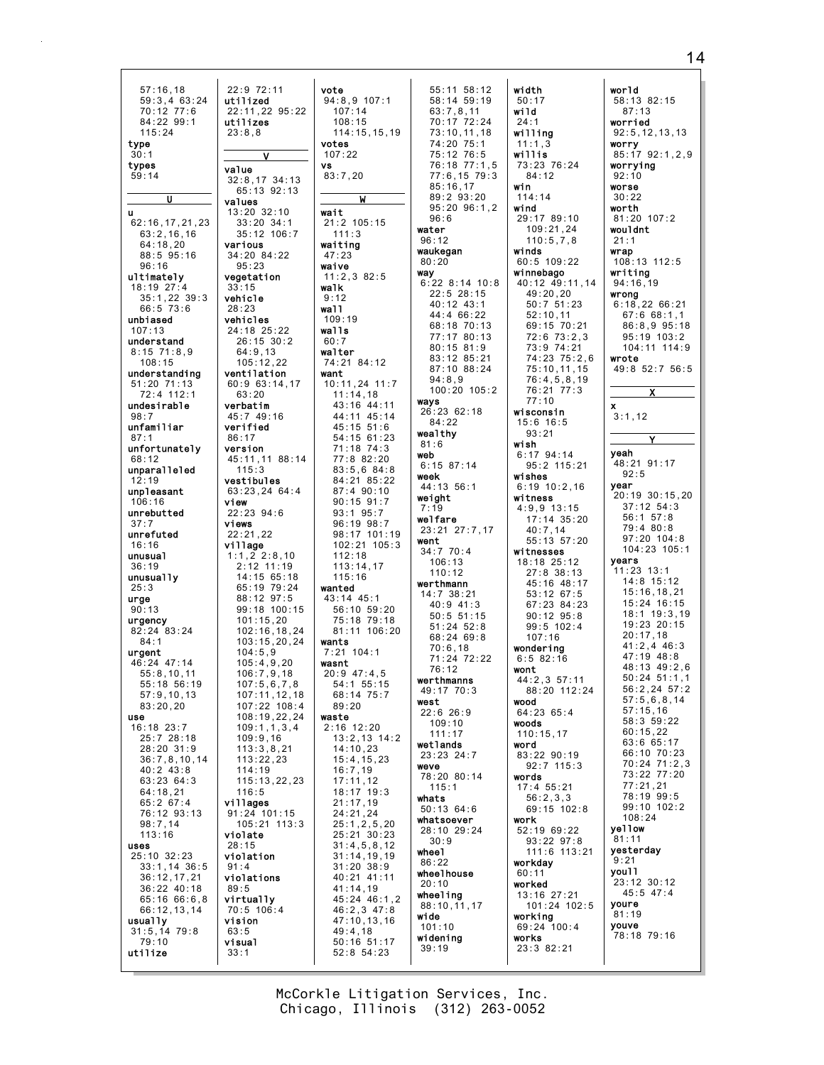57:16,18
59:3,4 63:24
70:12 77:6
84:22 99:1
115:24

**type**
30:1

**types**
59:14

**U**

**u**
62:16,17,21,23
63:2,16,16
64:18,20
88:5 95:16
96:16

**ultimately**
18:19 27:4
35:1,22 39:3
66:5 73:6

**unbiased**
107:13

**understand**
8:15 71:8,9
108:15

**understanding**
51:20 71:13
72:4 112:1

**undesirable**
98:7

**unfamiliar**
87:1

**unfortunately**
68:12

**unparalleled**
12:19

**unpleasant**
106:16

**unrebutted**
37:7

**unrefuted**
16:16

**unusual**
36:19

**unusually**
25:3

**urge**
90:13

**urgency**
82:24 83:24
84:1

**urgent**
46:24 47:14
55:8,10,11
55:18 56:19
57:9,10,13
83:20,20

**use**
16:18 23:7
25:7 28:18
28:20 31:9
36:7,8,10,14
40:2 43:8
63:23 64:3
64:18,21
65:2 67:4
76:12 93:13
98:7,14
113:16

**uses**
25:10 32:23
33:1,14 36:5
36:12,17,21
36:22 40:18
65:16 66:6,8
66:12,13,14

**usually**
31:5,14 79:8
79:10

**utilize**
22:9 72:11

**utilized**
22:11,22 95:22

**utilizes**
23:8,8

**V**

**value**
32:8,17 34:13
65:13 92:13

**values**
13:20 32:10
33:20 34:1
35:12 106:7

**various**
34:20 84:22
95:23

**vegetation**
33:15

**vehicle**
28:23

**vehicles**
24:18 25:22
26:15 30:2
64:9,13
105:12,22

**ventilation**
60:9 63:14,17
63:20

**verbatim**
45:7 49:16

**verified**
86:17

**version**
45:11,11 88:14
115:3

**vestibules**
63:23,24 64:4

**view**
22:23 94:6

**views**
22:21,22

**village**
1:1,2 2:8,10
2:12 11:19
14:15 65:18
65:19 79:24
88:12 97:5
99:18 100:15
101:15,20
102:16,18,24
103:15,20,24
104:5,9
105:4,9,20
106:7,9,18
107:5,6,7,8
107:11,12,18
107:22 108:4
108:19,22,24
109:1,1,3,4
109:9,16
113:3,8,21
113:22,23
114:19
115:13,22,23
116:5

**villages**
91:24 101:15
105:21 113:3

**violate**
28:15

**violation**
91:4

**violations**
89:5

**virtually**
70:5 106:4

**vision**
63:5

**visual**
33:1

**vote**
94:8,9 107:1
107:14
108:15
114:15,15,19

**votes**
107:22

**vs**
83:7,20

**W**

**wait**
21:2 105:15
111:3

**waiting**
47:23

**waive**
11:2,3 82:5

**walk**
9:12

**wall**
109:19

**walls**
60:7

**walter**
74:21 84:12

**want**
10:11,24 11:7
11:14,18
43:16 44:11
44:11 45:14
45:15 51:6
54:15 61:23
71:18 74:3
77:8 82:20
83:5,6 84:8
84:21 85:22
87:4 90:10
90:15 91:7
93:1 95:7
96:19 98:7
98:17 101:19
102:21 105:3
112:18
113:14,17
115:16

**wanted**
43:14 45:1
56:10 59:20
75:18 79:18
81:11 106:20

**wants**
7:21 104:1

**wasnt**
20:9 47:4,5
54:1 55:15
68:14 75:7
89:20

**waste**
2:16 12:20
13:2,13 14:2
14:10,23
15:4,15,23
16:7,19
17:11,12
18:17 19:3
21:17,19
24:21,24
25:1,2,5,20
25:21 30:23
31:4,5,8,12
31:14,19,19
31:20 38:9
40:21 41:11
41:14,19
45:24 46:1,2
46:2,3 47:8
47:10,13,16
49:4,18
50:16 51:17
52:8 54:23
55:11 58:12
58:14 59:19
63:7,8,11
70:17 72:24
73:10,11,18
74:20 75:1
75:12 76:5
76:18 77:1,5
77:6,15 79:3
85:16,17
89:2 93:20
95:20 96:1,2
96:6

**water**
96:12

**waukegan**
80:20

**way**
6:22 8:14 10:8
22:5 28:15
40:12 43:1
44:4 66:22
68:18 70:13
77:17 80:13
80:15 81:9
83:12 85:21
87:10 88:24
94:8,9
100:20 105:2

**ways**
26:23 62:18
84:22

**wealthy**
81:6

**web**
6:15 87:14

**week**
44:13 56:1

**weight**
7:19

**welfare**
23:21 27:7,17

**went**
34:7 70:4
106:13
110:12

**werthmann**
14:7 38:21
40:9 41:3
50:5 51:15
51:24 52:8
68:24 69:8
70:6,18
71:24 72:22
76:12

**werthmanns**
49:17 70:3

**west**
22:6 26:9
109:10
111:17

**wetlands**
23:23 24:7

**weve**
78:20 80:14
115:1

**whats**
50:13 64:6

**whatsoever**
28:10 29:24
30:9

**wheel**
86:22

**wheelhouse**
20:10

**wheeling**
88:10,11,17

**wide**
101:10

**widening**
39:19

**width**
50:17

**wild**
24:1

**willing**
11:1,3

**willis**
73:23 76:24
84:12

**win**
114:14

**wind**
29:17 89:10
109:21,24
110:5,7,8

**winds**
60:5 109:22

**winnebago**
40:12 49:11,14
49:20,20
50:7 51:23
52:10,11
69:15 70:21
72:6 73:2,3
73:9 74:21
74:23 75:2,6
75:10,11,15
76:4,5,8,19
76:21 77:3
77:10

**wisconsin**
15:6 16:5
93:21

**wish**
6:17 94:14
95:2 115:21

**wishes**
6:19 10:2,16

**witness**
4:9,9 13:15
17:14 35:20
40:7,14
55:13 57:20

**witnesses**
18:18 25:12
27:8 38:13
45:16 48:17
53:12 67:5
67:23 84:23
90:12 95:8
99:5 102:4
107:16

**wondering**
6:5 82:16

**wont**
44:2,3 57:11
88:20 112:24

**wood**
64:23 65:4

**woods**
110:15,17

**word**
83:22 90:19
92:7 115:3

**words**
17:4 55:21
56:2,3,3
69:15 102:8

**work**
52:19 69:22
93:22 97:8
111:6 113:21

**workday**
60:11

**worked**
13:16 27:21
101:24 102:5

**working**
69:24 100:4

**works**
23:3 82:21

**world**
58:13 82:15
87:13

**worried**
92:5,12,13,13

**worry**
85:17 92:1,2,9

**worrying**
92:10

**worse**
30:22

**worth**
81:20 107:2

**wouldnt**
21:1

**wrap**
108:13 112:5

**writing**
94:16,19

**wrong**
6:18,22 66:21
67:6 68:1,1
86:8,9 95:18
95:19 103:2
104:11 114:9

**wrote**
49:8 52:7 56:5

**X**

**x**
3:1,12

**Y**

**yeah**
48:21 91:17
92:5

**year**
20:19 30:15,20
37:12 54:3
56:1 57:8
79:4 80:8
97:20 104:8
104:23 105:1

**years**
11:23 13:1
14:8 15:12
15:16,18,21
15:24 16:15
18:1 19:3,19
19:23 20:15
20:17,18
41:2,4 46:3
47:19 48:8
48:13 49:2,6
50:24 51:1,1
56:2,24 57:2
57:5,6,8,14
57:15,16
58:3 59:22
60:15,22
63:6 65:17
66:10 70:23
70:24 71:2,3
73:22 77:20
77:21,21
78:19 99:5
99:10 102:2
108:24

**yellow**
81:11

**yesterday**
9:21

**youll**
23:12 30:12
45:5 47:4

**youre**
81:19

**youve**
78:18 79:16

McCorkle Litigation Services, Inc.
Chicago, Illinois (312) 263-0052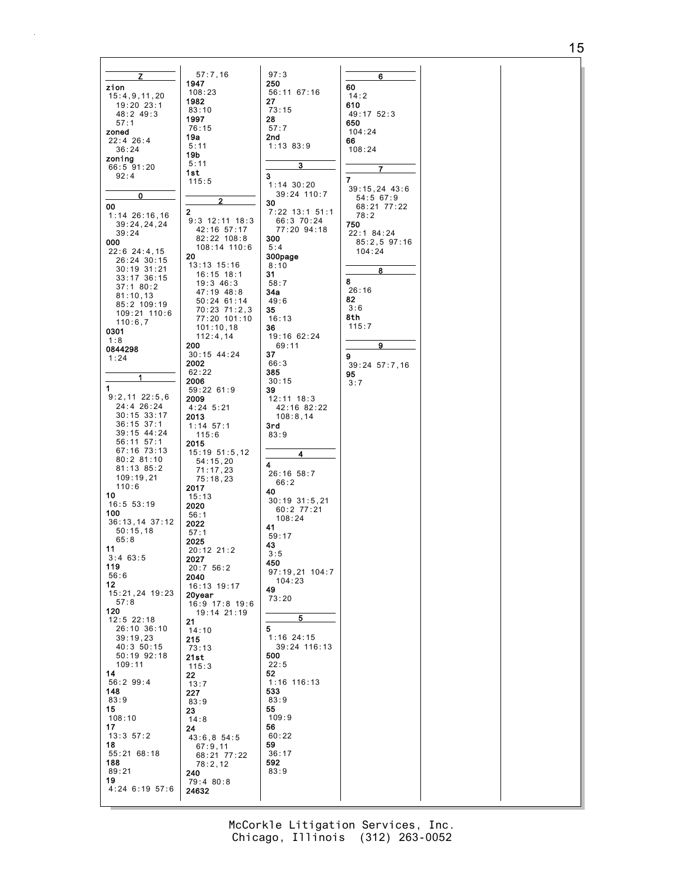**Z**

**zion**
15:4,9,11,20
19:20 23:1
48:2 49:3
57:1
**zoned**
22:4 26:4
36:24
**zoning**
66:5 91:20
92:4

**0**

**00**
1:14 26:16,16
39:24,24,24
39:24
**000**
22:6 24:4,15
26:24 30:15
30:19 31:21
33:17 36:15
37:1 80:2
81:10,13
85:2 109:19
109:21 110:6
110:6,7
**0301**
1:8
**0844298**
1:24

**1**

**1**
9:2,11 22:5,6
24:4 26:24
30:15 33:17
36:15 37:1
39:15 44:24
56:11 57:1
67:16 73:13
80:2 81:10
81:13 85:2
109:19,21
110:6
**10**
16:5 53:19
**100**
36:13,14 37:12
50:15,18
65:8
**11**
3:4 63:5
**119**
56:6
**12**
15:21,24 19:23
57:8
**120**
12:5 22:18
26:10 36:10
39:19,23
40:3 50:15
50:19 92:18
109:11
**14**
56:2 99:4
**148**
83:9
**15**
108:10
**17**
13:3 57:2
**18**
55:21 68:18
**188**
89:21
**19**
4:24 6:19 57:6
57:7,16
**1947**
108:23
**1982**
83:10
**1997**
76:15
**19a**
5:11
**19b**
5:11
**1st**
115:5

**2**

**2**
9:3 12:11 18:3
42:16 57:17
82:22 108:8
108:14 110:6
**20**
13:13 15:16
16:15 18:1
19:3 46:3
47:19 48:8
50:24 61:14
70:23 71:2,3
77:20 101:10
101:10,18
112:4,14
**200**
30:15 44:24
**2002**
62:22
**2006**
59:22 61:9
**2009**
4:24 5:21
**2013**
1:14 57:1
115:6
**2015**
15:19 51:5,12
54:15,20
71:17,23
75:18,23
**2017**
15:13
**2020**
56:1
**2022**
57:1
**2025**
20:12 21:2
**2027**
20:7 56:2
**2040**
16:13 19:17
**20year**
16:9 17:8 19:6
19:14 21:19
**21**
14:10
**215**
73:13
**21st**
115:3
**22**
13:7
**227**
83:9
**23**
14:8
**24**
43:6,8 54:5
67:9,11
68:21 77:22
78:2,12
**240**
79:4 80:8
**24632**
97:3
**250**
56:11 67:16
**27**
73:15
**28**
57:7
**2nd**
1:13 83:9

**3**

**3**
1:14 30:20
39:24 110:7
**30**
7:22 13:1 51:1
66:3 70:24
77:20 94:18
**300**
5:4
**300page**
8:10
**31**
58:7
**34a**
49:6
**35**
16:13
**36**
19:16 62:24
69:11
**37**
66:3
**385**
30:15
**39**
12:11 18:3
42:16 82:22
108:8,14
**3rd**
83:9

**4**

**4**
26:16 58:7
66:2
**40**
30:19 31:5,21
60:2 77:21
108:24
**41**
59:17
**43**
3:5
**450**
97:19,21 104:7
104:23
**49**
73:20

**5**

**5**
1:16 24:15
39:24 116:13
**500**
22:5
**52**
1:16 116:13
**533**
83:9
**55**
109:9
**56**
60:22
**59**
36:17
**592**
83:9

**6**

**60**
14:2
**610**
49:17 52:3
**650**
104:24
**66**
108:24

**7**

**7**
39:15,24 43:6
54:5 67:9
68:21 77:22
78:2
**750**
22:1 84:24
85:2,5 97:16
104:24

**8**

**8**
26:16
**82**
3:6
**8th**
115:7

**9**

**9**
39:24 57:7,16
**95**
3:7